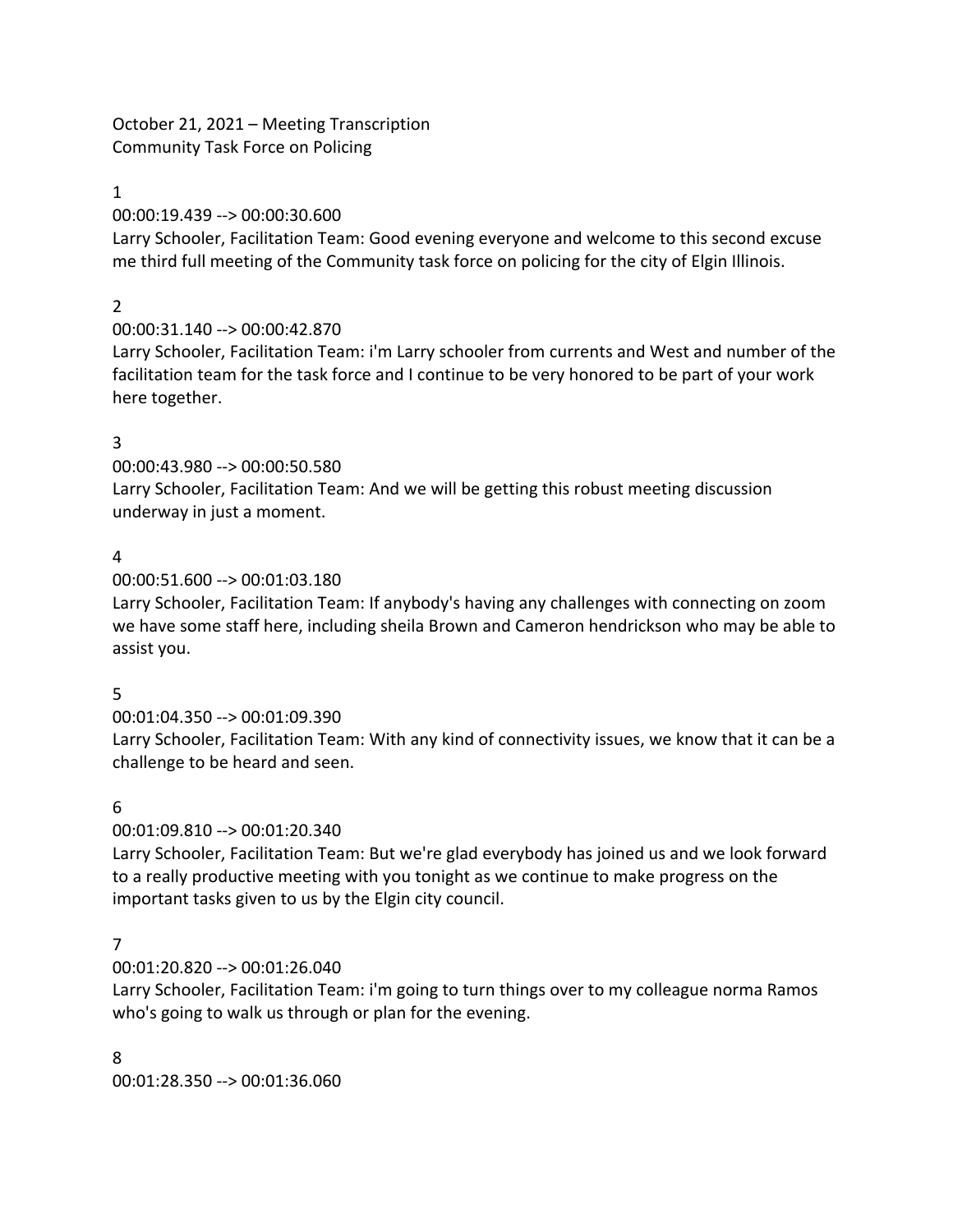October 21, 2021 – Meeting Transcription
Community Task Force on Policing

1
00:00:19.439 --> 00:00:30.600
Larry Schooler, Facilitation Team: Good evening everyone and welcome to this second excuse me third full meeting of the Community task force on policing for the city of Elgin Illinois.

2
00:00:31.140 --> 00:00:42.870
Larry Schooler, Facilitation Team: i'm Larry schooler from currents and West and number of the facilitation team for the task force and I continue to be very honored to be part of your work here together.

3
00:00:43.980 --> 00:00:50.580
Larry Schooler, Facilitation Team: And we will be getting this robust meeting discussion underway in just a moment.

4
00:00:51.600 --> 00:01:03.180
Larry Schooler, Facilitation Team: If anybody's having any challenges with connecting on zoom we have some staff here, including sheila Brown and Cameron hendrickson who may be able to assist you.

5
00:01:04.350 --> 00:01:09.390
Larry Schooler, Facilitation Team: With any kind of connectivity issues, we know that it can be a challenge to be heard and seen.

6
00:01:09.810 --> 00:01:20.340
Larry Schooler, Facilitation Team: But we're glad everybody has joined us and we look forward to a really productive meeting with you tonight as we continue to make progress on the important tasks given to us by the Elgin city council.

7
00:01:20.820 --> 00:01:26.040
Larry Schooler, Facilitation Team: i'm going to turn things over to my colleague norma Ramos who's going to walk us through or plan for the evening.

8
00:01:28.350 --> 00:01:36.060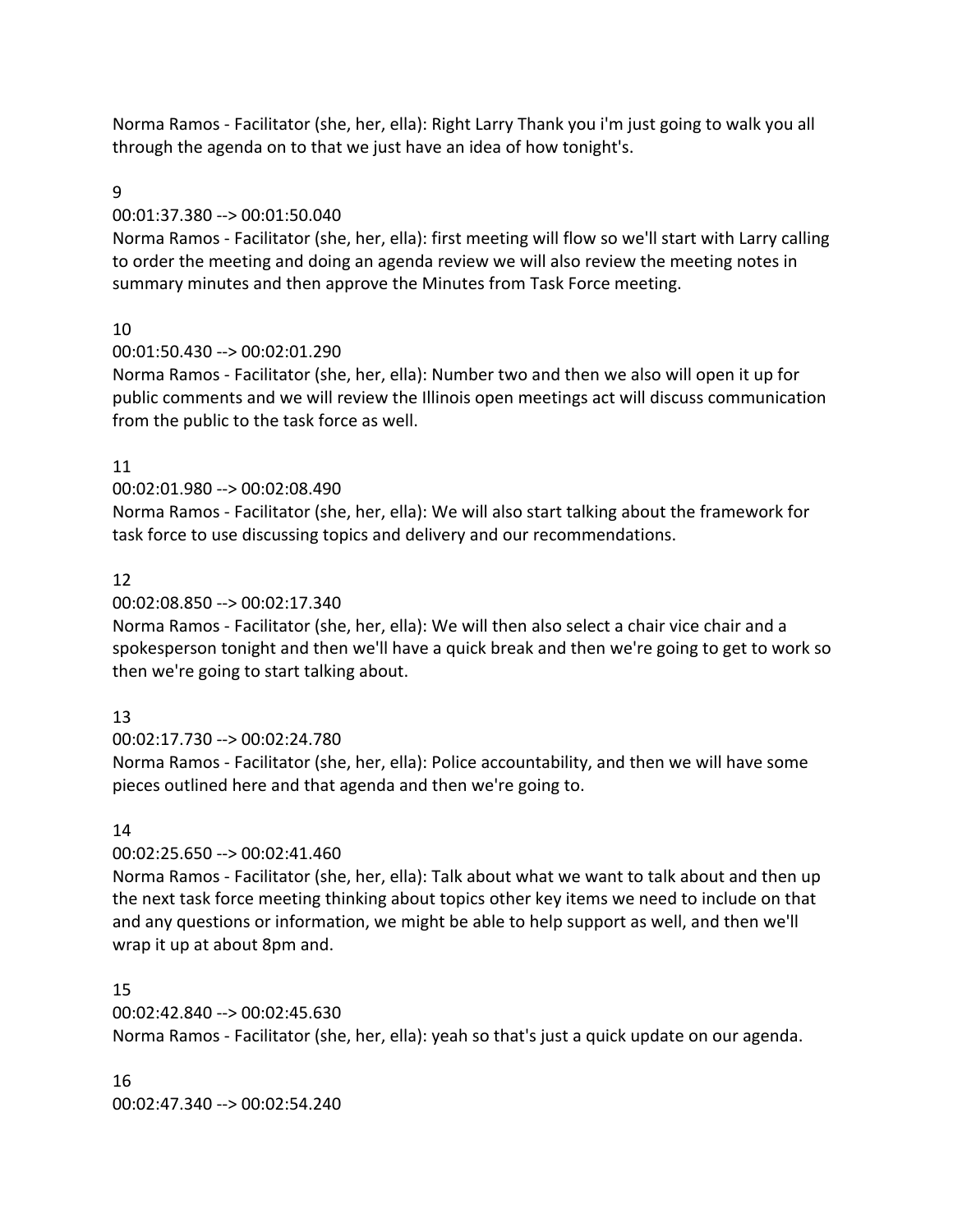Norma Ramos - Facilitator (she, her, ella): Right Larry Thank you i'm just going to walk you all through the agenda on to that we just have an idea of how tonight's.

9

00:01:37.380 --> 00:01:50.040

Norma Ramos - Facilitator (she, her, ella): first meeting will flow so we'll start with Larry calling to order the meeting and doing an agenda review we will also review the meeting notes in summary minutes and then approve the Minutes from Task Force meeting.

10

00:01:50.430 --> 00:02:01.290

Norma Ramos - Facilitator (she, her, ella): Number two and then we also will open it up for public comments and we will review the Illinois open meetings act will discuss communication from the public to the task force as well.

11

00:02:01.980 --> 00:02:08.490

Norma Ramos - Facilitator (she, her, ella): We will also start talking about the framework for task force to use discussing topics and delivery and our recommendations.

12

00:02:08.850 --> 00:02:17.340

Norma Ramos - Facilitator (she, her, ella): We will then also select a chair vice chair and a spokesperson tonight and then we'll have a quick break and then we're going to get to work so then we're going to start talking about.

13

00:02:17.730 --> 00:02:24.780

Norma Ramos - Facilitator (she, her, ella): Police accountability, and then we will have some pieces outlined here and that agenda and then we're going to.

14

00:02:25.650 --> 00:02:41.460

Norma Ramos - Facilitator (she, her, ella): Talk about what we want to talk about and then up the next task force meeting thinking about topics other key items we need to include on that and any questions or information, we might be able to help support as well, and then we'll wrap it up at about 8pm and.

15

00:02:42.840 --> 00:02:45.630

Norma Ramos - Facilitator (she, her, ella): yeah so that's just a quick update on our agenda.

16

00:02:47.340 --> 00:02:54.240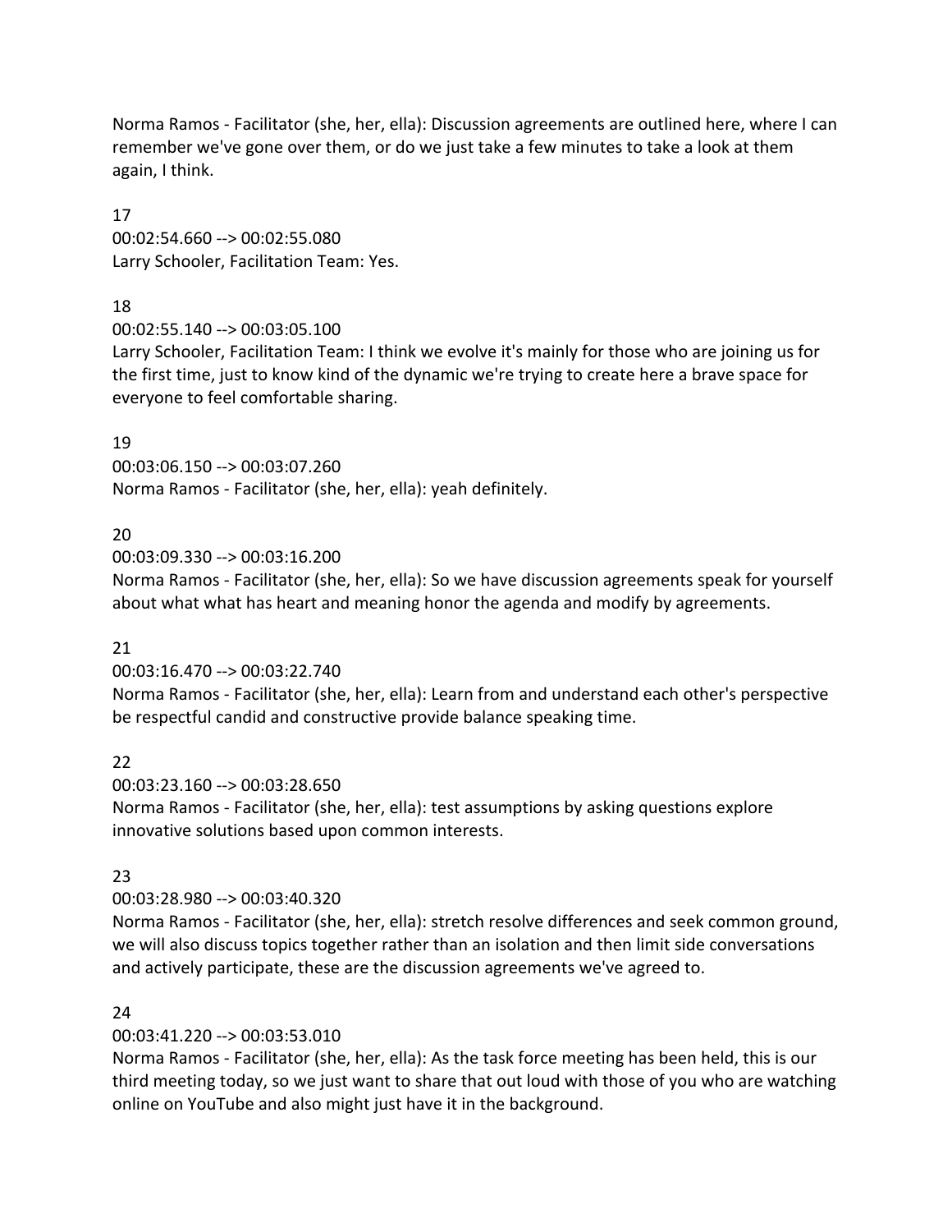Norma Ramos - Facilitator (she, her, ella): Discussion agreements are outlined here, where I can remember we've gone over them, or do we just take a few minutes to take a look at them again, I think.

17
00:02:54.660 --> 00:02:55.080
Larry Schooler, Facilitation Team: Yes.

18
00:02:55.140 --> 00:03:05.100
Larry Schooler, Facilitation Team: I think we evolve it's mainly for those who are joining us for the first time, just to know kind of the dynamic we're trying to create here a brave space for everyone to feel comfortable sharing.

19
00:03:06.150 --> 00:03:07.260
Norma Ramos - Facilitator (she, her, ella): yeah definitely.

20
00:03:09.330 --> 00:03:16.200
Norma Ramos - Facilitator (she, her, ella): So we have discussion agreements speak for yourself about what what has heart and meaning honor the agenda and modify by agreements.

21
00:03:16.470 --> 00:03:22.740
Norma Ramos - Facilitator (she, her, ella): Learn from and understand each other's perspective be respectful candid and constructive provide balance speaking time.

22
00:03:23.160 --> 00:03:28.650
Norma Ramos - Facilitator (she, her, ella): test assumptions by asking questions explore innovative solutions based upon common interests.

23
00:03:28.980 --> 00:03:40.320
Norma Ramos - Facilitator (she, her, ella): stretch resolve differences and seek common ground, we will also discuss topics together rather than an isolation and then limit side conversations and actively participate, these are the discussion agreements we've agreed to.

24
00:03:41.220 --> 00:03:53.010
Norma Ramos - Facilitator (she, her, ella): As the task force meeting has been held, this is our third meeting today, so we just want to share that out loud with those of you who are watching online on YouTube and also might just have it in the background.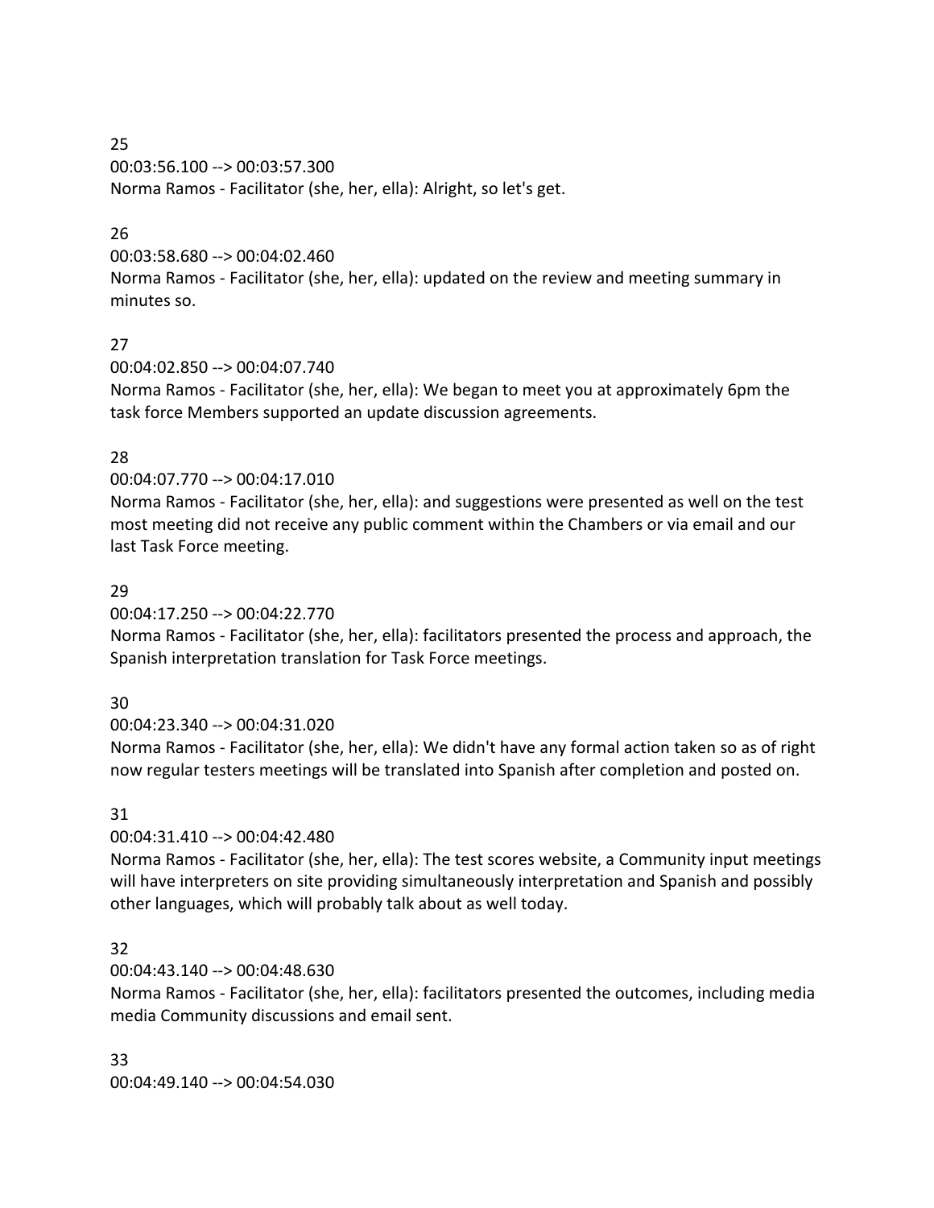25
00:03:56.100 --> 00:03:57.300
Norma Ramos - Facilitator (she, her, ella): Alright, so let's get.

26
00:03:58.680 --> 00:04:02.460
Norma Ramos - Facilitator (she, her, ella): updated on the review and meeting summary in minutes so.

27
00:04:02.850 --> 00:04:07.740
Norma Ramos - Facilitator (she, her, ella): We began to meet you at approximately 6pm the task force Members supported an update discussion agreements.

28
00:04:07.770 --> 00:04:17.010
Norma Ramos - Facilitator (she, her, ella): and suggestions were presented as well on the test most meeting did not receive any public comment within the Chambers or via email and our last Task Force meeting.

29
00:04:17.250 --> 00:04:22.770
Norma Ramos - Facilitator (she, her, ella): facilitators presented the process and approach, the Spanish interpretation translation for Task Force meetings.

30
00:04:23.340 --> 00:04:31.020
Norma Ramos - Facilitator (she, her, ella): We didn't have any formal action taken so as of right now regular testers meetings will be translated into Spanish after completion and posted on.

31
00:04:31.410 --> 00:04:42.480
Norma Ramos - Facilitator (she, her, ella): The test scores website, a Community input meetings will have interpreters on site providing simultaneously interpretation and Spanish and possibly other languages, which will probably talk about as well today.

32
00:04:43.140 --> 00:04:48.630
Norma Ramos - Facilitator (she, her, ella): facilitators presented the outcomes, including media media Community discussions and email sent.

33
00:04:49.140 --> 00:04:54.030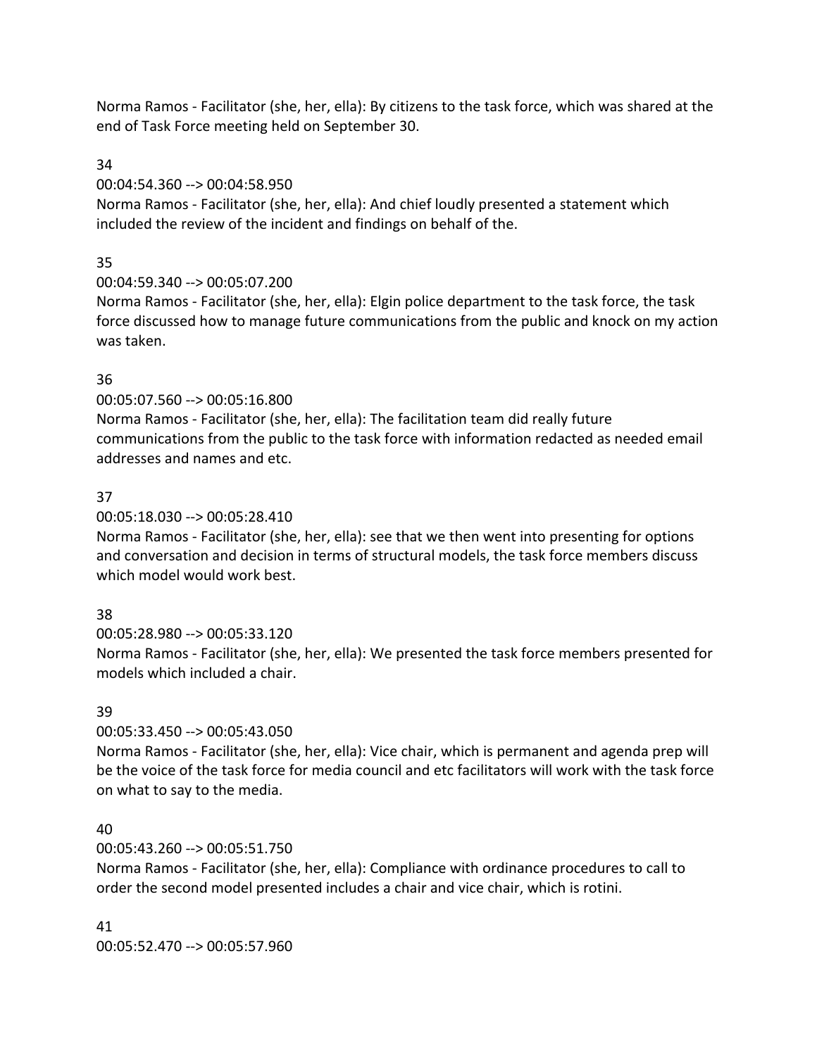Norma Ramos - Facilitator (she, her, ella): By citizens to the task force, which was shared at the end of Task Force meeting held on September 30.

34
00:04:54.360 --> 00:04:58.950
Norma Ramos - Facilitator (she, her, ella): And chief loudly presented a statement which included the review of the incident and findings on behalf of the.

35
00:04:59.340 --> 00:05:07.200
Norma Ramos - Facilitator (she, her, ella): Elgin police department to the task force, the task force discussed how to manage future communications from the public and knock on my action was taken.

36
00:05:07.560 --> 00:05:16.800
Norma Ramos - Facilitator (she, her, ella): The facilitation team did really future communications from the public to the task force with information redacted as needed email addresses and names and etc.

37
00:05:18.030 --> 00:05:28.410
Norma Ramos - Facilitator (she, her, ella): see that we then went into presenting for options and conversation and decision in terms of structural models, the task force members discuss which model would work best.

38
00:05:28.980 --> 00:05:33.120
Norma Ramos - Facilitator (she, her, ella): We presented the task force members presented for models which included a chair.

39
00:05:33.450 --> 00:05:43.050
Norma Ramos - Facilitator (she, her, ella): Vice chair, which is permanent and agenda prep will be the voice of the task force for media council and etc facilitators will work with the task force on what to say to the media.

40
00:05:43.260 --> 00:05:51.750
Norma Ramos - Facilitator (she, her, ella): Compliance with ordinance procedures to call to order the second model presented includes a chair and vice chair, which is rotini.

41
00:05:52.470 --> 00:05:57.960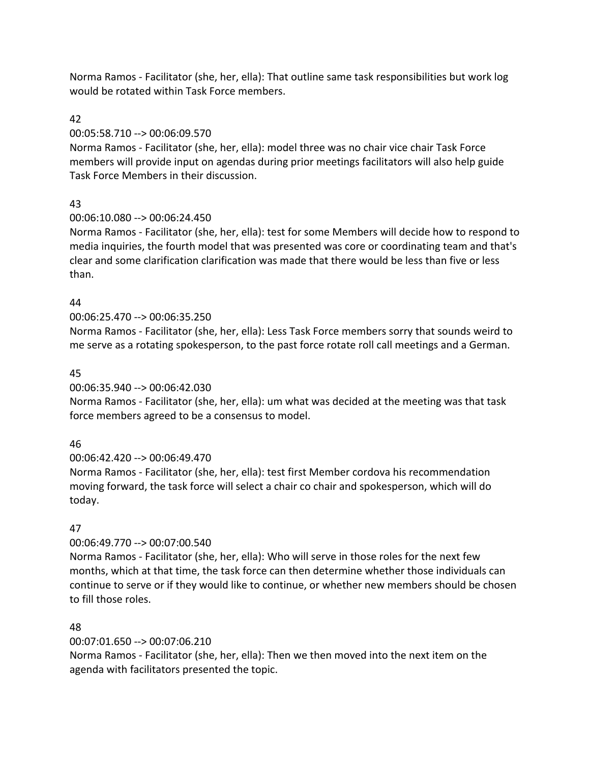Norma Ramos - Facilitator (she, her, ella): That outline same task responsibilities but work log would be rotated within Task Force members.

42

00:05:58.710 --> 00:06:09.570

Norma Ramos - Facilitator (she, her, ella): model three was no chair vice chair Task Force members will provide input on agendas during prior meetings facilitators will also help guide Task Force Members in their discussion.

43

00:06:10.080 --> 00:06:24.450

Norma Ramos - Facilitator (she, her, ella): test for some Members will decide how to respond to media inquiries, the fourth model that was presented was core or coordinating team and that's clear and some clarification clarification was made that there would be less than five or less than.

44

00:06:25.470 --> 00:06:35.250

Norma Ramos - Facilitator (she, her, ella): Less Task Force members sorry that sounds weird to me serve as a rotating spokesperson, to the past force rotate roll call meetings and a German.

45

00:06:35.940 --> 00:06:42.030

Norma Ramos - Facilitator (she, her, ella): um what was decided at the meeting was that task force members agreed to be a consensus to model.

46

00:06:42.420 --> 00:06:49.470

Norma Ramos - Facilitator (she, her, ella): test first Member cordova his recommendation moving forward, the task force will select a chair co chair and spokesperson, which will do today.

47

00:06:49.770 --> 00:07:00.540

Norma Ramos - Facilitator (she, her, ella): Who will serve in those roles for the next few months, which at that time, the task force can then determine whether those individuals can continue to serve or if they would like to continue, or whether new members should be chosen to fill those roles.

48

00:07:01.650 --> 00:07:06.210

Norma Ramos - Facilitator (she, her, ella): Then we then moved into the next item on the agenda with facilitators presented the topic.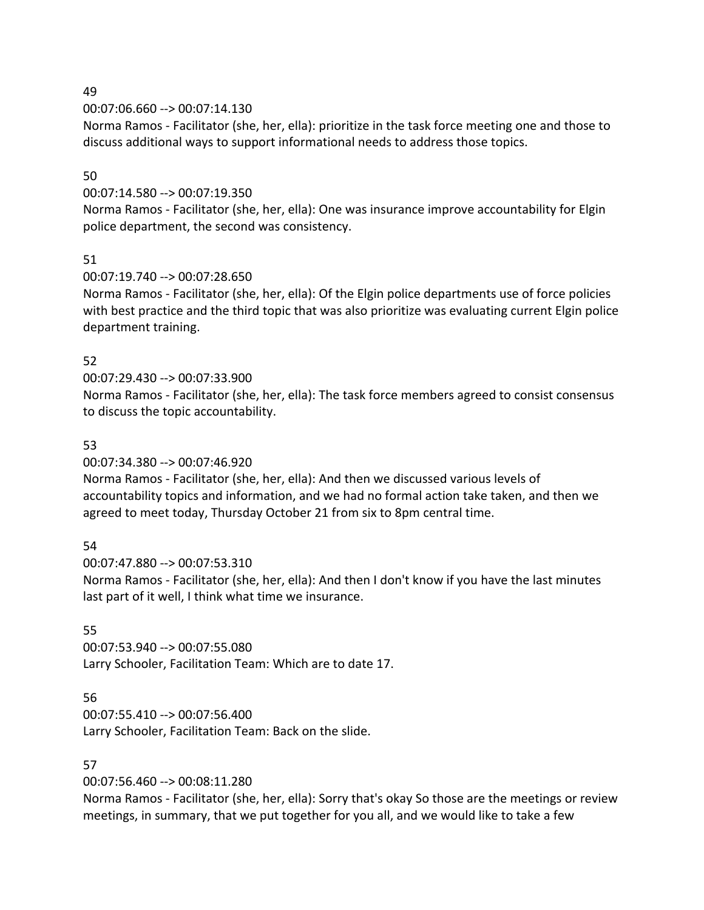49

00:07:06.660 --> 00:07:14.130

Norma Ramos - Facilitator (she, her, ella): prioritize in the task force meeting one and those to discuss additional ways to support informational needs to address those topics.

50

00:07:14.580 --> 00:07:19.350

Norma Ramos - Facilitator (she, her, ella): One was insurance improve accountability for Elgin police department, the second was consistency.

51

00:07:19.740 --> 00:07:28.650

Norma Ramos - Facilitator (she, her, ella): Of the Elgin police departments use of force policies with best practice and the third topic that was also prioritize was evaluating current Elgin police department training.

52

00:07:29.430 --> 00:07:33.900

Norma Ramos - Facilitator (she, her, ella): The task force members agreed to consist consensus to discuss the topic accountability.

53

00:07:34.380 --> 00:07:46.920

Norma Ramos - Facilitator (she, her, ella): And then we discussed various levels of accountability topics and information, and we had no formal action take taken, and then we agreed to meet today, Thursday October 21 from six to 8pm central time.

54

00:07:47.880 --> 00:07:53.310

Norma Ramos - Facilitator (she, her, ella): And then I don't know if you have the last minutes last part of it well, I think what time we insurance.

55

00:07:53.940 --> 00:07:55.080

Larry Schooler, Facilitation Team: Which are to date 17.

56

00:07:55.410 --> 00:07:56.400

Larry Schooler, Facilitation Team: Back on the slide.

57

00:07:56.460 --> 00:08:11.280

Norma Ramos - Facilitator (she, her, ella): Sorry that's okay So those are the meetings or review meetings, in summary, that we put together for you all, and we would like to take a few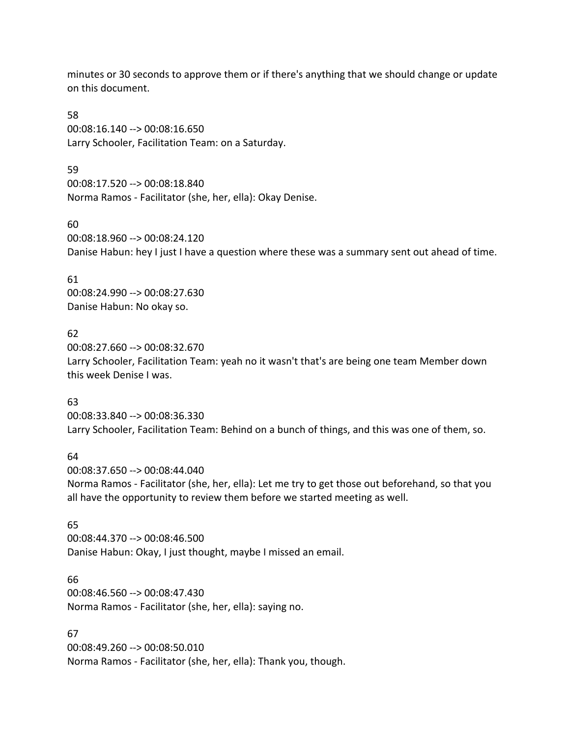minutes or 30 seconds to approve them or if there's anything that we should change or update on this document.

58
00:08:16.140 --> 00:08:16.650
Larry Schooler, Facilitation Team: on a Saturday.

59
00:08:17.520 --> 00:08:18.840
Norma Ramos - Facilitator (she, her, ella): Okay Denise.

60
00:08:18.960 --> 00:08:24.120
Danise Habun: hey I just I have a question where these was a summary sent out ahead of time.

61
00:08:24.990 --> 00:08:27.630
Danise Habun: No okay so.

62
00:08:27.660 --> 00:08:32.670
Larry Schooler, Facilitation Team: yeah no it wasn't that's are being one team Member down this week Denise I was.

63
00:08:33.840 --> 00:08:36.330
Larry Schooler, Facilitation Team: Behind on a bunch of things, and this was one of them, so.

64
00:08:37.650 --> 00:08:44.040
Norma Ramos - Facilitator (she, her, ella): Let me try to get those out beforehand, so that you all have the opportunity to review them before we started meeting as well.

65
00:08:44.370 --> 00:08:46.500
Danise Habun: Okay, I just thought, maybe I missed an email.

66
00:08:46.560 --> 00:08:47.430
Norma Ramos - Facilitator (she, her, ella): saying no.

67
00:08:49.260 --> 00:08:50.010
Norma Ramos - Facilitator (she, her, ella): Thank you, though.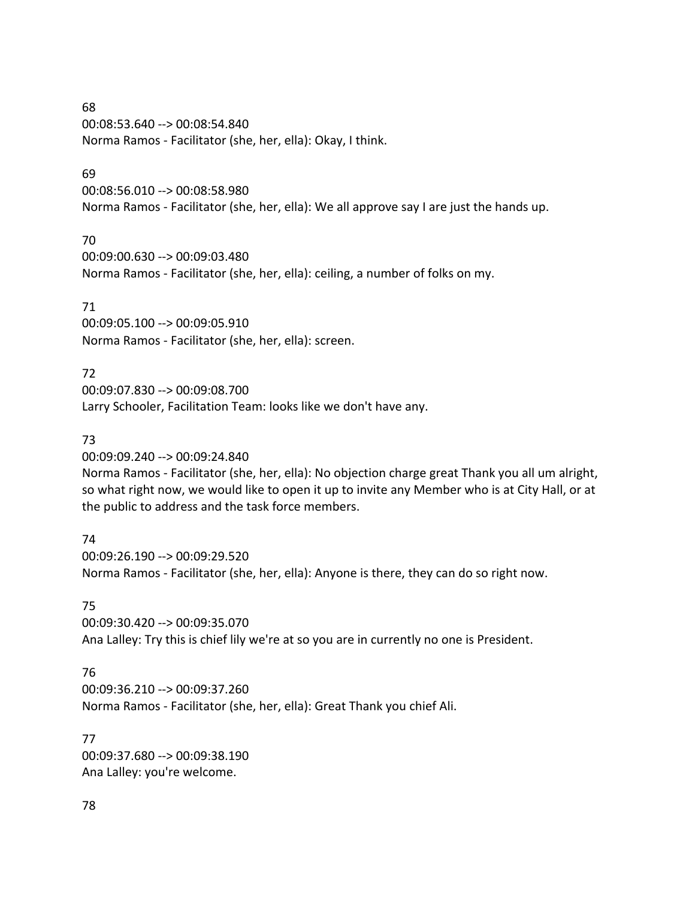68
00:08:53.640 --> 00:08:54.840
Norma Ramos - Facilitator (she, her, ella): Okay, I think.

69
00:08:56.010 --> 00:08:58.980
Norma Ramos - Facilitator (she, her, ella): We all approve say I are just the hands up.

70
00:09:00.630 --> 00:09:03.480
Norma Ramos - Facilitator (she, her, ella): ceiling, a number of folks on my.

71
00:09:05.100 --> 00:09:05.910
Norma Ramos - Facilitator (she, her, ella): screen.

72
00:09:07.830 --> 00:09:08.700
Larry Schooler, Facilitation Team: looks like we don't have any.

73
00:09:09.240 --> 00:09:24.840
Norma Ramos - Facilitator (she, her, ella): No objection charge great Thank you all um alright, so what right now, we would like to open it up to invite any Member who is at City Hall, or at the public to address and the task force members.

74
00:09:26.190 --> 00:09:29.520
Norma Ramos - Facilitator (she, her, ella): Anyone is there, they can do so right now.

75
00:09:30.420 --> 00:09:35.070
Ana Lalley: Try this is chief lily we're at so you are in currently no one is President.

76
00:09:36.210 --> 00:09:37.260
Norma Ramos - Facilitator (she, her, ella): Great Thank you chief Ali.

77
00:09:37.680 --> 00:09:38.190
Ana Lalley: you're welcome.

78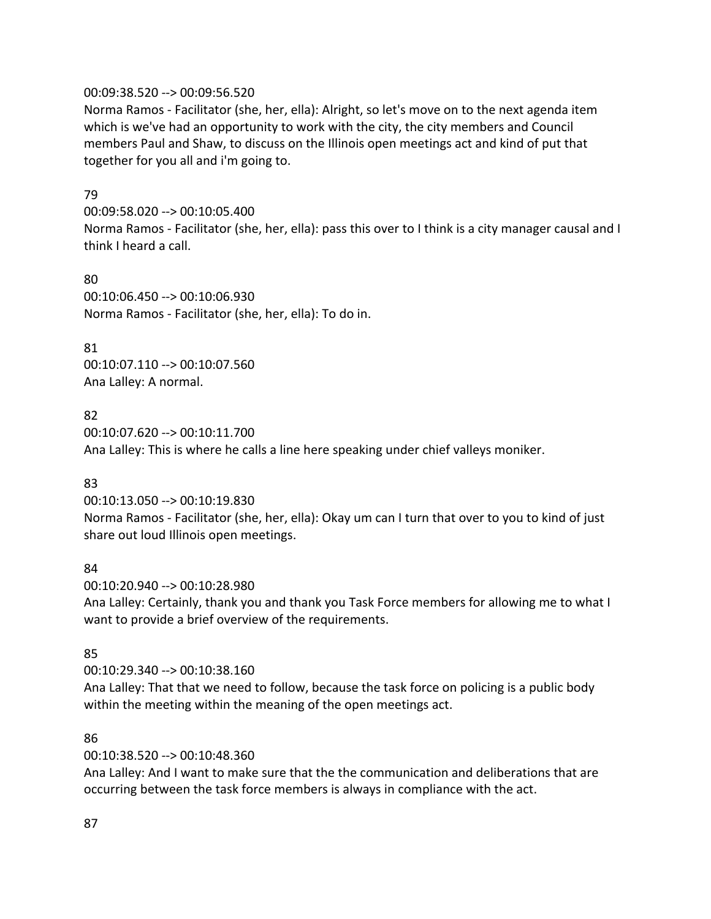00:09:38.520 --> 00:09:56.520
Norma Ramos - Facilitator (she, her, ella): Alright, so let's move on to the next agenda item which is we've had an opportunity to work with the city, the city members and Council members Paul and Shaw, to discuss on the Illinois open meetings act and kind of put that together for you all and i'm going to.

79
00:09:58.020 --> 00:10:05.400
Norma Ramos - Facilitator (she, her, ella): pass this over to I think is a city manager causal and I think I heard a call.

80
00:10:06.450 --> 00:10:06.930
Norma Ramos - Facilitator (she, her, ella): To do in.

81
00:10:07.110 --> 00:10:07.560
Ana Lalley: A normal.

82
00:10:07.620 --> 00:10:11.700
Ana Lalley: This is where he calls a line here speaking under chief valleys moniker.

83
00:10:13.050 --> 00:10:19.830
Norma Ramos - Facilitator (she, her, ella): Okay um can I turn that over to you to kind of just share out loud Illinois open meetings.

84
00:10:20.940 --> 00:10:28.980
Ana Lalley: Certainly, thank you and thank you Task Force members for allowing me to what I want to provide a brief overview of the requirements.

85
00:10:29.340 --> 00:10:38.160
Ana Lalley: That that we need to follow, because the task force on policing is a public body within the meeting within the meaning of the open meetings act.

86
00:10:38.520 --> 00:10:48.360
Ana Lalley: And I want to make sure that the the communication and deliberations that are occurring between the task force members is always in compliance with the act.

87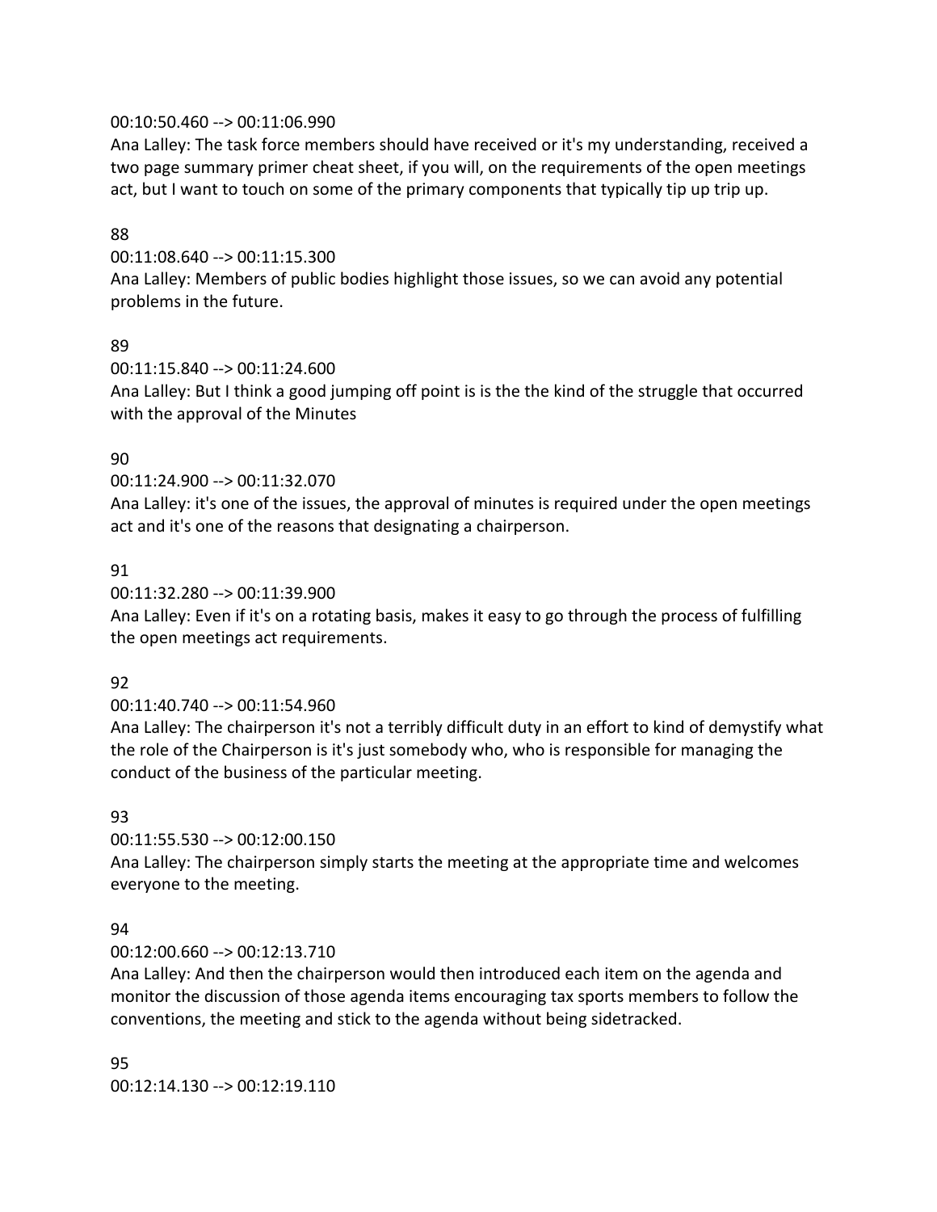00:10:50.460 --> 00:11:06.990
Ana Lalley: The task force members should have received or it's my understanding, received a two page summary primer cheat sheet, if you will, on the requirements of the open meetings act, but I want to touch on some of the primary components that typically tip up trip up.

88

00:11:08.640 --> 00:11:15.300
Ana Lalley: Members of public bodies highlight those issues, so we can avoid any potential problems in the future.

89

00:11:15.840 --> 00:11:24.600
Ana Lalley: But I think a good jumping off point is is the the kind of the struggle that occurred with the approval of the Minutes

90

00:11:24.900 --> 00:11:32.070
Ana Lalley: it's one of the issues, the approval of minutes is required under the open meetings act and it's one of the reasons that designating a chairperson.

91

00:11:32.280 --> 00:11:39.900
Ana Lalley: Even if it's on a rotating basis, makes it easy to go through the process of fulfilling the open meetings act requirements.

92

00:11:40.740 --> 00:11:54.960
Ana Lalley: The chairperson it's not a terribly difficult duty in an effort to kind of demystify what the role of the Chairperson is it's just somebody who, who is responsible for managing the conduct of the business of the particular meeting.

93

00:11:55.530 --> 00:12:00.150
Ana Lalley: The chairperson simply starts the meeting at the appropriate time and welcomes everyone to the meeting.

94

00:12:00.660 --> 00:12:13.710
Ana Lalley: And then the chairperson would then introduced each item on the agenda and monitor the discussion of those agenda items encouraging tax sports members to follow the conventions, the meeting and stick to the agenda without being sidetracked.

95

00:12:14.130 --> 00:12:19.110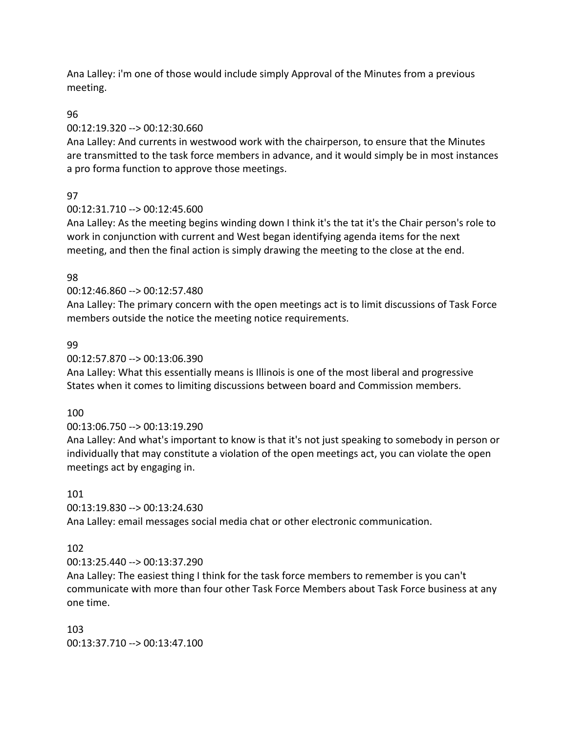Ana Lalley: i'm one of those would include simply Approval of the Minutes from a previous meeting.

96

00:12:19.320 --> 00:12:30.660

Ana Lalley: And currents in westwood work with the chairperson, to ensure that the Minutes are transmitted to the task force members in advance, and it would simply be in most instances a pro forma function to approve those meetings.

97

00:12:31.710 --> 00:12:45.600

Ana Lalley: As the meeting begins winding down I think it's the tat it's the Chair person's role to work in conjunction with current and West began identifying agenda items for the next meeting, and then the final action is simply drawing the meeting to the close at the end.

98

00:12:46.860 --> 00:12:57.480

Ana Lalley: The primary concern with the open meetings act is to limit discussions of Task Force members outside the notice the meeting notice requirements.

99

00:12:57.870 --> 00:13:06.390

Ana Lalley: What this essentially means is Illinois is one of the most liberal and progressive States when it comes to limiting discussions between board and Commission members.

100

00:13:06.750 --> 00:13:19.290

Ana Lalley: And what's important to know is that it's not just speaking to somebody in person or individually that may constitute a violation of the open meetings act, you can violate the open meetings act by engaging in.

101

00:13:19.830 --> 00:13:24.630

Ana Lalley: email messages social media chat or other electronic communication.

102

00:13:25.440 --> 00:13:37.290

Ana Lalley: The easiest thing I think for the task force members to remember is you can't communicate with more than four other Task Force Members about Task Force business at any one time.

103

00:13:37.710 --> 00:13:47.100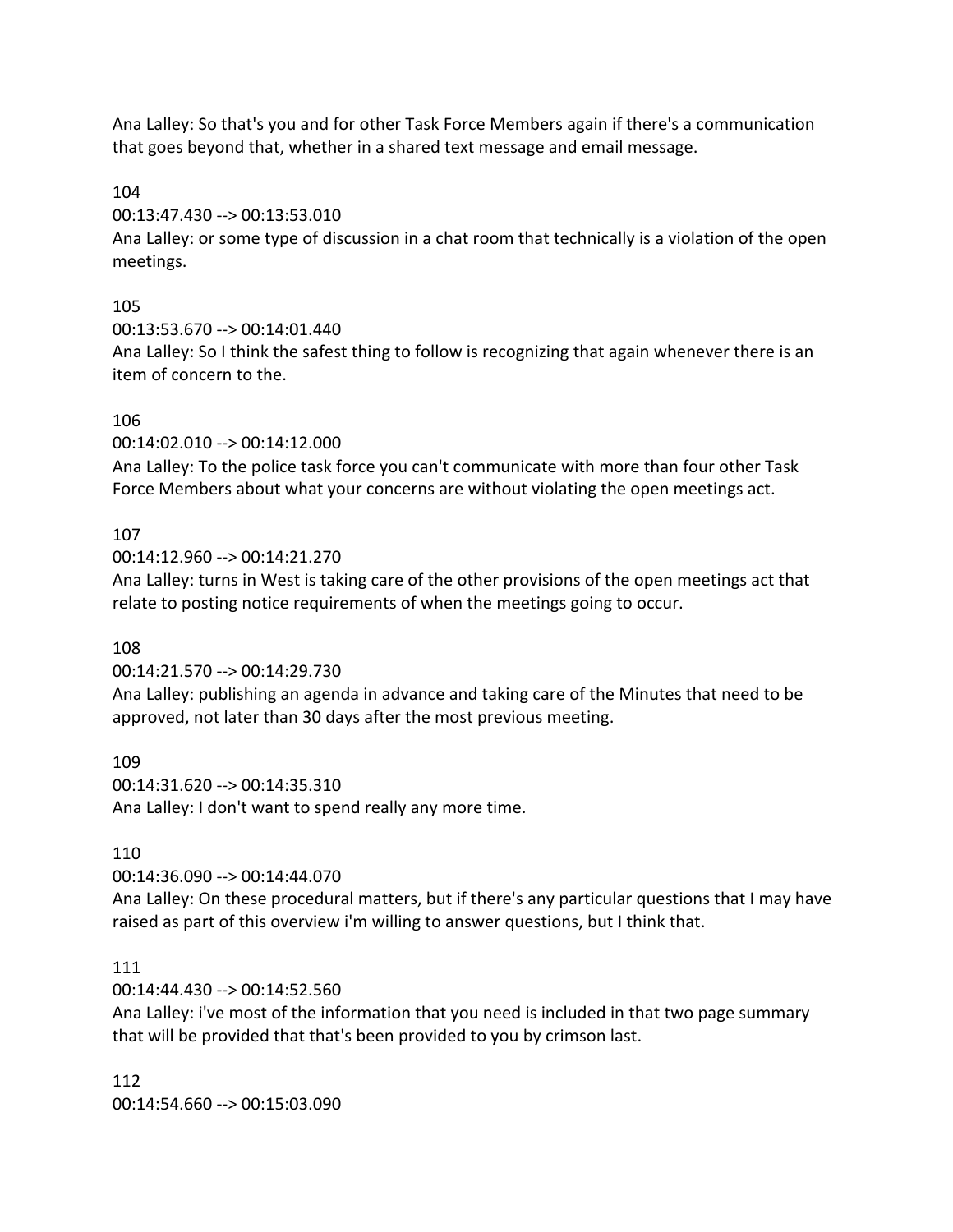Ana Lalley: So that's you and for other Task Force Members again if there's a communication that goes beyond that, whether in a shared text message and email message.

104
00:13:47.430 --> 00:13:53.010
Ana Lalley: or some type of discussion in a chat room that technically is a violation of the open meetings.

105
00:13:53.670 --> 00:14:01.440
Ana Lalley: So I think the safest thing to follow is recognizing that again whenever there is an item of concern to the.

106
00:14:02.010 --> 00:14:12.000
Ana Lalley: To the police task force you can't communicate with more than four other Task Force Members about what your concerns are without violating the open meetings act.

107
00:14:12.960 --> 00:14:21.270
Ana Lalley: turns in West is taking care of the other provisions of the open meetings act that relate to posting notice requirements of when the meetings going to occur.

108
00:14:21.570 --> 00:14:29.730
Ana Lalley: publishing an agenda in advance and taking care of the Minutes that need to be approved, not later than 30 days after the most previous meeting.

109
00:14:31.620 --> 00:14:35.310
Ana Lalley: I don't want to spend really any more time.

110
00:14:36.090 --> 00:14:44.070
Ana Lalley: On these procedural matters, but if there's any particular questions that I may have raised as part of this overview i'm willing to answer questions, but I think that.

111
00:14:44.430 --> 00:14:52.560
Ana Lalley: i've most of the information that you need is included in that two page summary that will be provided that that's been provided to you by crimson last.

112
00:14:54.660 --> 00:15:03.090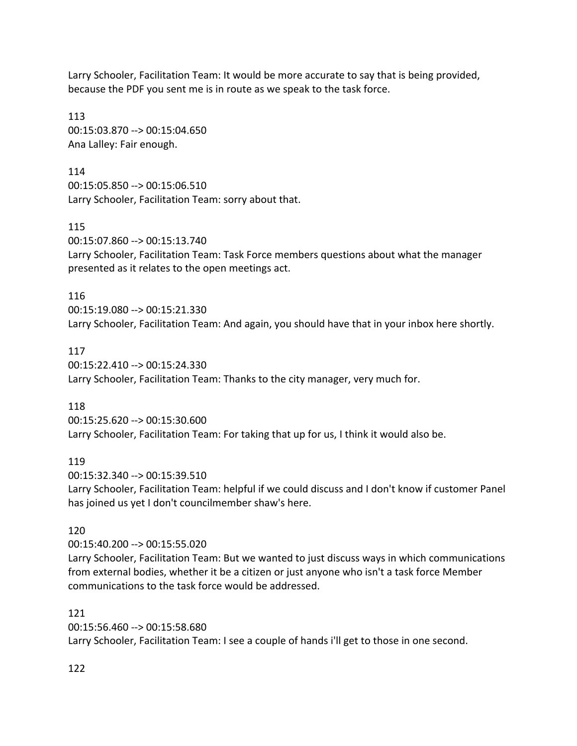Larry Schooler, Facilitation Team: It would be more accurate to say that is being provided, because the PDF you sent me is in route as we speak to the task force.

113
00:15:03.870 --> 00:15:04.650
Ana Lalley: Fair enough.

114
00:15:05.850 --> 00:15:06.510
Larry Schooler, Facilitation Team: sorry about that.

115
00:15:07.860 --> 00:15:13.740
Larry Schooler, Facilitation Team: Task Force members questions about what the manager presented as it relates to the open meetings act.

116
00:15:19.080 --> 00:15:21.330
Larry Schooler, Facilitation Team: And again, you should have that in your inbox here shortly.

117
00:15:22.410 --> 00:15:24.330
Larry Schooler, Facilitation Team: Thanks to the city manager, very much for.

118
00:15:25.620 --> 00:15:30.600
Larry Schooler, Facilitation Team: For taking that up for us, I think it would also be.

119
00:15:32.340 --> 00:15:39.510
Larry Schooler, Facilitation Team: helpful if we could discuss and I don't know if customer Panel has joined us yet I don't councilmember shaw's here.

120
00:15:40.200 --> 00:15:55.020
Larry Schooler, Facilitation Team: But we wanted to just discuss ways in which communications from external bodies, whether it be a citizen or just anyone who isn't a task force Member communications to the task force would be addressed.

121
00:15:56.460 --> 00:15:58.680
Larry Schooler, Facilitation Team: I see a couple of hands i'll get to those in one second.

122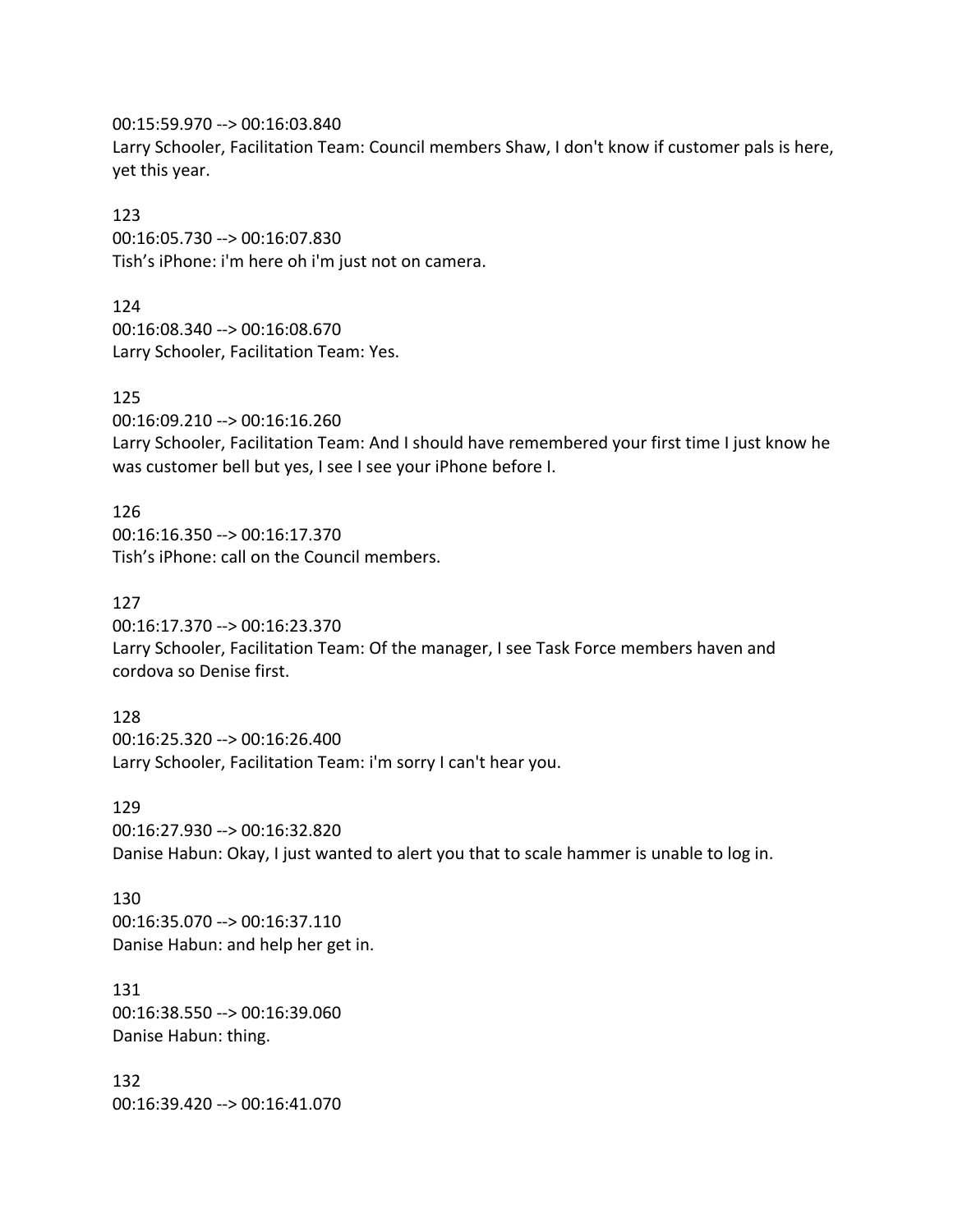00:15:59.970 --> 00:16:03.840
Larry Schooler, Facilitation Team: Council members Shaw, I don't know if customer pals is here, yet this year.

123
00:16:05.730 --> 00:16:07.830
Tish's iPhone: i'm here oh i'm just not on camera.

124
00:16:08.340 --> 00:16:08.670
Larry Schooler, Facilitation Team: Yes.

125
00:16:09.210 --> 00:16:16.260
Larry Schooler, Facilitation Team: And I should have remembered your first time I just know he was customer bell but yes, I see I see your iPhone before I.

126
00:16:16.350 --> 00:16:17.370
Tish's iPhone: call on the Council members.

127
00:16:17.370 --> 00:16:23.370
Larry Schooler, Facilitation Team: Of the manager, I see Task Force members haven and cordova so Denise first.

128
00:16:25.320 --> 00:16:26.400
Larry Schooler, Facilitation Team: i'm sorry I can't hear you.

129
00:16:27.930 --> 00:16:32.820
Danise Habun: Okay, I just wanted to alert you that to scale hammer is unable to log in.

130
00:16:35.070 --> 00:16:37.110
Danise Habun: and help her get in.

131
00:16:38.550 --> 00:16:39.060
Danise Habun: thing.

132
00:16:39.420 --> 00:16:41.070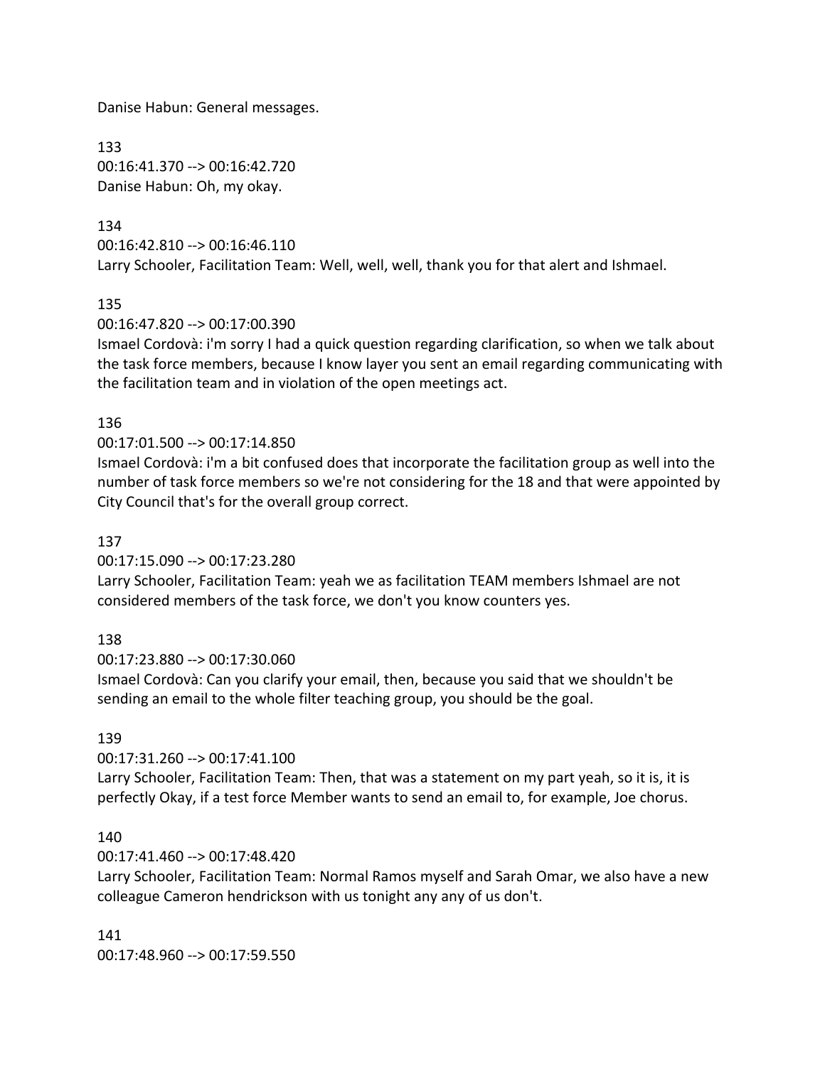Danise Habun: General messages.

133
00:16:41.370 --> 00:16:42.720
Danise Habun: Oh, my okay.

134
00:16:42.810 --> 00:16:46.110
Larry Schooler, Facilitation Team: Well, well, well, thank you for that alert and Ishmael.

135
00:16:47.820 --> 00:17:00.390
Ismael Cordovà: i'm sorry I had a quick question regarding clarification, so when we talk about the task force members, because I know layer you sent an email regarding communicating with the facilitation team and in violation of the open meetings act.

136
00:17:01.500 --> 00:17:14.850
Ismael Cordovà: i'm a bit confused does that incorporate the facilitation group as well into the number of task force members so we're not considering for the 18 and that were appointed by City Council that's for the overall group correct.

137
00:17:15.090 --> 00:17:23.280
Larry Schooler, Facilitation Team: yeah we as facilitation TEAM members Ishmael are not considered members of the task force, we don't you know counters yes.

138
00:17:23.880 --> 00:17:30.060
Ismael Cordovà: Can you clarify your email, then, because you said that we shouldn't be sending an email to the whole filter teaching group, you should be the goal.

139
00:17:31.260 --> 00:17:41.100
Larry Schooler, Facilitation Team: Then, that was a statement on my part yeah, so it is, it is perfectly Okay, if a test force Member wants to send an email to, for example, Joe chorus.

140
00:17:41.460 --> 00:17:48.420
Larry Schooler, Facilitation Team: Normal Ramos myself and Sarah Omar, we also have a new colleague Cameron hendrickson with us tonight any any of us don't.

141
00:17:48.960 --> 00:17:59.550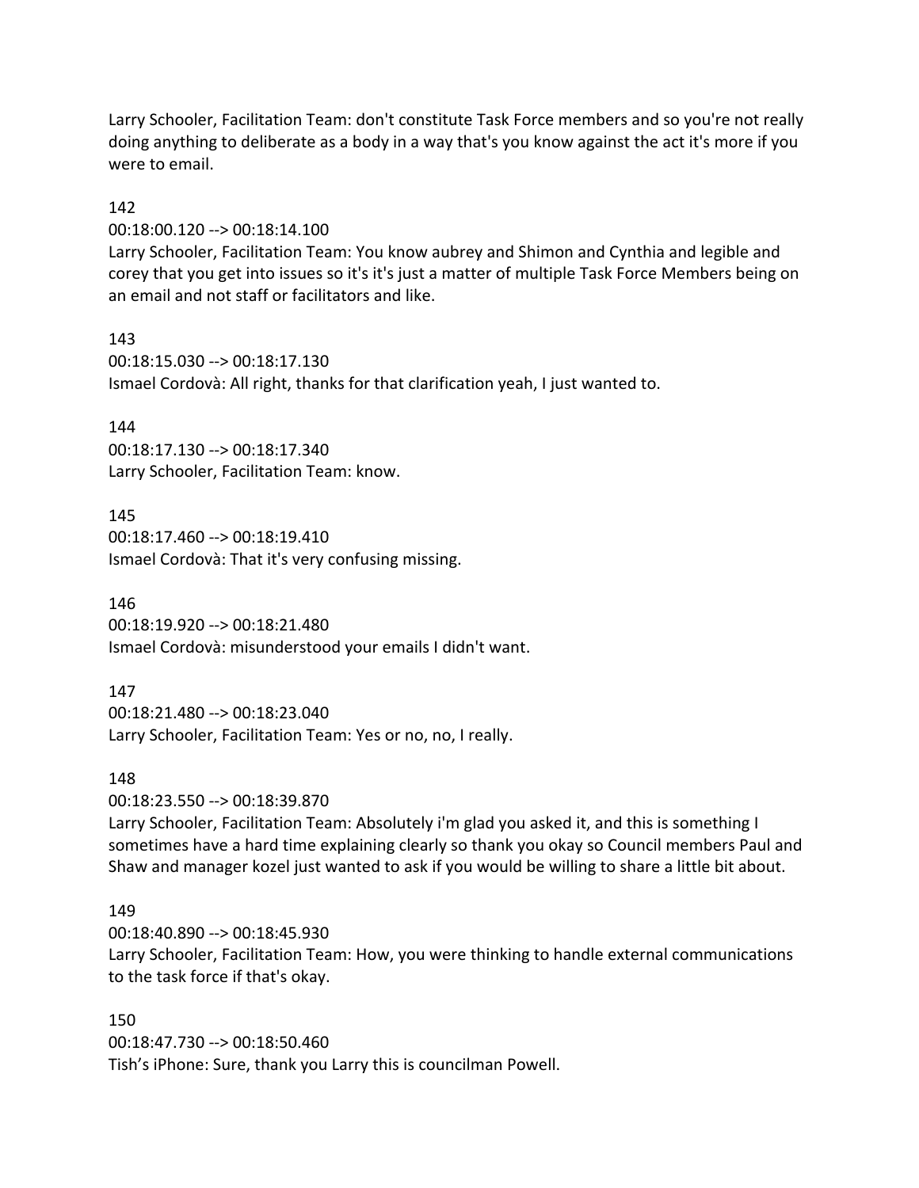Larry Schooler, Facilitation Team: don't constitute Task Force members and so you're not really doing anything to deliberate as a body in a way that's you know against the act it's more if you were to email.

142
00:18:00.120 --> 00:18:14.100
Larry Schooler, Facilitation Team: You know aubrey and Shimon and Cynthia and legible and corey that you get into issues so it's it's just a matter of multiple Task Force Members being on an email and not staff or facilitators and like.

143
00:18:15.030 --> 00:18:17.130
Ismael Cordovà: All right, thanks for that clarification yeah, I just wanted to.

144
00:18:17.130 --> 00:18:17.340
Larry Schooler, Facilitation Team: know.

145
00:18:17.460 --> 00:18:19.410
Ismael Cordovà: That it's very confusing missing.

146
00:18:19.920 --> 00:18:21.480
Ismael Cordovà: misunderstood your emails I didn't want.

147
00:18:21.480 --> 00:18:23.040
Larry Schooler, Facilitation Team: Yes or no, no, I really.

148
00:18:23.550 --> 00:18:39.870
Larry Schooler, Facilitation Team: Absolutely i'm glad you asked it, and this is something I sometimes have a hard time explaining clearly so thank you okay so Council members Paul and Shaw and manager kozel just wanted to ask if you would be willing to share a little bit about.

149
00:18:40.890 --> 00:18:45.930
Larry Schooler, Facilitation Team: How, you were thinking to handle external communications to the task force if that's okay.

150
00:18:47.730 --> 00:18:50.460
Tish's iPhone: Sure, thank you Larry this is councilman Powell.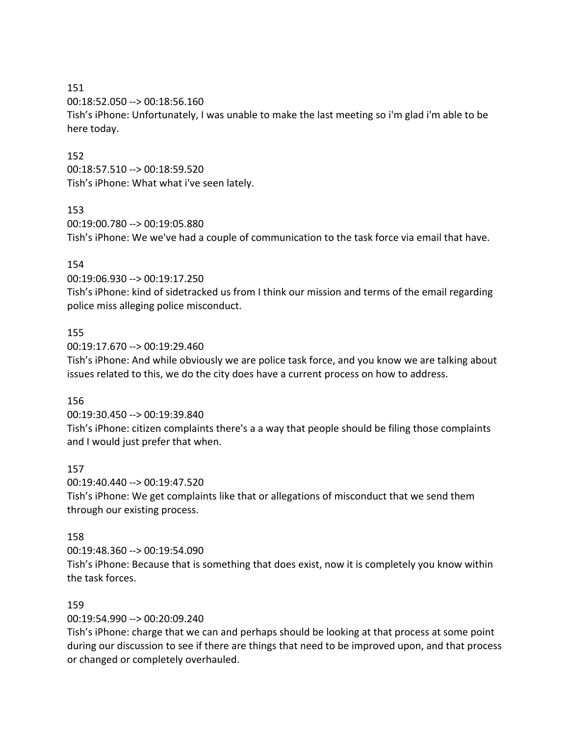151
00:18:52.050 --> 00:18:56.160
Tish's iPhone: Unfortunately, I was unable to make the last meeting so i'm glad i'm able to be here today.

152
00:18:57.510 --> 00:18:59.520
Tish's iPhone: What what i've seen lately.

153
00:19:00.780 --> 00:19:05.880
Tish's iPhone: We we've had a couple of communication to the task force via email that have.

154
00:19:06.930 --> 00:19:17.250
Tish's iPhone: kind of sidetracked us from I think our mission and terms of the email regarding police miss alleging police misconduct.

155
00:19:17.670 --> 00:19:29.460
Tish's iPhone: And while obviously we are police task force, and you know we are talking about issues related to this, we do the city does have a current process on how to address.

156
00:19:30.450 --> 00:19:39.840
Tish's iPhone: citizen complaints there's a a way that people should be filing those complaints and I would just prefer that when.

157
00:19:40.440 --> 00:19:47.520
Tish's iPhone: We get complaints like that or allegations of misconduct that we send them through our existing process.

158
00:19:48.360 --> 00:19:54.090
Tish's iPhone: Because that is something that does exist, now it is completely you know within the task forces.

159
00:19:54.990 --> 00:20:09.240
Tish's iPhone: charge that we can and perhaps should be looking at that process at some point during our discussion to see if there are things that need to be improved upon, and that process or changed or completely overhauled.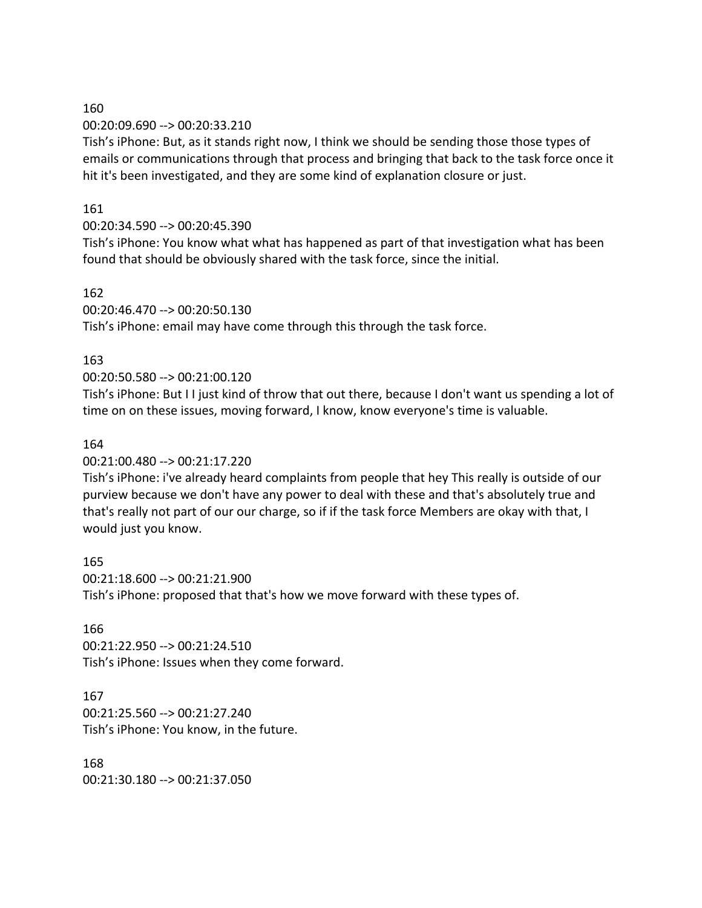160

00:20:09.690 --> 00:20:33.210

Tish's iPhone: But, as it stands right now, I think we should be sending those those types of emails or communications through that process and bringing that back to the task force once it hit it's been investigated, and they are some kind of explanation closure or just.

161

00:20:34.590 --> 00:20:45.390

Tish's iPhone: You know what what has happened as part of that investigation what has been found that should be obviously shared with the task force, since the initial.

162

00:20:46.470 --> 00:20:50.130

Tish's iPhone: email may have come through this through the task force.

163

00:20:50.580 --> 00:21:00.120

Tish's iPhone: But I I just kind of throw that out there, because I don't want us spending a lot of time on on these issues, moving forward, I know, know everyone's time is valuable.

164

00:21:00.480 --> 00:21:17.220

Tish's iPhone: i've already heard complaints from people that hey This really is outside of our purview because we don't have any power to deal with these and that's absolutely true and that's really not part of our our charge, so if if the task force Members are okay with that, I would just you know.

165

00:21:18.600 --> 00:21:21.900

Tish's iPhone: proposed that that's how we move forward with these types of.

166

00:21:22.950 --> 00:21:24.510

Tish's iPhone: Issues when they come forward.

167

00:21:25.560 --> 00:21:27.240

Tish's iPhone: You know, in the future.

168

00:21:30.180 --> 00:21:37.050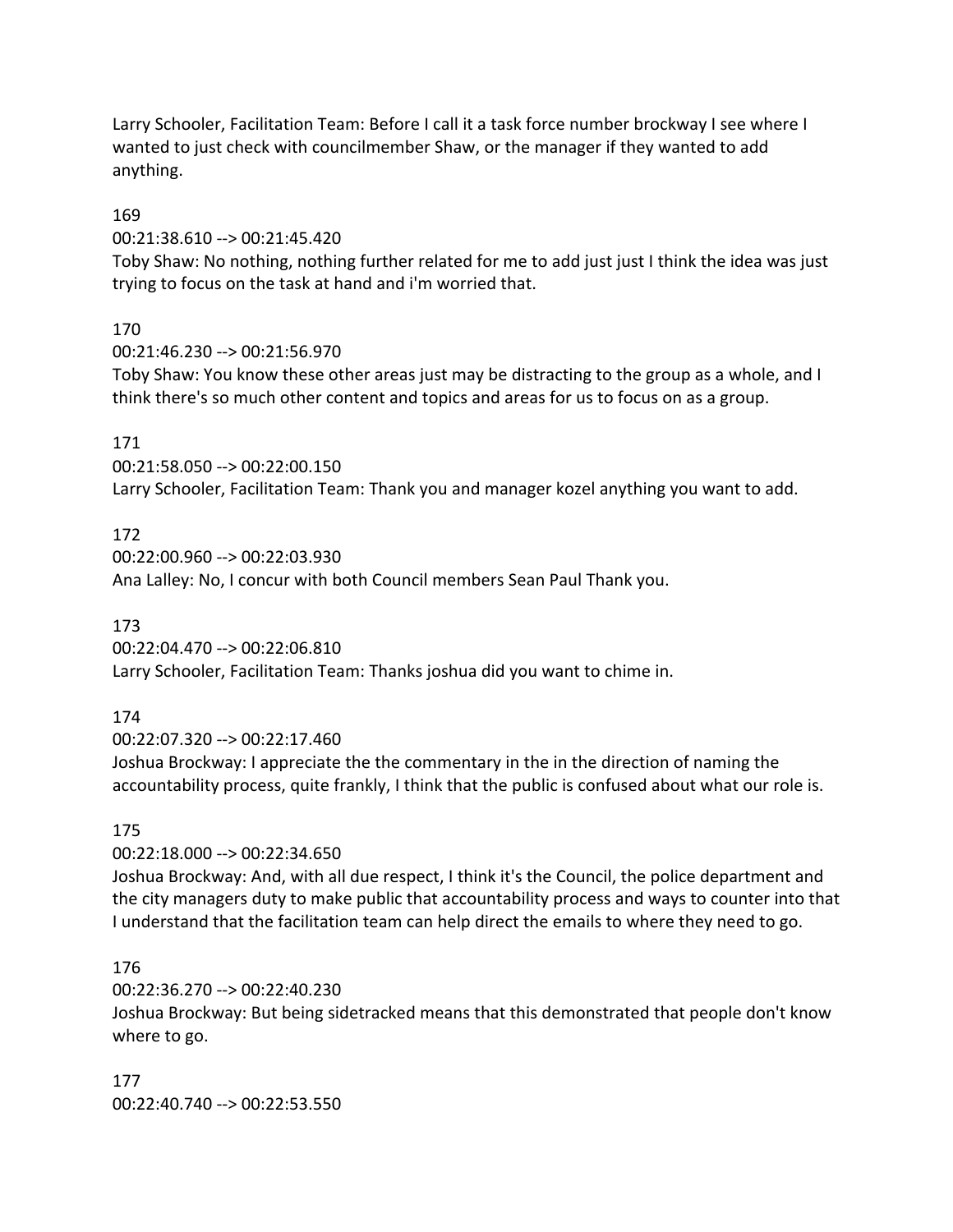Larry Schooler, Facilitation Team: Before I call it a task force number brockway I see where I wanted to just check with councilmember Shaw, or the manager if they wanted to add anything.

169
00:21:38.610 --> 00:21:45.420
Toby Shaw: No nothing, nothing further related for me to add just just I think the idea was just trying to focus on the task at hand and i'm worried that.

170
00:21:46.230 --> 00:21:56.970
Toby Shaw: You know these other areas just may be distracting to the group as a whole, and I think there's so much other content and topics and areas for us to focus on as a group.

171
00:21:58.050 --> 00:22:00.150
Larry Schooler, Facilitation Team: Thank you and manager kozel anything you want to add.

172
00:22:00.960 --> 00:22:03.930
Ana Lalley: No, I concur with both Council members Sean Paul Thank you.

173
00:22:04.470 --> 00:22:06.810
Larry Schooler, Facilitation Team: Thanks joshua did you want to chime in.

174
00:22:07.320 --> 00:22:17.460
Joshua Brockway: I appreciate the the commentary in the in the direction of naming the accountability process, quite frankly, I think that the public is confused about what our role is.

175
00:22:18.000 --> 00:22:34.650
Joshua Brockway: And, with all due respect, I think it's the Council, the police department and the city managers duty to make public that accountability process and ways to counter into that I understand that the facilitation team can help direct the emails to where they need to go.

176
00:22:36.270 --> 00:22:40.230
Joshua Brockway: But being sidetracked means that this demonstrated that people don't know where to go.

177
00:22:40.740 --> 00:22:53.550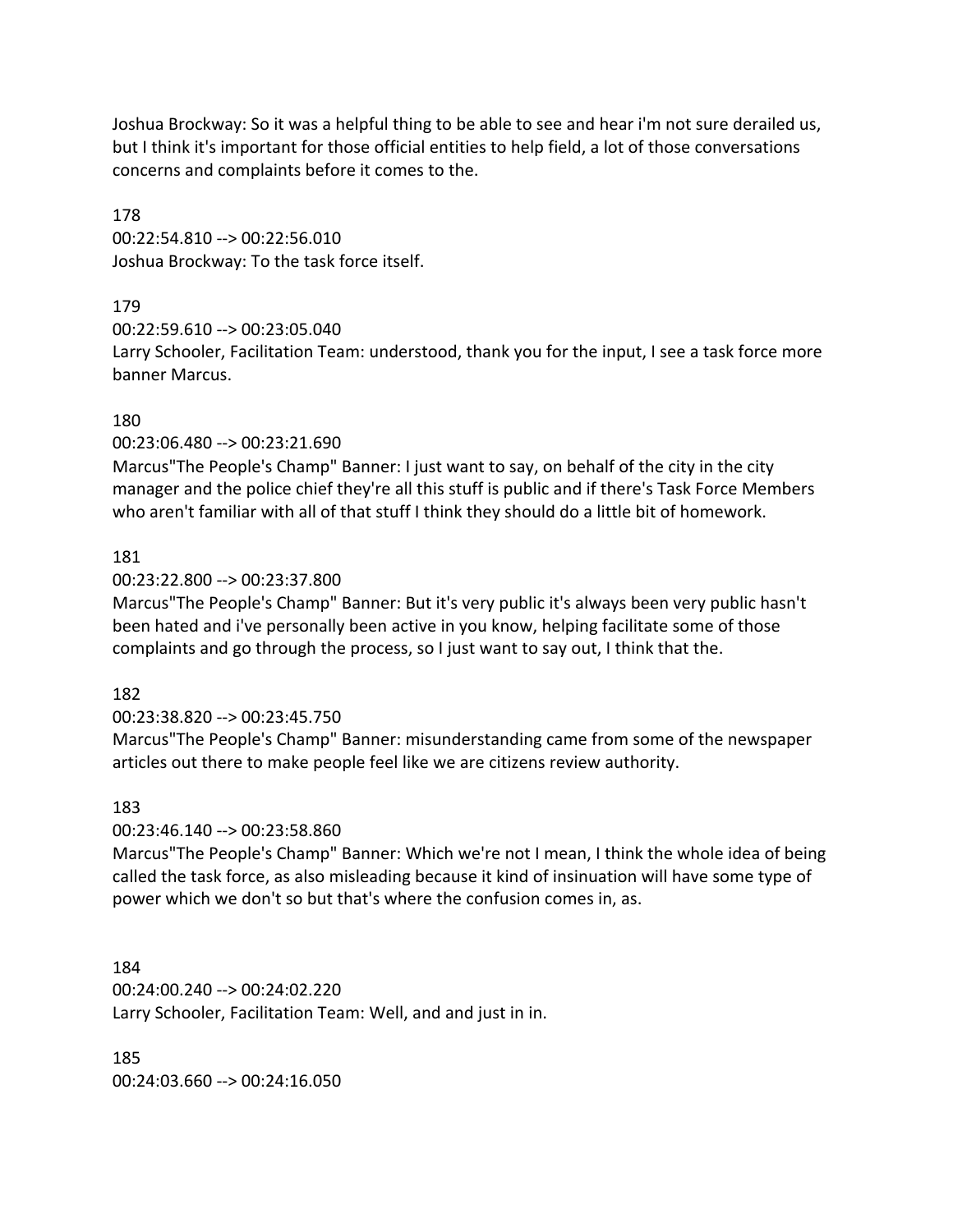Joshua Brockway: So it was a helpful thing to be able to see and hear i'm not sure derailed us, but I think it's important for those official entities to help field, a lot of those conversations concerns and complaints before it comes to the.

178
00:22:54.810 --> 00:22:56.010
Joshua Brockway: To the task force itself.

179
00:22:59.610 --> 00:23:05.040
Larry Schooler, Facilitation Team: understood, thank you for the input, I see a task force more banner Marcus.

180
00:23:06.480 --> 00:23:21.690
Marcus"The People's Champ" Banner: I just want to say, on behalf of the city in the city manager and the police chief they're all this stuff is public and if there's Task Force Members who aren't familiar with all of that stuff I think they should do a little bit of homework.

181
00:23:22.800 --> 00:23:37.800
Marcus"The People's Champ" Banner: But it's very public it's always been very public hasn't been hated and i've personally been active in you know, helping facilitate some of those complaints and go through the process, so I just want to say out, I think that the.

182
00:23:38.820 --> 00:23:45.750
Marcus"The People's Champ" Banner: misunderstanding came from some of the newspaper articles out there to make people feel like we are citizens review authority.

183
00:23:46.140 --> 00:23:58.860
Marcus"The People's Champ" Banner: Which we're not I mean, I think the whole idea of being called the task force, as also misleading because it kind of insinuation will have some type of power which we don't so but that's where the confusion comes in, as.

184
00:24:00.240 --> 00:24:02.220
Larry Schooler, Facilitation Team: Well, and and just in in.

185
00:24:03.660 --> 00:24:16.050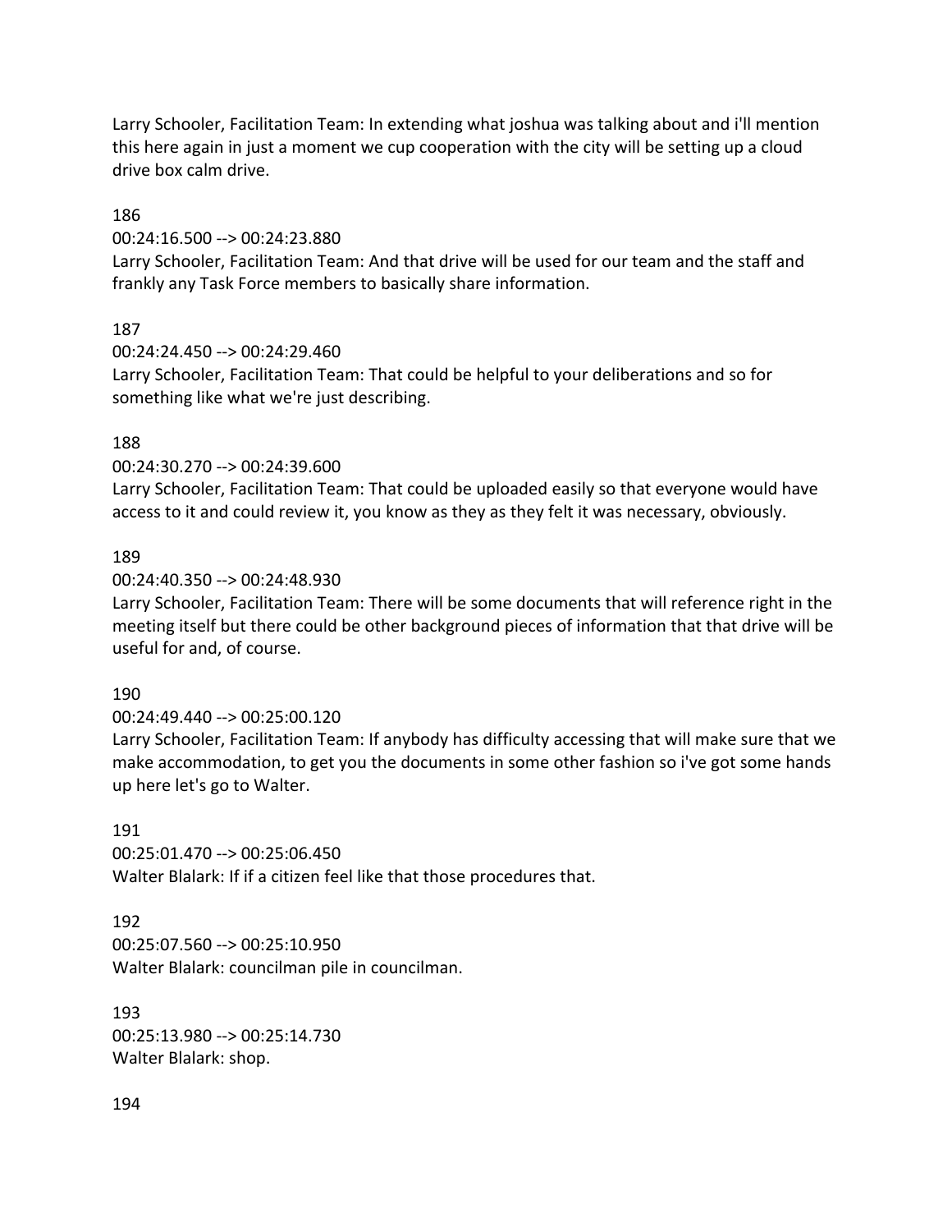Larry Schooler, Facilitation Team: In extending what joshua was talking about and i'll mention this here again in just a moment we cup cooperation with the city will be setting up a cloud drive box calm drive.

186

00:24:16.500 --> 00:24:23.880

Larry Schooler, Facilitation Team: And that drive will be used for our team and the staff and frankly any Task Force members to basically share information.

187

00:24:24.450 --> 00:24:29.460

Larry Schooler, Facilitation Team: That could be helpful to your deliberations and so for something like what we're just describing.

188

00:24:30.270 --> 00:24:39.600

Larry Schooler, Facilitation Team: That could be uploaded easily so that everyone would have access to it and could review it, you know as they as they felt it was necessary, obviously.

189

00:24:40.350 --> 00:24:48.930

Larry Schooler, Facilitation Team: There will be some documents that will reference right in the meeting itself but there could be other background pieces of information that that drive will be useful for and, of course.

190

00:24:49.440 --> 00:25:00.120

Larry Schooler, Facilitation Team: If anybody has difficulty accessing that will make sure that we make accommodation, to get you the documents in some other fashion so i've got some hands up here let's go to Walter.

191

00:25:01.470 --> 00:25:06.450

Walter Blalark: If if a citizen feel like that those procedures that.

192

00:25:07.560 --> 00:25:10.950

Walter Blalark: councilman pile in councilman.

193

00:25:13.980 --> 00:25:14.730

Walter Blalark: shop.

194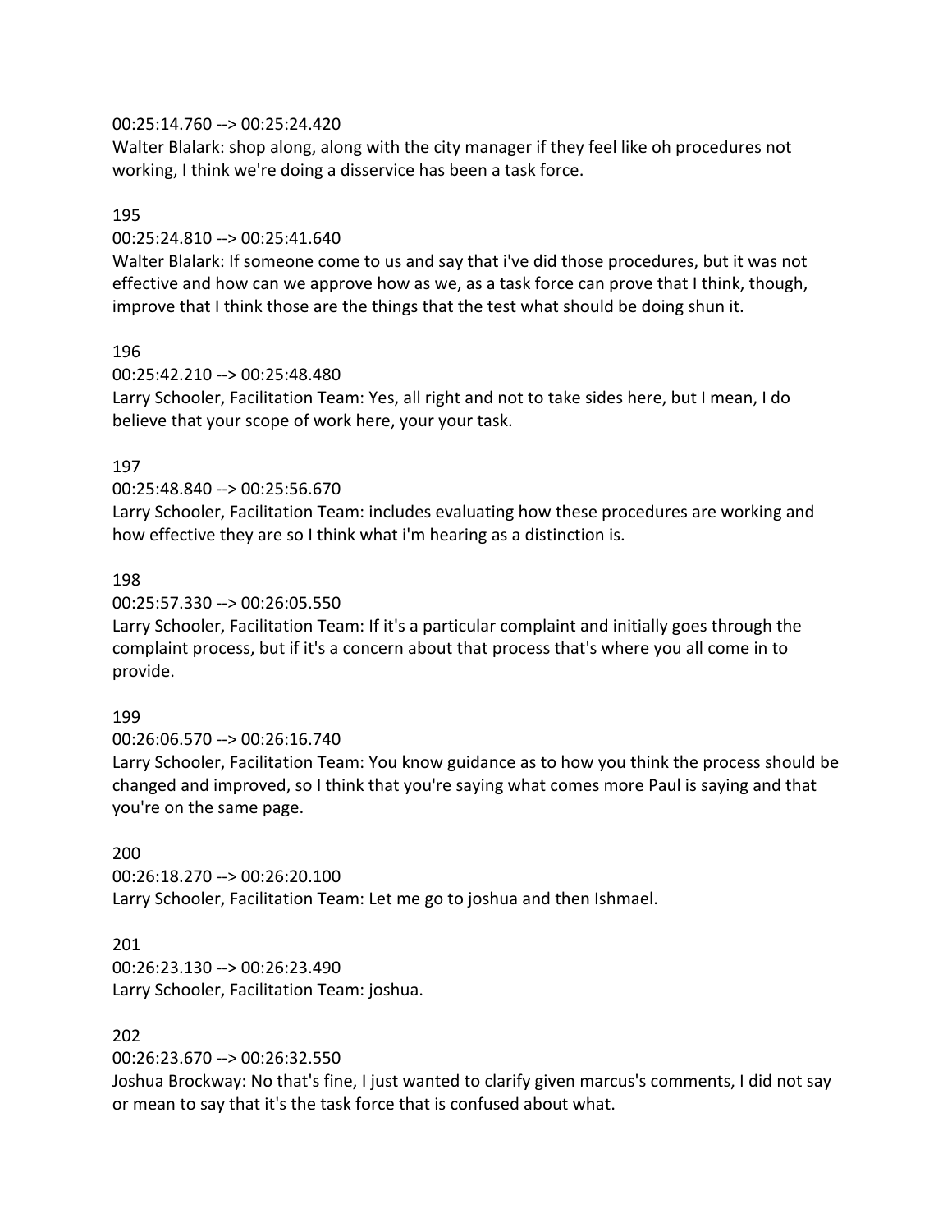00:25:14.760 --> 00:25:24.420
Walter Blalark: shop along, along with the city manager if they feel like oh procedures not working, I think we're doing a disservice has been a task force.

195

00:25:24.810 --> 00:25:41.640
Walter Blalark: If someone come to us and say that i've did those procedures, but it was not effective and how can we approve how as we, as a task force can prove that I think, though, improve that I think those are the things that the test what should be doing shun it.

196

00:25:42.210 --> 00:25:48.480
Larry Schooler, Facilitation Team: Yes, all right and not to take sides here, but I mean, I do believe that your scope of work here, your your task.

197

00:25:48.840 --> 00:25:56.670
Larry Schooler, Facilitation Team: includes evaluating how these procedures are working and how effective they are so I think what i'm hearing as a distinction is.

198

00:25:57.330 --> 00:26:05.550
Larry Schooler, Facilitation Team: If it's a particular complaint and initially goes through the complaint process, but if it's a concern about that process that's where you all come in to provide.

199

00:26:06.570 --> 00:26:16.740
Larry Schooler, Facilitation Team: You know guidance as to how you think the process should be changed and improved, so I think that you're saying what comes more Paul is saying and that you're on the same page.

200

00:26:18.270 --> 00:26:20.100
Larry Schooler, Facilitation Team: Let me go to joshua and then Ishmael.

201

00:26:23.130 --> 00:26:23.490
Larry Schooler, Facilitation Team: joshua.

202

00:26:23.670 --> 00:26:32.550
Joshua Brockway: No that's fine, I just wanted to clarify given marcus's comments, I did not say or mean to say that it's the task force that is confused about what.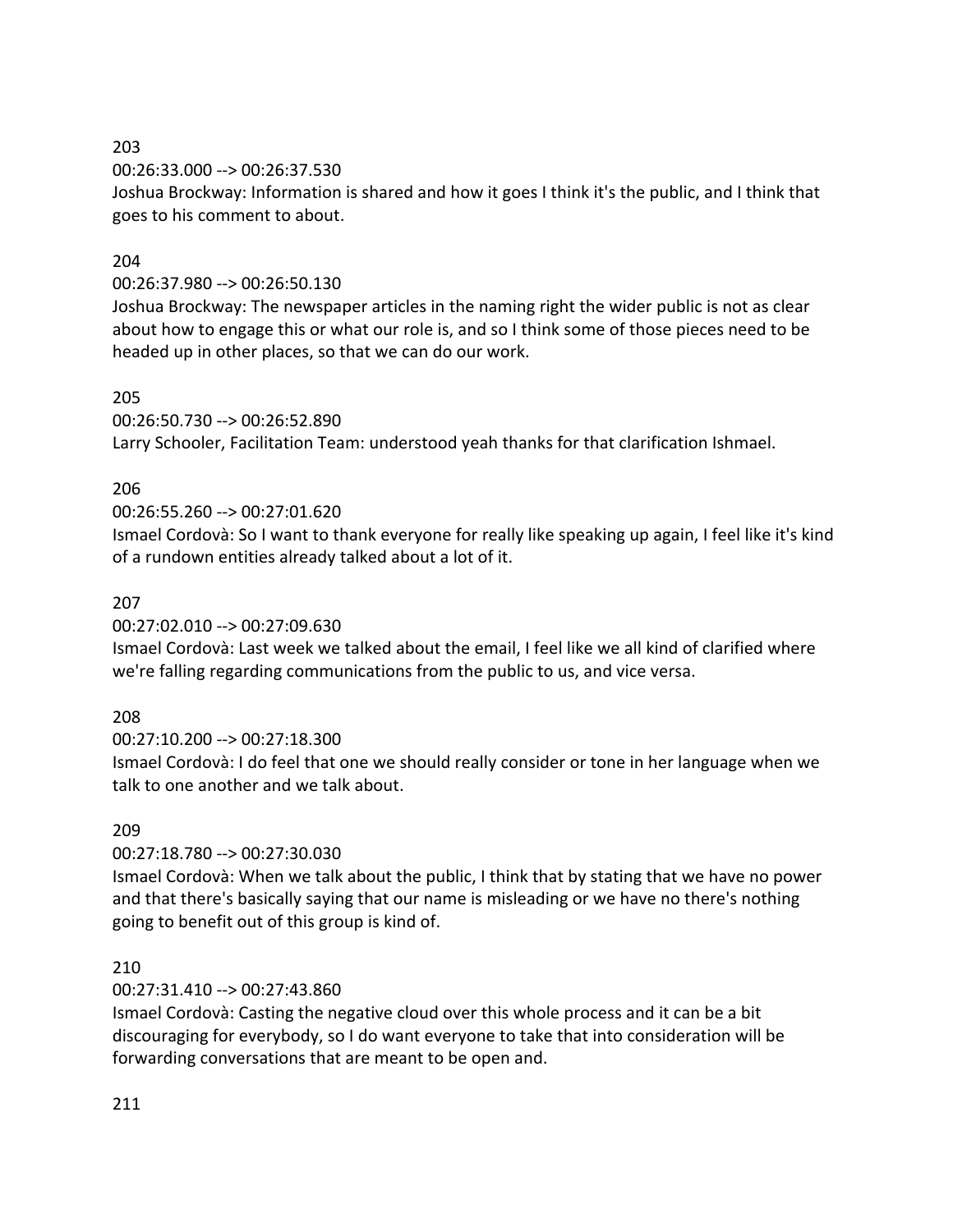203

00:26:33.000 --> 00:26:37.530

Joshua Brockway: Information is shared and how it goes I think it's the public, and I think that goes to his comment to about.

204

00:26:37.980 --> 00:26:50.130

Joshua Brockway: The newspaper articles in the naming right the wider public is not as clear about how to engage this or what our role is, and so I think some of those pieces need to be headed up in other places, so that we can do our work.

205

00:26:50.730 --> 00:26:52.890

Larry Schooler, Facilitation Team: understood yeah thanks for that clarification Ishmael.

206

00:26:55.260 --> 00:27:01.620

Ismael Cordovà: So I want to thank everyone for really like speaking up again, I feel like it's kind of a rundown entities already talked about a lot of it.

207

00:27:02.010 --> 00:27:09.630

Ismael Cordovà: Last week we talked about the email, I feel like we all kind of clarified where we're falling regarding communications from the public to us, and vice versa.

208

00:27:10.200 --> 00:27:18.300

Ismael Cordovà: I do feel that one we should really consider or tone in her language when we talk to one another and we talk about.

209

00:27:18.780 --> 00:27:30.030

Ismael Cordovà: When we talk about the public, I think that by stating that we have no power and that there's basically saying that our name is misleading or we have no there's nothing going to benefit out of this group is kind of.

210

00:27:31.410 --> 00:27:43.860

Ismael Cordovà: Casting the negative cloud over this whole process and it can be a bit discouraging for everybody, so I do want everyone to take that into consideration will be forwarding conversations that are meant to be open and.

211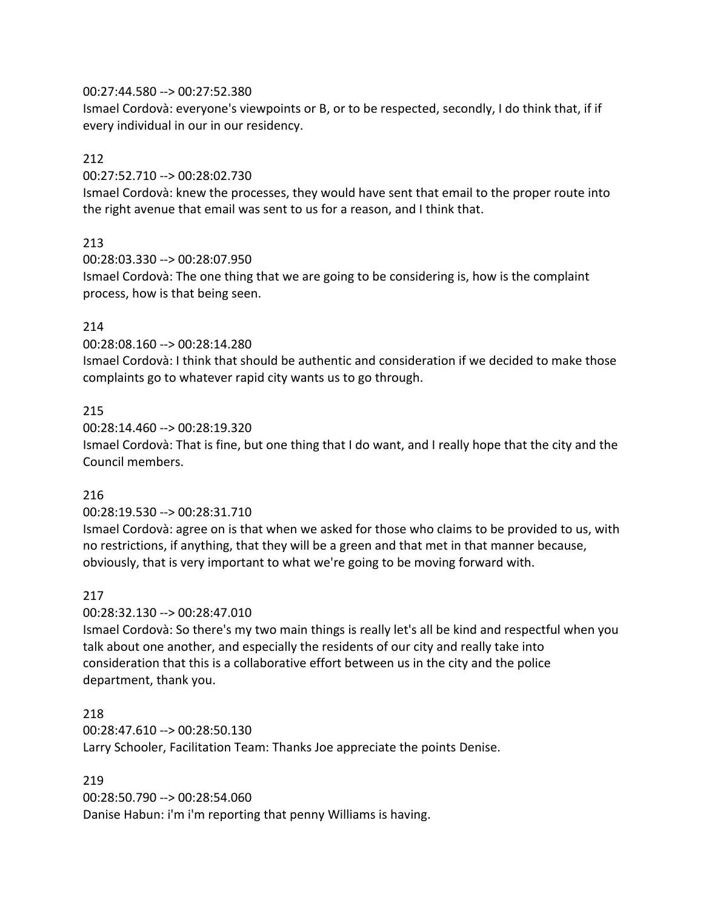00:27:44.580 --> 00:27:52.380
Ismael Cordovà: everyone's viewpoints or B, or to be respected, secondly, I do think that, if if every individual in our in our residency.

212
00:27:52.710 --> 00:28:02.730
Ismael Cordovà: knew the processes, they would have sent that email to the proper route into the right avenue that email was sent to us for a reason, and I think that.

213
00:28:03.330 --> 00:28:07.950
Ismael Cordovà: The one thing that we are going to be considering is, how is the complaint process, how is that being seen.

214
00:28:08.160 --> 00:28:14.280
Ismael Cordovà: I think that should be authentic and consideration if we decided to make those complaints go to whatever rapid city wants us to go through.

215
00:28:14.460 --> 00:28:19.320
Ismael Cordovà: That is fine, but one thing that I do want, and I really hope that the city and the Council members.

216
00:28:19.530 --> 00:28:31.710
Ismael Cordovà: agree on is that when we asked for those who claims to be provided to us, with no restrictions, if anything, that they will be a green and that met in that manner because, obviously, that is very important to what we're going to be moving forward with.

217
00:28:32.130 --> 00:28:47.010
Ismael Cordovà: So there's my two main things is really let's all be kind and respectful when you talk about one another, and especially the residents of our city and really take into consideration that this is a collaborative effort between us in the city and the police department, thank you.

218
00:28:47.610 --> 00:28:50.130
Larry Schooler, Facilitation Team: Thanks Joe appreciate the points Denise.

219
00:28:50.790 --> 00:28:54.060
Danise Habun: i'm i'm reporting that penny Williams is having.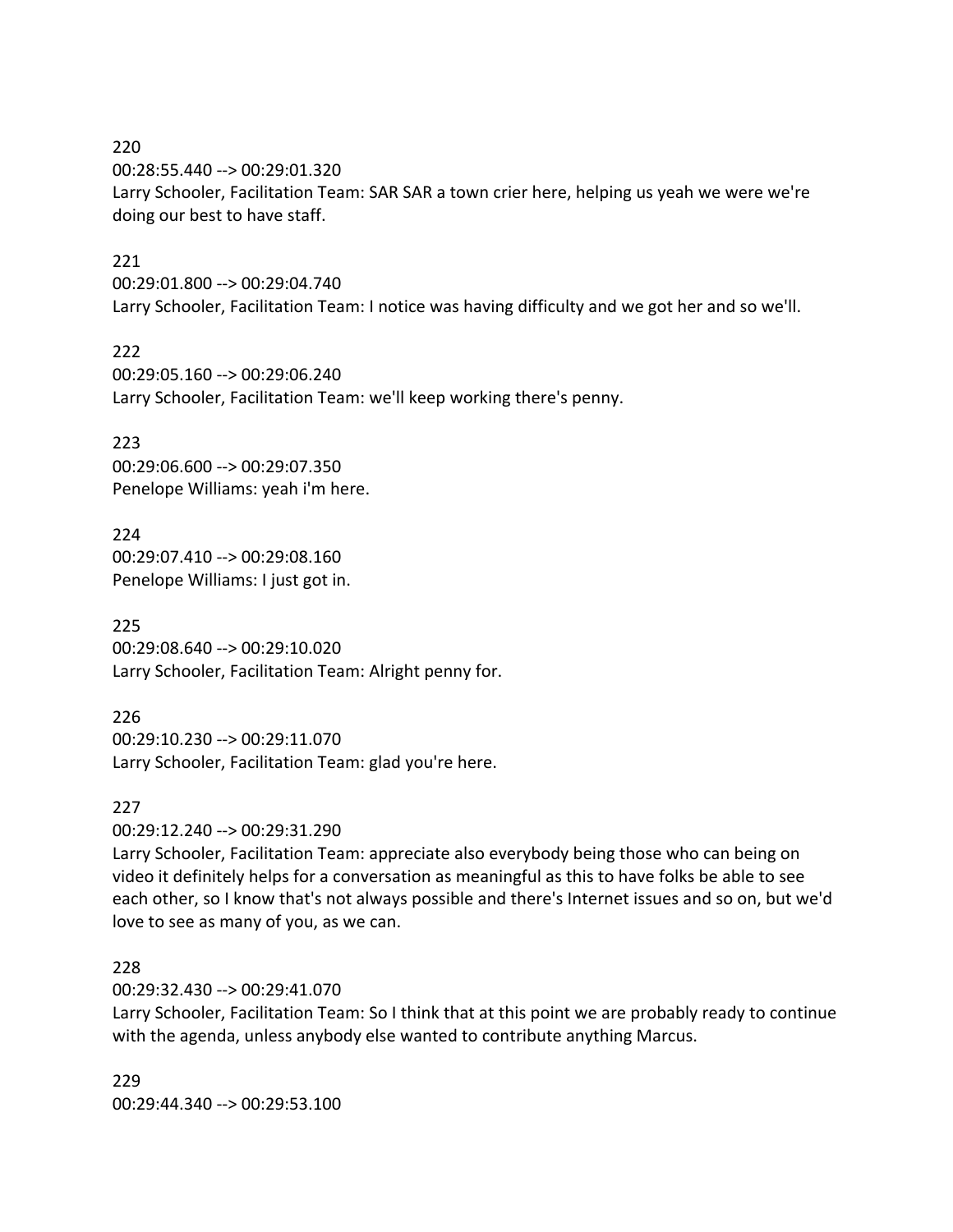220
00:28:55.440 --> 00:29:01.320
Larry Schooler, Facilitation Team: SAR SAR a town crier here, helping us yeah we were we're doing our best to have staff.

221
00:29:01.800 --> 00:29:04.740
Larry Schooler, Facilitation Team: I notice was having difficulty and we got her and so we'll.

222
00:29:05.160 --> 00:29:06.240
Larry Schooler, Facilitation Team: we'll keep working there's penny.

223
00:29:06.600 --> 00:29:07.350
Penelope Williams: yeah i'm here.

224
00:29:07.410 --> 00:29:08.160
Penelope Williams: I just got in.

225
00:29:08.640 --> 00:29:10.020
Larry Schooler, Facilitation Team: Alright penny for.

226
00:29:10.230 --> 00:29:11.070
Larry Schooler, Facilitation Team: glad you're here.

227
00:29:12.240 --> 00:29:31.290
Larry Schooler, Facilitation Team: appreciate also everybody being those who can being on video it definitely helps for a conversation as meaningful as this to have folks be able to see each other, so I know that's not always possible and there's Internet issues and so on, but we'd love to see as many of you, as we can.

228
00:29:32.430 --> 00:29:41.070
Larry Schooler, Facilitation Team: So I think that at this point we are probably ready to continue with the agenda, unless anybody else wanted to contribute anything Marcus.

229
00:29:44.340 --> 00:29:53.100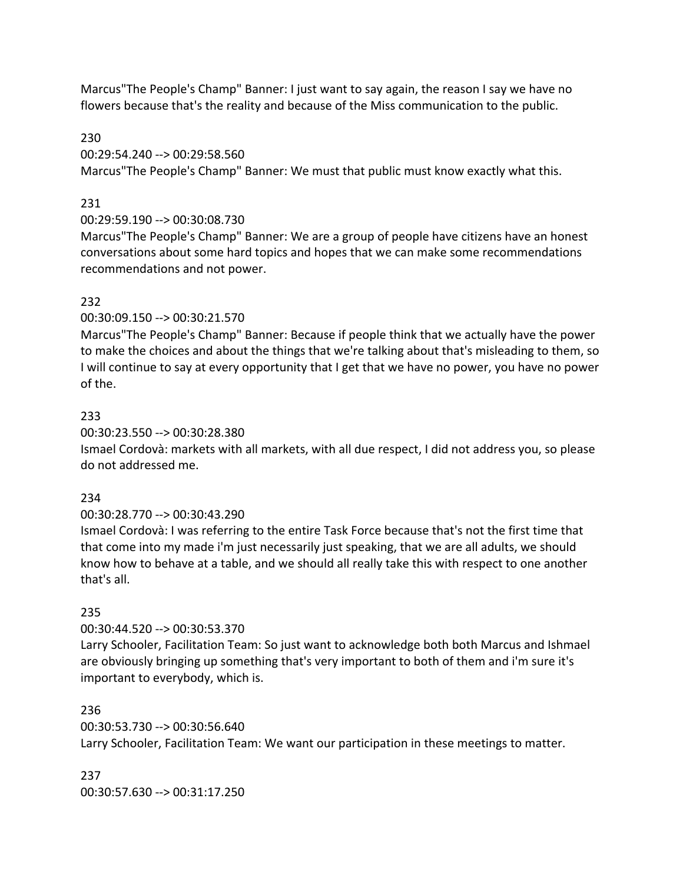Marcus"The People's Champ" Banner: I just want to say again, the reason I say we have no flowers because that's the reality and because of the Miss communication to the public.

230
00:29:54.240 --> 00:29:58.560
Marcus"The People's Champ" Banner: We must that public must know exactly what this.

231
00:29:59.190 --> 00:30:08.730
Marcus"The People's Champ" Banner: We are a group of people have citizens have an honest conversations about some hard topics and hopes that we can make some recommendations recommendations and not power.

232
00:30:09.150 --> 00:30:21.570
Marcus"The People's Champ" Banner: Because if people think that we actually have the power to make the choices and about the things that we're talking about that's misleading to them, so I will continue to say at every opportunity that I get that we have no power, you have no power of the.

233
00:30:23.550 --> 00:30:28.380
Ismael Cordovà: markets with all markets, with all due respect, I did not address you, so please do not addressed me.

234
00:30:28.770 --> 00:30:43.290
Ismael Cordovà: I was referring to the entire Task Force because that's not the first time that that come into my made i'm just necessarily just speaking, that we are all adults, we should know how to behave at a table, and we should all really take this with respect to one another that's all.

235
00:30:44.520 --> 00:30:53.370
Larry Schooler, Facilitation Team: So just want to acknowledge both both Marcus and Ishmael are obviously bringing up something that's very important to both of them and i'm sure it's important to everybody, which is.

236
00:30:53.730 --> 00:30:56.640
Larry Schooler, Facilitation Team: We want our participation in these meetings to matter.

237
00:30:57.630 --> 00:31:17.250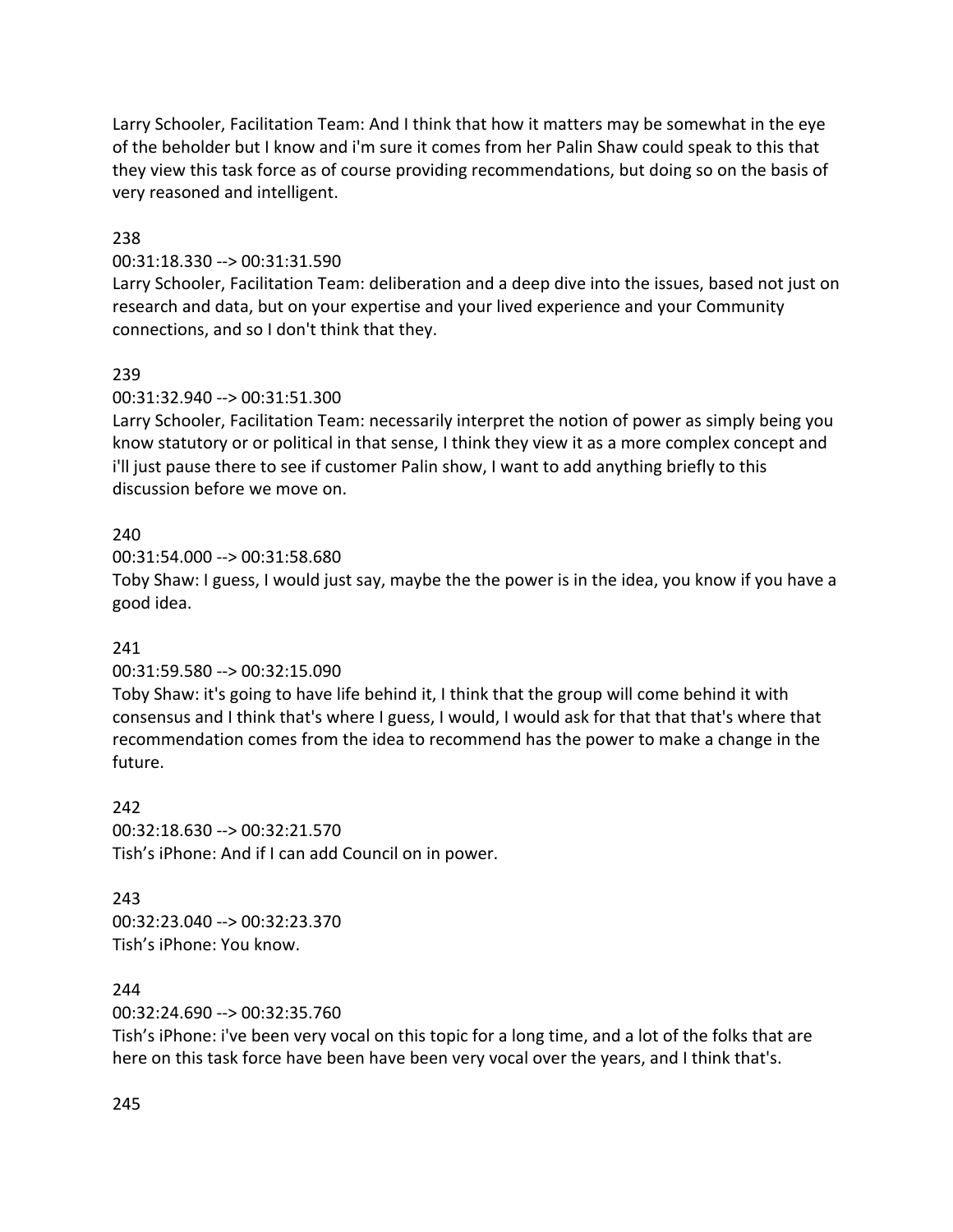Larry Schooler, Facilitation Team: And I think that how it matters may be somewhat in the eye of the beholder but I know and i'm sure it comes from her Palin Shaw could speak to this that they view this task force as of course providing recommendations, but doing so on the basis of very reasoned and intelligent.

238

00:31:18.330 --> 00:31:31.590

Larry Schooler, Facilitation Team: deliberation and a deep dive into the issues, based not just on research and data, but on your expertise and your lived experience and your Community connections, and so I don't think that they.

239

00:31:32.940 --> 00:31:51.300

Larry Schooler, Facilitation Team: necessarily interpret the notion of power as simply being you know statutory or or political in that sense, I think they view it as a more complex concept and i'll just pause there to see if customer Palin show, I want to add anything briefly to this discussion before we move on.

240

00:31:54.000 --> 00:31:58.680

Toby Shaw: I guess, I would just say, maybe the the power is in the idea, you know if you have a good idea.

241

00:31:59.580 --> 00:32:15.090

Toby Shaw: it's going to have life behind it, I think that the group will come behind it with consensus and I think that's where I guess, I would, I would ask for that that that's where that recommendation comes from the idea to recommend has the power to make a change in the future.

242

00:32:18.630 --> 00:32:21.570

Tish's iPhone: And if I can add Council on in power.

243

00:32:23.040 --> 00:32:23.370

Tish's iPhone: You know.

244

00:32:24.690 --> 00:32:35.760

Tish's iPhone: i've been very vocal on this topic for a long time, and a lot of the folks that are here on this task force have been have been very vocal over the years, and I think that's.

245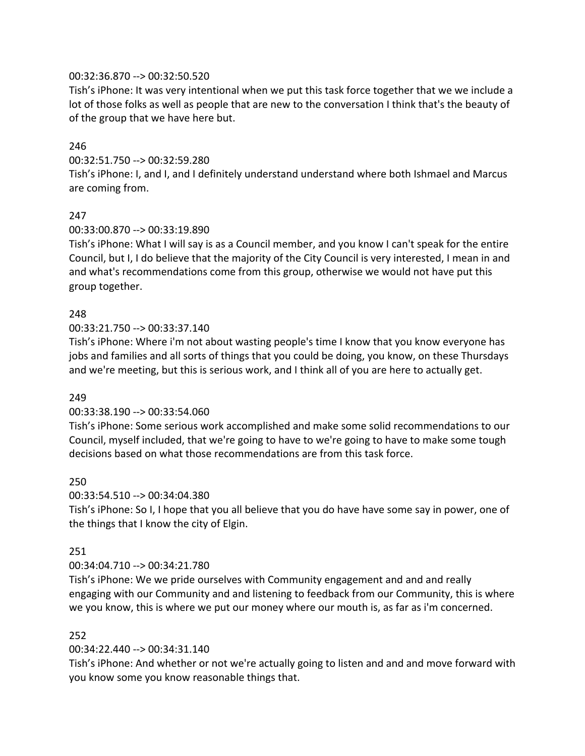00:32:36.870 --> 00:32:50.520
Tish's iPhone: It was very intentional when we put this task force together that we we include a lot of those folks as well as people that are new to the conversation I think that's the beauty of of the group that we have here but.

246

00:32:51.750 --> 00:32:59.280
Tish's iPhone: I, and I, and I definitely understand understand where both Ishmael and Marcus are coming from.

247

00:33:00.870 --> 00:33:19.890
Tish's iPhone: What I will say is as a Council member, and you know I can't speak for the entire Council, but I, I do believe that the majority of the City Council is very interested, I mean in and and what's recommendations come from this group, otherwise we would not have put this group together.

248

00:33:21.750 --> 00:33:37.140
Tish's iPhone: Where i'm not about wasting people's time I know that you know everyone has jobs and families and all sorts of things that you could be doing, you know, on these Thursdays and we're meeting, but this is serious work, and I think all of you are here to actually get.

249

00:33:38.190 --> 00:33:54.060
Tish's iPhone: Some serious work accomplished and make some solid recommendations to our Council, myself included, that we're going to have to we're going to have to make some tough decisions based on what those recommendations are from this task force.

250

00:33:54.510 --> 00:34:04.380
Tish's iPhone: So I, I hope that you all believe that you do have have some say in power, one of the things that I know the city of Elgin.

251

00:34:04.710 --> 00:34:21.780
Tish's iPhone: We we pride ourselves with Community engagement and and and really engaging with our Community and and listening to feedback from our Community, this is where we you know, this is where we put our money where our mouth is, as far as i'm concerned.

252

00:34:22.440 --> 00:34:31.140
Tish's iPhone: And whether or not we're actually going to listen and and and move forward with you know some you know reasonable things that.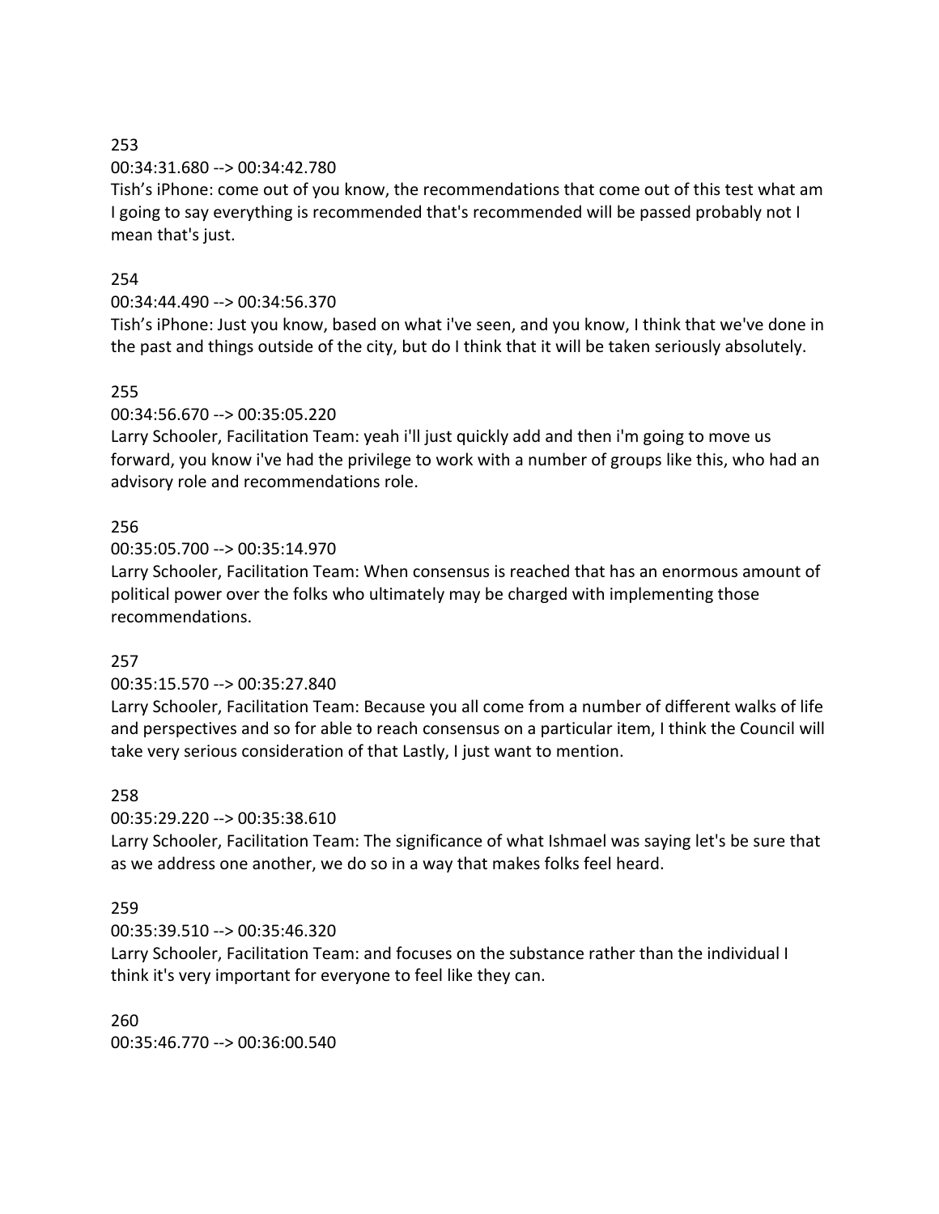253

00:34:31.680 --> 00:34:42.780

Tish's iPhone: come out of you know, the recommendations that come out of this test what am I going to say everything is recommended that's recommended will be passed probably not I mean that's just.

254

00:34:44.490 --> 00:34:56.370

Tish's iPhone: Just you know, based on what i've seen, and you know, I think that we've done in the past and things outside of the city, but do I think that it will be taken seriously absolutely.

255

00:34:56.670 --> 00:35:05.220

Larry Schooler, Facilitation Team: yeah i'll just quickly add and then i'm going to move us forward, you know i've had the privilege to work with a number of groups like this, who had an advisory role and recommendations role.

256

00:35:05.700 --> 00:35:14.970

Larry Schooler, Facilitation Team: When consensus is reached that has an enormous amount of political power over the folks who ultimately may be charged with implementing those recommendations.

257

00:35:15.570 --> 00:35:27.840

Larry Schooler, Facilitation Team: Because you all come from a number of different walks of life and perspectives and so for able to reach consensus on a particular item, I think the Council will take very serious consideration of that Lastly, I just want to mention.

258

00:35:29.220 --> 00:35:38.610

Larry Schooler, Facilitation Team: The significance of what Ishmael was saying let's be sure that as we address one another, we do so in a way that makes folks feel heard.

259

00:35:39.510 --> 00:35:46.320

Larry Schooler, Facilitation Team: and focuses on the substance rather than the individual I think it's very important for everyone to feel like they can.

260

00:35:46.770 --> 00:36:00.540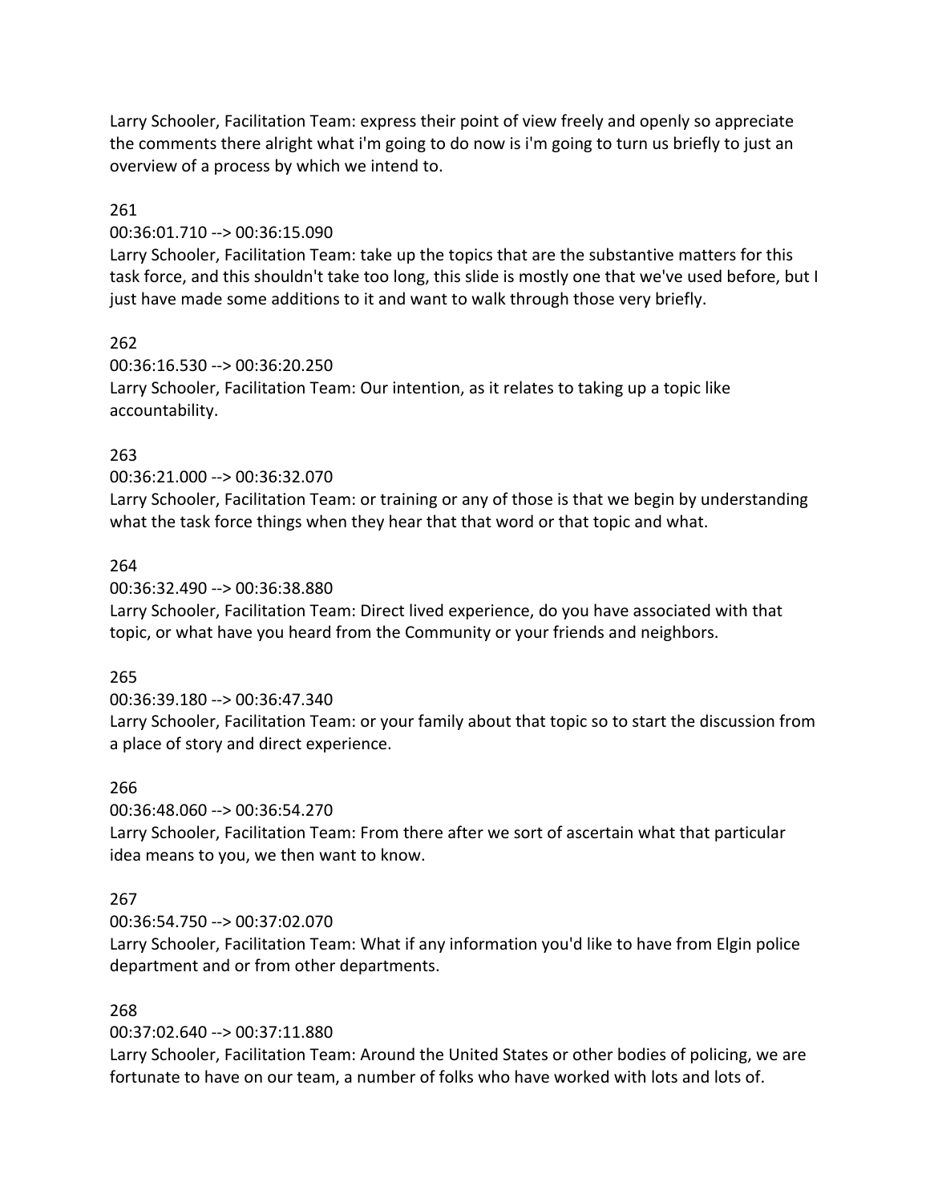Larry Schooler, Facilitation Team: express their point of view freely and openly so appreciate the comments there alright what i'm going to do now is i'm going to turn us briefly to just an overview of a process by which we intend to.

261

00:36:01.710 --> 00:36:15.090

Larry Schooler, Facilitation Team: take up the topics that are the substantive matters for this task force, and this shouldn't take too long, this slide is mostly one that we've used before, but I just have made some additions to it and want to walk through those very briefly.

262

00:36:16.530 --> 00:36:20.250

Larry Schooler, Facilitation Team: Our intention, as it relates to taking up a topic like accountability.

263

00:36:21.000 --> 00:36:32.070

Larry Schooler, Facilitation Team: or training or any of those is that we begin by understanding what the task force things when they hear that that word or that topic and what.

264

00:36:32.490 --> 00:36:38.880

Larry Schooler, Facilitation Team: Direct lived experience, do you have associated with that topic, or what have you heard from the Community or your friends and neighbors.

265

00:36:39.180 --> 00:36:47.340

Larry Schooler, Facilitation Team: or your family about that topic so to start the discussion from a place of story and direct experience.

266

00:36:48.060 --> 00:36:54.270

Larry Schooler, Facilitation Team: From there after we sort of ascertain what that particular idea means to you, we then want to know.

267

00:36:54.750 --> 00:37:02.070

Larry Schooler, Facilitation Team: What if any information you'd like to have from Elgin police department and or from other departments.

268

00:37:02.640 --> 00:37:11.880

Larry Schooler, Facilitation Team: Around the United States or other bodies of policing, we are fortunate to have on our team, a number of folks who have worked with lots and lots of.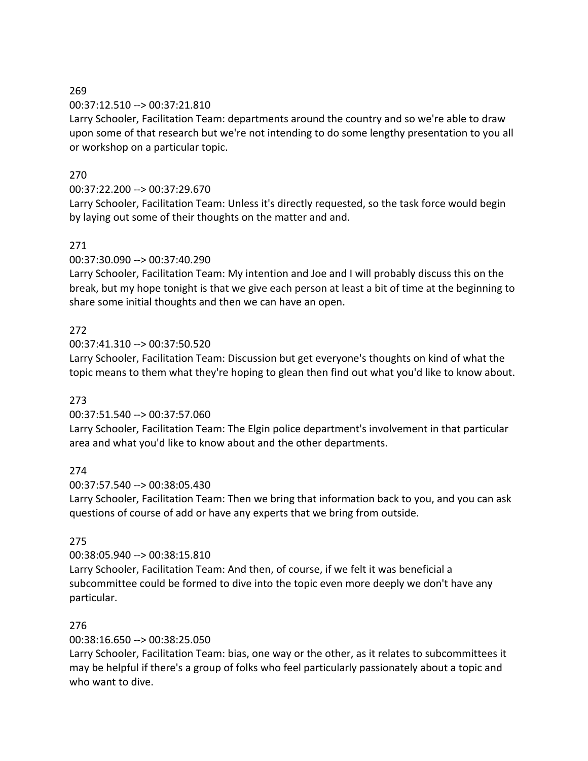269

00:37:12.510 --> 00:37:21.810

Larry Schooler, Facilitation Team: departments around the country and so we're able to draw upon some of that research but we're not intending to do some lengthy presentation to you all or workshop on a particular topic.

270

00:37:22.200 --> 00:37:29.670

Larry Schooler, Facilitation Team: Unless it's directly requested, so the task force would begin by laying out some of their thoughts on the matter and and.

271

00:37:30.090 --> 00:37:40.290

Larry Schooler, Facilitation Team: My intention and Joe and I will probably discuss this on the break, but my hope tonight is that we give each person at least a bit of time at the beginning to share some initial thoughts and then we can have an open.

272

00:37:41.310 --> 00:37:50.520

Larry Schooler, Facilitation Team: Discussion but get everyone's thoughts on kind of what the topic means to them what they're hoping to glean then find out what you'd like to know about.

273

00:37:51.540 --> 00:37:57.060

Larry Schooler, Facilitation Team: The Elgin police department's involvement in that particular area and what you'd like to know about and the other departments.

274

00:37:57.540 --> 00:38:05.430

Larry Schooler, Facilitation Team: Then we bring that information back to you, and you can ask questions of course of add or have any experts that we bring from outside.

275

00:38:05.940 --> 00:38:15.810

Larry Schooler, Facilitation Team: And then, of course, if we felt it was beneficial a subcommittee could be formed to dive into the topic even more deeply we don't have any particular.

276

00:38:16.650 --> 00:38:25.050

Larry Schooler, Facilitation Team: bias, one way or the other, as it relates to subcommittees it may be helpful if there's a group of folks who feel particularly passionately about a topic and who want to dive.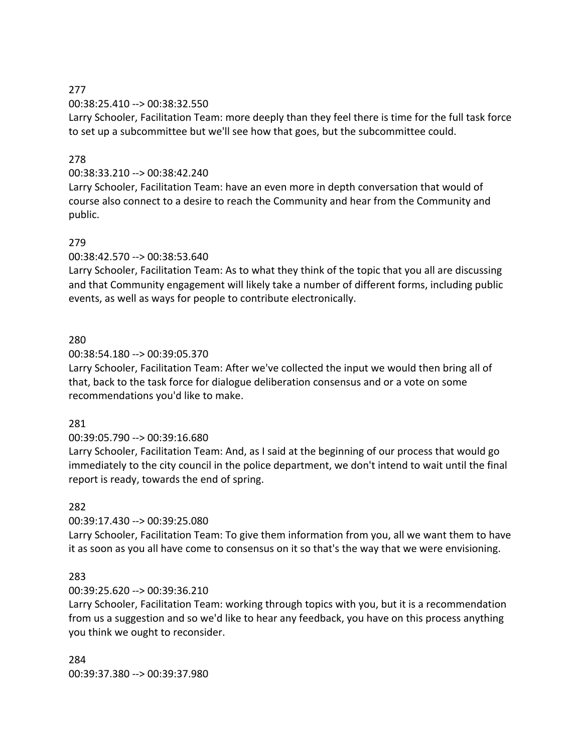277

00:38:25.410 --> 00:38:32.550

Larry Schooler, Facilitation Team: more deeply than they feel there is time for the full task force to set up a subcommittee but we'll see how that goes, but the subcommittee could.

278

00:38:33.210 --> 00:38:42.240

Larry Schooler, Facilitation Team: have an even more in depth conversation that would of course also connect to a desire to reach the Community and hear from the Community and public.

279

00:38:42.570 --> 00:38:53.640

Larry Schooler, Facilitation Team: As to what they think of the topic that you all are discussing and that Community engagement will likely take a number of different forms, including public events, as well as ways for people to contribute electronically.

280

00:38:54.180 --> 00:39:05.370

Larry Schooler, Facilitation Team: After we've collected the input we would then bring all of that, back to the task force for dialogue deliberation consensus and or a vote on some recommendations you'd like to make.

281

00:39:05.790 --> 00:39:16.680

Larry Schooler, Facilitation Team: And, as I said at the beginning of our process that would go immediately to the city council in the police department, we don't intend to wait until the final report is ready, towards the end of spring.

282

00:39:17.430 --> 00:39:25.080

Larry Schooler, Facilitation Team: To give them information from you, all we want them to have it as soon as you all have come to consensus on it so that's the way that we were envisioning.

283

00:39:25.620 --> 00:39:36.210

Larry Schooler, Facilitation Team: working through topics with you, but it is a recommendation from us a suggestion and so we'd like to hear any feedback, you have on this process anything you think we ought to reconsider.

284

00:39:37.380 --> 00:39:37.980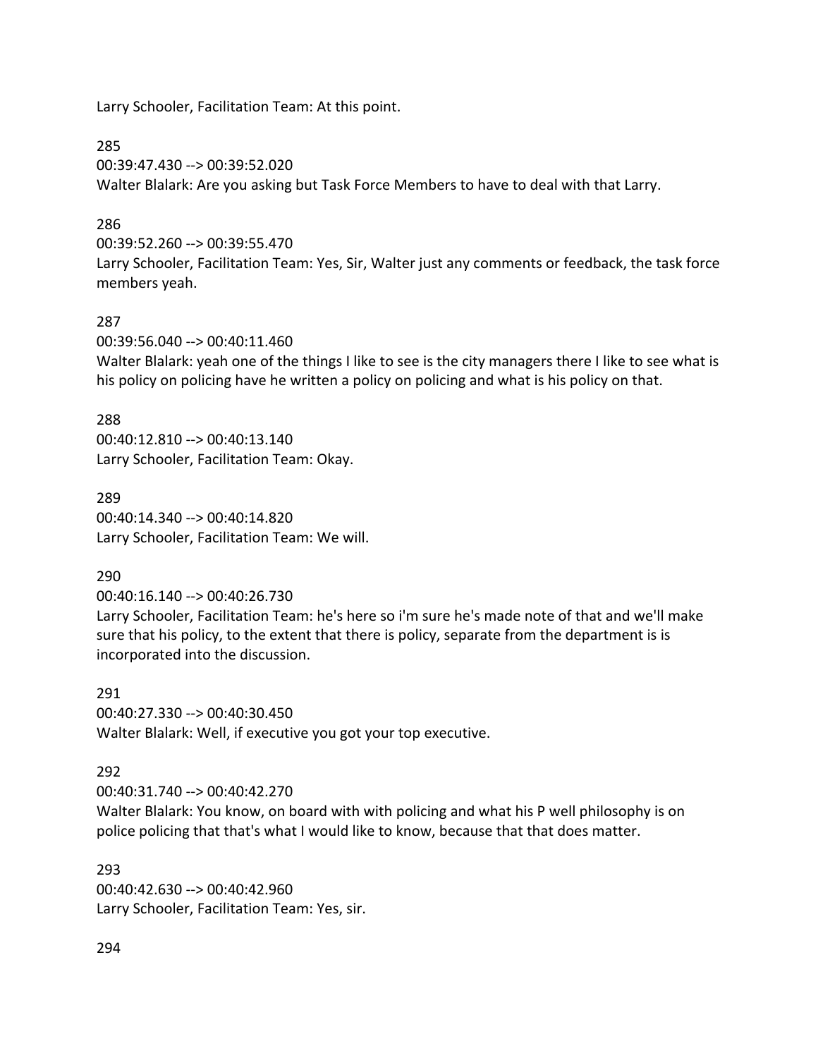Larry Schooler, Facilitation Team: At this point.

285

00:39:47.430 --> 00:39:52.020

Walter Blalark: Are you asking but Task Force Members to have to deal with that Larry.

286

00:39:52.260 --> 00:39:55.470

Larry Schooler, Facilitation Team: Yes, Sir, Walter just any comments or feedback, the task force members yeah.

287

00:39:56.040 --> 00:40:11.460

Walter Blalark: yeah one of the things I like to see is the city managers there I like to see what is his policy on policing have he written a policy on policing and what is his policy on that.

288

00:40:12.810 --> 00:40:13.140

Larry Schooler, Facilitation Team: Okay.

289

00:40:14.340 --> 00:40:14.820

Larry Schooler, Facilitation Team: We will.

290

00:40:16.140 --> 00:40:26.730

Larry Schooler, Facilitation Team: he's here so i'm sure he's made note of that and we'll make sure that his policy, to the extent that there is policy, separate from the department and is is incorporated into the discussion.

291

00:40:27.330 --> 00:40:30.450

Walter Blalark: Well, if executive you got your top executive.

292

00:40:31.740 --> 00:40:42.270

Walter Blalark: You know, on board with with policing and what his P well philosophy is on police policing that that's what I would like to know, because that that does matter.

293

00:40:42.630 --> 00:40:42.960

Larry Schooler, Facilitation Team: Yes, sir.

294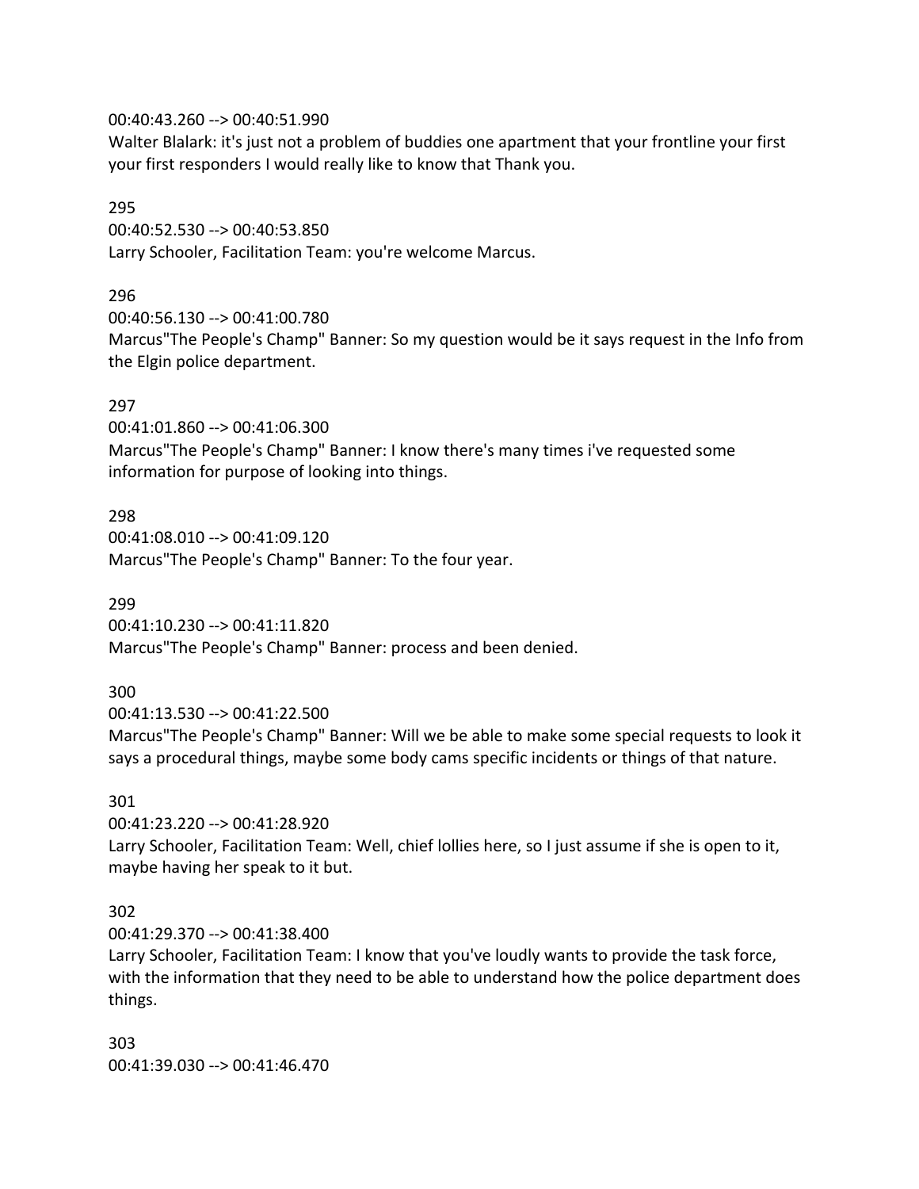00:40:43.260 --> 00:40:51.990
Walter Blalark: it's just not a problem of buddies one apartment that your frontline your first your first responders I would really like to know that Thank you.

295
00:40:52.530 --> 00:40:53.850
Larry Schooler, Facilitation Team: you're welcome Marcus.

296
00:40:56.130 --> 00:41:00.780
Marcus"The People's Champ" Banner: So my question would be it says request in the Info from the Elgin police department.

297
00:41:01.860 --> 00:41:06.300
Marcus"The People's Champ" Banner: I know there's many times i've requested some information for purpose of looking into things.

298
00:41:08.010 --> 00:41:09.120
Marcus"The People's Champ" Banner: To the four year.

299
00:41:10.230 --> 00:41:11.820
Marcus"The People's Champ" Banner: process and been denied.

300
00:41:13.530 --> 00:41:22.500
Marcus"The People's Champ" Banner: Will we be able to make some special requests to look it says a procedural things, maybe some body cams specific incidents or things of that nature.

301
00:41:23.220 --> 00:41:28.920
Larry Schooler, Facilitation Team: Well, chief lollies here, so I just assume if she is open to it, maybe having her speak to it but.

302
00:41:29.370 --> 00:41:38.400
Larry Schooler, Facilitation Team: I know that you've loudly wants to provide the task force, with the information that they need to be able to understand how the police department does things.

303
00:41:39.030 --> 00:41:46.470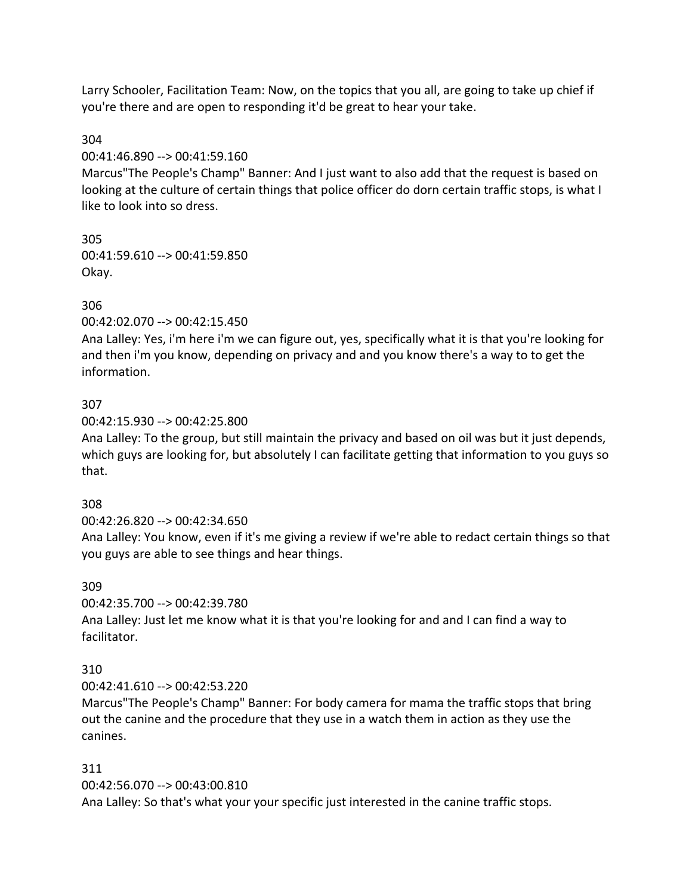Larry Schooler, Facilitation Team: Now, on the topics that you all, are going to take up chief if you're there and are open to responding it'd be great to hear your take.

304

00:41:46.890 --> 00:41:59.160

Marcus"The People's Champ" Banner: And I just want to also add that the request is based on looking at the culture of certain things that police officer do dorn certain traffic stops, is what I like to look into so dress.

305

00:41:59.610 --> 00:41:59.850

Okay.

306

00:42:02.070 --> 00:42:15.450

Ana Lalley: Yes, i'm here i'm we can figure out, yes, specifically what it is that you're looking for and then i'm you know, depending on privacy and and you know there's a way to to get the information.

307

00:42:15.930 --> 00:42:25.800

Ana Lalley: To the group, but still maintain the privacy and based on oil was but it just depends, which guys are looking for, but absolutely I can facilitate getting that information to you guys so that.

308

00:42:26.820 --> 00:42:34.650

Ana Lalley: You know, even if it's me giving a review if we're able to redact certain things so that you guys are able to see things and hear things.

309

00:42:35.700 --> 00:42:39.780

Ana Lalley: Just let me know what it is that you're looking for and and I can find a way to facilitator.

310

00:42:41.610 --> 00:42:53.220

Marcus"The People's Champ" Banner: For body camera for mama the traffic stops that bring out the canine and the procedure that they use in a watch them in action as they use the canines.

311

00:42:56.070 --> 00:43:00.810

Ana Lalley: So that's what your your specific just interested in the canine traffic stops.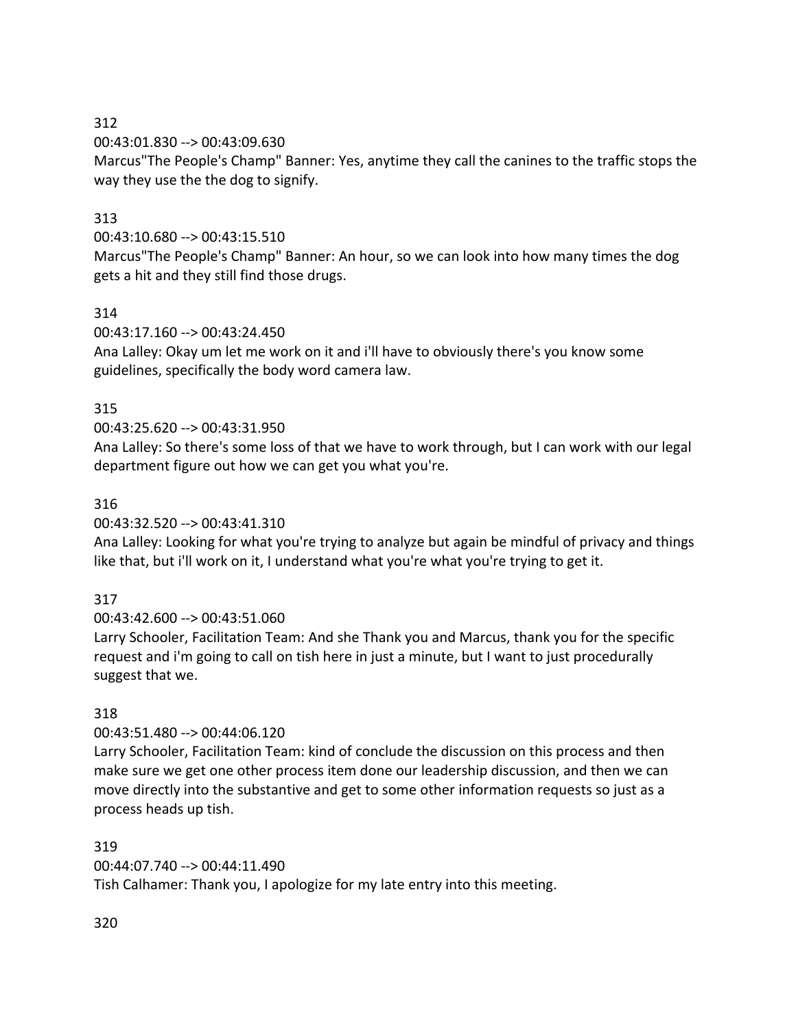312

00:43:01.830 --> 00:43:09.630

Marcus"The People's Champ" Banner: Yes, anytime they call the canines to the traffic stops the way they use the the dog to signify.

313

00:43:10.680 --> 00:43:15.510

Marcus"The People's Champ" Banner: An hour, so we can look into how many times the dog gets a hit and they still find those drugs.

314

00:43:17.160 --> 00:43:24.450

Ana Lalley: Okay um let me work on it and i'll have to obviously there's you know some guidelines, specifically the body word camera law.

315

00:43:25.620 --> 00:43:31.950

Ana Lalley: So there's some loss of that we have to work through, but I can work with our legal department figure out how we can get you what you're.

316

00:43:32.520 --> 00:43:41.310

Ana Lalley: Looking for what you're trying to analyze but again be mindful of privacy and things like that, but i'll work on it, I understand what you're what you're trying to get it.

317

00:43:42.600 --> 00:43:51.060

Larry Schooler, Facilitation Team: And she Thank you and Marcus, thank you for the specific request and i'm going to call on tish here in just a minute, but I want to just procedurally suggest that we.

318

00:43:51.480 --> 00:44:06.120

Larry Schooler, Facilitation Team: kind of conclude the discussion on this process and then make sure we get one other process item done our leadership discussion, and then we can move directly into the substantive and get to some other information requests so just as a process heads up tish.

319

00:44:07.740 --> 00:44:11.490

Tish Calhamer: Thank you, I apologize for my late entry into this meeting.

320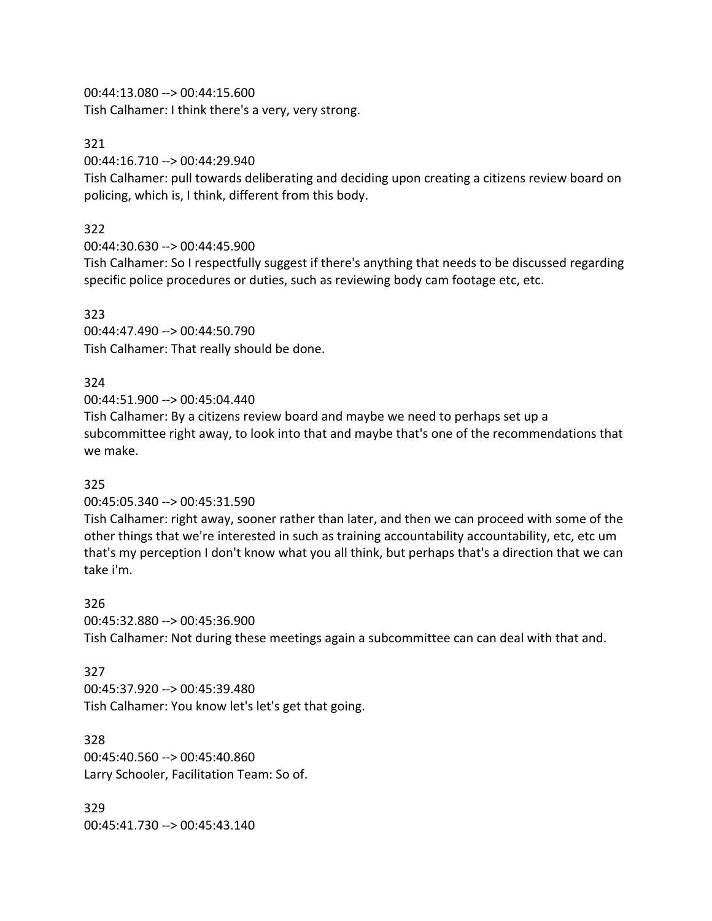00:44:13.080 --> 00:44:15.600
Tish Calhamer: I think there's a very, very strong.

321
00:44:16.710 --> 00:44:29.940
Tish Calhamer: pull towards deliberating and deciding upon creating a citizens review board on policing, which is, I think, different from this body.

322
00:44:30.630 --> 00:44:45.900
Tish Calhamer: So I respectfully suggest if there's anything that needs to be discussed regarding specific police procedures or duties, such as reviewing body cam footage etc, etc.

323
00:44:47.490 --> 00:44:50.790
Tish Calhamer: That really should be done.

324
00:44:51.900 --> 00:45:04.440
Tish Calhamer: By a citizens review board and maybe we need to perhaps set up a subcommittee right away, to look into that and maybe that's one of the recommendations that we make.

325
00:45:05.340 --> 00:45:31.590
Tish Calhamer: right away, sooner rather than later, and then we can proceed with some of the other things that we're interested in such as training accountability accountability, etc, etc um that's my perception I don't know what you all think, but perhaps that's a direction that we can take i'm.

326
00:45:32.880 --> 00:45:36.900
Tish Calhamer: Not during these meetings again a subcommittee can can deal with that and.

327
00:45:37.920 --> 00:45:39.480
Tish Calhamer: You know let's let's get that going.

328
00:45:40.560 --> 00:45:40.860
Larry Schooler, Facilitation Team: So of.

329
00:45:41.730 --> 00:45:43.140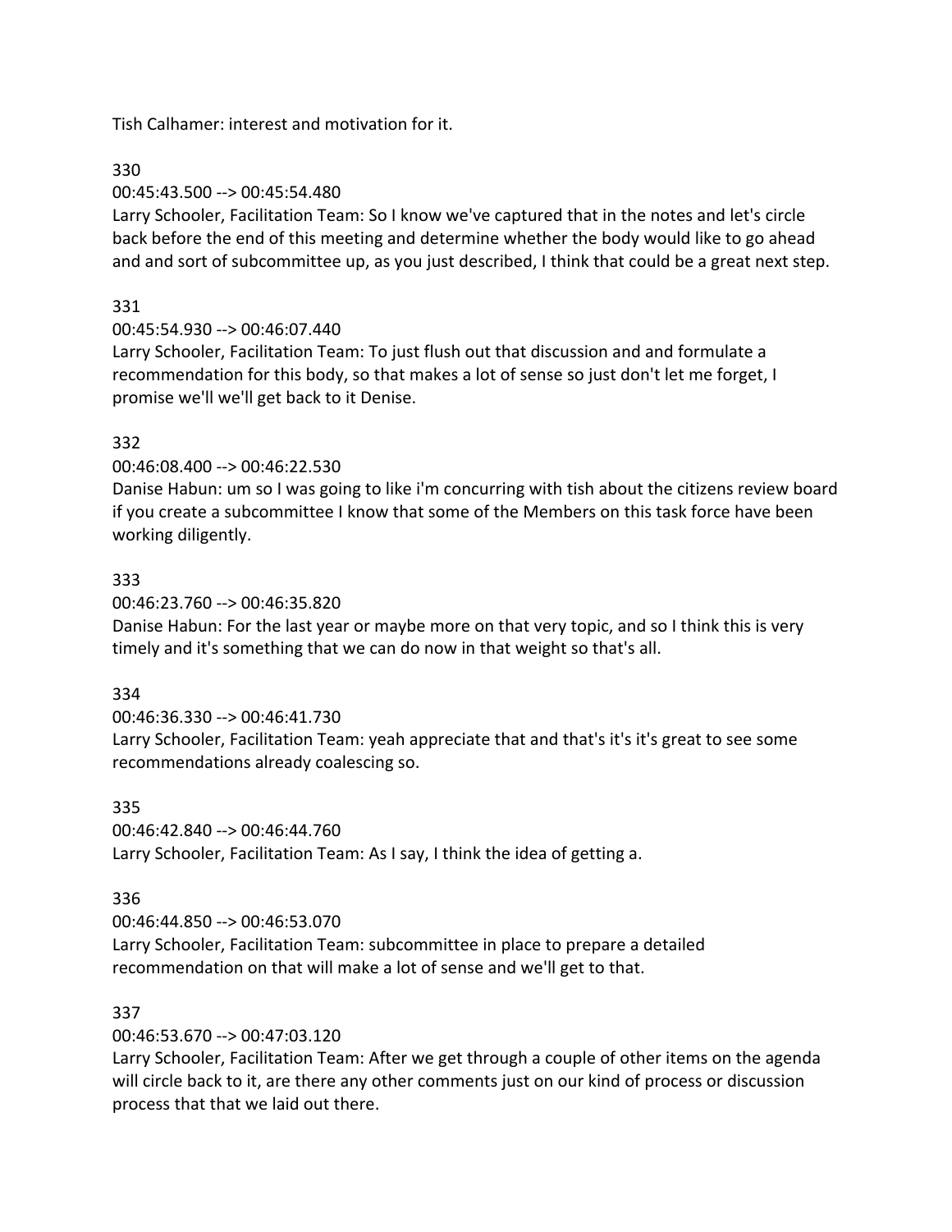Tish Calhamer: interest and motivation for it.

330

00:45:43.500 --> 00:45:54.480

Larry Schooler, Facilitation Team: So I know we've captured that in the notes and let's circle back before the end of this meeting and determine whether the body would like to go ahead and and sort of subcommittee up, as you just described, I think that could be a great next step.

331

00:45:54.930 --> 00:46:07.440

Larry Schooler, Facilitation Team: To just flush out that discussion and and formulate a recommendation for this body, so that makes a lot of sense so just don't let me forget, I promise we'll we'll get back to it Denise.

332

00:46:08.400 --> 00:46:22.530

Danise Habun: um so I was going to like i'm concurring with tish about the citizens review board if you create a subcommittee I know that some of the Members on this task force have been working diligently.

333

00:46:23.760 --> 00:46:35.820

Danise Habun: For the last year or maybe more on that very topic, and so I think this is very timely and it's something that we can do now in that weight so that's all.

334

00:46:36.330 --> 00:46:41.730

Larry Schooler, Facilitation Team: yeah appreciate that and that's it's it's great to see some recommendations already coalescing so.

335

00:46:42.840 --> 00:46:44.760

Larry Schooler, Facilitation Team: As I say, I think the idea of getting a.

336

00:46:44.850 --> 00:46:53.070

Larry Schooler, Facilitation Team: subcommittee in place to prepare a detailed recommendation on that will make a lot of sense and we'll get to that.

337

00:46:53.670 --> 00:47:03.120

Larry Schooler, Facilitation Team: After we get through a couple of other items on the agenda will circle back to it, are there any other comments just on our kind of process or discussion process that that we laid out there.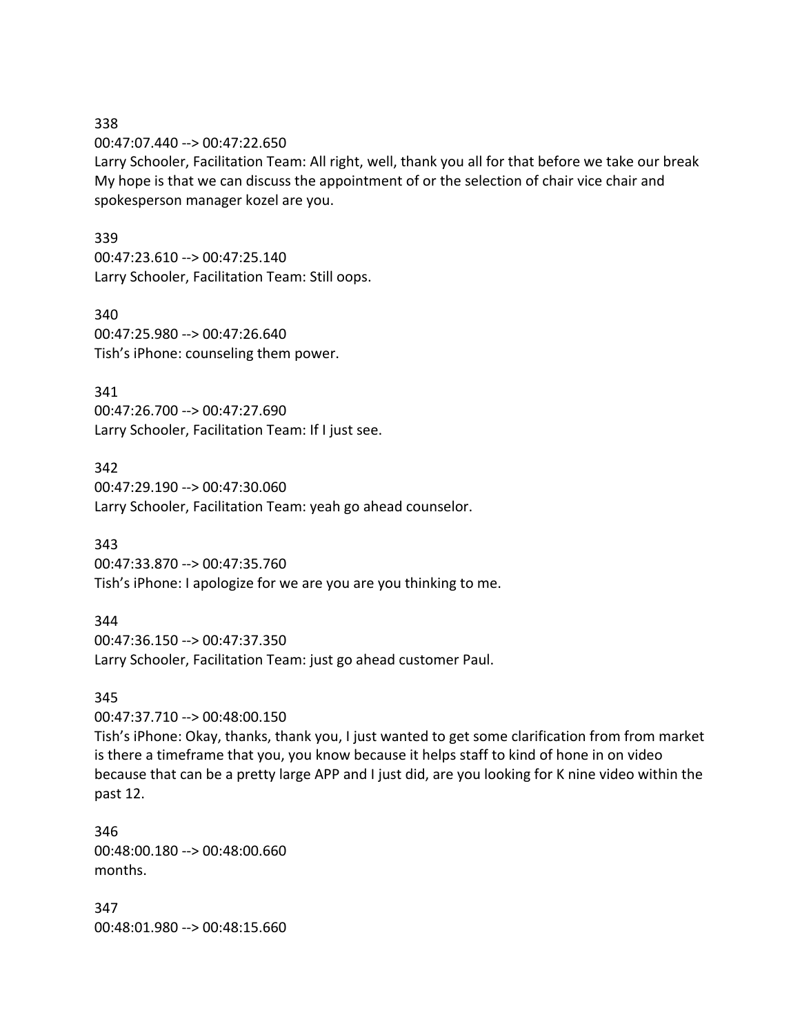338

00:47:07.440 --> 00:47:22.650

Larry Schooler, Facilitation Team: All right, well, thank you all for that before we take our break My hope is that we can discuss the appointment of or the selection of chair vice chair and spokesperson manager kozel are you.

339

00:47:23.610 --> 00:47:25.140

Larry Schooler, Facilitation Team: Still oops.

340

00:47:25.980 --> 00:47:26.640

Tish's iPhone: counseling them power.

341

00:47:26.700 --> 00:47:27.690

Larry Schooler, Facilitation Team: If I just see.

342

00:47:29.190 --> 00:47:30.060

Larry Schooler, Facilitation Team: yeah go ahead counselor.

343

00:47:33.870 --> 00:47:35.760

Tish's iPhone: I apologize for we are you are you thinking to me.

344

00:47:36.150 --> 00:47:37.350

Larry Schooler, Facilitation Team: just go ahead customer Paul.

345

00:47:37.710 --> 00:48:00.150

Tish's iPhone: Okay, thanks, thank you, I just wanted to get some clarification from from market is there a timeframe that you, you know because it helps staff to kind of hone in on video because that can be a pretty large APP and I just did, are you looking for K nine video within the past 12.

346

00:48:00.180 --> 00:48:00.660

months.

347

00:48:01.980 --> 00:48:15.660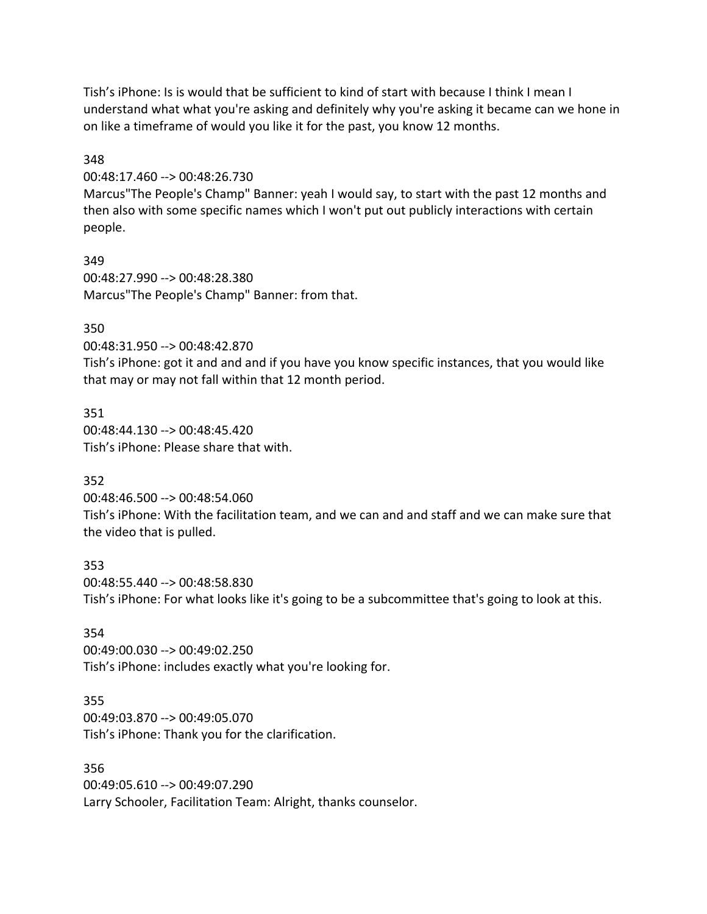Tish's iPhone: Is is would that be sufficient to kind of start with because I think I mean I understand what what you're asking and definitely why you're asking it became can we hone in on like a timeframe of would you like it for the past, you know 12 months.

348

00:48:17.460 --> 00:48:26.730

Marcus"The People's Champ" Banner: yeah I would say, to start with the past 12 months and then also with some specific names which I won't put out publicly interactions with certain people.

349

00:48:27.990 --> 00:48:28.380

Marcus"The People's Champ" Banner: from that.

350

00:48:31.950 --> 00:48:42.870

Tish's iPhone: got it and and and if you have you know specific instances, that you would like that may or may not fall within that 12 month period.

351

00:48:44.130 --> 00:48:45.420

Tish's iPhone: Please share that with.

352

00:48:46.500 --> 00:48:54.060

Tish's iPhone: With the facilitation team, and we can and and staff and we can make sure that the video that is pulled.

353

00:48:55.440 --> 00:48:58.830

Tish's iPhone: For what looks like it's going to be a subcommittee that's going to look at this.

354

00:49:00.030 --> 00:49:02.250

Tish's iPhone: includes exactly what you're looking for.

355

00:49:03.870 --> 00:49:05.070

Tish's iPhone: Thank you for the clarification.

356

00:49:05.610 --> 00:49:07.290

Larry Schooler, Facilitation Team: Alright, thanks counselor.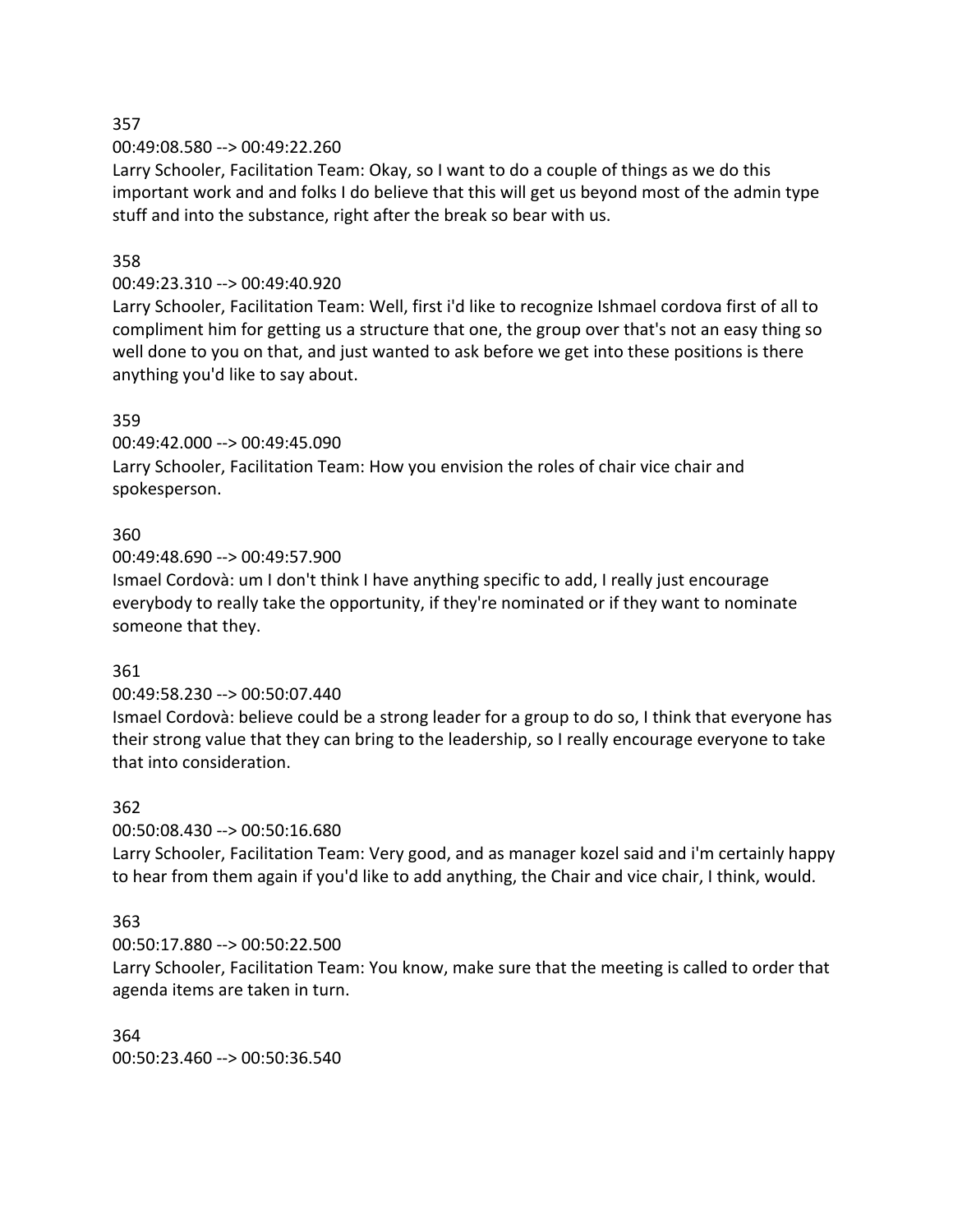357

00:49:08.580 --> 00:49:22.260

Larry Schooler, Facilitation Team: Okay, so I want to do a couple of things as we do this important work and and folks I do believe that this will get us beyond most of the admin type stuff and into the substance, right after the break so bear with us.

358

00:49:23.310 --> 00:49:40.920

Larry Schooler, Facilitation Team: Well, first i'd like to recognize Ishmael cordova first of all to compliment him for getting us a structure that one, the group over that's not an easy thing so well done to you on that, and just wanted to ask before we get into these positions is there anything you'd like to say about.

359

00:49:42.000 --> 00:49:45.090

Larry Schooler, Facilitation Team: How you envision the roles of chair vice chair and spokesperson.

360

00:49:48.690 --> 00:49:57.900

Ismael Cordovà: um I don't think I have anything specific to add, I really just encourage everybody to really take the opportunity, if they're nominated or if they want to nominate someone that they.

361

00:49:58.230 --> 00:50:07.440

Ismael Cordovà: believe could be a strong leader for a group to do so, I think that everyone has their strong value that they can bring to the leadership, so I really encourage everyone to take that into consideration.

362

00:50:08.430 --> 00:50:16.680

Larry Schooler, Facilitation Team: Very good, and as manager kozel said and i'm certainly happy to hear from them again if you'd like to add anything, the Chair and vice chair, I think, would.

363

00:50:17.880 --> 00:50:22.500

Larry Schooler, Facilitation Team: You know, make sure that the meeting is called to order that agenda items are taken in turn.

364

00:50:23.460 --> 00:50:36.540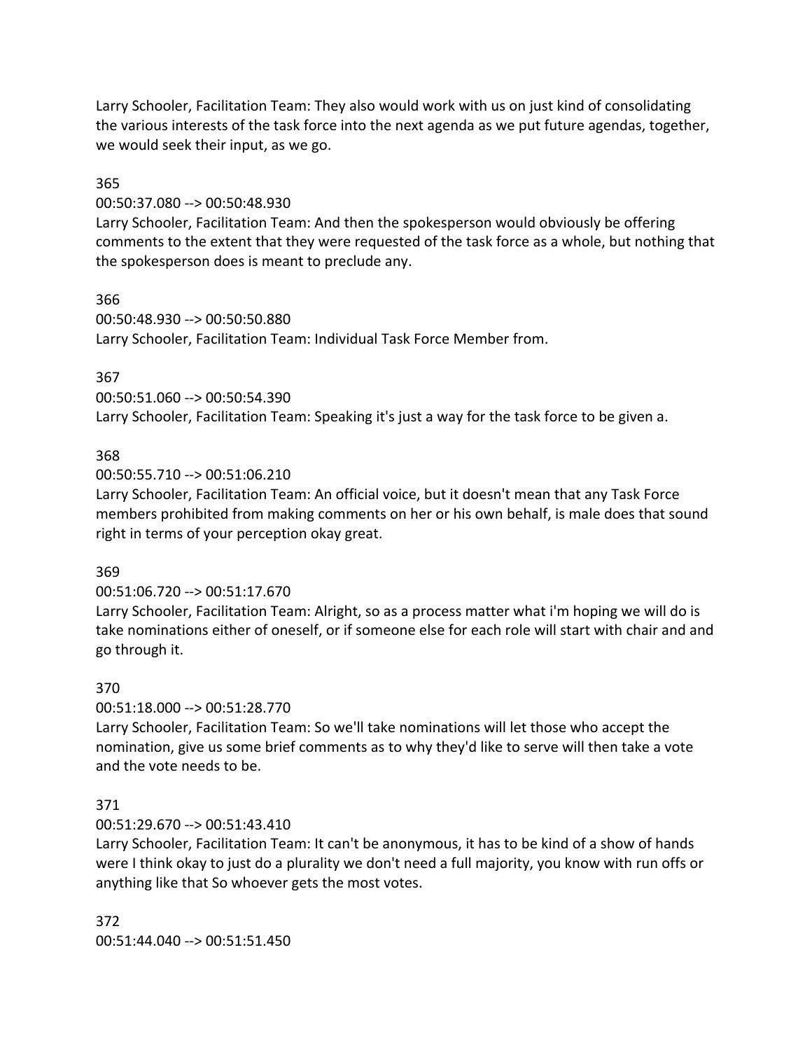Larry Schooler, Facilitation Team: They also would work with us on just kind of consolidating the various interests of the task force into the next agenda as we put future agendas, together, we would seek their input, as we go.

365

00:50:37.080 --> 00:50:48.930

Larry Schooler, Facilitation Team: And then the spokesperson would obviously be offering comments to the extent that they were requested of the task force as a whole, but nothing that the spokesperson does is meant to preclude any.

366

00:50:48.930 --> 00:50:50.880

Larry Schooler, Facilitation Team: Individual Task Force Member from.

367

00:50:51.060 --> 00:50:54.390

Larry Schooler, Facilitation Team: Speaking it's just a way for the task force to be given a.

368

00:50:55.710 --> 00:51:06.210

Larry Schooler, Facilitation Team: An official voice, but it doesn't mean that any Task Force members prohibited from making comments on her or his own behalf, is male does that sound right in terms of your perception okay great.

369

00:51:06.720 --> 00:51:17.670

Larry Schooler, Facilitation Team: Alright, so as a process matter what i'm hoping we will do is take nominations either of oneself, or if someone else for each role will start with chair and and go through it.

370

00:51:18.000 --> 00:51:28.770

Larry Schooler, Facilitation Team: So we'll take nominations will let those who accept the nomination, give us some brief comments as to why they'd like to serve will then take a vote and the vote needs to be.

371

00:51:29.670 --> 00:51:43.410

Larry Schooler, Facilitation Team: It can't be anonymous, it has to be kind of a show of hands were I think okay to just do a plurality we don't need a full majority, you know with run offs or anything like that So whoever gets the most votes.

372

00:51:44.040 --> 00:51:51.450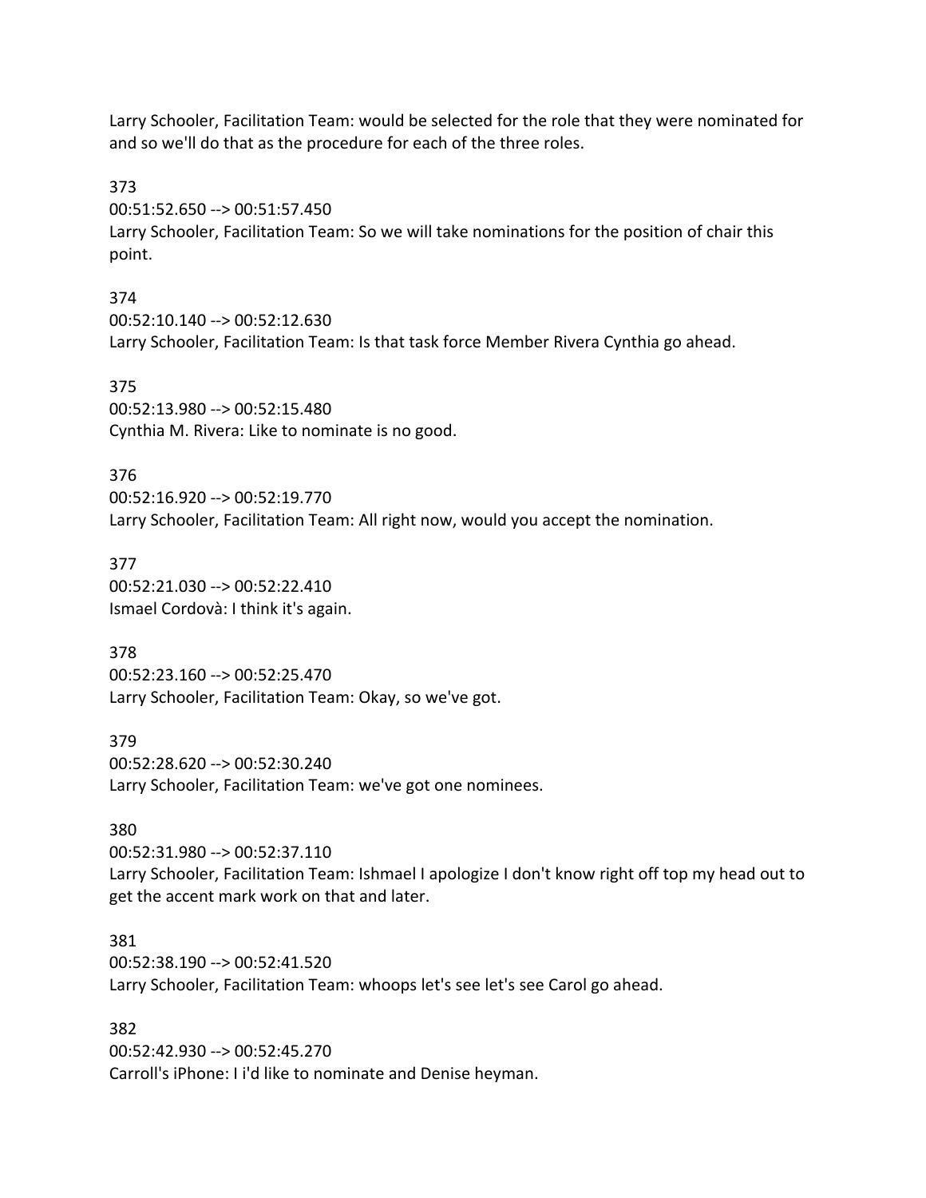Larry Schooler, Facilitation Team: would be selected for the role that they were nominated for and so we'll do that as the procedure for each of the three roles.

373
00:51:52.650 --> 00:51:57.450
Larry Schooler, Facilitation Team: So we will take nominations for the position of chair this point.

374
00:52:10.140 --> 00:52:12.630
Larry Schooler, Facilitation Team: Is that task force Member Rivera Cynthia go ahead.

375
00:52:13.980 --> 00:52:15.480
Cynthia M. Rivera: Like to nominate is no good.

376
00:52:16.920 --> 00:52:19.770
Larry Schooler, Facilitation Team: All right now, would you accept the nomination.

377
00:52:21.030 --> 00:52:22.410
Ismael Cordovà: I think it's again.

378
00:52:23.160 --> 00:52:25.470
Larry Schooler, Facilitation Team: Okay, so we've got.

379
00:52:28.620 --> 00:52:30.240
Larry Schooler, Facilitation Team: we've got one nominees.

380
00:52:31.980 --> 00:52:37.110
Larry Schooler, Facilitation Team: Ishmael I apologize I don't know right off top my head out to get the accent mark work on that and later.

381
00:52:38.190 --> 00:52:41.520
Larry Schooler, Facilitation Team: whoops let's see let's see Carol go ahead.

382
00:52:42.930 --> 00:52:45.270
Carroll's iPhone: I i'd like to nominate and Denise heyman.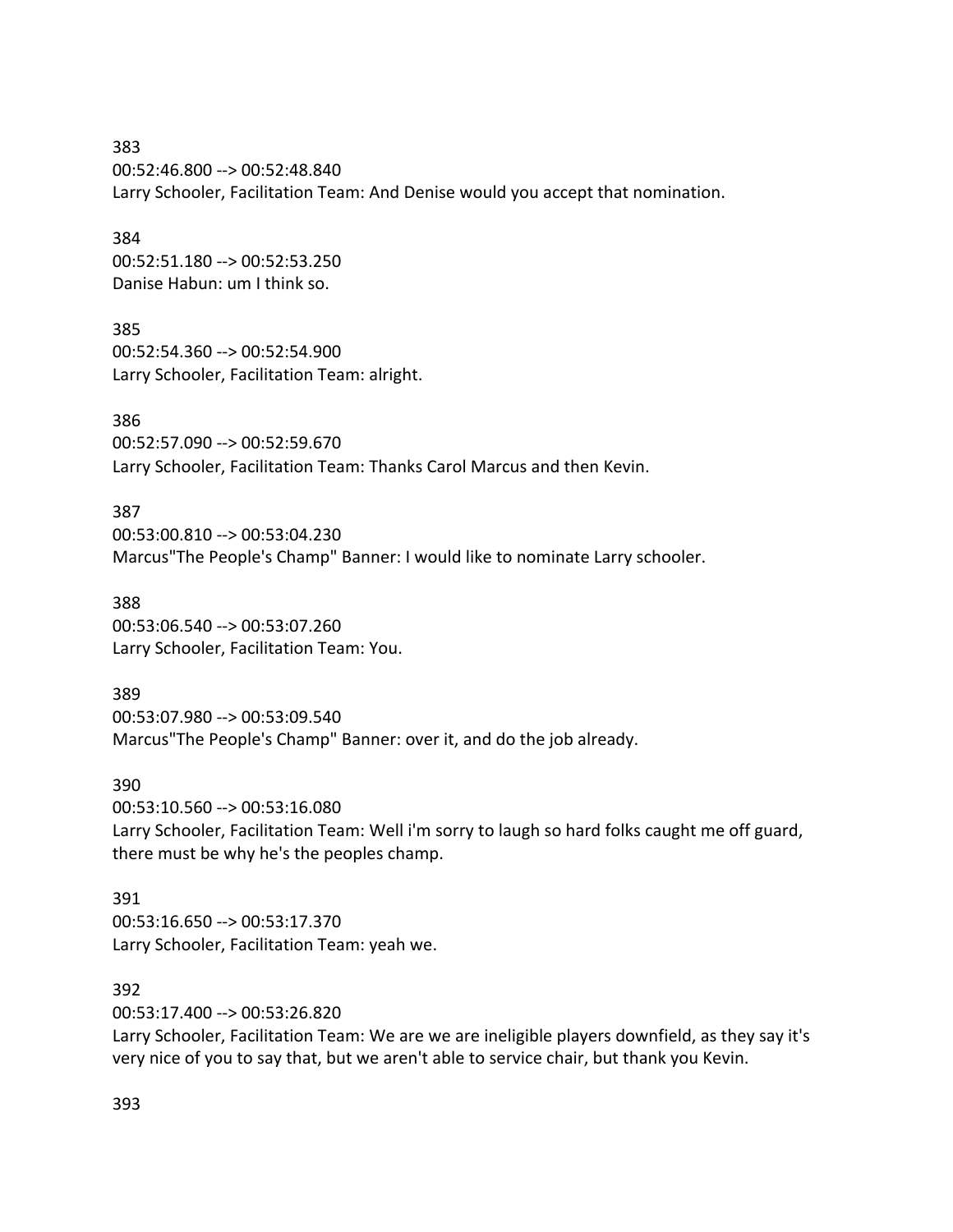383
00:52:46.800 --> 00:52:48.840
Larry Schooler, Facilitation Team: And Denise would you accept that nomination.

384
00:52:51.180 --> 00:52:53.250
Danise Habun: um I think so.

385
00:52:54.360 --> 00:52:54.900
Larry Schooler, Facilitation Team: alright.

386
00:52:57.090 --> 00:52:59.670
Larry Schooler, Facilitation Team: Thanks Carol Marcus and then Kevin.

387
00:53:00.810 --> 00:53:04.230
Marcus"The People's Champ" Banner: I would like to nominate Larry schooler.

388
00:53:06.540 --> 00:53:07.260
Larry Schooler, Facilitation Team: You.

389
00:53:07.980 --> 00:53:09.540
Marcus"The People's Champ" Banner: over it, and do the job already.

390
00:53:10.560 --> 00:53:16.080
Larry Schooler, Facilitation Team: Well i'm sorry to laugh so hard folks caught me off guard, there must be why he's the peoples champ.

391
00:53:16.650 --> 00:53:17.370
Larry Schooler, Facilitation Team: yeah we.

392
00:53:17.400 --> 00:53:26.820
Larry Schooler, Facilitation Team: We are we are ineligible players downfield, as they say it's very nice of you to say that, but we aren't able to service chair, but thank you Kevin.

393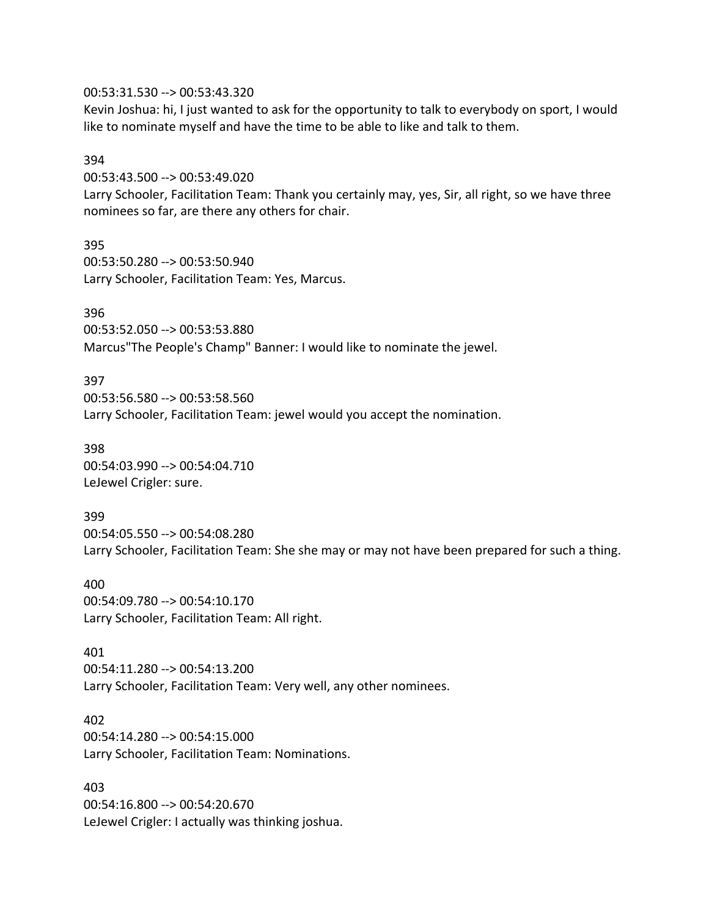00:53:31.530 --> 00:53:43.320
Kevin Joshua: hi, I just wanted to ask for the opportunity to talk to everybody on sport, I would like to nominate myself and have the time to be able to like and talk to them.

394
00:53:43.500 --> 00:53:49.020
Larry Schooler, Facilitation Team: Thank you certainly may, yes, Sir, all right, so we have three nominees so far, are there any others for chair.

395
00:53:50.280 --> 00:53:50.940
Larry Schooler, Facilitation Team: Yes, Marcus.

396
00:53:52.050 --> 00:53:53.880
Marcus"The People's Champ" Banner: I would like to nominate the jewel.

397
00:53:56.580 --> 00:53:58.560
Larry Schooler, Facilitation Team: jewel would you accept the nomination.

398
00:54:03.990 --> 00:54:04.710
LeJewel Crigler: sure.

399
00:54:05.550 --> 00:54:08.280
Larry Schooler, Facilitation Team: She she may or may not have been prepared for such a thing.

400
00:54:09.780 --> 00:54:10.170
Larry Schooler, Facilitation Team: All right.

401
00:54:11.280 --> 00:54:13.200
Larry Schooler, Facilitation Team: Very well, any other nominees.

402
00:54:14.280 --> 00:54:15.000
Larry Schooler, Facilitation Team: Nominations.

403
00:54:16.800 --> 00:54:20.670
LeJewel Crigler: I actually was thinking joshua.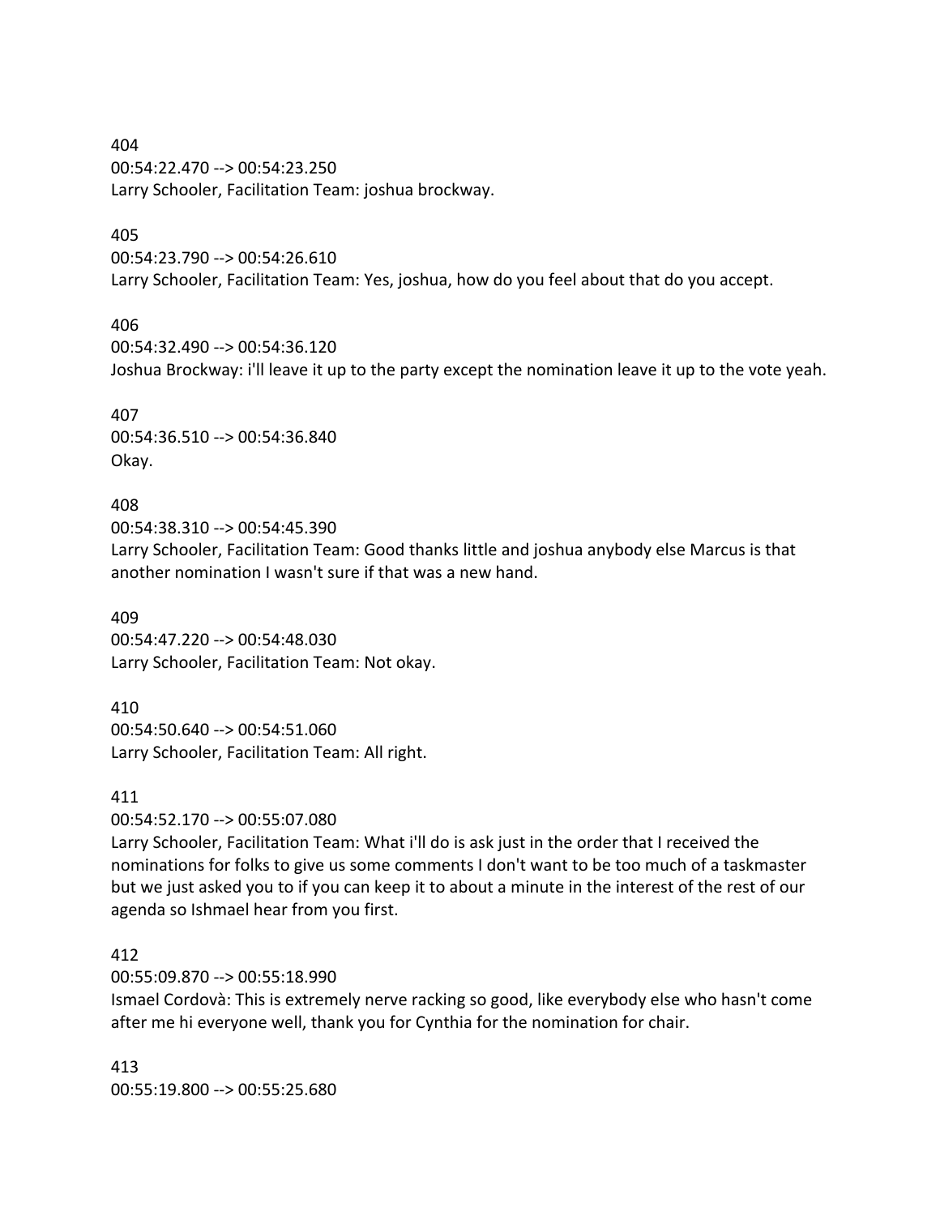404
00:54:22.470 --> 00:54:23.250
Larry Schooler, Facilitation Team: joshua brockway.

405
00:54:23.790 --> 00:54:26.610
Larry Schooler, Facilitation Team: Yes, joshua, how do you feel about that do you accept.

406
00:54:32.490 --> 00:54:36.120
Joshua Brockway: i'll leave it up to the party except the nomination leave it up to the vote yeah.

407
00:54:36.510 --> 00:54:36.840
Okay.

408
00:54:38.310 --> 00:54:45.390
Larry Schooler, Facilitation Team: Good thanks little and joshua anybody else Marcus is that another nomination I wasn't sure if that was a new hand.

409
00:54:47.220 --> 00:54:48.030
Larry Schooler, Facilitation Team: Not okay.

410
00:54:50.640 --> 00:54:51.060
Larry Schooler, Facilitation Team: All right.

411
00:54:52.170 --> 00:55:07.080
Larry Schooler, Facilitation Team: What i'll do is ask just in the order that I received the nominations for folks to give us some comments I don't want to be too much of a taskmaster but we just asked you to if you can keep it to about a minute in the interest of the rest of our agenda so Ishmael hear from you first.

412
00:55:09.870 --> 00:55:18.990
Ismael Cordovà: This is extremely nerve racking so good, like everybody else who hasn't come after me hi everyone well, thank you for Cynthia for the nomination for chair.

413
00:55:19.800 --> 00:55:25.680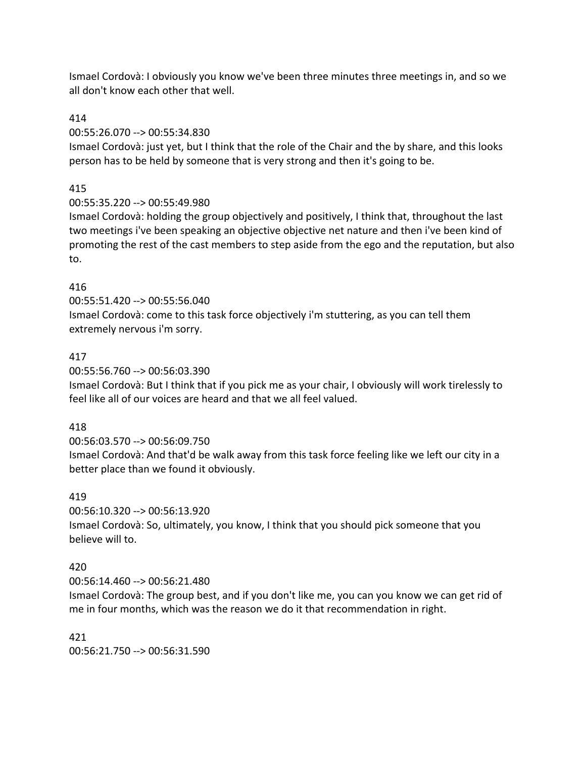Ismael Cordovà: I obviously you know we've been three minutes three meetings in, and so we all don't know each other that well.

414
00:55:26.070 --> 00:55:34.830
Ismael Cordovà: just yet, but I think that the role of the Chair and the by share, and this looks person has to be held by someone that is very strong and then it's going to be.

415
00:55:35.220 --> 00:55:49.980
Ismael Cordovà: holding the group objectively and positively, I think that, throughout the last two meetings i've been speaking an objective objective net nature and then i've been kind of promoting the rest of the cast members to step aside from the ego and the reputation, but also to.

416
00:55:51.420 --> 00:55:56.040
Ismael Cordovà: come to this task force objectively i'm stuttering, as you can tell them extremely nervous i'm sorry.

417
00:55:56.760 --> 00:56:03.390
Ismael Cordovà: But I think that if you pick me as your chair, I obviously will work tirelessly to feel like all of our voices are heard and that we all feel valued.

418
00:56:03.570 --> 00:56:09.750
Ismael Cordovà: And that'd be walk away from this task force feeling like we left our city in a better place than we found it obviously.

419
00:56:10.320 --> 00:56:13.920
Ismael Cordovà: So, ultimately, you know, I think that you should pick someone that you believe will to.

420
00:56:14.460 --> 00:56:21.480
Ismael Cordovà: The group best, and if you don't like me, you can you know we can get rid of me in four months, which was the reason we do it that recommendation in right.

421
00:56:21.750 --> 00:56:31.590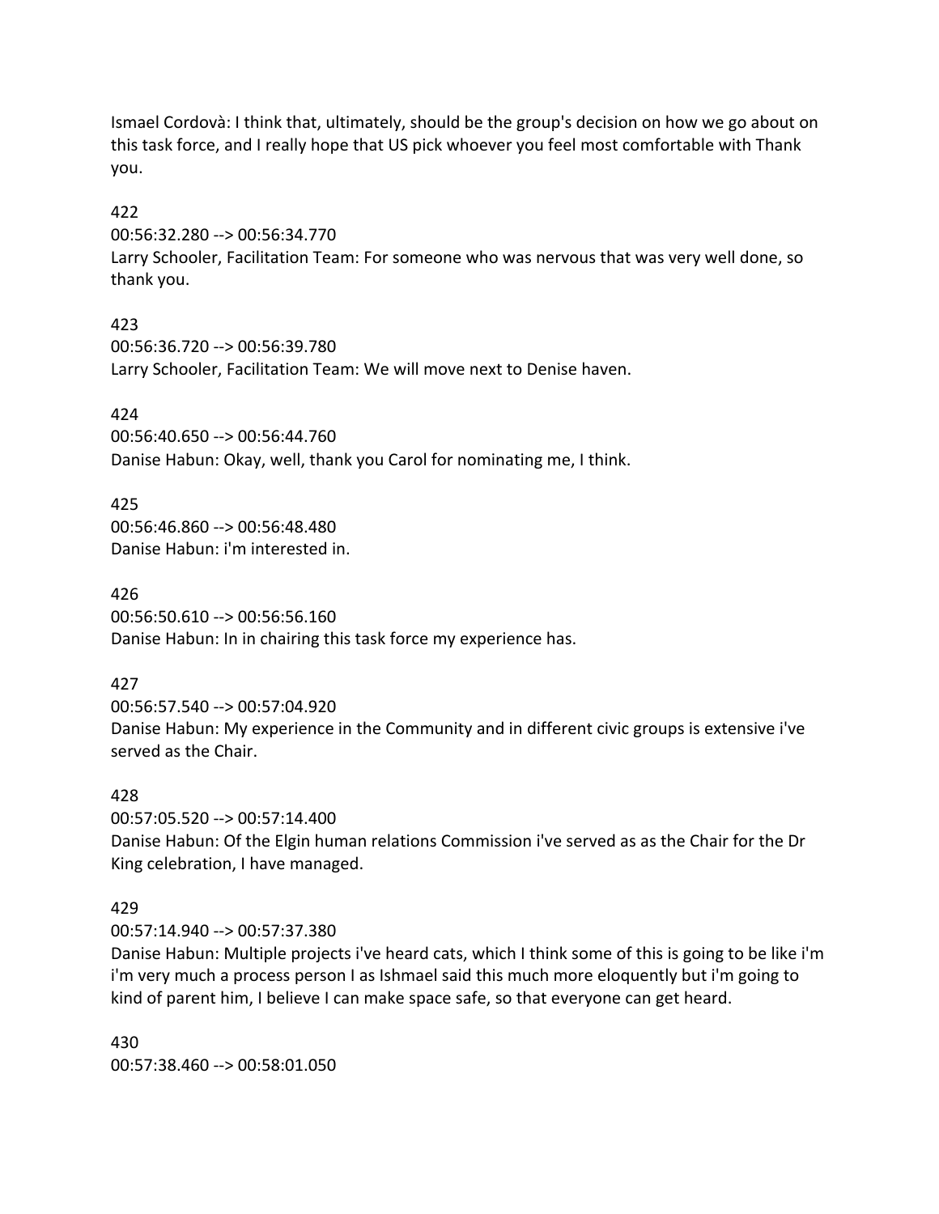Ismael Cordovà: I think that, ultimately, should be the group's decision on how we go about on this task force, and I really hope that US pick whoever you feel most comfortable with Thank you.

422
00:56:32.280 --> 00:56:34.770
Larry Schooler, Facilitation Team: For someone who was nervous that was very well done, so thank you.

423
00:56:36.720 --> 00:56:39.780
Larry Schooler, Facilitation Team: We will move next to Denise haven.

424
00:56:40.650 --> 00:56:44.760
Danise Habun: Okay, well, thank you Carol for nominating me, I think.

425
00:56:46.860 --> 00:56:48.480
Danise Habun: i'm interested in.

426
00:56:50.610 --> 00:56:56.160
Danise Habun: In in chairing this task force my experience has.

427
00:56:57.540 --> 00:57:04.920
Danise Habun: My experience in the Community and in different civic groups is extensive i've served as the Chair.

428
00:57:05.520 --> 00:57:14.400
Danise Habun: Of the Elgin human relations Commission i've served as as the Chair for the Dr King celebration, I have managed.

429
00:57:14.940 --> 00:57:37.380
Danise Habun: Multiple projects i've heard cats, which I think some of this is going to be like i'm i'm very much a process person I as Ishmael said this much more eloquently but i'm going to kind of parent him, I believe I can make space safe, so that everyone can get heard.

430
00:57:38.460 --> 00:58:01.050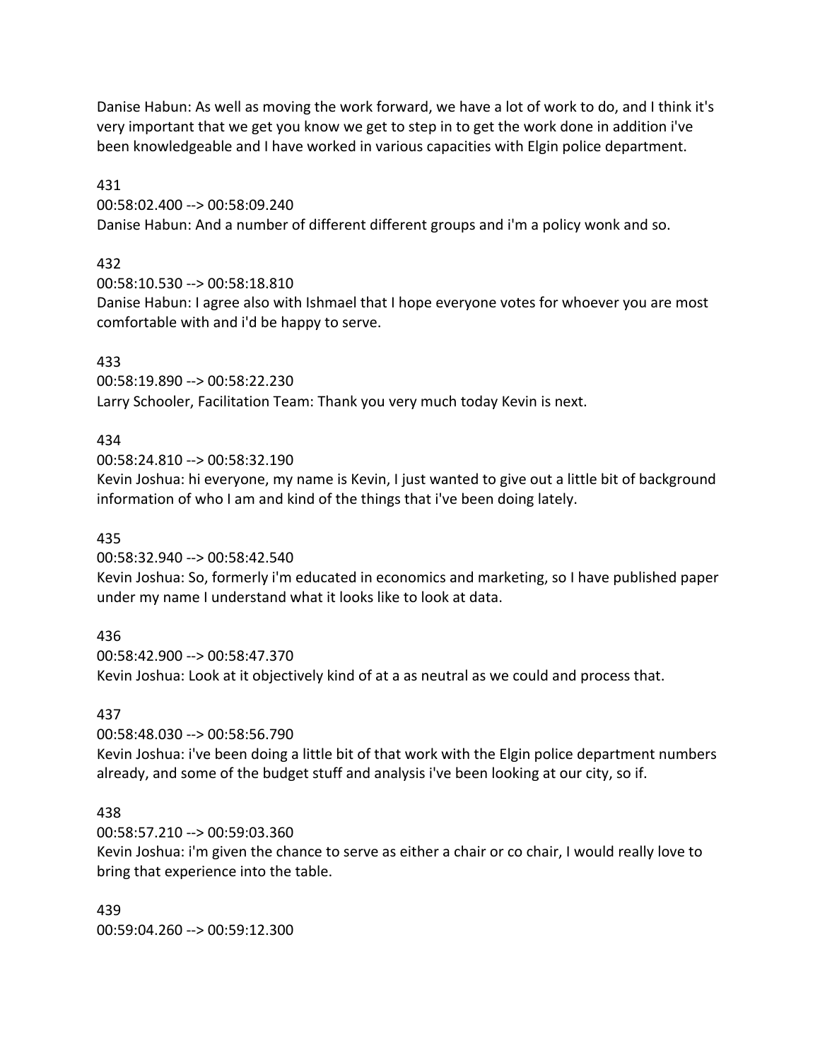Danise Habun: As well as moving the work forward, we have a lot of work to do, and I think it's very important that we get you know we get to step in to get the work done in addition i've been knowledgeable and I have worked in various capacities with Elgin police department.

431
00:58:02.400 --> 00:58:09.240
Danise Habun: And a number of different different groups and i'm a policy wonk and so.

432
00:58:10.530 --> 00:58:18.810
Danise Habun: I agree also with Ishmael that I hope everyone votes for whoever you are most comfortable with and i'd be happy to serve.

433
00:58:19.890 --> 00:58:22.230
Larry Schooler, Facilitation Team: Thank you very much today Kevin is next.

434
00:58:24.810 --> 00:58:32.190
Kevin Joshua: hi everyone, my name is Kevin, I just wanted to give out a little bit of background information of who I am and kind of the things that i've been doing lately.

435
00:58:32.940 --> 00:58:42.540
Kevin Joshua: So, formerly i'm educated in economics and marketing, so I have published paper under my name I understand what it looks like to look at data.

436
00:58:42.900 --> 00:58:47.370
Kevin Joshua: Look at it objectively kind of at a as neutral as we could and process that.

437
00:58:48.030 --> 00:58:56.790
Kevin Joshua: i've been doing a little bit of that work with the Elgin police department numbers already, and some of the budget stuff and analysis i've been looking at our city, so if.

438
00:58:57.210 --> 00:59:03.360
Kevin Joshua: i'm given the chance to serve as either a chair or co chair, I would really love to bring that experience into the table.

439
00:59:04.260 --> 00:59:12.300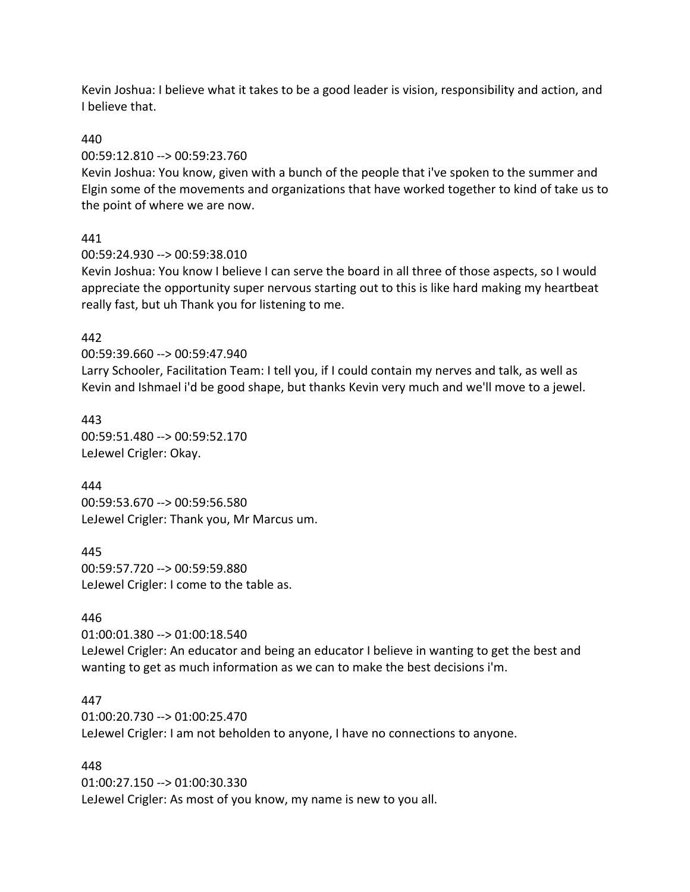Kevin Joshua: I believe what it takes to be a good leader is vision, responsibility and action, and I believe that.

440
00:59:12.810 --> 00:59:23.760
Kevin Joshua: You know, given with a bunch of the people that i've spoken to the summer and Elgin some of the movements and organizations that have worked together to kind of take us to the point of where we are now.

441
00:59:24.930 --> 00:59:38.010
Kevin Joshua: You know I believe I can serve the board in all three of those aspects, so I would appreciate the opportunity super nervous starting out to this is like hard making my heartbeat really fast, but uh Thank you for listening to me.

442
00:59:39.660 --> 00:59:47.940
Larry Schooler, Facilitation Team: I tell you, if I could contain my nerves and talk, as well as Kevin and Ishmael i'd be good shape, but thanks Kevin very much and we'll move to a jewel.

443
00:59:51.480 --> 00:59:52.170
LeJewel Crigler: Okay.

444
00:59:53.670 --> 00:59:56.580
LeJewel Crigler: Thank you, Mr Marcus um.

445
00:59:57.720 --> 00:59:59.880
LeJewel Crigler: I come to the table as.

446
01:00:01.380 --> 01:00:18.540
LeJewel Crigler: An educator and being an educator I believe in wanting to get the best and wanting to get as much information as we can to make the best decisions i'm.

447
01:00:20.730 --> 01:00:25.470
LeJewel Crigler: I am not beholden to anyone, I have no connections to anyone.

448
01:00:27.150 --> 01:00:30.330
LeJewel Crigler: As most of you know, my name is new to you all.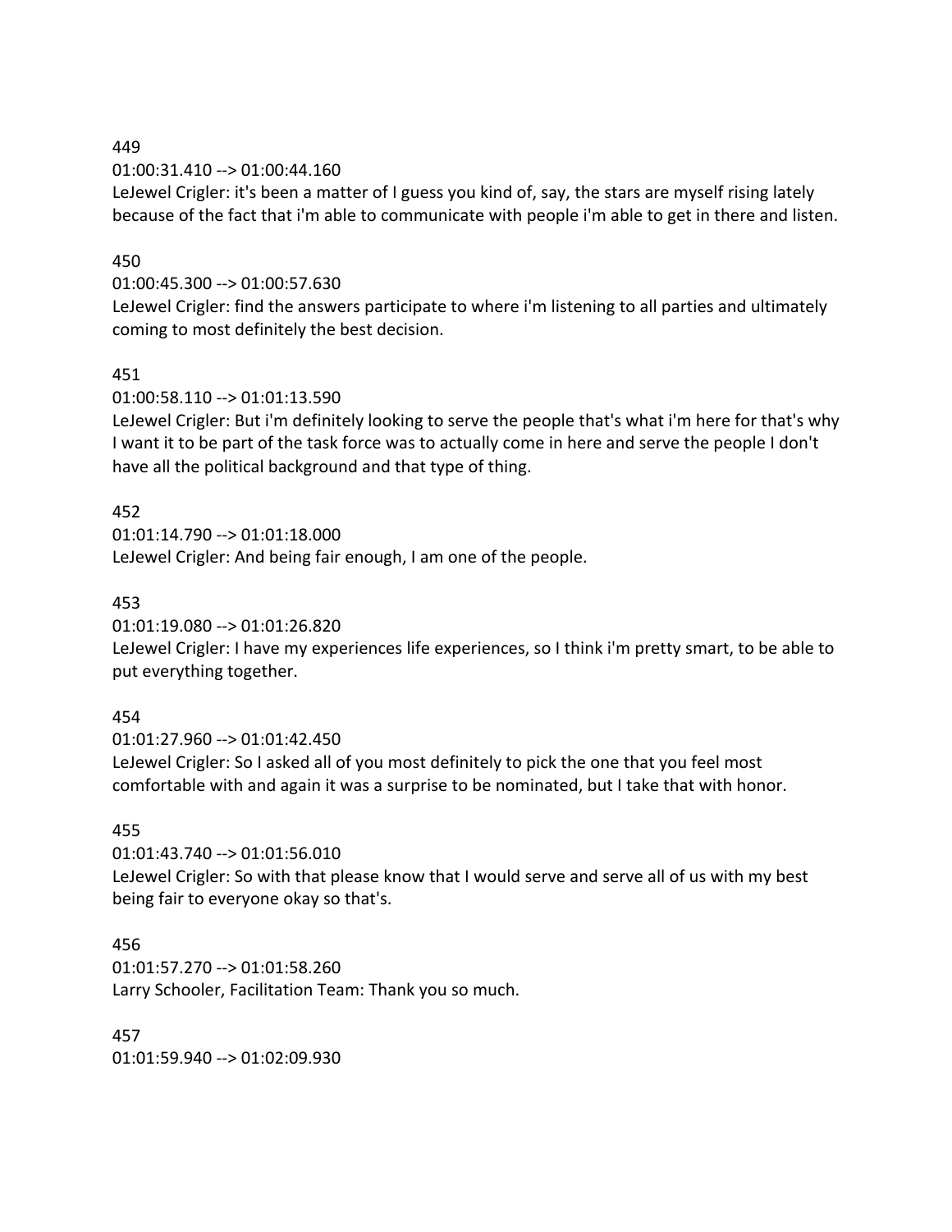449

01:00:31.410 --> 01:00:44.160

LeJewel Crigler: it's been a matter of I guess you kind of, say, the stars are myself rising lately because of the fact that i'm able to communicate with people i'm able to get in there and listen.

450

01:00:45.300 --> 01:00:57.630

LeJewel Crigler: find the answers participate to where i'm listening to all parties and ultimately coming to most definitely the best decision.

451

01:00:58.110 --> 01:01:13.590

LeJewel Crigler: But i'm definitely looking to serve the people that's what i'm here for that's why I want it to be part of the task force was to actually come in here and serve the people I don't have all the political background and that type of thing.

452

01:01:14.790 --> 01:01:18.000

LeJewel Crigler: And being fair enough, I am one of the people.

453

01:01:19.080 --> 01:01:26.820

LeJewel Crigler: I have my experiences life experiences, so I think i'm pretty smart, to be able to put everything together.

454

01:01:27.960 --> 01:01:42.450

LeJewel Crigler: So I asked all of you most definitely to pick the one that you feel most comfortable with and again it was a surprise to be nominated, but I take that with honor.

455

01:01:43.740 --> 01:01:56.010

LeJewel Crigler: So with that please know that I would serve and serve all of us with my best being fair to everyone okay so that's.

456

01:01:57.270 --> 01:01:58.260

Larry Schooler, Facilitation Team: Thank you so much.

457

01:01:59.940 --> 01:02:09.930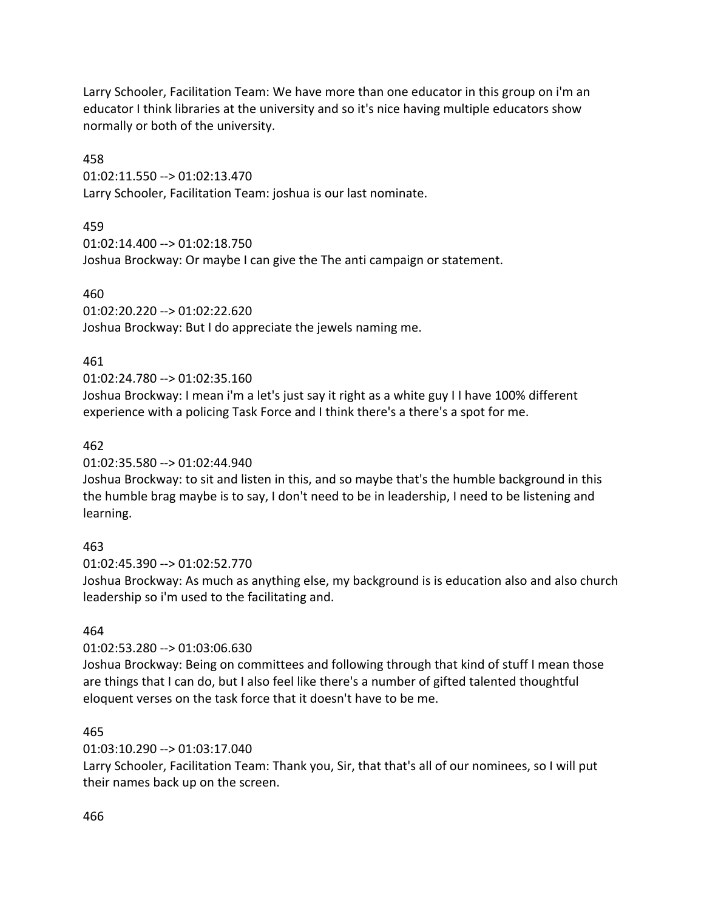Larry Schooler, Facilitation Team: We have more than one educator in this group on i'm an educator I think libraries at the university and so it's nice having multiple educators show normally or both of the university.

458
01:02:11.550 --> 01:02:13.470
Larry Schooler, Facilitation Team: joshua is our last nominate.

459
01:02:14.400 --> 01:02:18.750
Joshua Brockway: Or maybe I can give the The anti campaign or statement.

460
01:02:20.220 --> 01:02:22.620
Joshua Brockway: But I do appreciate the jewels naming me.

461
01:02:24.780 --> 01:02:35.160
Joshua Brockway: I mean i'm a let's just say it right as a white guy I I have 100% different experience with a policing Task Force and I think there's a there's a spot for me.

462
01:02:35.580 --> 01:02:44.940
Joshua Brockway: to sit and listen in this, and so maybe that's the humble background in this the humble brag maybe is to say, I don't need to be in leadership, I need to be listening and learning.

463
01:02:45.390 --> 01:02:52.770
Joshua Brockway: As much as anything else, my background is is education also and also church leadership so i'm used to the facilitating and.

464
01:02:53.280 --> 01:03:06.630
Joshua Brockway: Being on committees and following through that kind of stuff I mean those are things that I can do, but I also feel like there's a number of gifted talented thoughtful eloquent verses on the task force that it doesn't have to be me.

465
01:03:10.290 --> 01:03:17.040
Larry Schooler, Facilitation Team: Thank you, Sir, that that's all of our nominees, so I will put their names back up on the screen.

466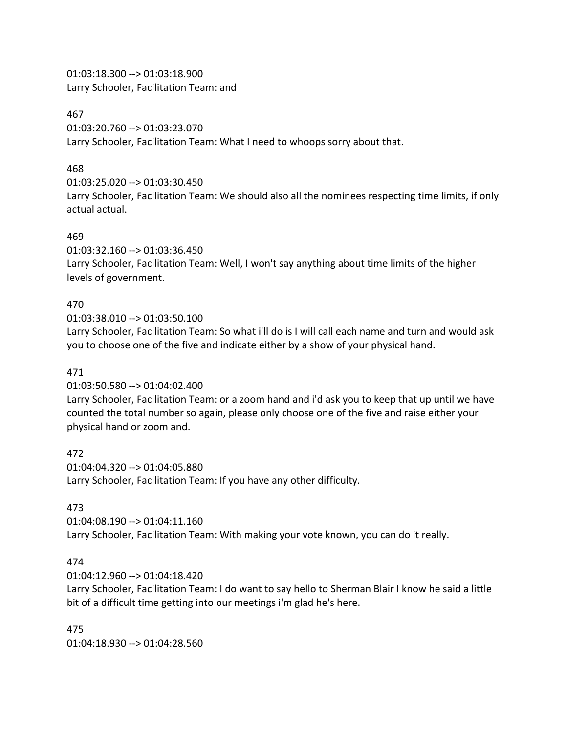01:03:18.300 --> 01:03:18.900
Larry Schooler, Facilitation Team: and

467
01:03:20.760 --> 01:03:23.070
Larry Schooler, Facilitation Team: What I need to whoops sorry about that.

468
01:03:25.020 --> 01:03:30.450
Larry Schooler, Facilitation Team: We should also all the nominees respecting time limits, if only actual actual.

469
01:03:32.160 --> 01:03:36.450
Larry Schooler, Facilitation Team: Well, I won't say anything about time limits of the higher levels of government.

470
01:03:38.010 --> 01:03:50.100
Larry Schooler, Facilitation Team: So what i'll do is I will call each name and turn and would ask you to choose one of the five and indicate either by a show of your physical hand.

471
01:03:50.580 --> 01:04:02.400
Larry Schooler, Facilitation Team: or a zoom hand and i'd ask you to keep that up until we have counted the total number so again, please only choose one of the five and raise either your physical hand or zoom and.

472
01:04:04.320 --> 01:04:05.880
Larry Schooler, Facilitation Team: If you have any other difficulty.

473
01:04:08.190 --> 01:04:11.160
Larry Schooler, Facilitation Team: With making your vote known, you can do it really.

474
01:04:12.960 --> 01:04:18.420
Larry Schooler, Facilitation Team: I do want to say hello to Sherman Blair I know he said a little bit of a difficult time getting into our meetings i'm glad he's here.

475
01:04:18.930 --> 01:04:28.560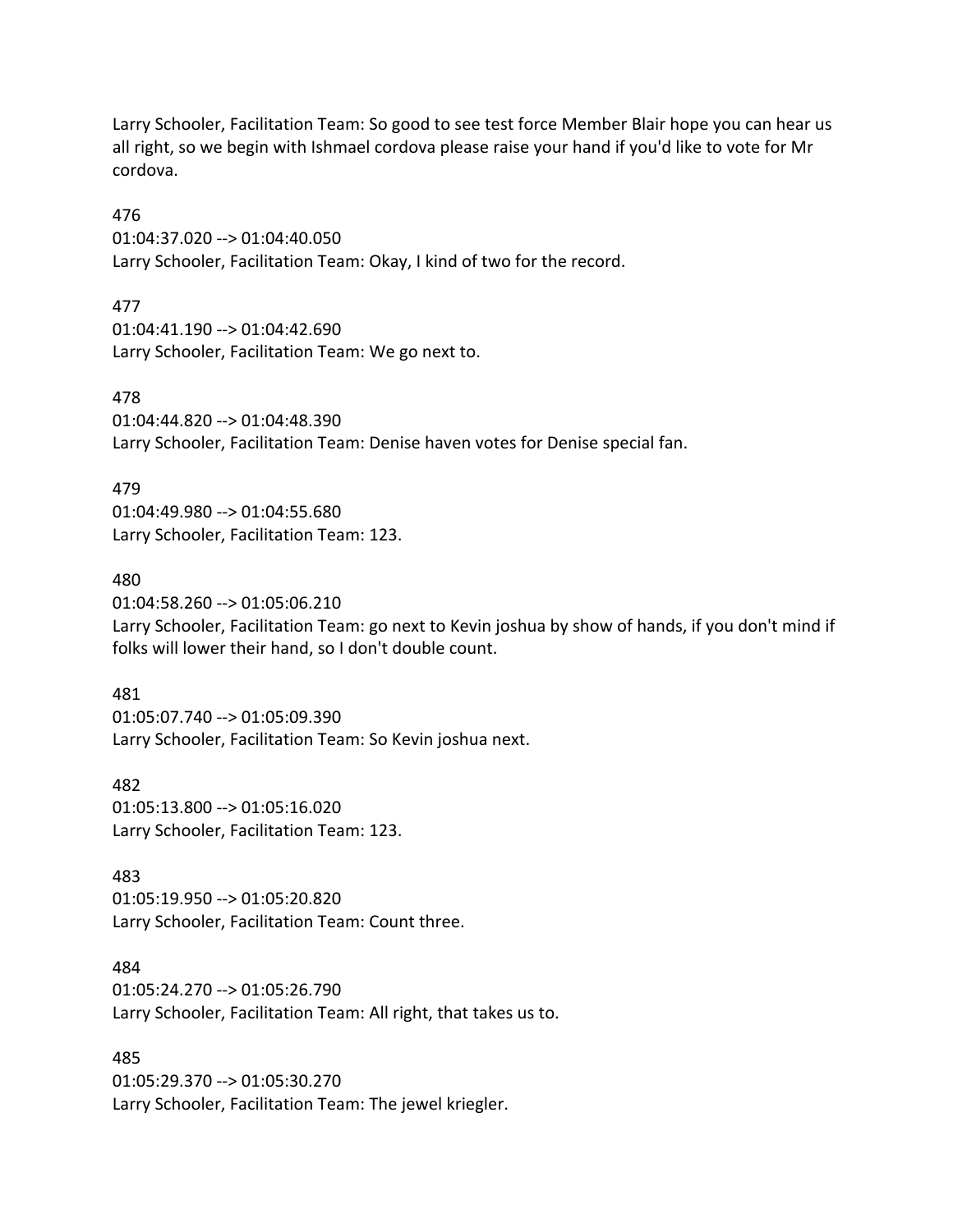Larry Schooler, Facilitation Team: So good to see test force Member Blair hope you can hear us all right, so we begin with Ishmael cordova please raise your hand if you'd like to vote for Mr cordova.

476
01:04:37.020 --> 01:04:40.050
Larry Schooler, Facilitation Team: Okay, I kind of two for the record.

477
01:04:41.190 --> 01:04:42.690
Larry Schooler, Facilitation Team: We go next to.

478
01:04:44.820 --> 01:04:48.390
Larry Schooler, Facilitation Team: Denise haven votes for Denise special fan.

479
01:04:49.980 --> 01:04:55.680
Larry Schooler, Facilitation Team: 123.

480
01:04:58.260 --> 01:05:06.210
Larry Schooler, Facilitation Team: go next to Kevin joshua by show of hands, if you don't mind if folks will lower their hand, so I don't double count.

481
01:05:07.740 --> 01:05:09.390
Larry Schooler, Facilitation Team: So Kevin joshua next.

482
01:05:13.800 --> 01:05:16.020
Larry Schooler, Facilitation Team: 123.

483
01:05:19.950 --> 01:05:20.820
Larry Schooler, Facilitation Team: Count three.

484
01:05:24.270 --> 01:05:26.790
Larry Schooler, Facilitation Team: All right, that takes us to.

485
01:05:29.370 --> 01:05:30.270
Larry Schooler, Facilitation Team: The jewel kriegler.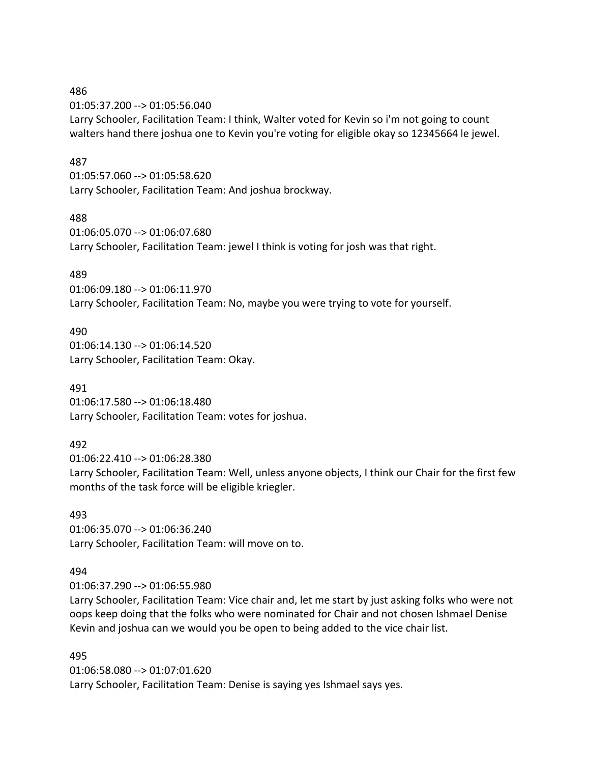486
01:05:37.200 --> 01:05:56.040
Larry Schooler, Facilitation Team: I think, Walter voted for Kevin so i'm not going to count walters hand there joshua one to Kevin you're voting for eligible okay so 12345664 le jewel.

487
01:05:57.060 --> 01:05:58.620
Larry Schooler, Facilitation Team: And joshua brockway.

488
01:06:05.070 --> 01:06:07.680
Larry Schooler, Facilitation Team: jewel I think is voting for josh was that right.

489
01:06:09.180 --> 01:06:11.970
Larry Schooler, Facilitation Team: No, maybe you were trying to vote for yourself.

490
01:06:14.130 --> 01:06:14.520
Larry Schooler, Facilitation Team: Okay.

491
01:06:17.580 --> 01:06:18.480
Larry Schooler, Facilitation Team: votes for joshua.

492
01:06:22.410 --> 01:06:28.380
Larry Schooler, Facilitation Team: Well, unless anyone objects, I think our Chair for the first few months of the task force will be eligible kriegler.

493
01:06:35.070 --> 01:06:36.240
Larry Schooler, Facilitation Team: will move on to.

494
01:06:37.290 --> 01:06:55.980
Larry Schooler, Facilitation Team: Vice chair and, let me start by just asking folks who were not oops keep doing that the folks who were nominated for Chair and not chosen Ishmael Denise Kevin and joshua can we would you be open to being added to the vice chair list.

495
01:06:58.080 --> 01:07:01.620
Larry Schooler, Facilitation Team: Denise is saying yes Ishmael says yes.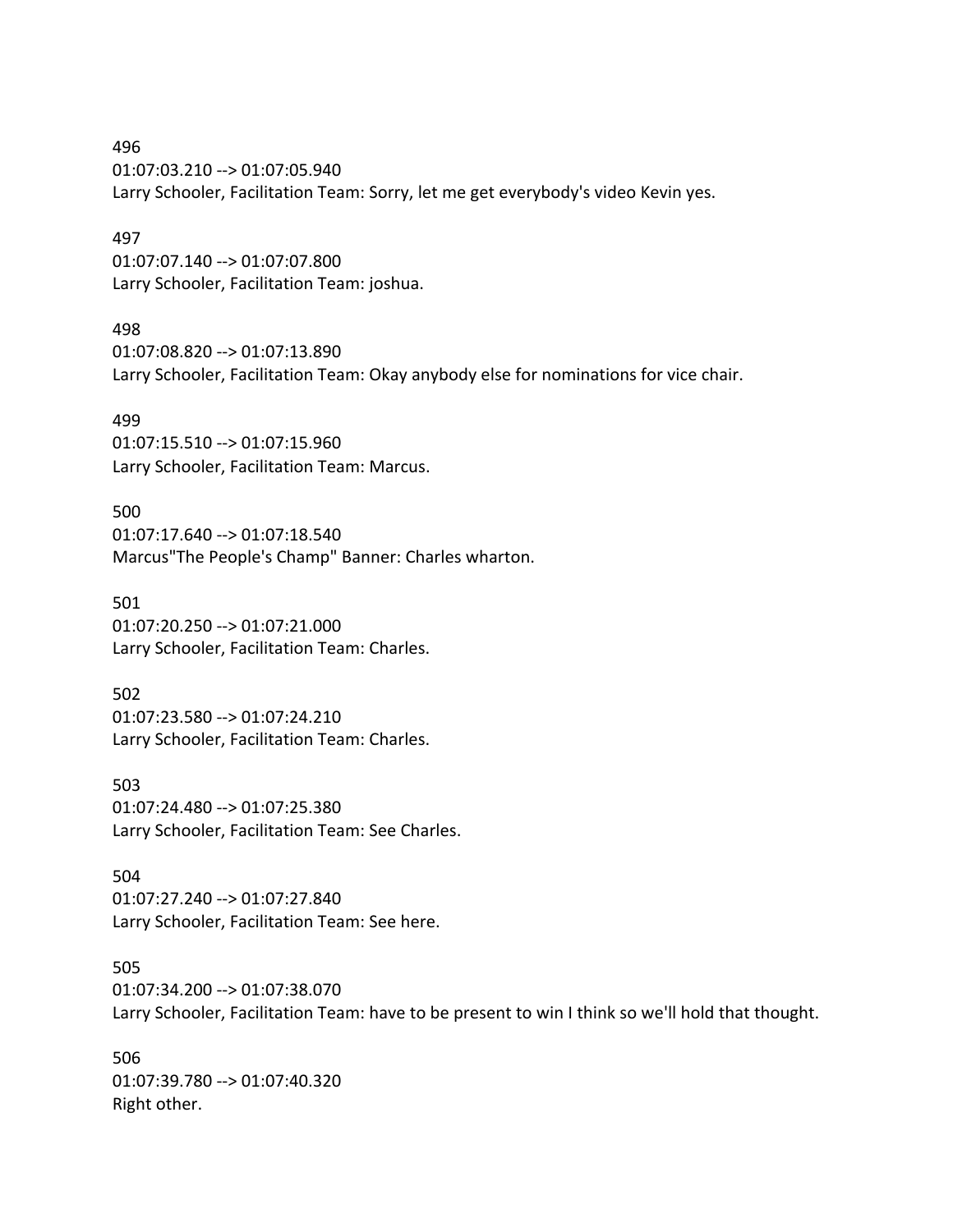496
01:07:03.210 --> 01:07:05.940
Larry Schooler, Facilitation Team: Sorry, let me get everybody's video Kevin yes.

497
01:07:07.140 --> 01:07:07.800
Larry Schooler, Facilitation Team: joshua.

498
01:07:08.820 --> 01:07:13.890
Larry Schooler, Facilitation Team: Okay anybody else for nominations for vice chair.

499
01:07:15.510 --> 01:07:15.960
Larry Schooler, Facilitation Team: Marcus.

500
01:07:17.640 --> 01:07:18.540
Marcus"The People's Champ" Banner: Charles wharton.

501
01:07:20.250 --> 01:07:21.000
Larry Schooler, Facilitation Team: Charles.

502
01:07:23.580 --> 01:07:24.210
Larry Schooler, Facilitation Team: Charles.

503
01:07:24.480 --> 01:07:25.380
Larry Schooler, Facilitation Team: See Charles.

504
01:07:27.240 --> 01:07:27.840
Larry Schooler, Facilitation Team: See here.

505
01:07:34.200 --> 01:07:38.070
Larry Schooler, Facilitation Team: have to be present to win I think so we'll hold that thought.

506
01:07:39.780 --> 01:07:40.320
Right other.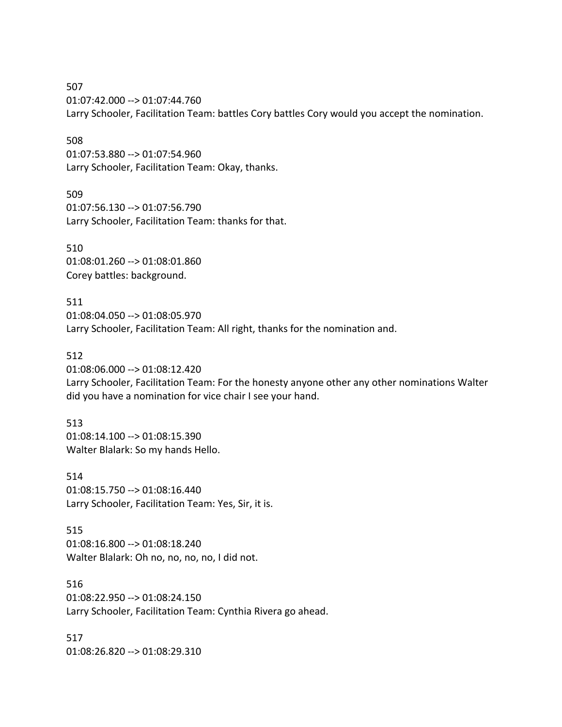507
01:07:42.000 --> 01:07:44.760
Larry Schooler, Facilitation Team: battles Cory battles Cory would you accept the nomination.

508
01:07:53.880 --> 01:07:54.960
Larry Schooler, Facilitation Team: Okay, thanks.

509
01:07:56.130 --> 01:07:56.790
Larry Schooler, Facilitation Team: thanks for that.

510
01:08:01.260 --> 01:08:01.860
Corey battles: background.

511
01:08:04.050 --> 01:08:05.970
Larry Schooler, Facilitation Team: All right, thanks for the nomination and.

512
01:08:06.000 --> 01:08:12.420
Larry Schooler, Facilitation Team: For the honesty anyone other any other nominations Walter did you have a nomination for vice chair I see your hand.

513
01:08:14.100 --> 01:08:15.390
Walter Blalark: So my hands Hello.

514
01:08:15.750 --> 01:08:16.440
Larry Schooler, Facilitation Team: Yes, Sir, it is.

515
01:08:16.800 --> 01:08:18.240
Walter Blalark: Oh no, no, no, no, I did not.

516
01:08:22.950 --> 01:08:24.150
Larry Schooler, Facilitation Team: Cynthia Rivera go ahead.

517
01:08:26.820 --> 01:08:29.310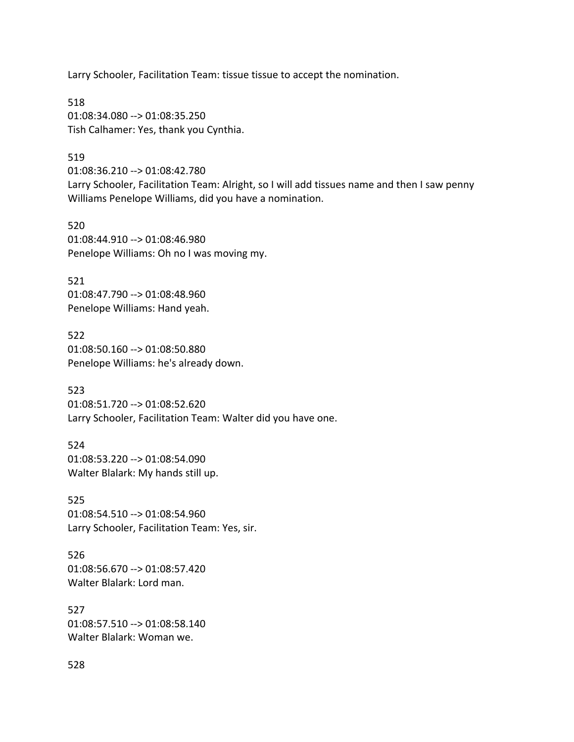Larry Schooler, Facilitation Team: tissue tissue to accept the nomination.

518
01:08:34.080 --> 01:08:35.250
Tish Calhamer: Yes, thank you Cynthia.

519
01:08:36.210 --> 01:08:42.780
Larry Schooler, Facilitation Team: Alright, so I will add tissues name and then I saw penny Williams Penelope Williams, did you have a nomination.

520
01:08:44.910 --> 01:08:46.980
Penelope Williams: Oh no I was moving my.

521
01:08:47.790 --> 01:08:48.960
Penelope Williams: Hand yeah.

522
01:08:50.160 --> 01:08:50.880
Penelope Williams: he's already down.

523
01:08:51.720 --> 01:08:52.620
Larry Schooler, Facilitation Team: Walter did you have one.

524
01:08:53.220 --> 01:08:54.090
Walter Blalark: My hands still up.

525
01:08:54.510 --> 01:08:54.960
Larry Schooler, Facilitation Team: Yes, sir.

526
01:08:56.670 --> 01:08:57.420
Walter Blalark: Lord man.

527
01:08:57.510 --> 01:08:58.140
Walter Blalark: Woman we.

528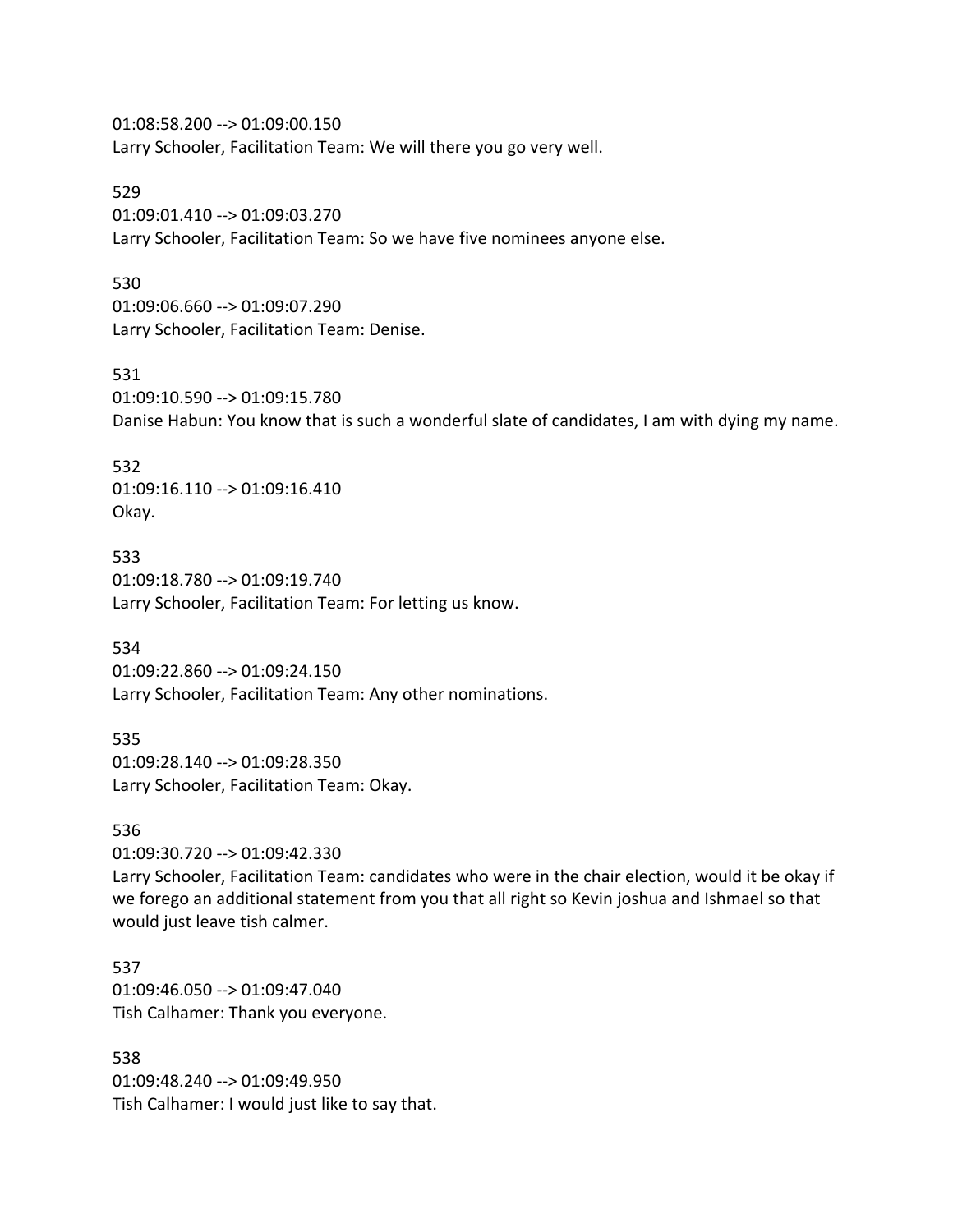01:08:58.200 --> 01:09:00.150
Larry Schooler, Facilitation Team: We will there you go very well.

529
01:09:01.410 --> 01:09:03.270
Larry Schooler, Facilitation Team: So we have five nominees anyone else.

530
01:09:06.660 --> 01:09:07.290
Larry Schooler, Facilitation Team: Denise.

531
01:09:10.590 --> 01:09:15.780
Danise Habun: You know that is such a wonderful slate of candidates, I am with dying my name.

532
01:09:16.110 --> 01:09:16.410
Okay.

533
01:09:18.780 --> 01:09:19.740
Larry Schooler, Facilitation Team: For letting us know.

534
01:09:22.860 --> 01:09:24.150
Larry Schooler, Facilitation Team: Any other nominations.

535
01:09:28.140 --> 01:09:28.350
Larry Schooler, Facilitation Team: Okay.

536
01:09:30.720 --> 01:09:42.330
Larry Schooler, Facilitation Team: candidates who were in the chair election, would it be okay if we forego an additional statement from you that all right so Kevin joshua and Ishmael so that would just leave tish calmer.

537
01:09:46.050 --> 01:09:47.040
Tish Calhamer: Thank you everyone.

538
01:09:48.240 --> 01:09:49.950
Tish Calhamer: I would just like to say that.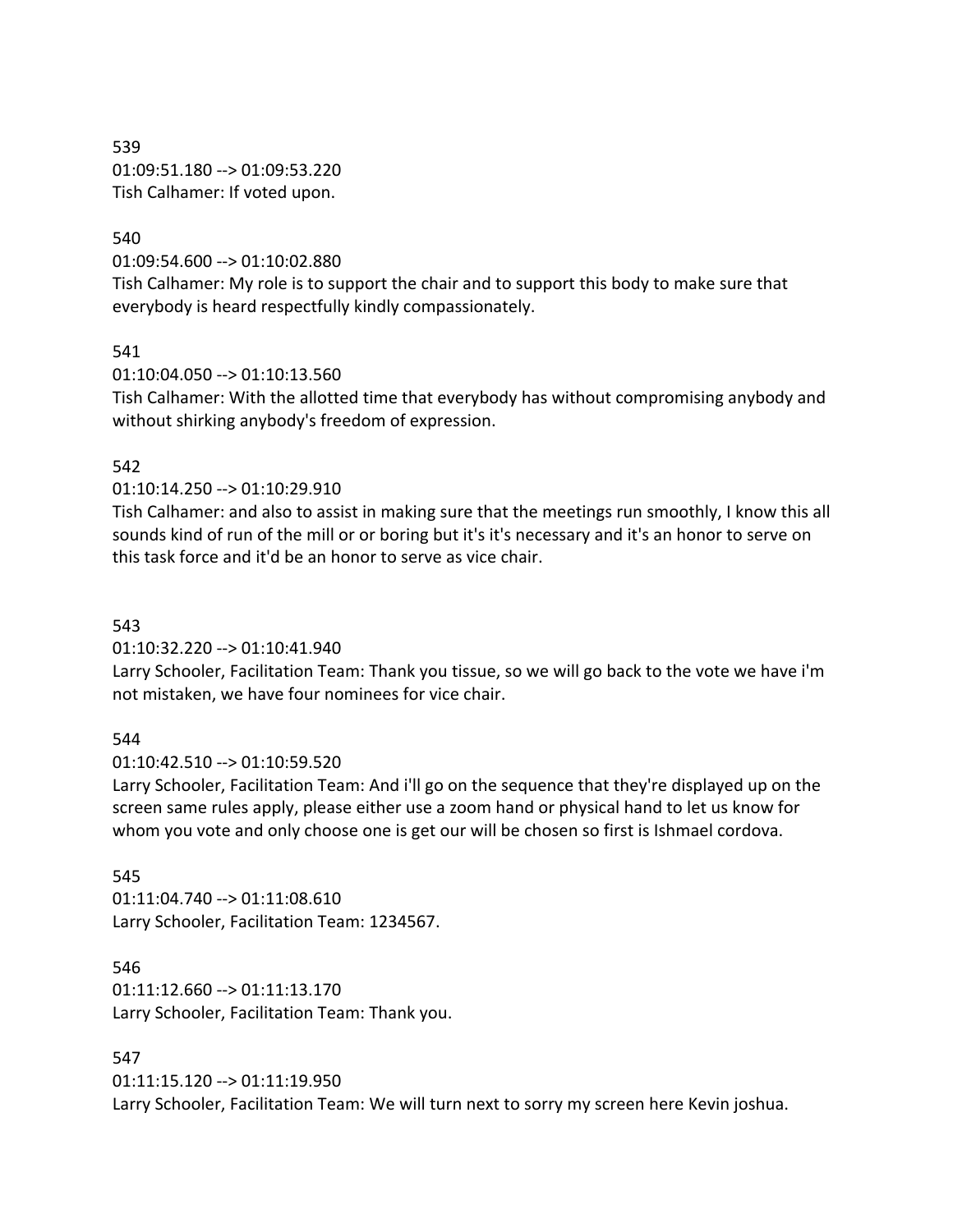539
01:09:51.180 --> 01:09:53.220
Tish Calhamer: If voted upon.

540
01:09:54.600 --> 01:10:02.880
Tish Calhamer: My role is to support the chair and to support this body to make sure that everybody is heard respectfully kindly compassionately.

541
01:10:04.050 --> 01:10:13.560
Tish Calhamer: With the allotted time that everybody has without compromising anybody and without shirking anybody's freedom of expression.

542
01:10:14.250 --> 01:10:29.910
Tish Calhamer: and also to assist in making sure that the meetings run smoothly, I know this all sounds kind of run of the mill or or boring but it's it's necessary and it's an honor to serve on this task force and it'd be an honor to serve as vice chair.

543
01:10:32.220 --> 01:10:41.940
Larry Schooler, Facilitation Team: Thank you tissue, so we will go back to the vote we have i'm not mistaken, we have four nominees for vice chair.

544
01:10:42.510 --> 01:10:59.520
Larry Schooler, Facilitation Team: And i'll go on the sequence that they're displayed up on the screen same rules apply, please either use a zoom hand or physical hand to let us know for whom you vote and only choose one is get our will be chosen so first is Ishmael cordova.

545
01:11:04.740 --> 01:11:08.610
Larry Schooler, Facilitation Team: 1234567.

546
01:11:12.660 --> 01:11:13.170
Larry Schooler, Facilitation Team: Thank you.

547
01:11:15.120 --> 01:11:19.950
Larry Schooler, Facilitation Team: We will turn next to sorry my screen here Kevin joshua.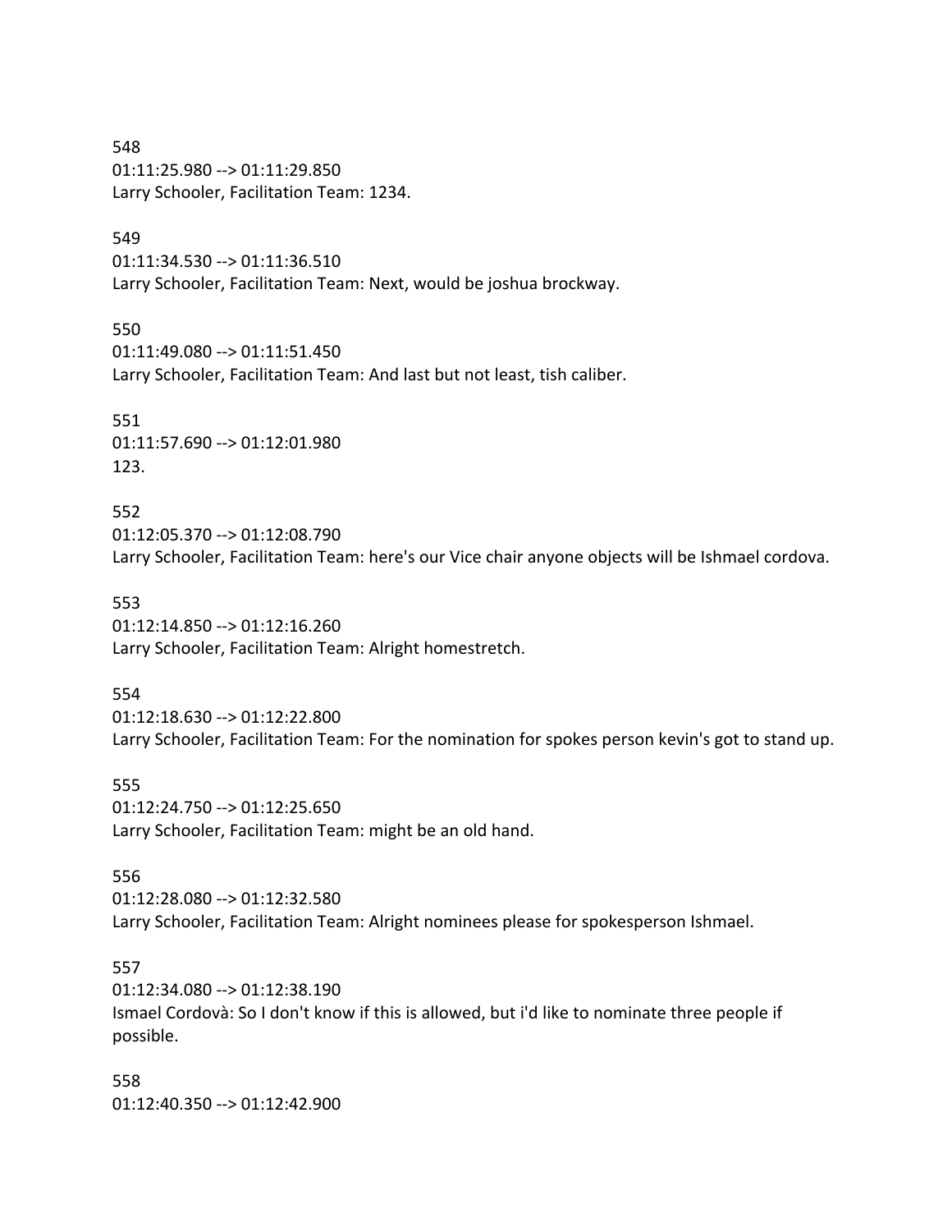548
01:11:25.980 --> 01:11:29.850
Larry Schooler, Facilitation Team: 1234.

549
01:11:34.530 --> 01:11:36.510
Larry Schooler, Facilitation Team: Next, would be joshua brockway.

550
01:11:49.080 --> 01:11:51.450
Larry Schooler, Facilitation Team: And last but not least, tish caliber.

551
01:11:57.690 --> 01:12:01.980
123.

552
01:12:05.370 --> 01:12:08.790
Larry Schooler, Facilitation Team: here's our Vice chair anyone objects will be Ishmael cordova.

553
01:12:14.850 --> 01:12:16.260
Larry Schooler, Facilitation Team: Alright homestretch.

554
01:12:18.630 --> 01:12:22.800
Larry Schooler, Facilitation Team: For the nomination for spokes person kevin's got to stand up.

555
01:12:24.750 --> 01:12:25.650
Larry Schooler, Facilitation Team: might be an old hand.

556
01:12:28.080 --> 01:12:32.580
Larry Schooler, Facilitation Team: Alright nominees please for spokesperson Ishmael.

557
01:12:34.080 --> 01:12:38.190
Ismael Cordovà: So I don't know if this is allowed, but i'd like to nominate three people if possible.

558
01:12:40.350 --> 01:12:42.900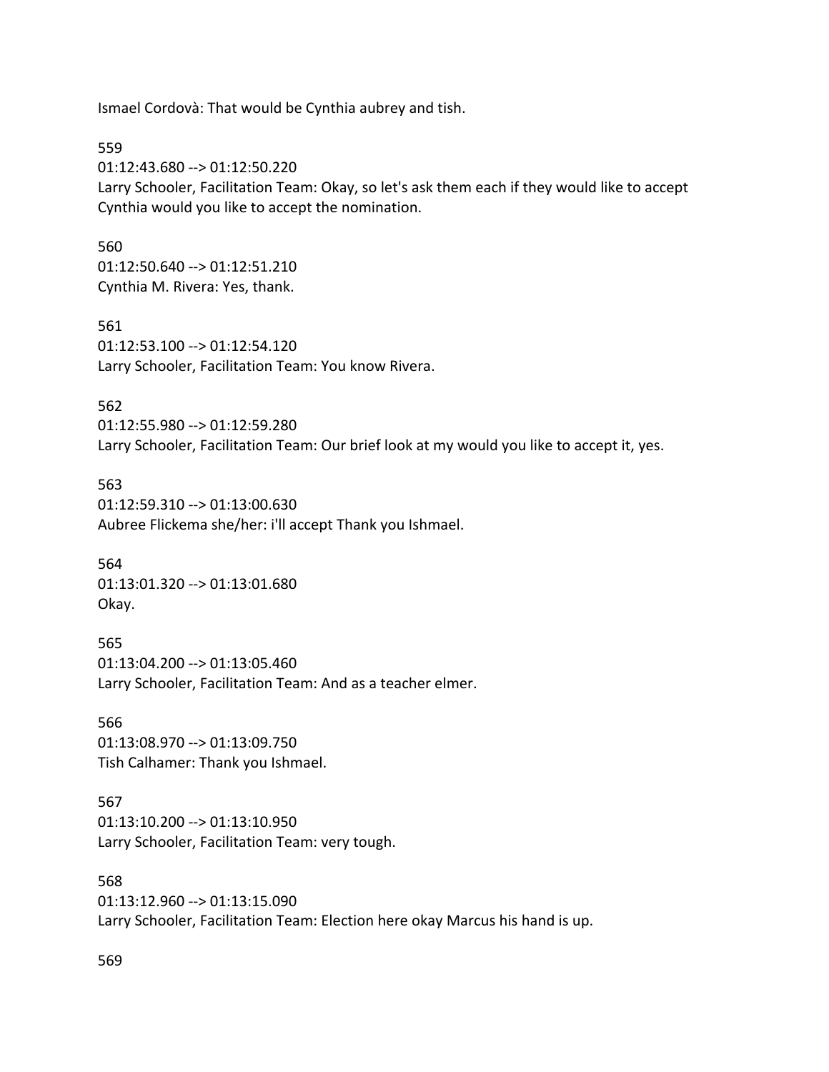Ismael Cordovà: That would be Cynthia aubrey and tish.

559
01:12:43.680 --> 01:12:50.220
Larry Schooler, Facilitation Team: Okay, so let's ask them each if they would like to accept Cynthia would you like to accept the nomination.

560
01:12:50.640 --> 01:12:51.210
Cynthia M. Rivera: Yes, thank.

561
01:12:53.100 --> 01:12:54.120
Larry Schooler, Facilitation Team: You know Rivera.

562
01:12:55.980 --> 01:12:59.280
Larry Schooler, Facilitation Team: Our brief look at my would you like to accept it, yes.

563
01:12:59.310 --> 01:13:00.630
Aubree Flickema she/her: i'll accept Thank you Ishmael.

564
01:13:01.320 --> 01:13:01.680
Okay.

565
01:13:04.200 --> 01:13:05.460
Larry Schooler, Facilitation Team: And as a teacher elmer.

566
01:13:08.970 --> 01:13:09.750
Tish Calhamer: Thank you Ishmael.

567
01:13:10.200 --> 01:13:10.950
Larry Schooler, Facilitation Team: very tough.

568
01:13:12.960 --> 01:13:15.090
Larry Schooler, Facilitation Team: Election here okay Marcus his hand is up.

569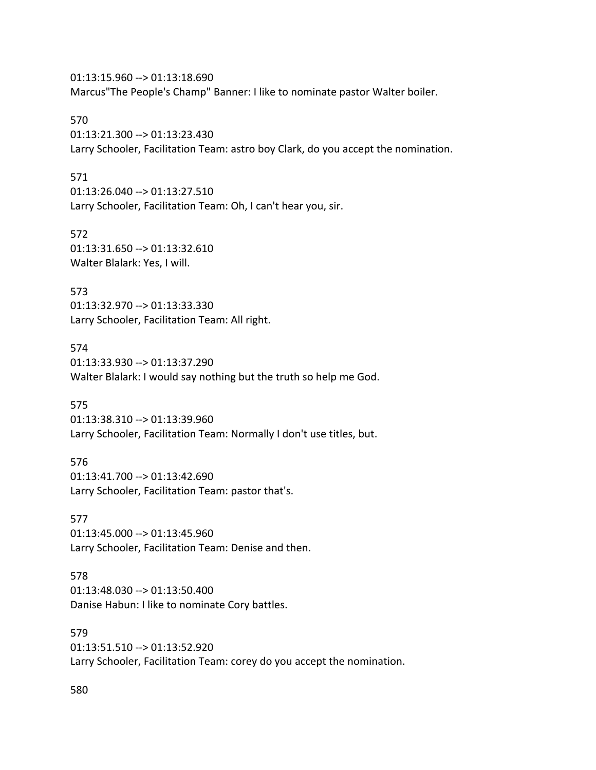01:13:15.960 --> 01:13:18.690
Marcus"The People's Champ" Banner: I like to nominate pastor Walter boiler.

570
01:13:21.300 --> 01:13:23.430
Larry Schooler, Facilitation Team: astro boy Clark, do you accept the nomination.

571
01:13:26.040 --> 01:13:27.510
Larry Schooler, Facilitation Team: Oh, I can't hear you, sir.

572
01:13:31.650 --> 01:13:32.610
Walter Blalark: Yes, I will.

573
01:13:32.970 --> 01:13:33.330
Larry Schooler, Facilitation Team: All right.

574
01:13:33.930 --> 01:13:37.290
Walter Blalark: I would say nothing but the truth so help me God.

575
01:13:38.310 --> 01:13:39.960
Larry Schooler, Facilitation Team: Normally I don't use titles, but.

576
01:13:41.700 --> 01:13:42.690
Larry Schooler, Facilitation Team: pastor that's.

577
01:13:45.000 --> 01:13:45.960
Larry Schooler, Facilitation Team: Denise and then.

578
01:13:48.030 --> 01:13:50.400
Danise Habun: I like to nominate Cory battles.

579
01:13:51.510 --> 01:13:52.920
Larry Schooler, Facilitation Team: corey do you accept the nomination.

580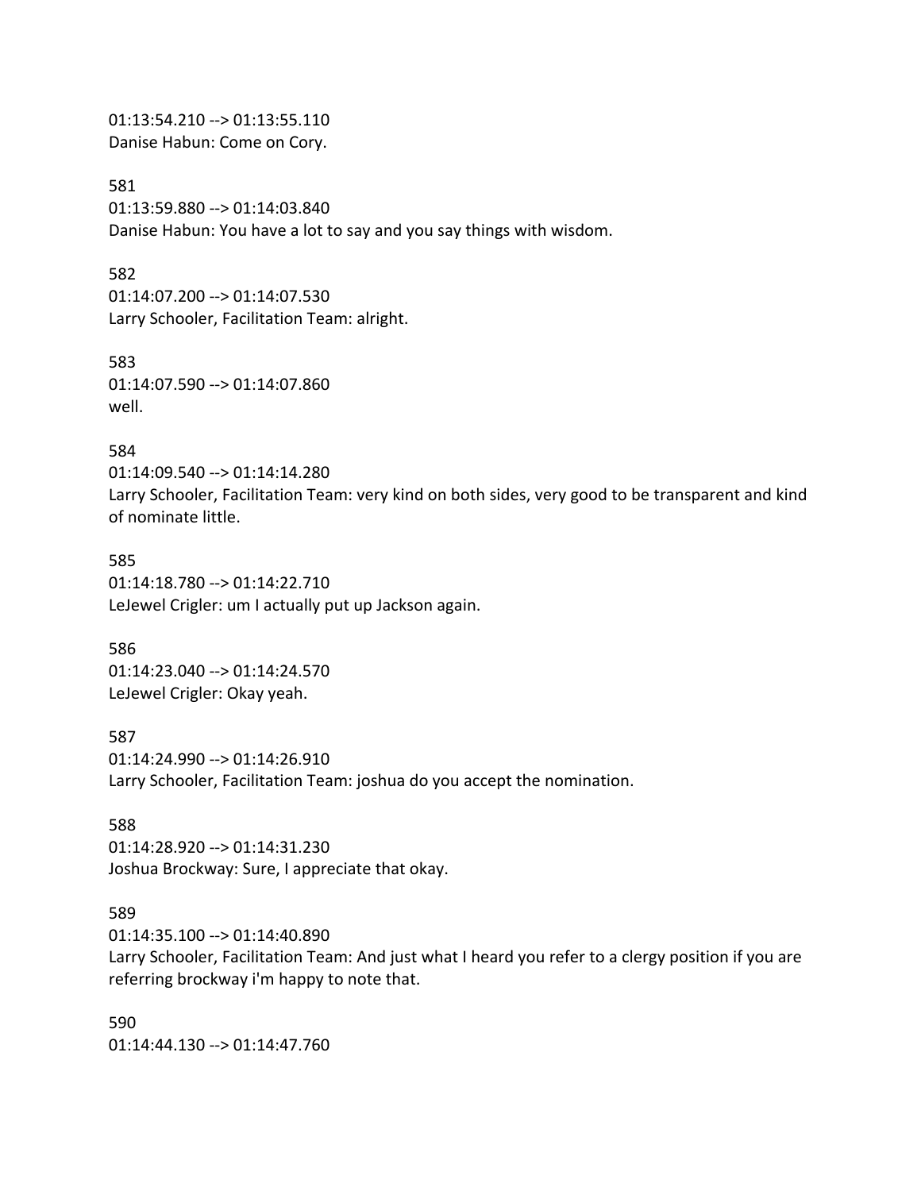01:13:54.210 --> 01:13:55.110
Danise Habun: Come on Cory.

581
01:13:59.880 --> 01:14:03.840
Danise Habun: You have a lot to say and you say things with wisdom.

582
01:14:07.200 --> 01:14:07.530
Larry Schooler, Facilitation Team: alright.

583
01:14:07.590 --> 01:14:07.860
well.

584
01:14:09.540 --> 01:14:14.280
Larry Schooler, Facilitation Team: very kind on both sides, very good to be transparent and kind of nominate little.

585
01:14:18.780 --> 01:14:22.710
LeJewel Crigler: um I actually put up Jackson again.

586
01:14:23.040 --> 01:14:24.570
LeJewel Crigler: Okay yeah.

587
01:14:24.990 --> 01:14:26.910
Larry Schooler, Facilitation Team: joshua do you accept the nomination.

588
01:14:28.920 --> 01:14:31.230
Joshua Brockway: Sure, I appreciate that okay.

589
01:14:35.100 --> 01:14:40.890
Larry Schooler, Facilitation Team: And just what I heard you refer to a clergy position if you are referring brockway i'm happy to note that.

590
01:14:44.130 --> 01:14:47.760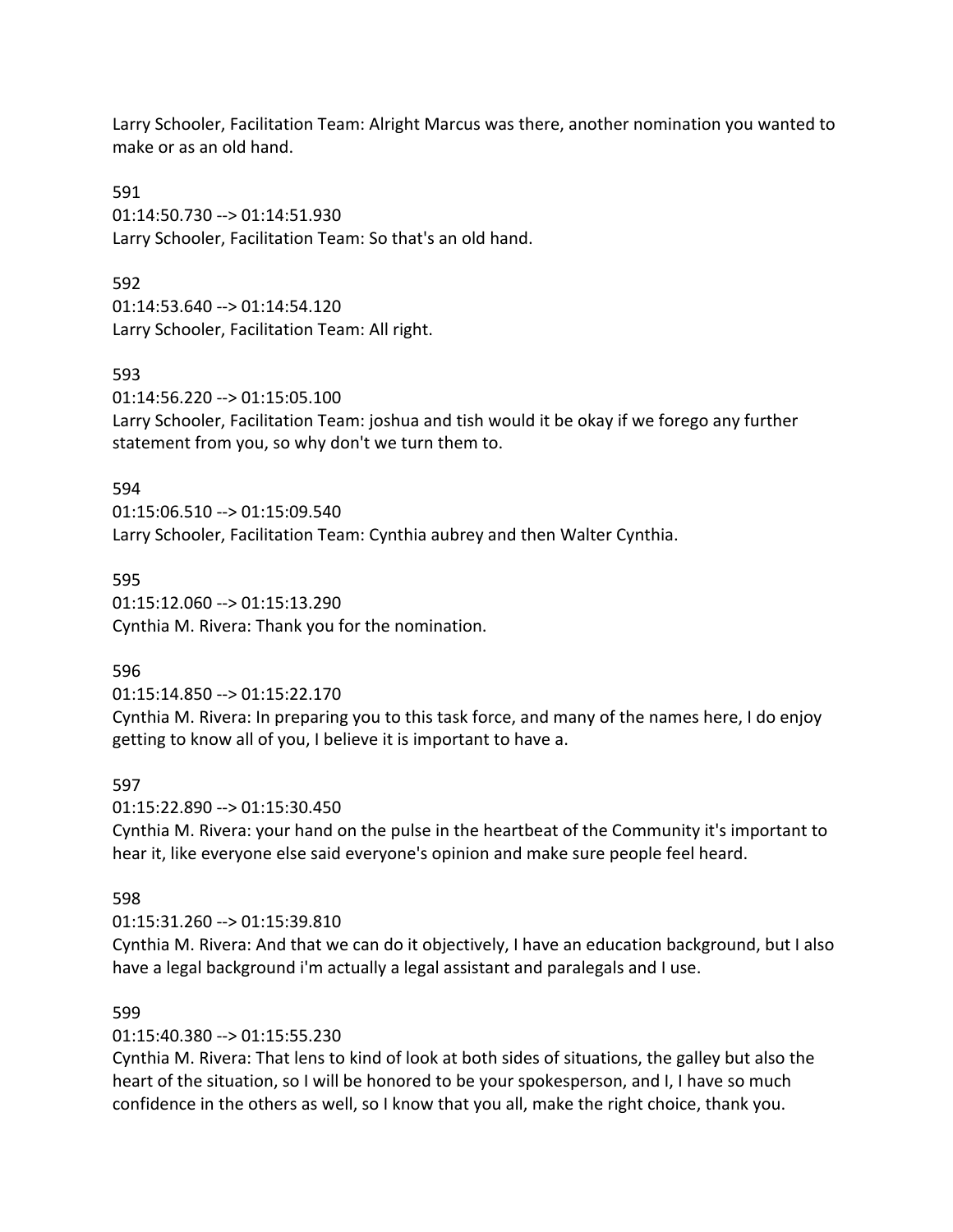Larry Schooler, Facilitation Team: Alright Marcus was there, another nomination you wanted to make or as an old hand.

591
01:14:50.730 --> 01:14:51.930
Larry Schooler, Facilitation Team: So that's an old hand.

592
01:14:53.640 --> 01:14:54.120
Larry Schooler, Facilitation Team: All right.

593
01:14:56.220 --> 01:15:05.100
Larry Schooler, Facilitation Team: joshua and tish would it be okay if we forego any further statement from you, so why don't we turn them to.

594
01:15:06.510 --> 01:15:09.540
Larry Schooler, Facilitation Team: Cynthia aubrey and then Walter Cynthia.

595
01:15:12.060 --> 01:15:13.290
Cynthia M. Rivera: Thank you for the nomination.

596
01:15:14.850 --> 01:15:22.170
Cynthia M. Rivera: In preparing you to this task force, and many of the names here, I do enjoy getting to know all of you, I believe it is important to have a.

597
01:15:22.890 --> 01:15:30.450
Cynthia M. Rivera: your hand on the pulse in the heartbeat of the Community it's important to hear it, like everyone else said everyone's opinion and make sure people feel heard.

598
01:15:31.260 --> 01:15:39.810
Cynthia M. Rivera: And that we can do it objectively, I have an education background, but I also have a legal background i'm actually a legal assistant and paralegals and I use.

599
01:15:40.380 --> 01:15:55.230
Cynthia M. Rivera: That lens to kind of look at both sides of situations, the galley but also the heart of the situation, so I will be honored to be your spokesperson, and I, I have so much confidence in the others as well, so I know that you all, make the right choice, thank you.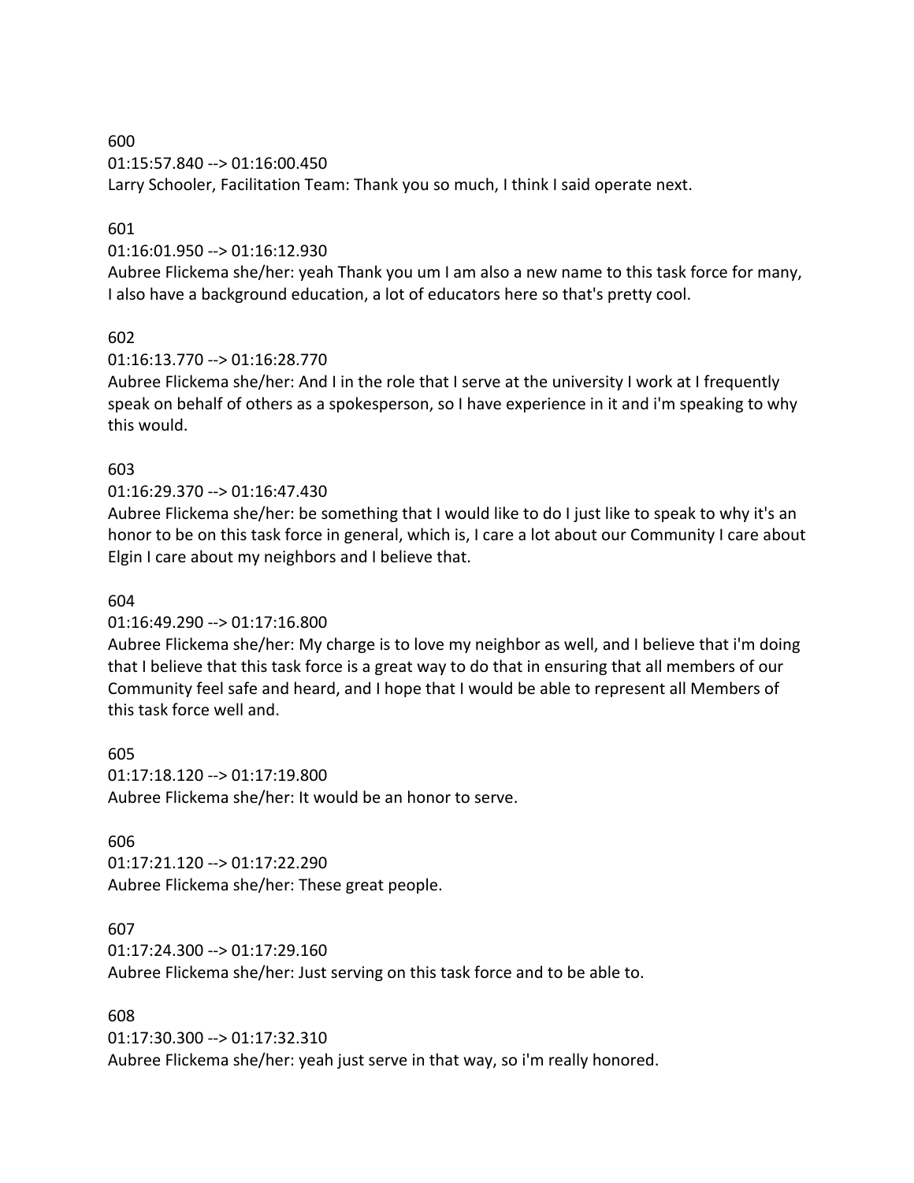600
01:15:57.840 --> 01:16:00.450
Larry Schooler, Facilitation Team: Thank you so much, I think I said operate next.

601
01:16:01.950 --> 01:16:12.930
Aubree Flickema she/her: yeah Thank you um I am also a new name to this task force for many, I also have a background education, a lot of educators here so that's pretty cool.

602
01:16:13.770 --> 01:16:28.770
Aubree Flickema she/her: And I in the role that I serve at the university I work at I frequently speak on behalf of others as a spokesperson, so I have experience in it and i'm speaking to why this would.

603
01:16:29.370 --> 01:16:47.430
Aubree Flickema she/her: be something that I would like to do I just like to speak to why it's an honor to be on this task force in general, which is, I care a lot about our Community I care about Elgin I care about my neighbors and I believe that.

604
01:16:49.290 --> 01:17:16.800
Aubree Flickema she/her: My charge is to love my neighbor as well, and I believe that i'm doing that I believe that this task force is a great way to do that in ensuring that all members of our Community feel safe and heard, and I hope that I would be able to represent all Members of this task force well and.

605
01:17:18.120 --> 01:17:19.800
Aubree Flickema she/her: It would be an honor to serve.

606
01:17:21.120 --> 01:17:22.290
Aubree Flickema she/her: These great people.

607
01:17:24.300 --> 01:17:29.160
Aubree Flickema she/her: Just serving on this task force and to be able to.

608
01:17:30.300 --> 01:17:32.310
Aubree Flickema she/her: yeah just serve in that way, so i'm really honored.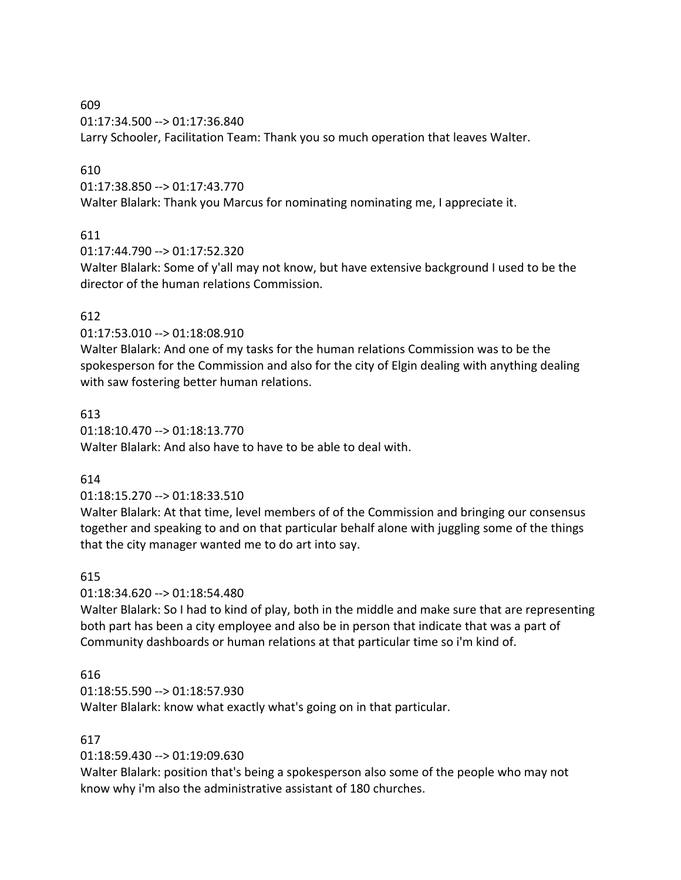609
01:17:34.500 --> 01:17:36.840
Larry Schooler, Facilitation Team: Thank you so much operation that leaves Walter.

610
01:17:38.850 --> 01:17:43.770
Walter Blalark: Thank you Marcus for nominating nominating me, I appreciate it.

611
01:17:44.790 --> 01:17:52.320
Walter Blalark: Some of y'all may not know, but have extensive background I used to be the director of the human relations Commission.

612
01:17:53.010 --> 01:18:08.910
Walter Blalark: And one of my tasks for the human relations Commission was to be the spokesperson for the Commission and also for the city of Elgin dealing with anything dealing with saw fostering better human relations.

613
01:18:10.470 --> 01:18:13.770
Walter Blalark: And also have to have to be able to deal with.

614
01:18:15.270 --> 01:18:33.510
Walter Blalark: At that time, level members of of the Commission and bringing our consensus together and speaking to and on that particular behalf alone with juggling some of the things that the city manager wanted me to do art into say.

615
01:18:34.620 --> 01:18:54.480
Walter Blalark: So I had to kind of play, both in the middle and make sure that are representing both part has been a city employee and also be in person that indicate that was a part of Community dashboards or human relations at that particular time so i'm kind of.

616
01:18:55.590 --> 01:18:57.930
Walter Blalark: know what exactly what's going on in that particular.

617
01:18:59.430 --> 01:19:09.630
Walter Blalark: position that's being a spokesperson also some of the people who may not know why i'm also the administrative assistant of 180 churches.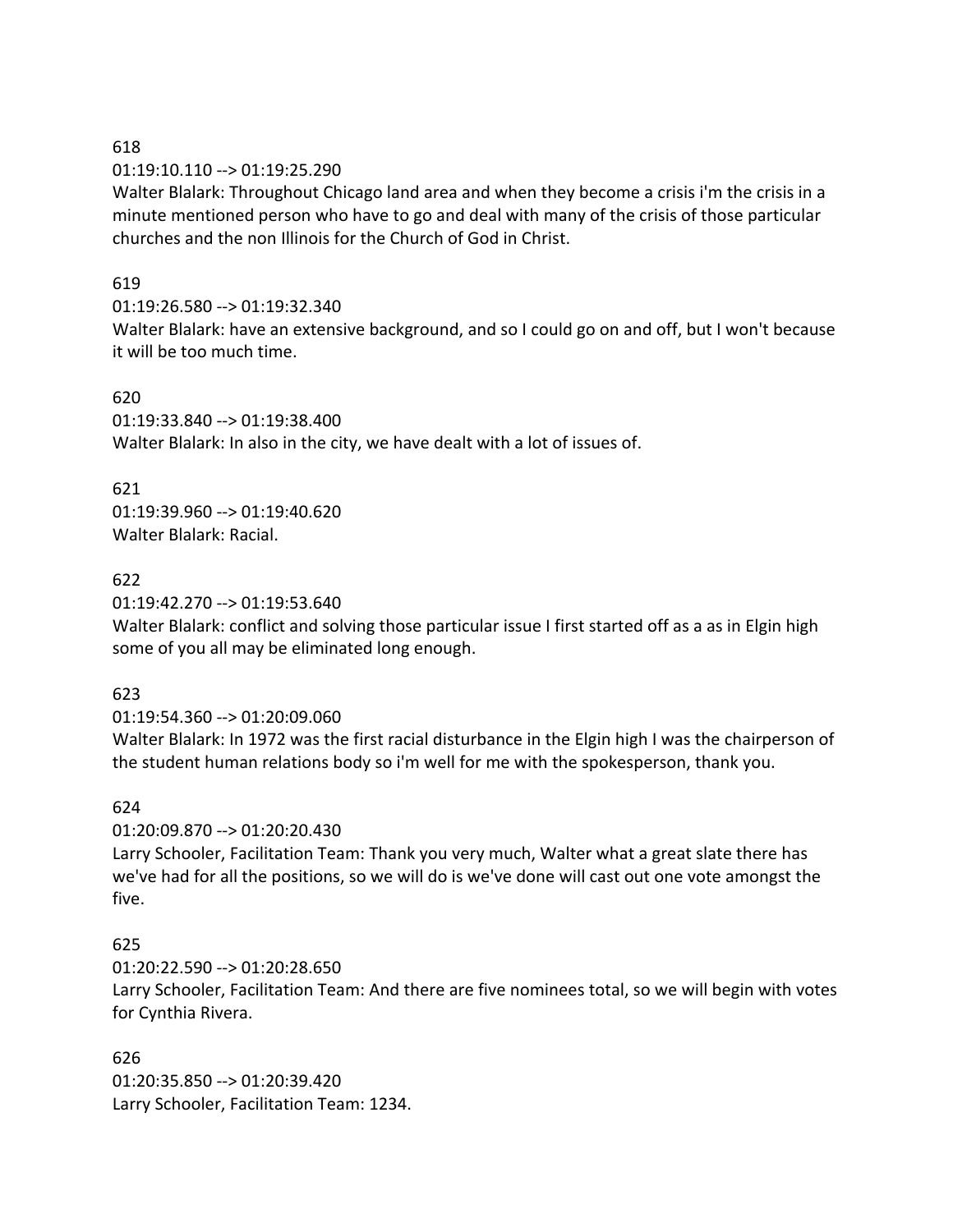618
01:19:10.110 --> 01:19:25.290
Walter Blalark: Throughout Chicago land area and when they become a crisis i'm the crisis in a minute mentioned person who have to go and deal with many of the crisis of those particular churches and the non Illinois for the Church of God in Christ.

619
01:19:26.580 --> 01:19:32.340
Walter Blalark: have an extensive background, and so I could go on and off, but I won't because it will be too much time.

620
01:19:33.840 --> 01:19:38.400
Walter Blalark: In also in the city, we have dealt with a lot of issues of.

621
01:19:39.960 --> 01:19:40.620
Walter Blalark: Racial.

622
01:19:42.270 --> 01:19:53.640
Walter Blalark: conflict and solving those particular issue I first started off as a as in Elgin high some of you all may be eliminated long enough.

623
01:19:54.360 --> 01:20:09.060
Walter Blalark: In 1972 was the first racial disturbance in the Elgin high I was the chairperson of the student human relations body so i'm well for me with the spokesperson, thank you.

624
01:20:09.870 --> 01:20:20.430
Larry Schooler, Facilitation Team: Thank you very much, Walter what a great slate there has we've had for all the positions, so we will do is we've done will cast out one vote amongst the five.

625
01:20:22.590 --> 01:20:28.650
Larry Schooler, Facilitation Team: And there are five nominees total, so we will begin with votes for Cynthia Rivera.

626
01:20:35.850 --> 01:20:39.420
Larry Schooler, Facilitation Team: 1234.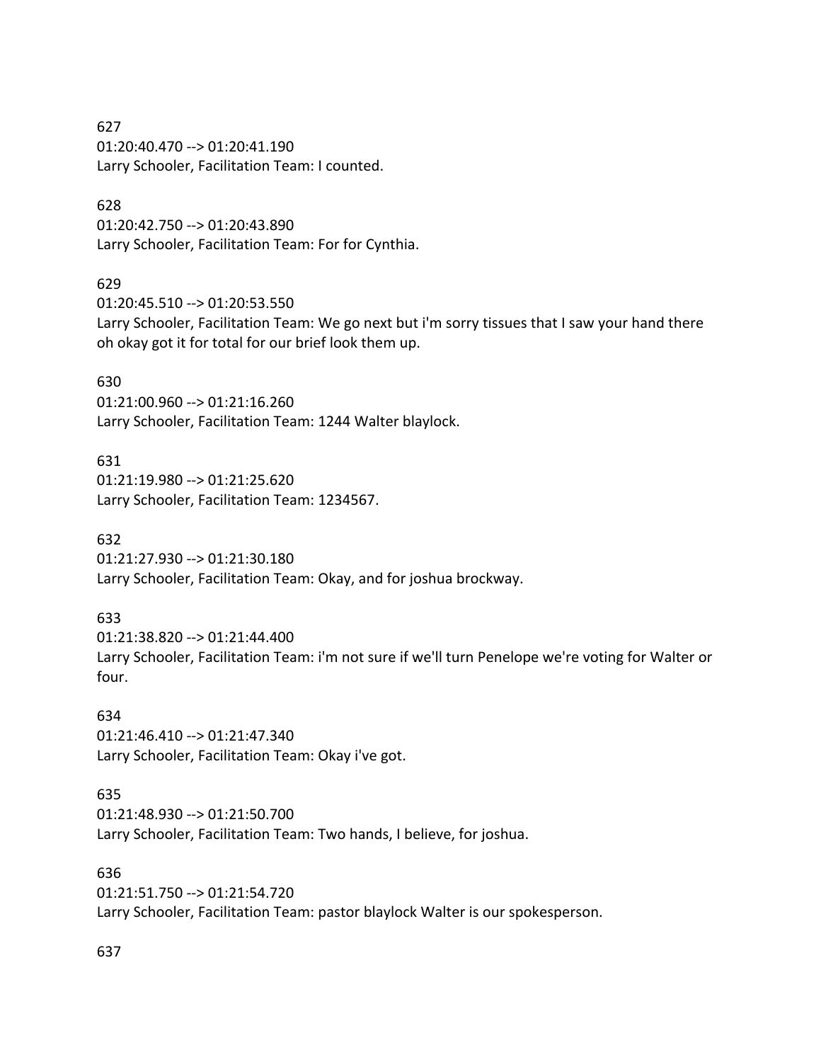627
01:20:40.470 --> 01:20:41.190
Larry Schooler, Facilitation Team: I counted.

628
01:20:42.750 --> 01:20:43.890
Larry Schooler, Facilitation Team: For for Cynthia.

629
01:20:45.510 --> 01:20:53.550
Larry Schooler, Facilitation Team: We go next but i'm sorry tissues that I saw your hand there oh okay got it for total for our brief look them up.

630
01:21:00.960 --> 01:21:16.260
Larry Schooler, Facilitation Team: 1244 Walter blaylock.

631
01:21:19.980 --> 01:21:25.620
Larry Schooler, Facilitation Team: 1234567.

632
01:21:27.930 --> 01:21:30.180
Larry Schooler, Facilitation Team: Okay, and for joshua brockway.

633
01:21:38.820 --> 01:21:44.400
Larry Schooler, Facilitation Team: i'm not sure if we'll turn Penelope we're voting for Walter or four.

634
01:21:46.410 --> 01:21:47.340
Larry Schooler, Facilitation Team: Okay i've got.

635
01:21:48.930 --> 01:21:50.700
Larry Schooler, Facilitation Team: Two hands, I believe, for joshua.

636
01:21:51.750 --> 01:21:54.720
Larry Schooler, Facilitation Team: pastor blaylock Walter is our spokesperson.

637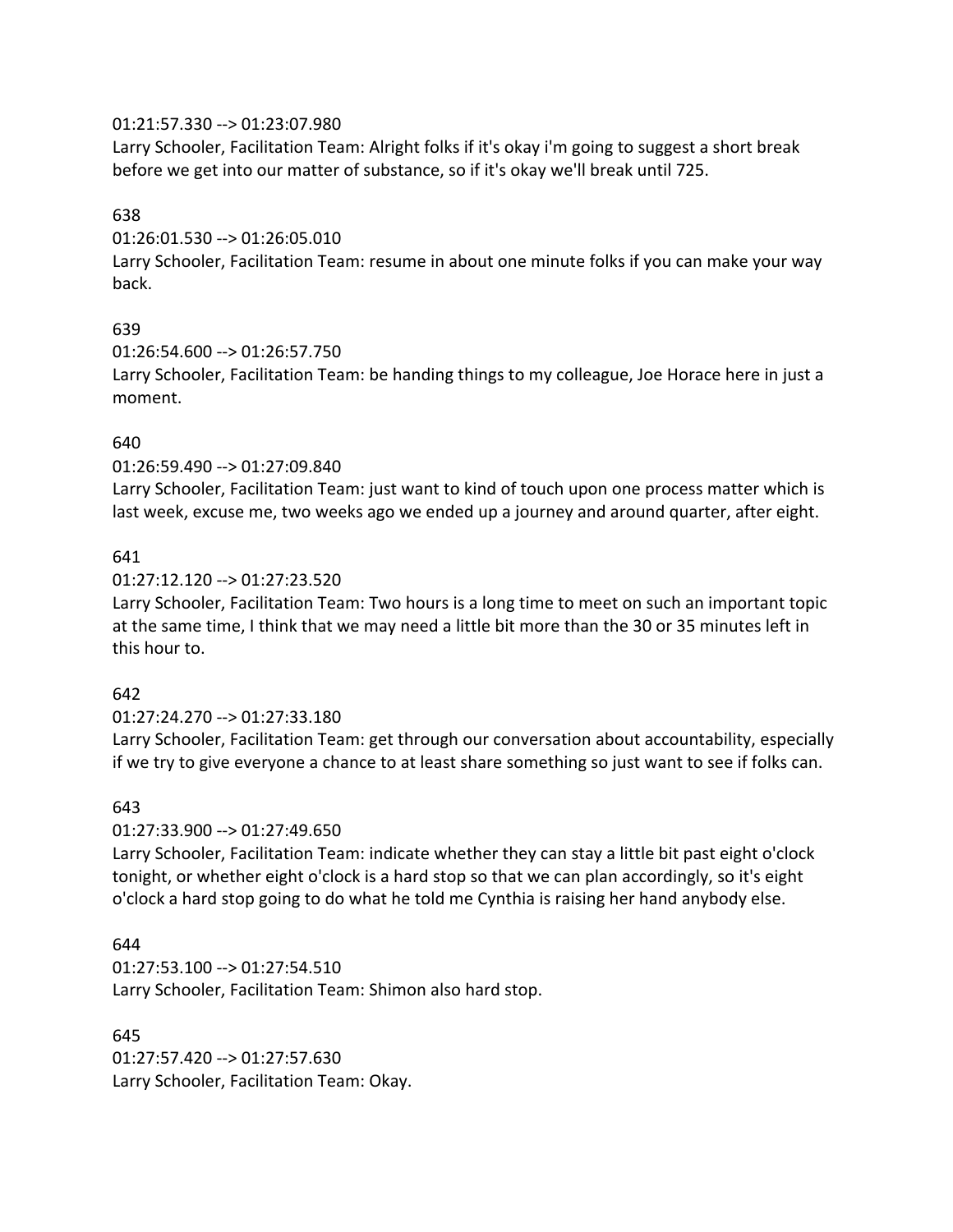01:21:57.330 --> 01:23:07.980
Larry Schooler, Facilitation Team: Alright folks if it's okay i'm going to suggest a short break before we get into our matter of substance, so if it's okay we'll break until 725.

638
01:26:01.530 --> 01:26:05.010
Larry Schooler, Facilitation Team: resume in about one minute folks if you can make your way back.

639
01:26:54.600 --> 01:26:57.750
Larry Schooler, Facilitation Team: be handing things to my colleague, Joe Horace here in just a moment.

640
01:26:59.490 --> 01:27:09.840
Larry Schooler, Facilitation Team: just want to kind of touch upon one process matter which is last week, excuse me, two weeks ago we ended up a journey and around quarter, after eight.

641
01:27:12.120 --> 01:27:23.520
Larry Schooler, Facilitation Team: Two hours is a long time to meet on such an important topic at the same time, I think that we may need a little bit more than the 30 or 35 minutes left in this hour to.

642
01:27:24.270 --> 01:27:33.180
Larry Schooler, Facilitation Team: get through our conversation about accountability, especially if we try to give everyone a chance to at least share something so just want to see if folks can.

643
01:27:33.900 --> 01:27:49.650
Larry Schooler, Facilitation Team: indicate whether they can stay a little bit past eight o'clock tonight, or whether eight o'clock is a hard stop so that we can plan accordingly, so it's eight o'clock a hard stop going to do what he told me Cynthia is raising her hand anybody else.

644
01:27:53.100 --> 01:27:54.510
Larry Schooler, Facilitation Team: Shimon also hard stop.

645
01:27:57.420 --> 01:27:57.630
Larry Schooler, Facilitation Team: Okay.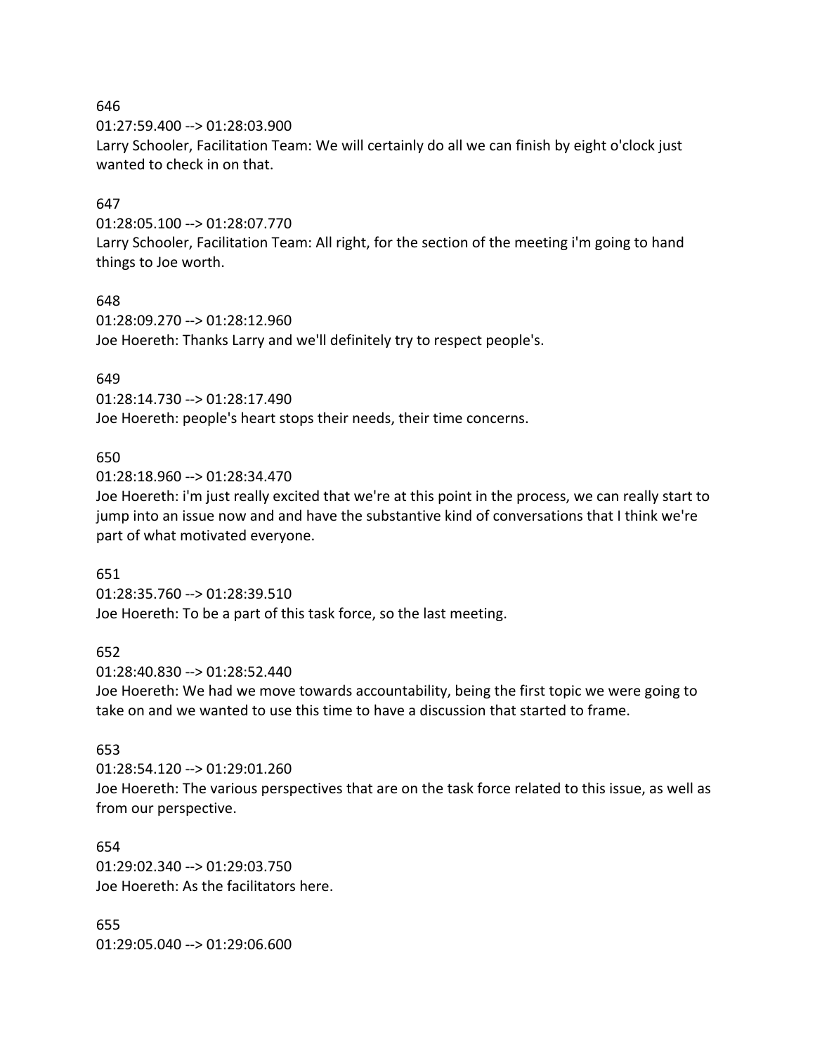646
01:27:59.400 --> 01:28:03.900
Larry Schooler, Facilitation Team: We will certainly do all we can finish by eight o'clock just wanted to check in on that.

647
01:28:05.100 --> 01:28:07.770
Larry Schooler, Facilitation Team: All right, for the section of the meeting i'm going to hand things to Joe worth.

648
01:28:09.270 --> 01:28:12.960
Joe Hoereth: Thanks Larry and we'll definitely try to respect people's.

649
01:28:14.730 --> 01:28:17.490
Joe Hoereth: people's heart stops their needs, their time concerns.

650
01:28:18.960 --> 01:28:34.470
Joe Hoereth: i'm just really excited that we're at this point in the process, we can really start to jump into an issue now and and have the substantive kind of conversations that I think we're part of what motivated everyone.

651
01:28:35.760 --> 01:28:39.510
Joe Hoereth: To be a part of this task force, so the last meeting.

652
01:28:40.830 --> 01:28:52.440
Joe Hoereth: We had we move towards accountability, being the first topic we were going to take on and we wanted to use this time to have a discussion that started to frame.

653
01:28:54.120 --> 01:29:01.260
Joe Hoereth: The various perspectives that are on the task force related to this issue, as well as from our perspective.

654
01:29:02.340 --> 01:29:03.750
Joe Hoereth: As the facilitators here.

655
01:29:05.040 --> 01:29:06.600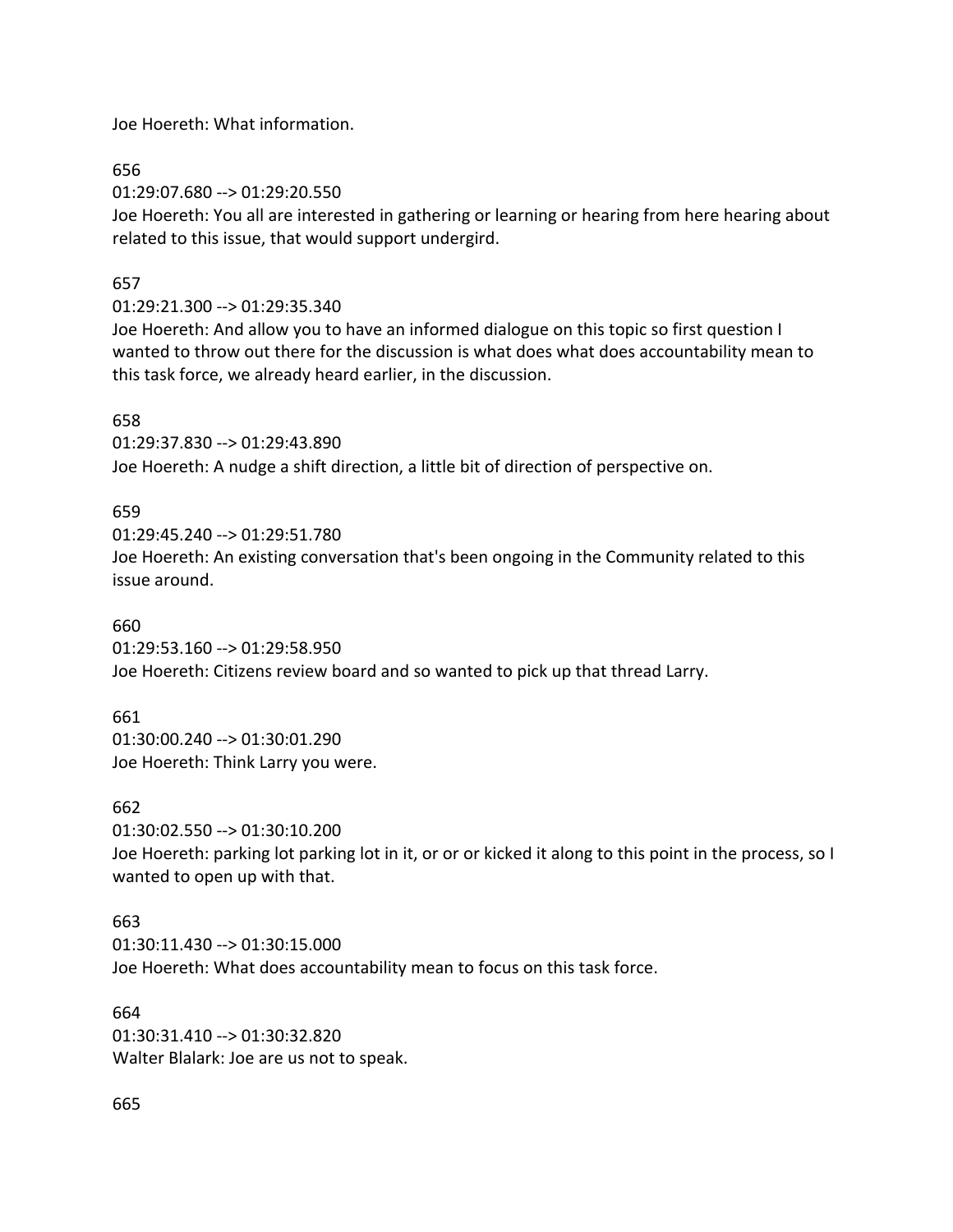Joe Hoereth: What information.

656

01:29:07.680 --> 01:29:20.550

Joe Hoereth: You all are interested in gathering or learning or hearing from here hearing about related to this issue, that would support undergird.

657

01:29:21.300 --> 01:29:35.340

Joe Hoereth: And allow you to have an informed dialogue on this topic so first question I wanted to throw out there for the discussion is what does what does accountability mean to this task force, we already heard earlier, in the discussion.

658

01:29:37.830 --> 01:29:43.890

Joe Hoereth: A nudge a shift direction, a little bit of direction of perspective on.

659

01:29:45.240 --> 01:29:51.780

Joe Hoereth: An existing conversation that's been ongoing in the Community related to this issue around.

660

01:29:53.160 --> 01:29:58.950

Joe Hoereth: Citizens review board and so wanted to pick up that thread Larry.

661

01:30:00.240 --> 01:30:01.290

Joe Hoereth: Think Larry you were.

662

01:30:02.550 --> 01:30:10.200

Joe Hoereth: parking lot parking lot in it, or or or kicked it along to this point in the process, so I wanted to open up with that.

663

01:30:11.430 --> 01:30:15.000

Joe Hoereth: What does accountability mean to focus on this task force.

664

01:30:31.410 --> 01:30:32.820

Walter Blalark: Joe are us not to speak.

665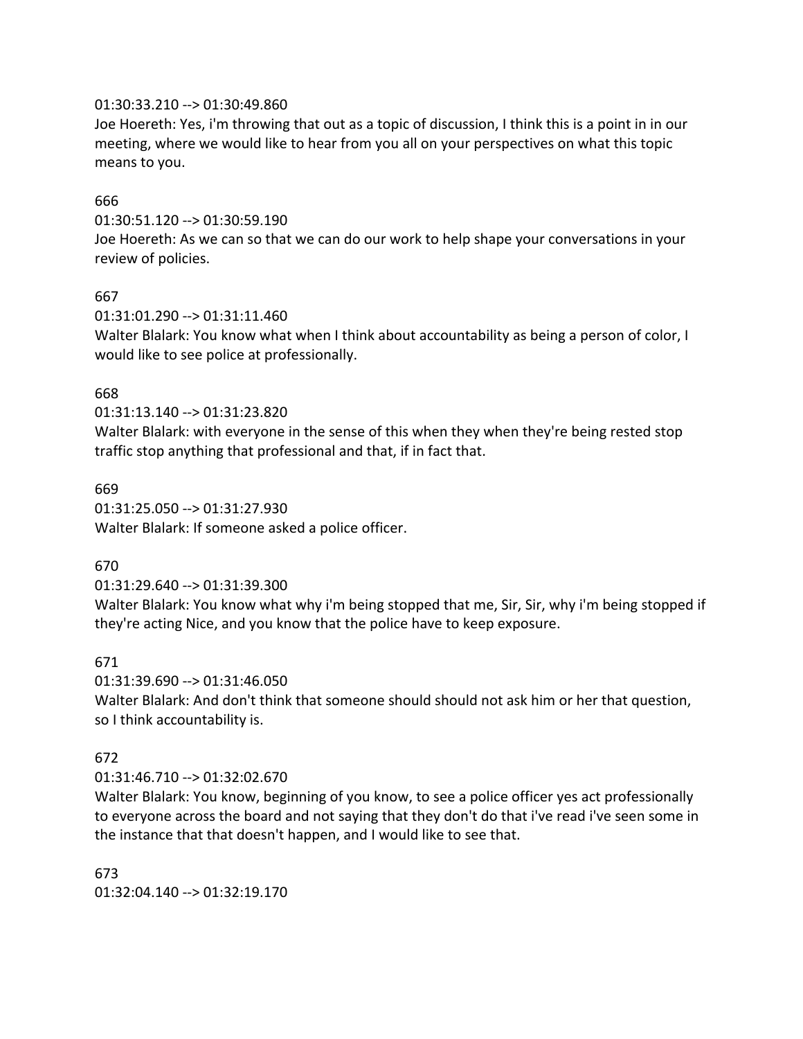01:30:33.210 --> 01:30:49.860
Joe Hoereth: Yes, i'm throwing that out as a topic of discussion, I think this is a point in in our meeting, where we would like to hear from you all on your perspectives on what this topic means to you.

666
01:30:51.120 --> 01:30:59.190
Joe Hoereth: As we can so that we can do our work to help shape your conversations in your review of policies.

667
01:31:01.290 --> 01:31:11.460
Walter Blalark: You know what when I think about accountability as being a person of color, I would like to see police at professionally.

668
01:31:13.140 --> 01:31:23.820
Walter Blalark: with everyone in the sense of this when they when they're being rested stop traffic stop anything that professional and that, if in fact that.

669
01:31:25.050 --> 01:31:27.930
Walter Blalark: If someone asked a police officer.

670
01:31:29.640 --> 01:31:39.300
Walter Blalark: You know what why i'm being stopped that me, Sir, Sir, why i'm being stopped if they're acting Nice, and you know that the police have to keep exposure.

671
01:31:39.690 --> 01:31:46.050
Walter Blalark: And don't think that someone should should not ask him or her that question, so I think accountability is.

672
01:31:46.710 --> 01:32:02.670
Walter Blalark: You know, beginning of you know, to see a police officer yes act professionally to everyone across the board and not saying that they don't do that i've read i've seen some in the instance that that doesn't happen, and I would like to see that.

673
01:32:04.140 --> 01:32:19.170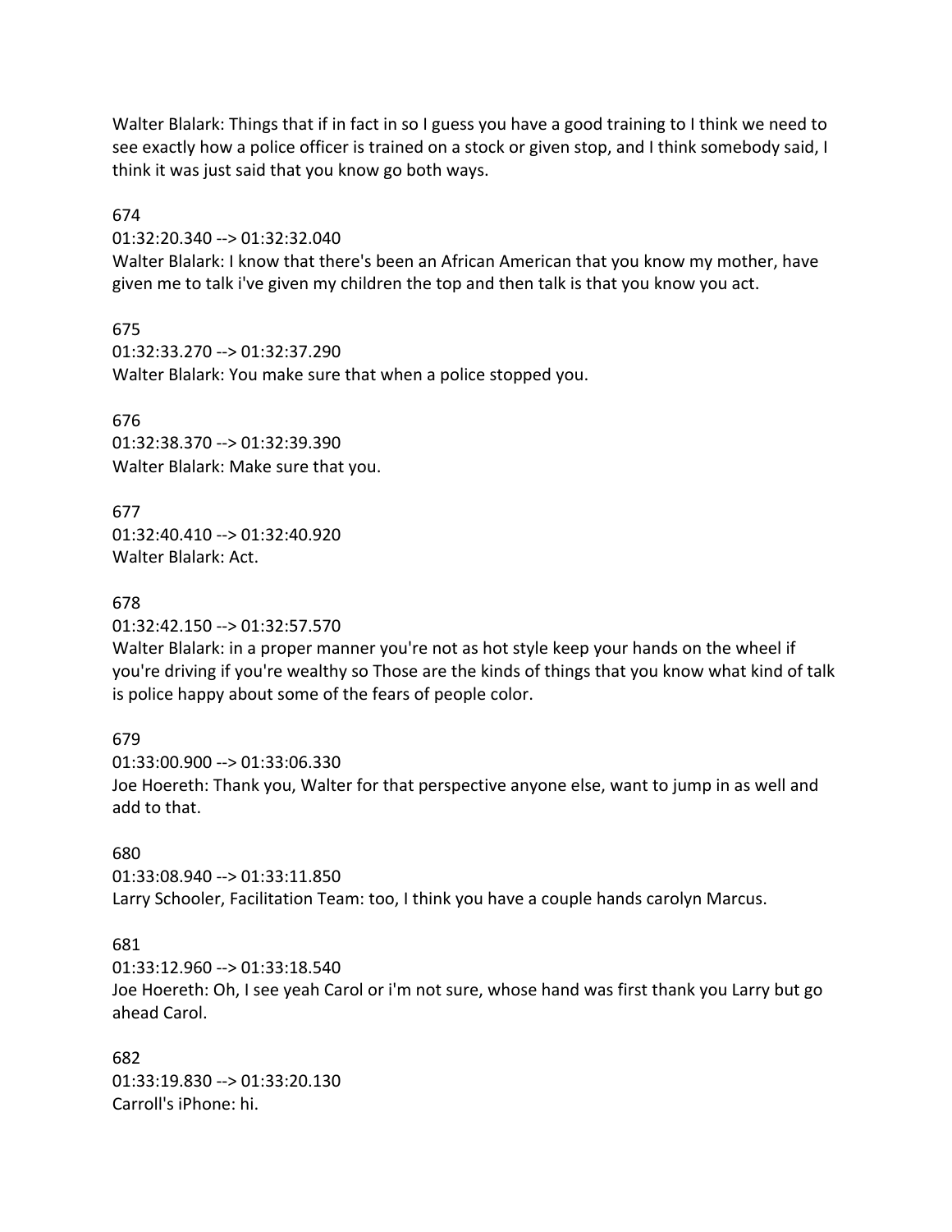Walter Blalark: Things that if in fact in so I guess you have a good training to I think we need to see exactly how a police officer is trained on a stock or given stop, and I think somebody said, I think it was just said that you know go both ways.

674
01:32:20.340 --> 01:32:32.040
Walter Blalark: I know that there's been an African American that you know my mother, have given me to talk i've given my children the top and then talk is that you know you act.

675
01:32:33.270 --> 01:32:37.290
Walter Blalark: You make sure that when a police stopped you.

676
01:32:38.370 --> 01:32:39.390
Walter Blalark: Make sure that you.

677
01:32:40.410 --> 01:32:40.920
Walter Blalark: Act.

678
01:32:42.150 --> 01:32:57.570
Walter Blalark: in a proper manner you're not as hot style keep your hands on the wheel if you're driving if you're wealthy so Those are the kinds of things that you know what kind of talk is police happy about some of the fears of people color.

679
01:33:00.900 --> 01:33:06.330
Joe Hoereth: Thank you, Walter for that perspective anyone else, want to jump in as well and add to that.

680
01:33:08.940 --> 01:33:11.850
Larry Schooler, Facilitation Team: too, I think you have a couple hands carolyn Marcus.

681
01:33:12.960 --> 01:33:18.540
Joe Hoereth: Oh, I see yeah Carol or i'm not sure, whose hand was first thank you Larry but go ahead Carol.

682
01:33:19.830 --> 01:33:20.130
Carroll's iPhone: hi.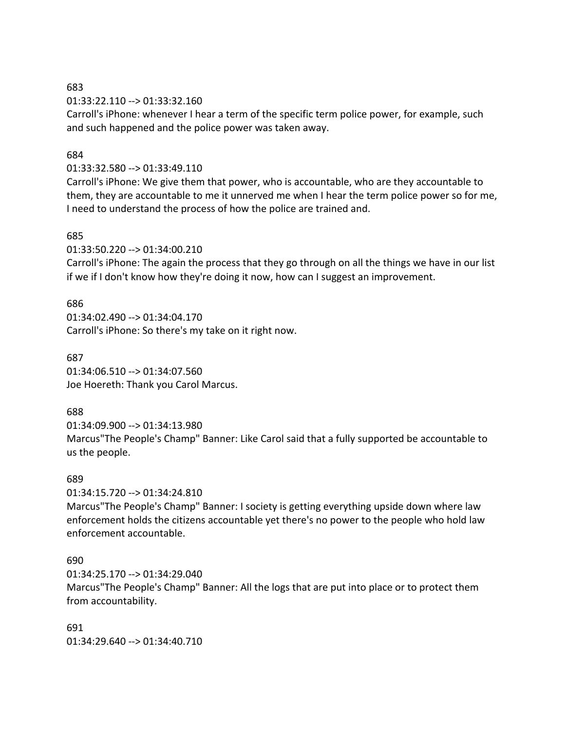683
01:33:22.110 --> 01:33:32.160
Carroll's iPhone: whenever I hear a term of the specific term police power, for example, such and such happened and the police power was taken away.

684
01:33:32.580 --> 01:33:49.110
Carroll's iPhone: We give them that power, who is accountable, who are they accountable to them, they are accountable to me it unnerved me when I hear the term police power so for me, I need to understand the process of how the police are trained and.

685
01:33:50.220 --> 01:34:00.210
Carroll's iPhone: The again the process that they go through on all the things we have in our list if we if I don't know how they're doing it now, how can I suggest an improvement.

686
01:34:02.490 --> 01:34:04.170
Carroll's iPhone: So there's my take on it right now.

687
01:34:06.510 --> 01:34:07.560
Joe Hoereth: Thank you Carol Marcus.

688
01:34:09.900 --> 01:34:13.980
Marcus"The People's Champ" Banner: Like Carol said that a fully supported be accountable to us the people.

689
01:34:15.720 --> 01:34:24.810
Marcus"The People's Champ" Banner: I society is getting everything upside down where law enforcement holds the citizens accountable yet there's no power to the people who hold law enforcement accountable.

690
01:34:25.170 --> 01:34:29.040
Marcus"The People's Champ" Banner: All the logs that are put into place or to protect them from accountability.

691
01:34:29.640 --> 01:34:40.710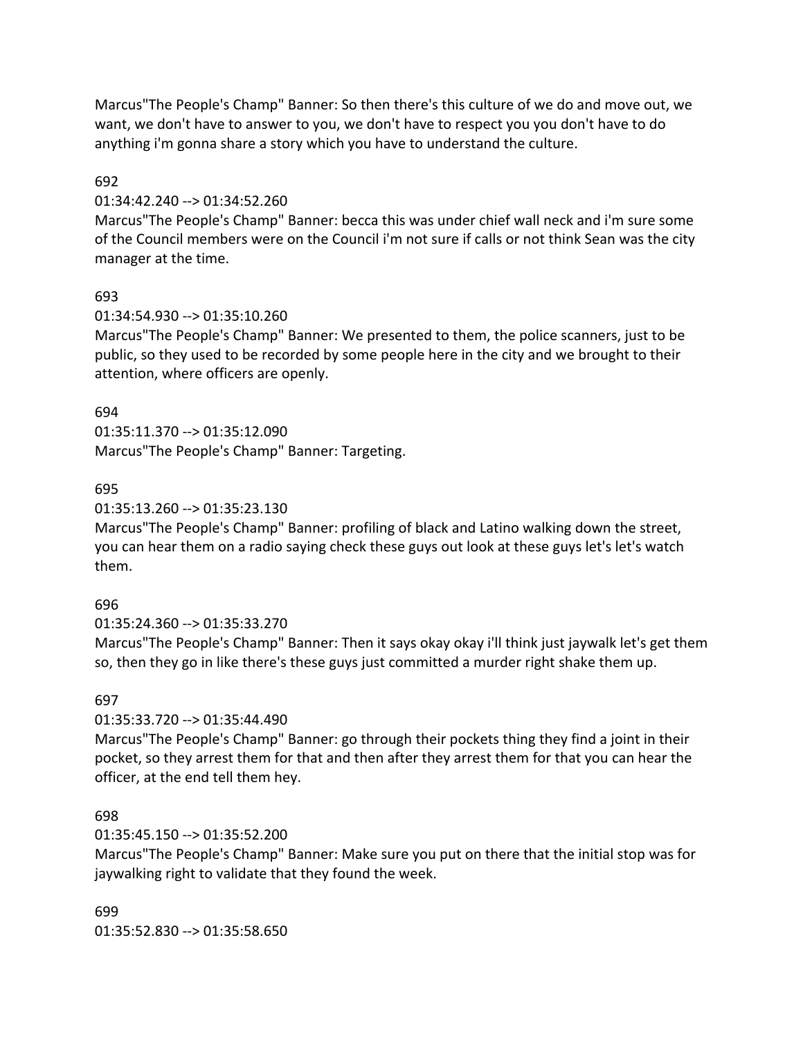Marcus"The People's Champ" Banner: So then there's this culture of we do and move out, we want, we don't have to answer to you, we don't have to respect you you don't have to do anything i'm gonna share a story which you have to understand the culture.

692

01:34:42.240 --> 01:34:52.260

Marcus"The People's Champ" Banner: becca this was under chief wall neck and i'm sure some of the Council members were on the Council i'm not sure if calls or not think Sean was the city manager at the time.

693

01:34:54.930 --> 01:35:10.260

Marcus"The People's Champ" Banner: We presented to them, the police scanners, just to be public, so they used to be recorded by some people here in the city and we brought to their attention, where officers are openly.

694

01:35:11.370 --> 01:35:12.090

Marcus"The People's Champ" Banner: Targeting.

695

01:35:13.260 --> 01:35:23.130

Marcus"The People's Champ" Banner: profiling of black and Latino walking down the street, you can hear them on a radio saying check these guys out look at these guys let's let's watch them.

696

01:35:24.360 --> 01:35:33.270

Marcus"The People's Champ" Banner: Then it says okay okay i'll think just jaywalk let's get them so, then they go in like there's these guys just committed a murder right shake them up.

697

01:35:33.720 --> 01:35:44.490

Marcus"The People's Champ" Banner: go through their pockets thing they find a joint in their pocket, so they arrest them for that and then after they arrest them for that you can hear the officer, at the end tell them hey.

698

01:35:45.150 --> 01:35:52.200

Marcus"The People's Champ" Banner: Make sure you put on there that the initial stop was for jaywalking right to validate that they found the week.

699

01:35:52.830 --> 01:35:58.650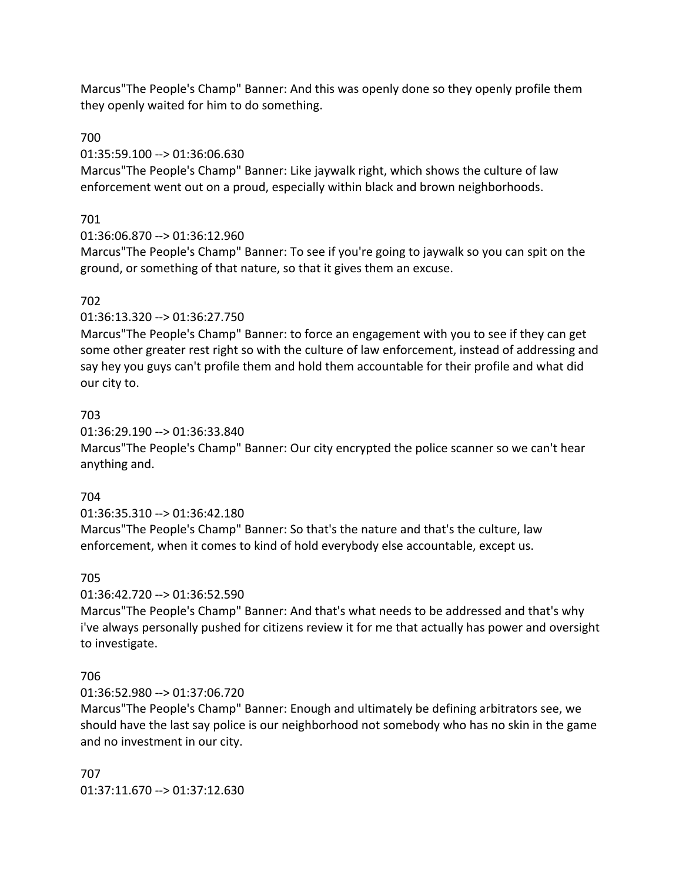Marcus"The People's Champ" Banner: And this was openly done so they openly profile them they openly waited for him to do something.

700
01:35:59.100 --> 01:36:06.630
Marcus"The People's Champ" Banner: Like jaywalk right, which shows the culture of law enforcement went out on a proud, especially within black and brown neighborhoods.

701
01:36:06.870 --> 01:36:12.960
Marcus"The People's Champ" Banner: To see if you're going to jaywalk so you can spit on the ground, or something of that nature, so that it gives them an excuse.

702
01:36:13.320 --> 01:36:27.750
Marcus"The People's Champ" Banner: to force an engagement with you to see if they can get some other greater rest right so with the culture of law enforcement, instead of addressing and say hey you guys can't profile them and hold them accountable for their profile and what did our city to.

703
01:36:29.190 --> 01:36:33.840
Marcus"The People's Champ" Banner: Our city encrypted the police scanner so we can't hear anything and.

704
01:36:35.310 --> 01:36:42.180
Marcus"The People's Champ" Banner: So that's the nature and that's the culture, law enforcement, when it comes to kind of hold everybody else accountable, except us.

705
01:36:42.720 --> 01:36:52.590
Marcus"The People's Champ" Banner: And that's what needs to be addressed and that's why i've always personally pushed for citizens review it for me that actually has power and oversight to investigate.

706
01:36:52.980 --> 01:37:06.720
Marcus"The People's Champ" Banner: Enough and ultimately be defining arbitrators see, we should have the last say police is our neighborhood not somebody who has no skin in the game and no investment in our city.

707
01:37:11.670 --> 01:37:12.630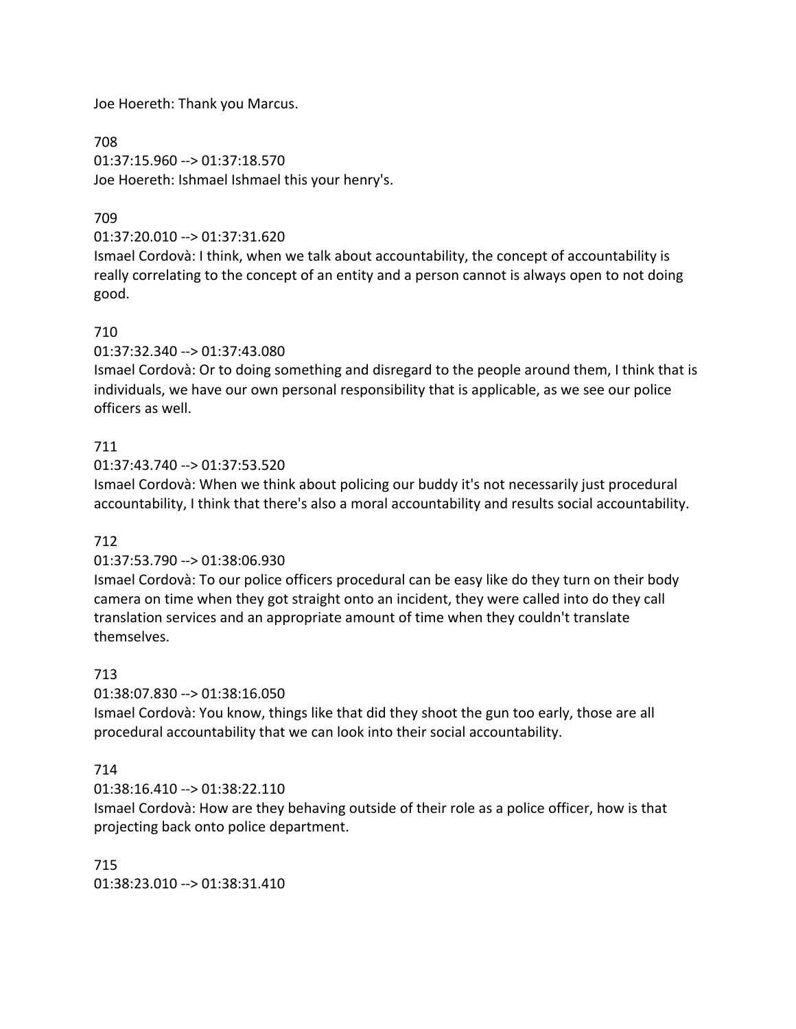Joe Hoereth: Thank you Marcus.

708
01:37:15.960 --> 01:37:18.570
Joe Hoereth: Ishmael Ishmael this your henry's.

709
01:37:20.010 --> 01:37:31.620
Ismael Cordovà: I think, when we talk about accountability, the concept of accountability is really correlating to the concept of an entity and a person cannot is always open to not doing good.

710
01:37:32.340 --> 01:37:43.080
Ismael Cordovà: Or to doing something and disregard to the people around them, I think that is individuals, we have our own personal responsibility that is applicable, as we see our police officers as well.

711
01:37:43.740 --> 01:37:53.520
Ismael Cordovà: When we think about policing our buddy it's not necessarily just procedural accountability, I think that there's also a moral accountability and results social accountability.

712
01:37:53.790 --> 01:38:06.930
Ismael Cordovà: To our police officers procedural can be easy like do they turn on their body camera on time when they got straight onto an incident, they were called into do they call translation services and an appropriate amount of time when they couldn't translate themselves.

713
01:38:07.830 --> 01:38:16.050
Ismael Cordovà: You know, things like that did they shoot the gun too early, those are all procedural accountability that we can look into their social accountability.

714
01:38:16.410 --> 01:38:22.110
Ismael Cordovà: How are they behaving outside of their role as a police officer, how is that projecting back onto police department.

715
01:38:23.010 --> 01:38:31.410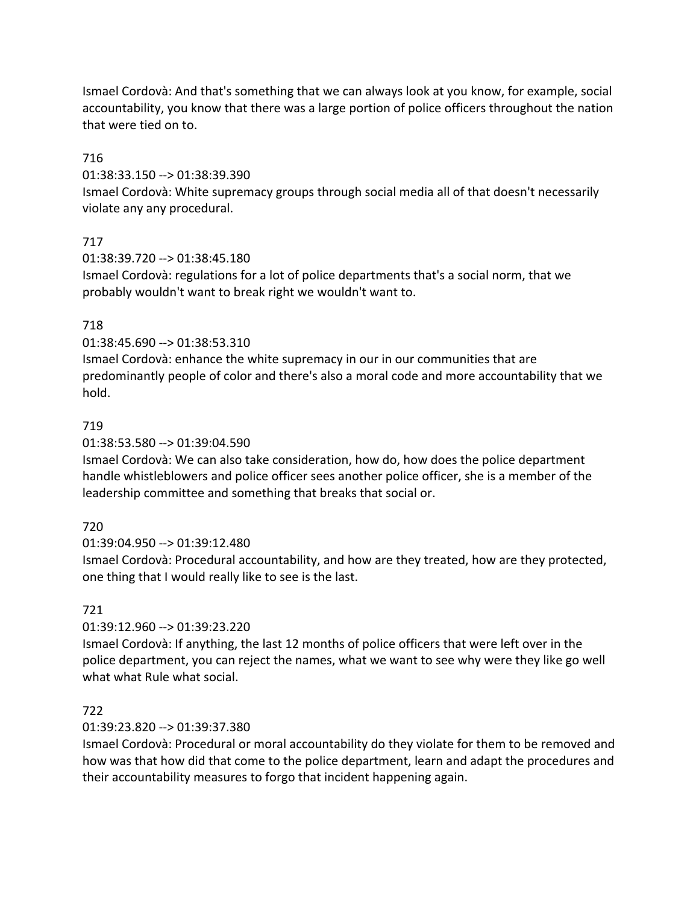Ismael Cordovà: And that's something that we can always look at you know, for example, social accountability, you know that there was a large portion of police officers throughout the nation that were tied on to.

716

01:38:33.150 --> 01:38:39.390

Ismael Cordovà: White supremacy groups through social media all of that doesn't necessarily violate any any procedural.

717

01:38:39.720 --> 01:38:45.180

Ismael Cordovà: regulations for a lot of police departments that's a social norm, that we probably wouldn't want to break right we wouldn't want to.

718

01:38:45.690 --> 01:38:53.310

Ismael Cordovà: enhance the white supremacy in our in our communities that are predominantly people of color and there's also a moral code and more accountability that we hold.

719

01:38:53.580 --> 01:39:04.590

Ismael Cordovà: We can also take consideration, how do, how does the police department handle whistleblowers and police officer sees another police officer, she is a member of the leadership committee and something that breaks that social or.

720

01:39:04.950 --> 01:39:12.480

Ismael Cordovà: Procedural accountability, and how are they treated, how are they protected, one thing that I would really like to see is the last.

721

01:39:12.960 --> 01:39:23.220

Ismael Cordovà: If anything, the last 12 months of police officers that were left over in the police department, you can reject the names, what we want to see why were they like go well what what Rule what social.

722

01:39:23.820 --> 01:39:37.380

Ismael Cordovà: Procedural or moral accountability do they violate for them to be removed and how was that how did that come to the police department, learn and adapt the procedures and their accountability measures to forgo that incident happening again.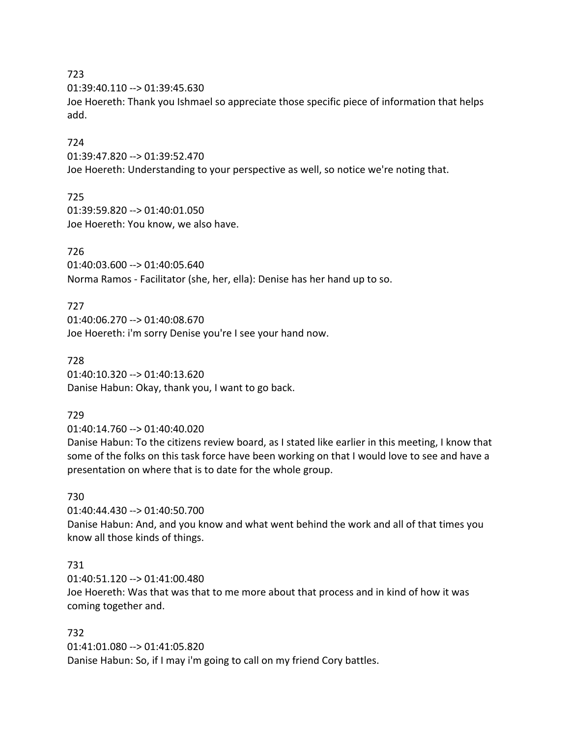723
01:39:40.110 --> 01:39:45.630
Joe Hoereth: Thank you Ishmael so appreciate those specific piece of information that helps add.

724
01:39:47.820 --> 01:39:52.470
Joe Hoereth: Understanding to your perspective as well, so notice we're noting that.

725
01:39:59.820 --> 01:40:01.050
Joe Hoereth: You know, we also have.

726
01:40:03.600 --> 01:40:05.640
Norma Ramos - Facilitator (she, her, ella): Denise has her hand up to so.

727
01:40:06.270 --> 01:40:08.670
Joe Hoereth: i'm sorry Denise you're I see your hand now.

728
01:40:10.320 --> 01:40:13.620
Danise Habun: Okay, thank you, I want to go back.

729
01:40:14.760 --> 01:40:40.020
Danise Habun: To the citizens review board, as I stated like earlier in this meeting, I know that some of the folks on this task force have been working on that I would love to see and have a presentation on where that is to date for the whole group.

730
01:40:44.430 --> 01:40:50.700
Danise Habun: And, and you know and what went behind the work and all of that times you know all those kinds of things.

731
01:40:51.120 --> 01:41:00.480
Joe Hoereth: Was that was that to me more about that process and in kind of how it was coming together and.

732
01:41:01.080 --> 01:41:05.820
Danise Habun: So, if I may i'm going to call on my friend Cory battles.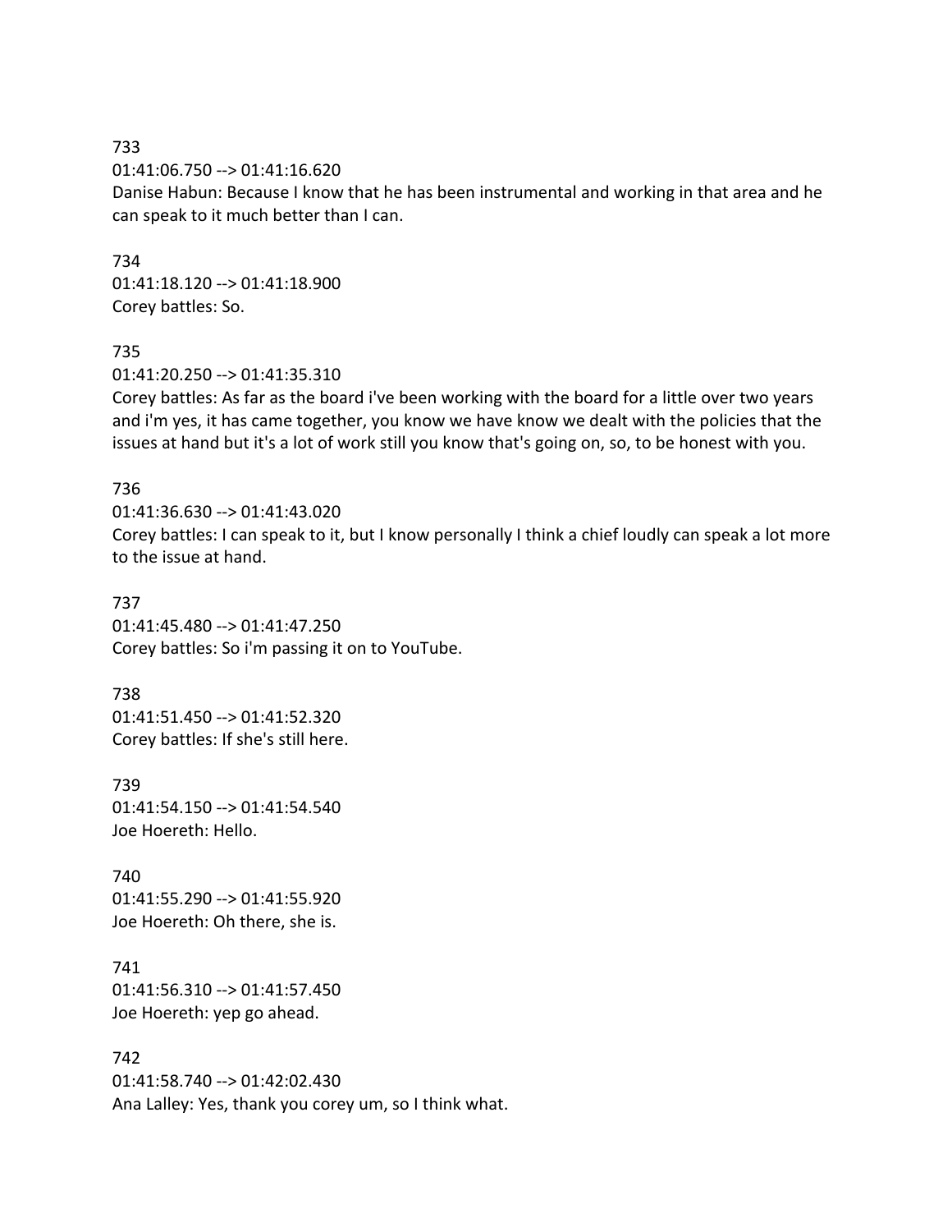733
01:41:06.750 --> 01:41:16.620
Danise Habun: Because I know that he has been instrumental and working in that area and he can speak to it much better than I can.

734
01:41:18.120 --> 01:41:18.900
Corey battles: So.

735
01:41:20.250 --> 01:41:35.310
Corey battles: As far as the board i've been working with the board for a little over two years and i'm yes, it has came together, you know we have know we dealt with the policies that the issues at hand but it's a lot of work still you know that's going on, so, to be honest with you.

736
01:41:36.630 --> 01:41:43.020
Corey battles: I can speak to it, but I know personally I think a chief loudly can speak a lot more to the issue at hand.

737
01:41:45.480 --> 01:41:47.250
Corey battles: So i'm passing it on to YouTube.

738
01:41:51.450 --> 01:41:52.320
Corey battles: If she's still here.

739
01:41:54.150 --> 01:41:54.540
Joe Hoereth: Hello.

740
01:41:55.290 --> 01:41:55.920
Joe Hoereth: Oh there, she is.

741
01:41:56.310 --> 01:41:57.450
Joe Hoereth: yep go ahead.

742
01:41:58.740 --> 01:42:02.430
Ana Lalley: Yes, thank you corey um, so I think what.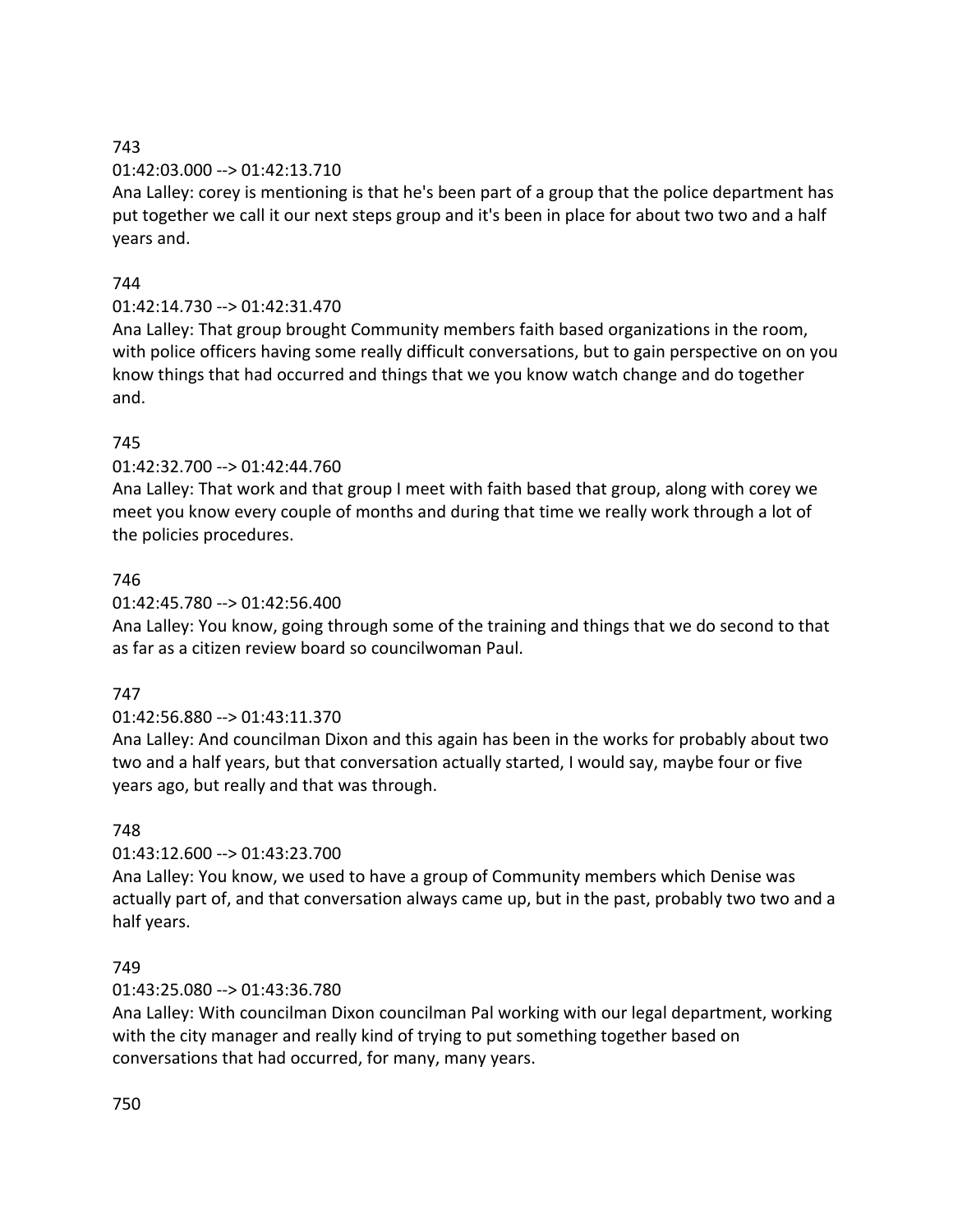743

01:42:03.000 --> 01:42:13.710

Ana Lalley: corey is mentioning is that he's been part of a group that the police department has put together we call it our next steps group and it's been in place for about two two and a half years and.

744

01:42:14.730 --> 01:42:31.470

Ana Lalley: That group brought Community members faith based organizations in the room, with police officers having some really difficult conversations, but to gain perspective on on you know things that had occurred and things that we you know watch change and do together and.

745

01:42:32.700 --> 01:42:44.760

Ana Lalley: That work and that group I meet with faith based that group, along with corey we meet you know every couple of months and during that time we really work through a lot of the policies procedures.

746

01:42:45.780 --> 01:42:56.400

Ana Lalley: You know, going through some of the training and things that we do second to that as far as a citizen review board so councilwoman Paul.

747

01:42:56.880 --> 01:43:11.370

Ana Lalley: And councilman Dixon and this again has been in the works for probably about two two and a half years, but that conversation actually started, I would say, maybe four or five years ago, but really and that was through.

748

01:43:12.600 --> 01:43:23.700

Ana Lalley: You know, we used to have a group of Community members which Denise was actually part of, and that conversation always came up, but in the past, probably two two and a half years.

749

01:43:25.080 --> 01:43:36.780

Ana Lalley: With councilman Dixon councilman Pal working with our legal department, working with the city manager and really kind of trying to put something together based on conversations that had occurred, for many, many years.

750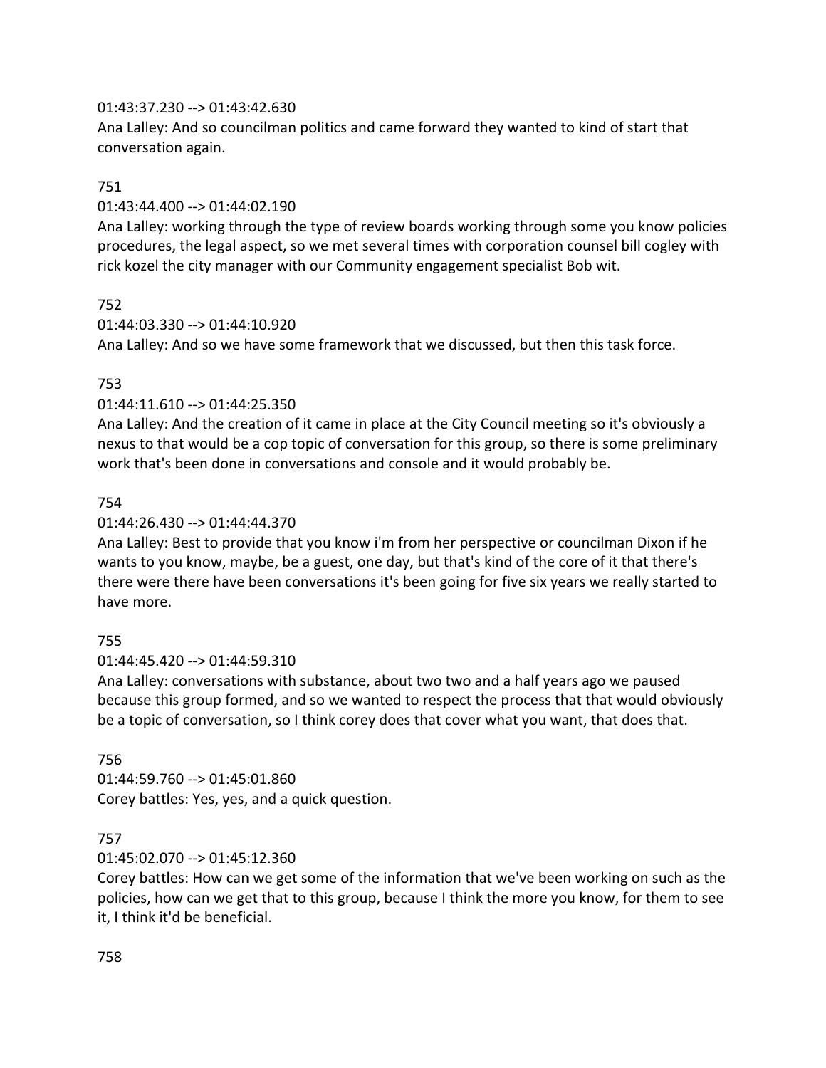01:43:37.230 --> 01:43:42.630
Ana Lalley: And so councilman politics and came forward they wanted to kind of start that conversation again.

751

01:43:44.400 --> 01:44:02.190
Ana Lalley: working through the type of review boards working through some you know policies procedures, the legal aspect, so we met several times with corporation counsel bill cogley with rick kozel the city manager with our Community engagement specialist Bob wit.

752

01:44:03.330 --> 01:44:10.920
Ana Lalley: And so we have some framework that we discussed, but then this task force.

753

01:44:11.610 --> 01:44:25.350
Ana Lalley: And the creation of it came in place at the City Council meeting so it's obviously a nexus to that would be a cop topic of conversation for this group, so there is some preliminary work that's been done in conversations and console and it would probably be.

754

01:44:26.430 --> 01:44:44.370
Ana Lalley: Best to provide that you know i'm from her perspective or councilman Dixon if he wants to you know, maybe, be a guest, one day, but that's kind of the core of it that there's there were there have been conversations it's been going for five six years we really started to have more.

755

01:44:45.420 --> 01:44:59.310
Ana Lalley: conversations with substance, about two two and a half years ago we paused because this group formed, and so we wanted to respect the process that that would obviously be a topic of conversation, so I think corey does that cover what you want, that does that.

756

01:44:59.760 --> 01:45:01.860
Corey battles: Yes, yes, and a quick question.

757

01:45:02.070 --> 01:45:12.360
Corey battles: How can we get some of the information that we've been working on such as the policies, how can we get that to this group, because I think the more you know, for them to see it, I think it'd be beneficial.

758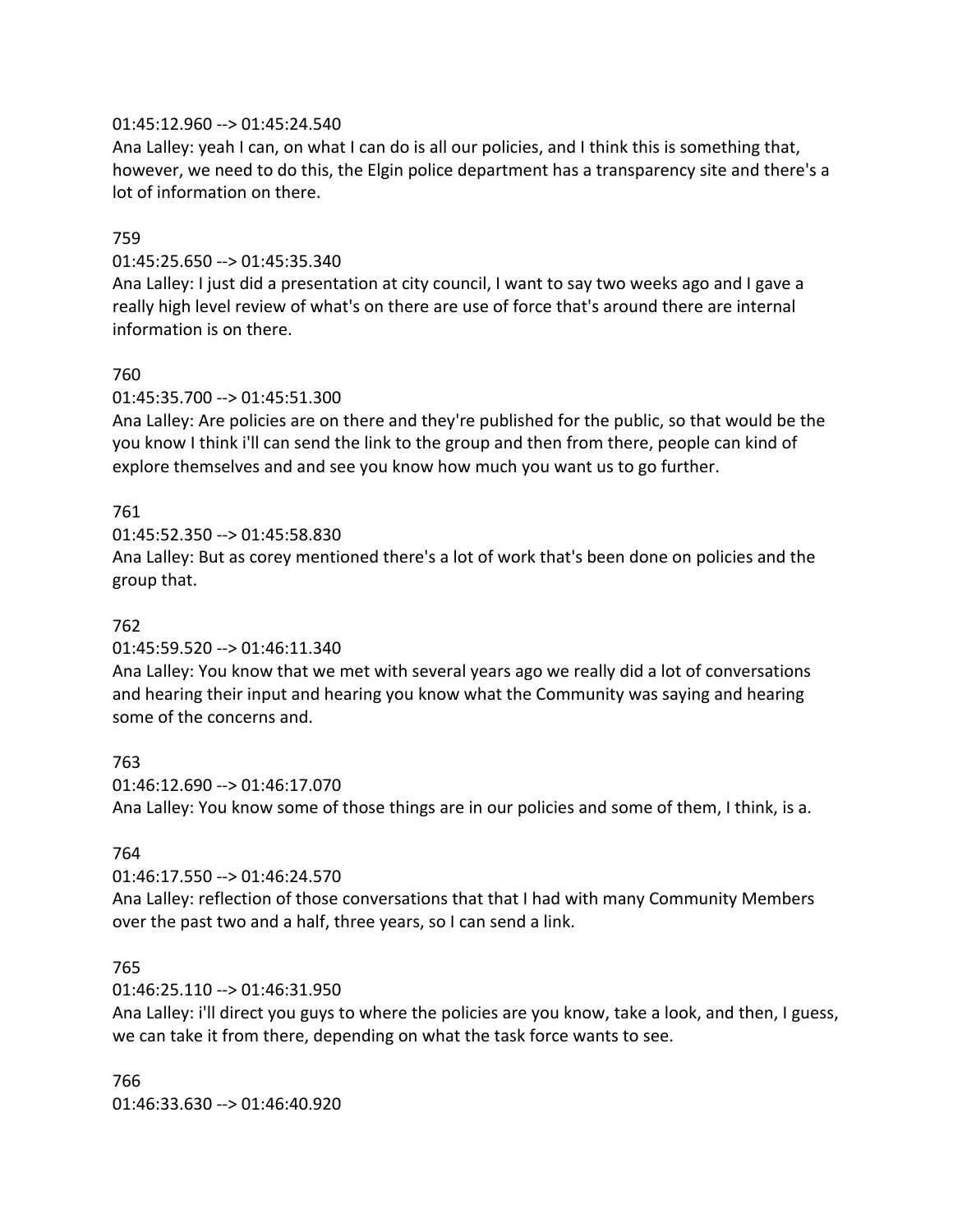01:45:12.960 --> 01:45:24.540
Ana Lalley: yeah I can, on what I can do is all our policies, and I think this is something that, however, we need to do this, the Elgin police department has a transparency site and there's a lot of information on there.

759

01:45:25.650 --> 01:45:35.340
Ana Lalley: I just did a presentation at city council, I want to say two weeks ago and I gave a really high level review of what's on there are use of force that's around there are internal information is on there.

760

01:45:35.700 --> 01:45:51.300
Ana Lalley: Are policies are on there and they're published for the public, so that would be the you know I think i'll can send the link to the group and then from there, people can kind of explore themselves and and see you know how much you want us to go further.

761

01:45:52.350 --> 01:45:58.830
Ana Lalley: But as corey mentioned there's a lot of work that's been done on policies and the group that.

762

01:45:59.520 --> 01:46:11.340
Ana Lalley: You know that we met with several years ago we really did a lot of conversations and hearing their input and hearing you know what the Community was saying and hearing some of the concerns and.

763

01:46:12.690 --> 01:46:17.070
Ana Lalley: You know some of those things are in our policies and some of them, I think, is a.

764

01:46:17.550 --> 01:46:24.570
Ana Lalley: reflection of those conversations that that I had with many Community Members over the past two and a half, three years, so I can send a link.

765

01:46:25.110 --> 01:46:31.950
Ana Lalley: i'll direct you guys to where the policies are you know, take a look, and then, I guess, we can take it from there, depending on what the task force wants to see.

766

01:46:33.630 --> 01:46:40.920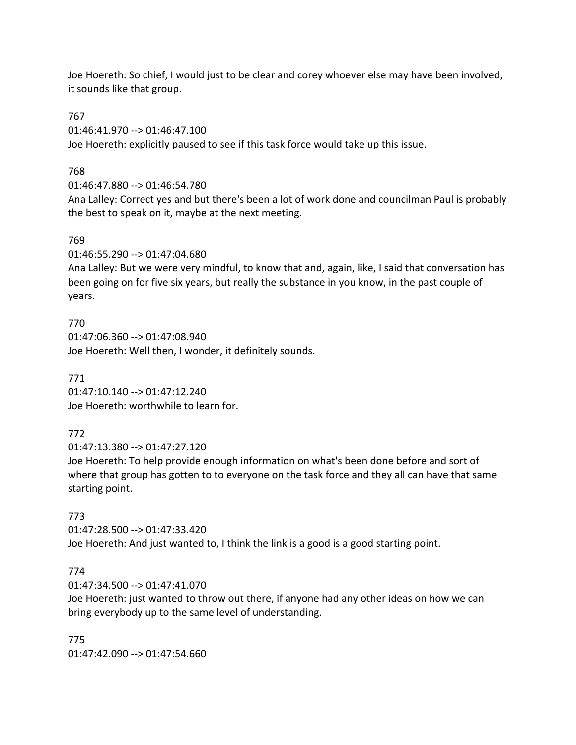Joe Hoereth: So chief, I would just to be clear and corey whoever else may have been involved, it sounds like that group.

767
01:46:41.970 --> 01:46:47.100
Joe Hoereth: explicitly paused to see if this task force would take up this issue.

768
01:46:47.880 --> 01:46:54.780
Ana Lalley: Correct yes and but there's been a lot of work done and councilman Paul is probably the best to speak on it, maybe at the next meeting.

769
01:46:55.290 --> 01:47:04.680
Ana Lalley: But we were very mindful, to know that and, again, like, I said that conversation has been going on for five six years, but really the substance in you know, in the past couple of years.

770
01:47:06.360 --> 01:47:08.940
Joe Hoereth: Well then, I wonder, it definitely sounds.

771
01:47:10.140 --> 01:47:12.240
Joe Hoereth: worthwhile to learn for.

772
01:47:13.380 --> 01:47:27.120
Joe Hoereth: To help provide enough information on what's been done before and sort of where that group has gotten to to everyone on the task force and they all can have that same starting point.

773
01:47:28.500 --> 01:47:33.420
Joe Hoereth: And just wanted to, I think the link is a good is a good starting point.

774
01:47:34.500 --> 01:47:41.070
Joe Hoereth: just wanted to throw out there, if anyone had any other ideas on how we can bring everybody up to the same level of understanding.

775
01:47:42.090 --> 01:47:54.660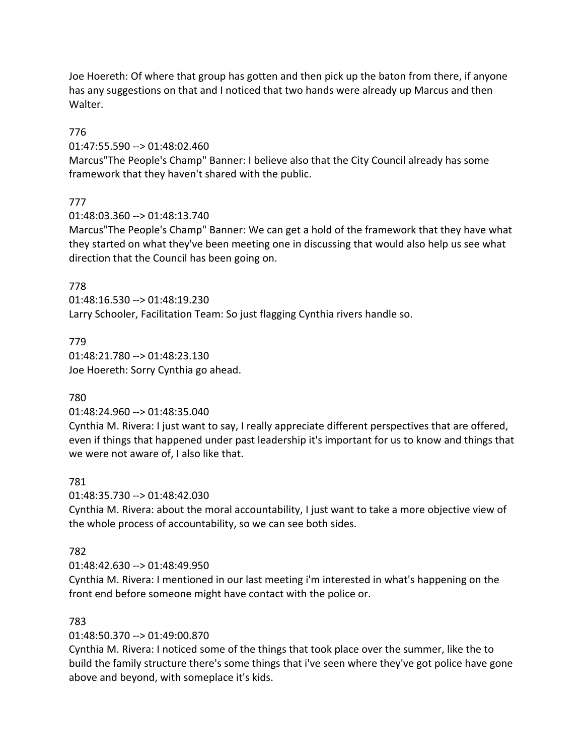Joe Hoereth: Of where that group has gotten and then pick up the baton from there, if anyone has any suggestions on that and I noticed that two hands were already up Marcus and then Walter.

776

01:47:55.590 --> 01:48:02.460

Marcus"The People's Champ" Banner: I believe also that the City Council already has some framework that they haven't shared with the public.

777

01:48:03.360 --> 01:48:13.740

Marcus"The People's Champ" Banner: We can get a hold of the framework that they have what they started on what they've been meeting one in discussing that would also help us see what direction that the Council has been going on.

778

01:48:16.530 --> 01:48:19.230

Larry Schooler, Facilitation Team: So just flagging Cynthia rivers handle so.

779

01:48:21.780 --> 01:48:23.130

Joe Hoereth: Sorry Cynthia go ahead.

780

01:48:24.960 --> 01:48:35.040

Cynthia M. Rivera: I just want to say, I really appreciate different perspectives that are offered, even if things that happened under past leadership it's important for us to know and things that we were not aware of, I also like that.

781

01:48:35.730 --> 01:48:42.030

Cynthia M. Rivera: about the moral accountability, I just want to take a more objective view of the whole process of accountability, so we can see both sides.

782

01:48:42.630 --> 01:48:49.950

Cynthia M. Rivera: I mentioned in our last meeting i'm interested in what's happening on the front end before someone might have contact with the police or.

783

01:48:50.370 --> 01:49:00.870

Cynthia M. Rivera: I noticed some of the things that took place over the summer, like the to build the family structure there's some things that i've seen where they've got police have gone above and beyond, with someplace it's kids.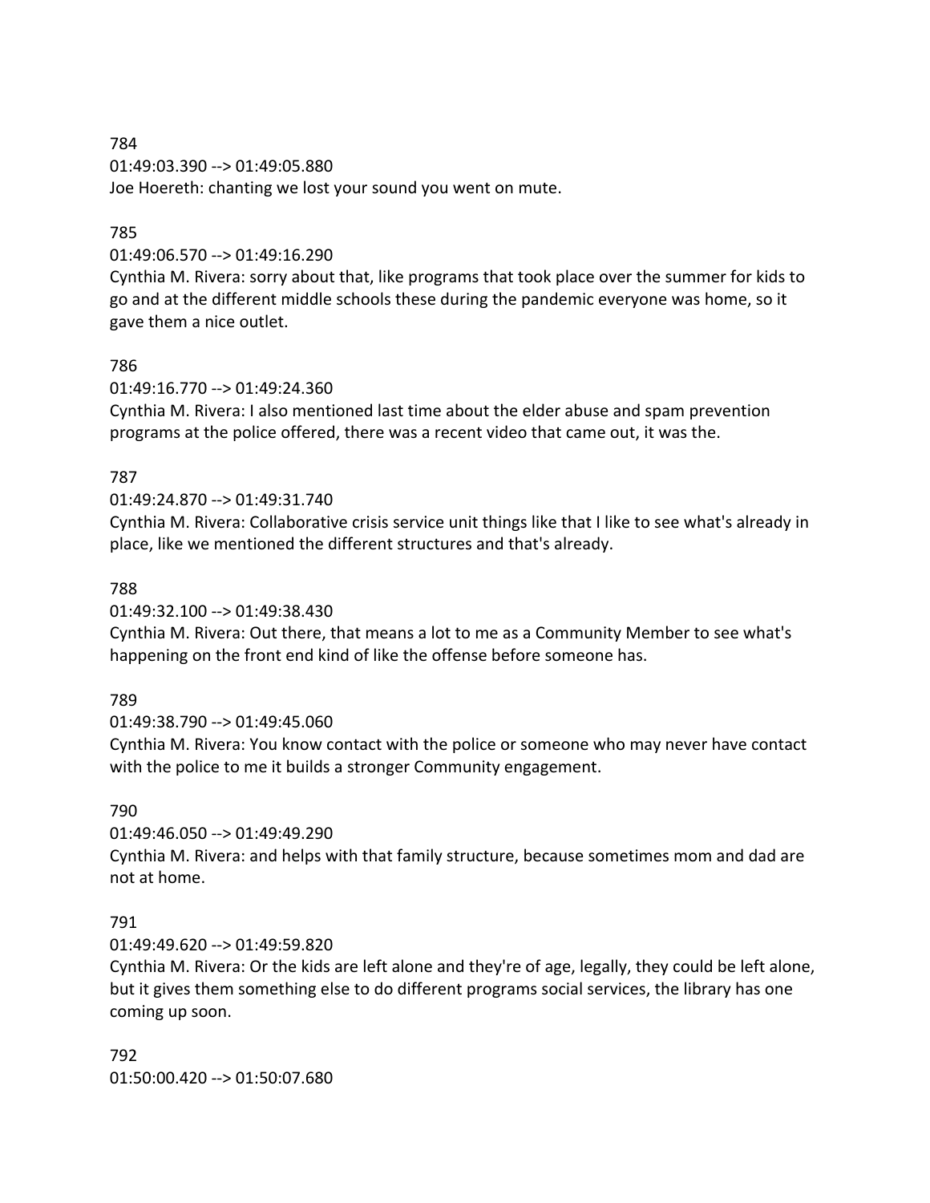784
01:49:03.390 --> 01:49:05.880
Joe Hoereth: chanting we lost your sound you went on mute.

785
01:49:06.570 --> 01:49:16.290
Cynthia M. Rivera: sorry about that, like programs that took place over the summer for kids to go and at the different middle schools these during the pandemic everyone was home, so it gave them a nice outlet.

786
01:49:16.770 --> 01:49:24.360
Cynthia M. Rivera: I also mentioned last time about the elder abuse and spam prevention programs at the police offered, there was a recent video that came out, it was the.

787
01:49:24.870 --> 01:49:31.740
Cynthia M. Rivera: Collaborative crisis service unit things like that I like to see what's already in place, like we mentioned the different structures and that's already.

788
01:49:32.100 --> 01:49:38.430
Cynthia M. Rivera: Out there, that means a lot to me as a Community Member to see what's happening on the front end kind of like the offense before someone has.

789
01:49:38.790 --> 01:49:45.060
Cynthia M. Rivera: You know contact with the police or someone who may never have contact with the police to me it builds a stronger Community engagement.

790
01:49:46.050 --> 01:49:49.290
Cynthia M. Rivera: and helps with that family structure, because sometimes mom and dad are not at home.

791
01:49:49.620 --> 01:49:59.820
Cynthia M. Rivera: Or the kids are left alone and they're of age, legally, they could be left alone, but it gives them something else to do different programs social services, the library has one coming up soon.

792
01:50:00.420 --> 01:50:07.680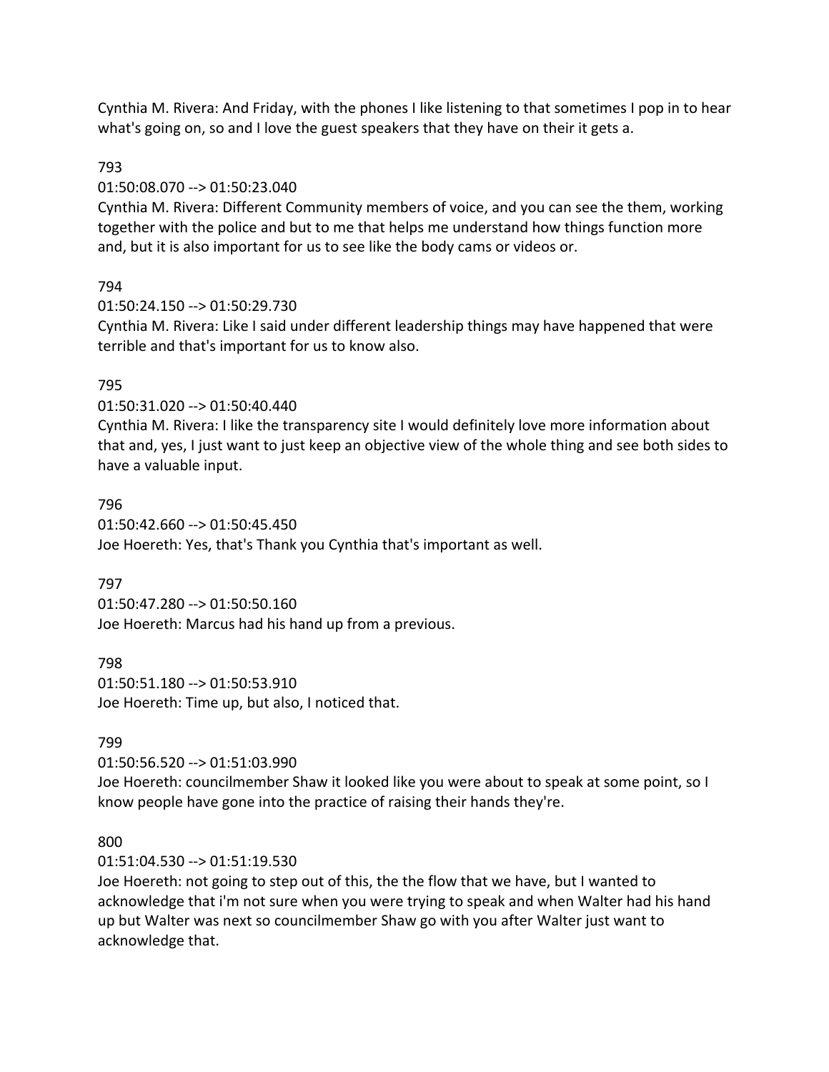Cynthia M. Rivera: And Friday, with the phones I like listening to that sometimes I pop in to hear what's going on, so and I love the guest speakers that they have on their it gets a.

793

01:50:08.070 --> 01:50:23.040

Cynthia M. Rivera: Different Community members of voice, and you can see the them, working together with the police and but to me that helps me understand how things function more and, but it is also important for us to see like the body cams or videos or.

794

01:50:24.150 --> 01:50:29.730

Cynthia M. Rivera: Like I said under different leadership things may have happened that were terrible and that's important for us to know also.

795

01:50:31.020 --> 01:50:40.440

Cynthia M. Rivera: I like the transparency site I would definitely love more information about that and, yes, I just want to just keep an objective view of the whole thing and see both sides to have a valuable input.

796

01:50:42.660 --> 01:50:45.450

Joe Hoereth: Yes, that's Thank you Cynthia that's important as well.

797

01:50:47.280 --> 01:50:50.160

Joe Hoereth: Marcus had his hand up from a previous.

798

01:50:51.180 --> 01:50:53.910

Joe Hoereth: Time up, but also, I noticed that.

799

01:50:56.520 --> 01:51:03.990

Joe Hoereth: councilmember Shaw it looked like you were about to speak at some point, so I know people have gone into the practice of raising their hands they're.

800

01:51:04.530 --> 01:51:19.530

Joe Hoereth: not going to step out of this, the the flow that we have, but I wanted to acknowledge that i'm not sure when you were trying to speak and when Walter had his hand up but Walter was next so councilmember Shaw go with you after Walter just want to acknowledge that.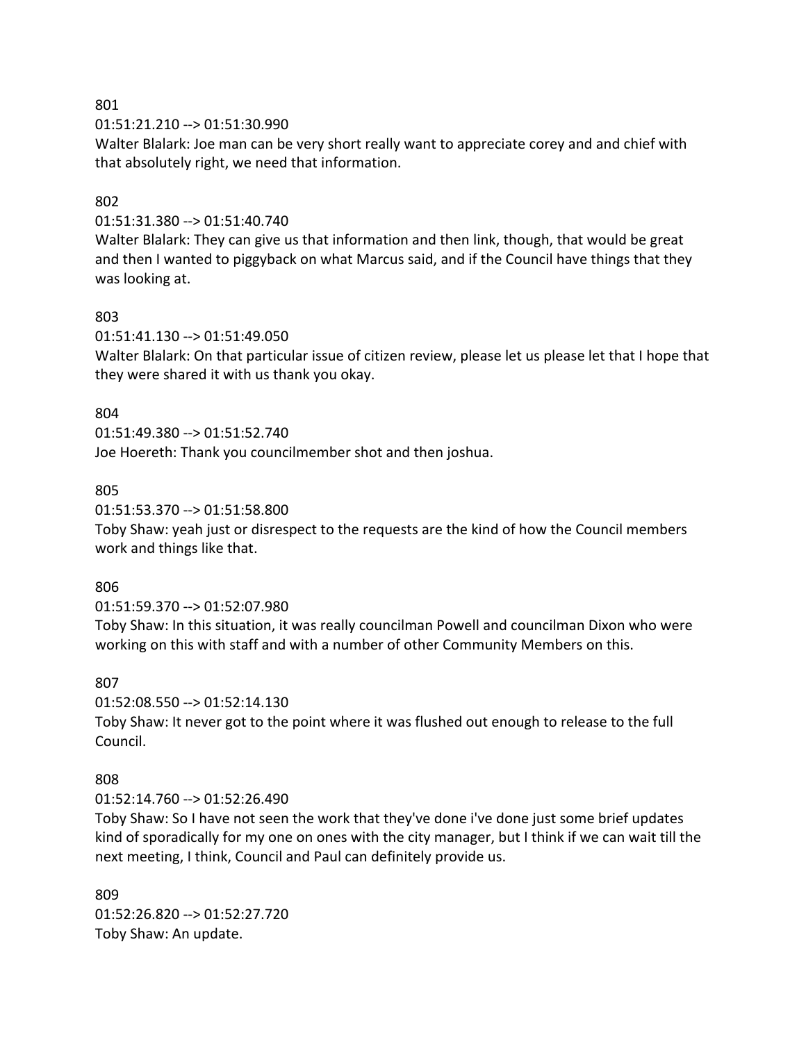801

01:51:21.210 --> 01:51:30.990

Walter Blalark: Joe man can be very short really want to appreciate corey and and chief with that absolutely right, we need that information.

802

01:51:31.380 --> 01:51:40.740

Walter Blalark: They can give us that information and then link, though, that would be great and then I wanted to piggyback on what Marcus said, and if the Council have things that they was looking at.

803

01:51:41.130 --> 01:51:49.050

Walter Blalark: On that particular issue of citizen review, please let us please let that I hope that they were shared it with us thank you okay.

804

01:51:49.380 --> 01:51:52.740

Joe Hoereth: Thank you councilmember shot and then joshua.

805

01:51:53.370 --> 01:51:58.800

Toby Shaw: yeah just or disrespect to the requests are the kind of how the Council members work and things like that.

806

01:51:59.370 --> 01:52:07.980

Toby Shaw: In this situation, it was really councilman Powell and councilman Dixon who were working on this with staff and with a number of other Community Members on this.

807

01:52:08.550 --> 01:52:14.130

Toby Shaw: It never got to the point where it was flushed out enough to release to the full Council.

808

01:52:14.760 --> 01:52:26.490

Toby Shaw: So I have not seen the work that they've done i've done just some brief updates kind of sporadically for my one on ones with the city manager, but I think if we can wait till the next meeting, I think, Council and Paul can definitely provide us.

809

01:52:26.820 --> 01:52:27.720

Toby Shaw: An update.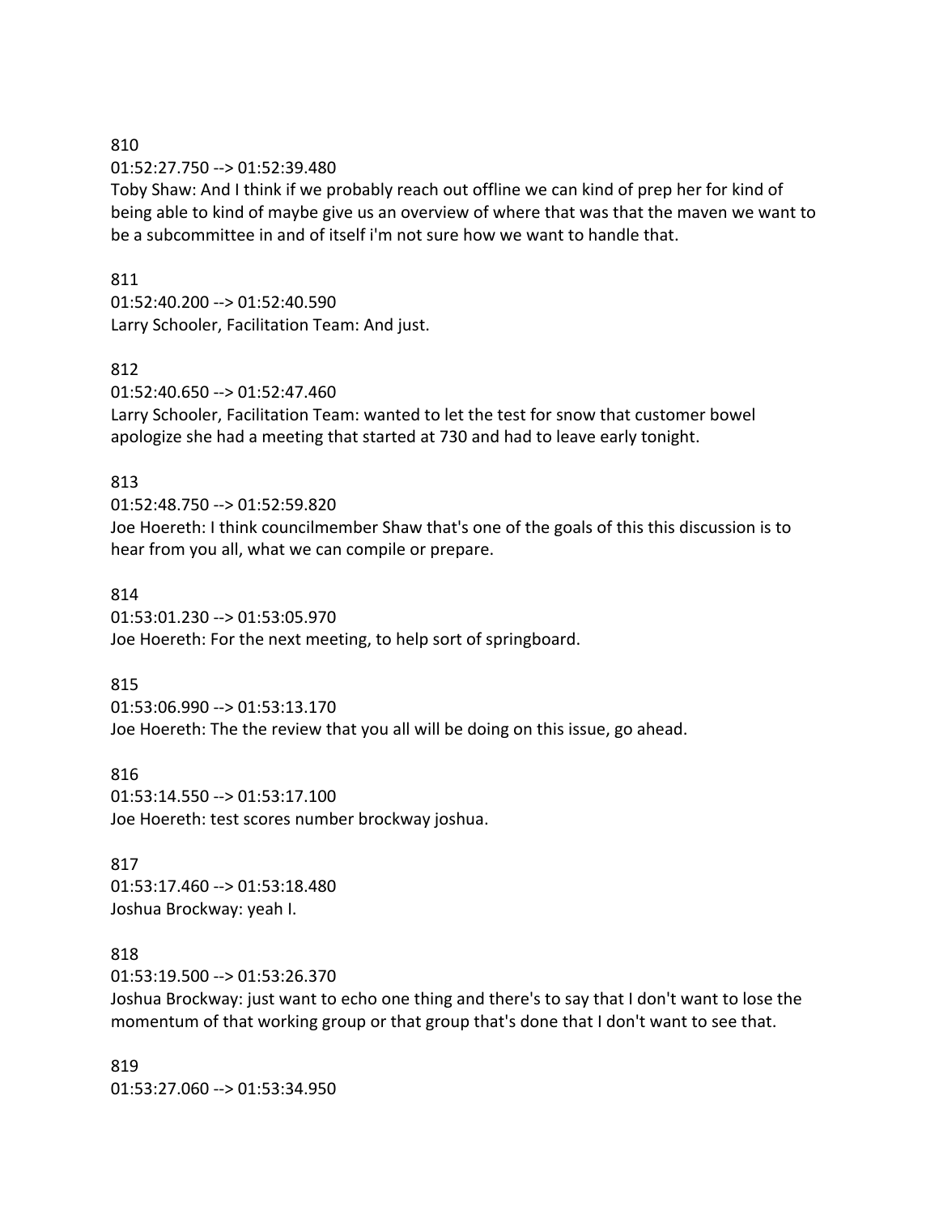810
01:52:27.750 --> 01:52:39.480
Toby Shaw: And I think if we probably reach out offline we can kind of prep her for kind of being able to kind of maybe give us an overview of where that was that the maven we want to be a subcommittee in and of itself i'm not sure how we want to handle that.

811
01:52:40.200 --> 01:52:40.590
Larry Schooler, Facilitation Team: And just.

812
01:52:40.650 --> 01:52:47.460
Larry Schooler, Facilitation Team: wanted to let the test for snow that customer bowel apologize she had a meeting that started at 730 and had to leave early tonight.

813
01:52:48.750 --> 01:52:59.820
Joe Hoereth: I think councilmember Shaw that's one of the goals of this this discussion is to hear from you all, what we can compile or prepare.

814
01:53:01.230 --> 01:53:05.970
Joe Hoereth: For the next meeting, to help sort of springboard.

815
01:53:06.990 --> 01:53:13.170
Joe Hoereth: The the review that you all will be doing on this issue, go ahead.

816
01:53:14.550 --> 01:53:17.100
Joe Hoereth: test scores number brockway joshua.

817
01:53:17.460 --> 01:53:18.480
Joshua Brockway: yeah I.

818
01:53:19.500 --> 01:53:26.370
Joshua Brockway: just want to echo one thing and there's to say that I don't want to lose the momentum of that working group or that group that's done that I don't want to see that.

819
01:53:27.060 --> 01:53:34.950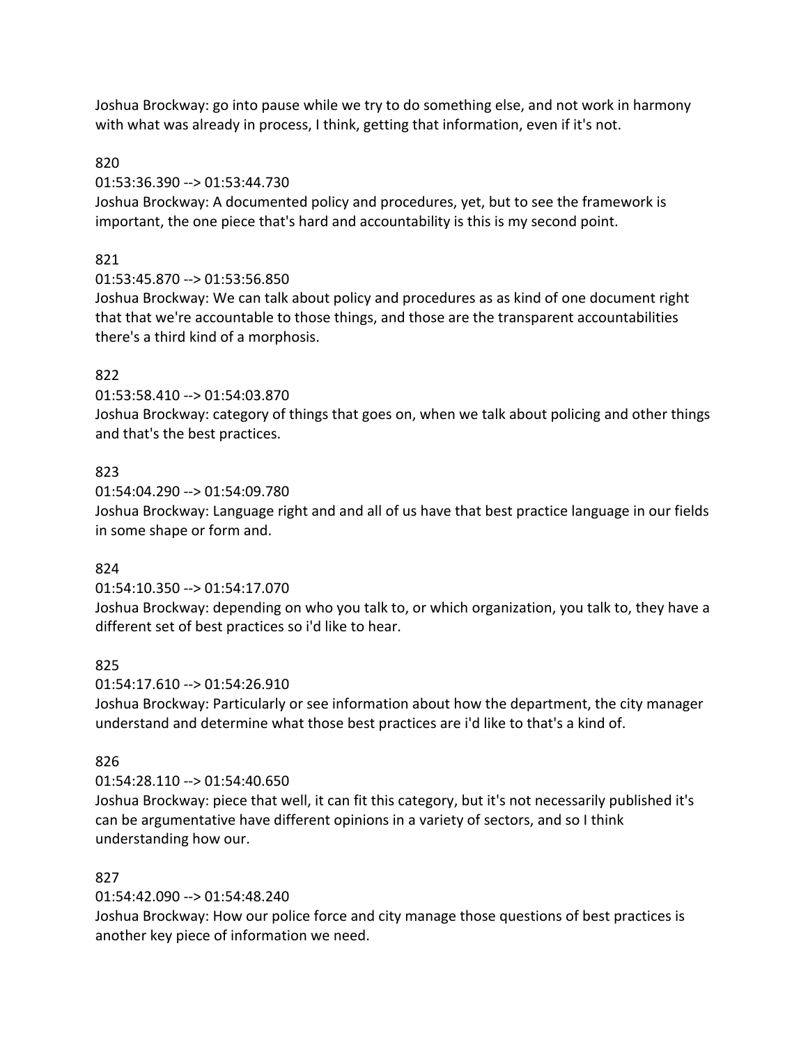Joshua Brockway: go into pause while we try to do something else, and not work in harmony with what was already in process, I think, getting that information, even if it's not.

820

01:53:36.390 --> 01:53:44.730

Joshua Brockway: A documented policy and procedures, yet, but to see the framework is important, the one piece that's hard and accountability is this is my second point.

821

01:53:45.870 --> 01:53:56.850

Joshua Brockway: We can talk about policy and procedures as as kind of one document right that that we're accountable to those things, and those are the transparent accountabilities there's a third kind of a morphosis.

822

01:53:58.410 --> 01:54:03.870

Joshua Brockway: category of things that goes on, when we talk about policing and other things and that's the best practices.

823

01:54:04.290 --> 01:54:09.780

Joshua Brockway: Language right and and all of us have that best practice language in our fields in some shape or form and.

824

01:54:10.350 --> 01:54:17.070

Joshua Brockway: depending on who you talk to, or which organization, you talk to, they have a different set of best practices so i'd like to hear.

825

01:54:17.610 --> 01:54:26.910

Joshua Brockway: Particularly or see information about how the department, the city manager understand and determine what those best practices are i'd like to that's a kind of.

826

01:54:28.110 --> 01:54:40.650

Joshua Brockway: piece that well, it can fit this category, but it's not necessarily published it's can be argumentative have different opinions in a variety of sectors, and so I think understanding how our.

827

01:54:42.090 --> 01:54:48.240

Joshua Brockway: How our police force and city manage those questions of best practices is another key piece of information we need.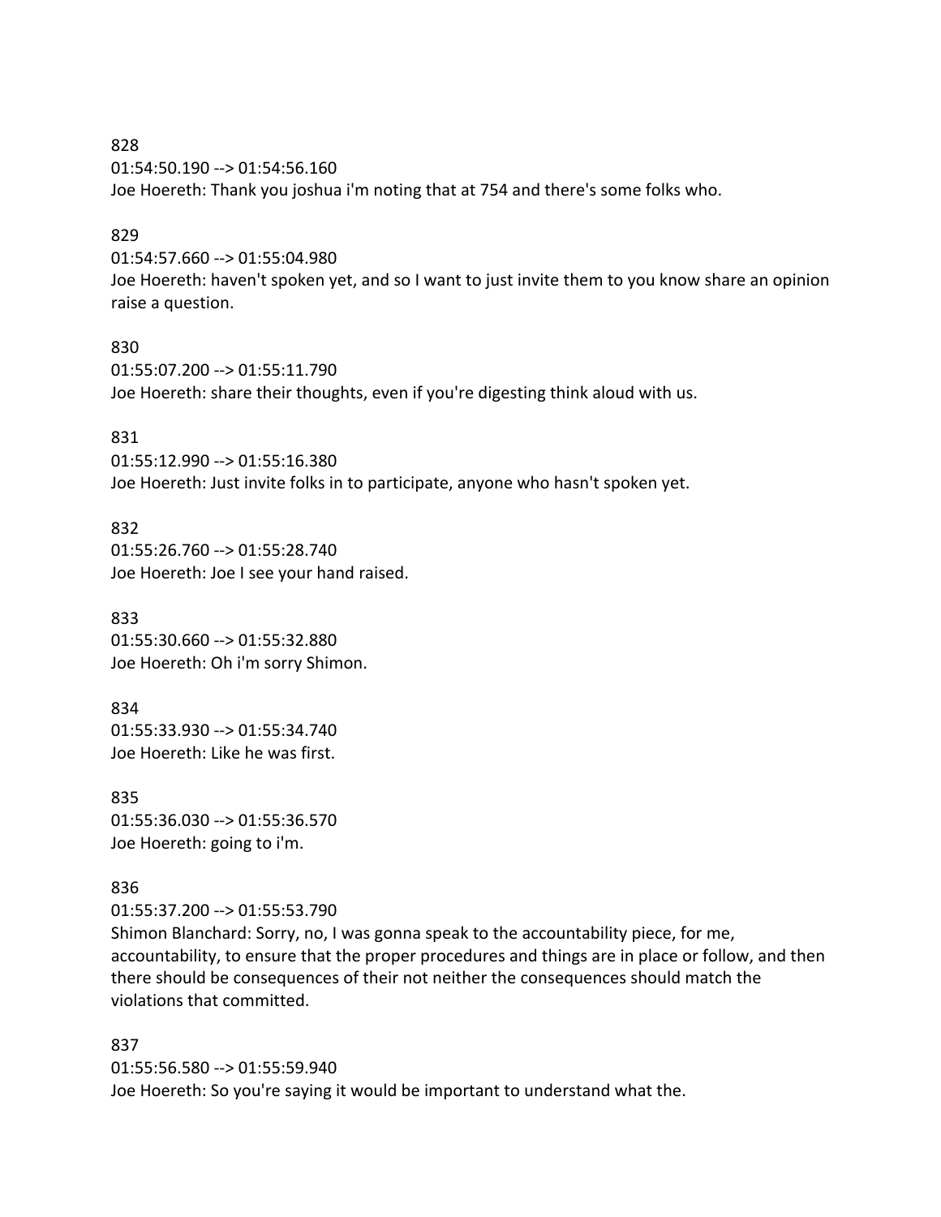828
01:54:50.190 --> 01:54:56.160
Joe Hoereth: Thank you joshua i'm noting that at 754 and there's some folks who.

829
01:54:57.660 --> 01:55:04.980
Joe Hoereth: haven't spoken yet, and so I want to just invite them to you know share an opinion raise a question.

830
01:55:07.200 --> 01:55:11.790
Joe Hoereth: share their thoughts, even if you're digesting think aloud with us.

831
01:55:12.990 --> 01:55:16.380
Joe Hoereth: Just invite folks in to participate, anyone who hasn't spoken yet.

832
01:55:26.760 --> 01:55:28.740
Joe Hoereth: Joe I see your hand raised.

833
01:55:30.660 --> 01:55:32.880
Joe Hoereth: Oh i'm sorry Shimon.

834
01:55:33.930 --> 01:55:34.740
Joe Hoereth: Like he was first.

835
01:55:36.030 --> 01:55:36.570
Joe Hoereth: going to i'm.

836
01:55:37.200 --> 01:55:53.790
Shimon Blanchard: Sorry, no, I was gonna speak to the accountability piece, for me, accountability, to ensure that the proper procedures and things are in place or follow, and then there should be consequences of their not neither the consequences should match the violations that committed.

837
01:55:56.580 --> 01:55:59.940
Joe Hoereth: So you're saying it would be important to understand what the.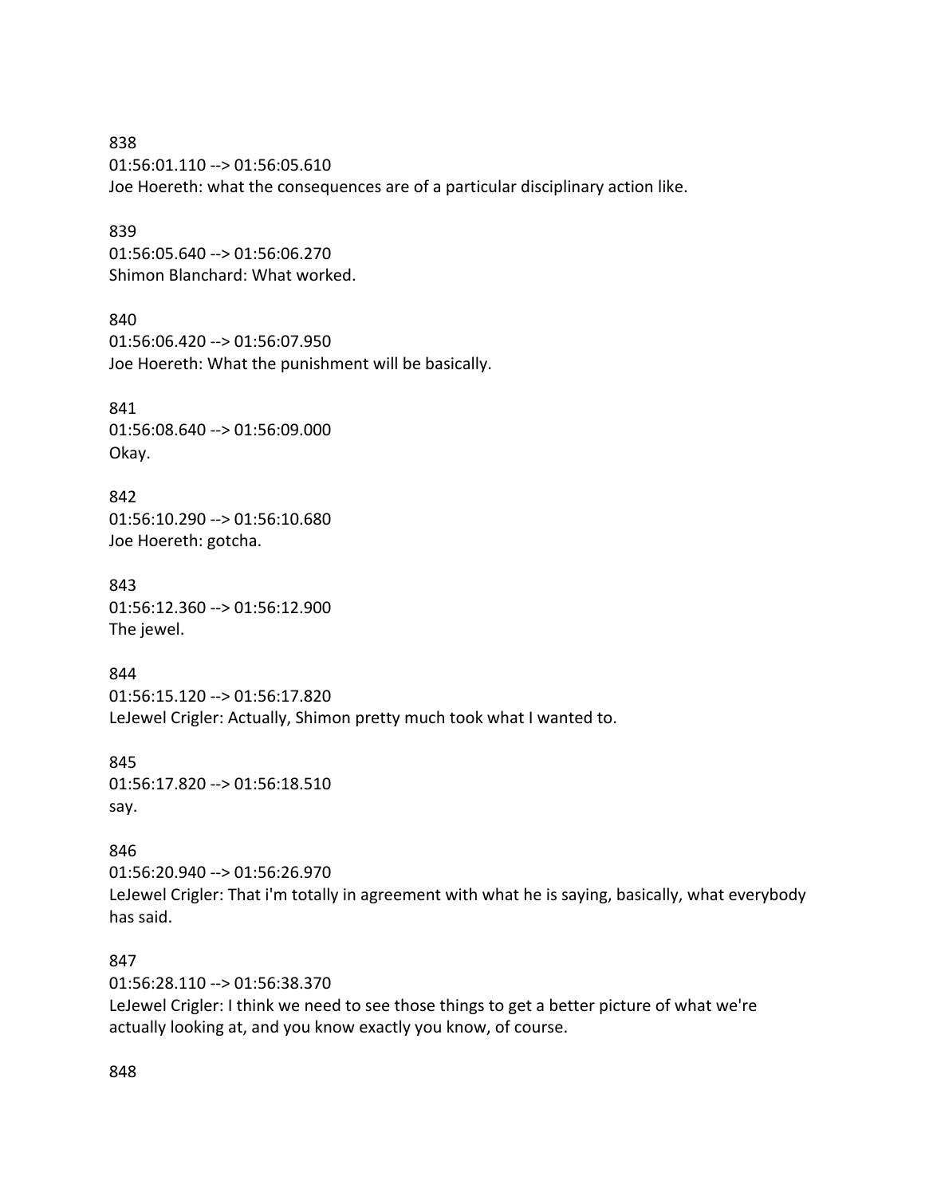838
01:56:01.110 --> 01:56:05.610
Joe Hoereth: what the consequences are of a particular disciplinary action like.

839
01:56:05.640 --> 01:56:06.270
Shimon Blanchard: What worked.

840
01:56:06.420 --> 01:56:07.950
Joe Hoereth: What the punishment will be basically.

841
01:56:08.640 --> 01:56:09.000
Okay.

842
01:56:10.290 --> 01:56:10.680
Joe Hoereth: gotcha.

843
01:56:12.360 --> 01:56:12.900
The jewel.

844
01:56:15.120 --> 01:56:17.820
LeJewel Crigler: Actually, Shimon pretty much took what I wanted to.

845
01:56:17.820 --> 01:56:18.510
say.

846
01:56:20.940 --> 01:56:26.970
LeJewel Crigler: That i'm totally in agreement with what he is saying, basically, what everybody has said.

847
01:56:28.110 --> 01:56:38.370
LeJewel Crigler: I think we need to see those things to get a better picture of what we're actually looking at, and you know exactly you know, of course.

848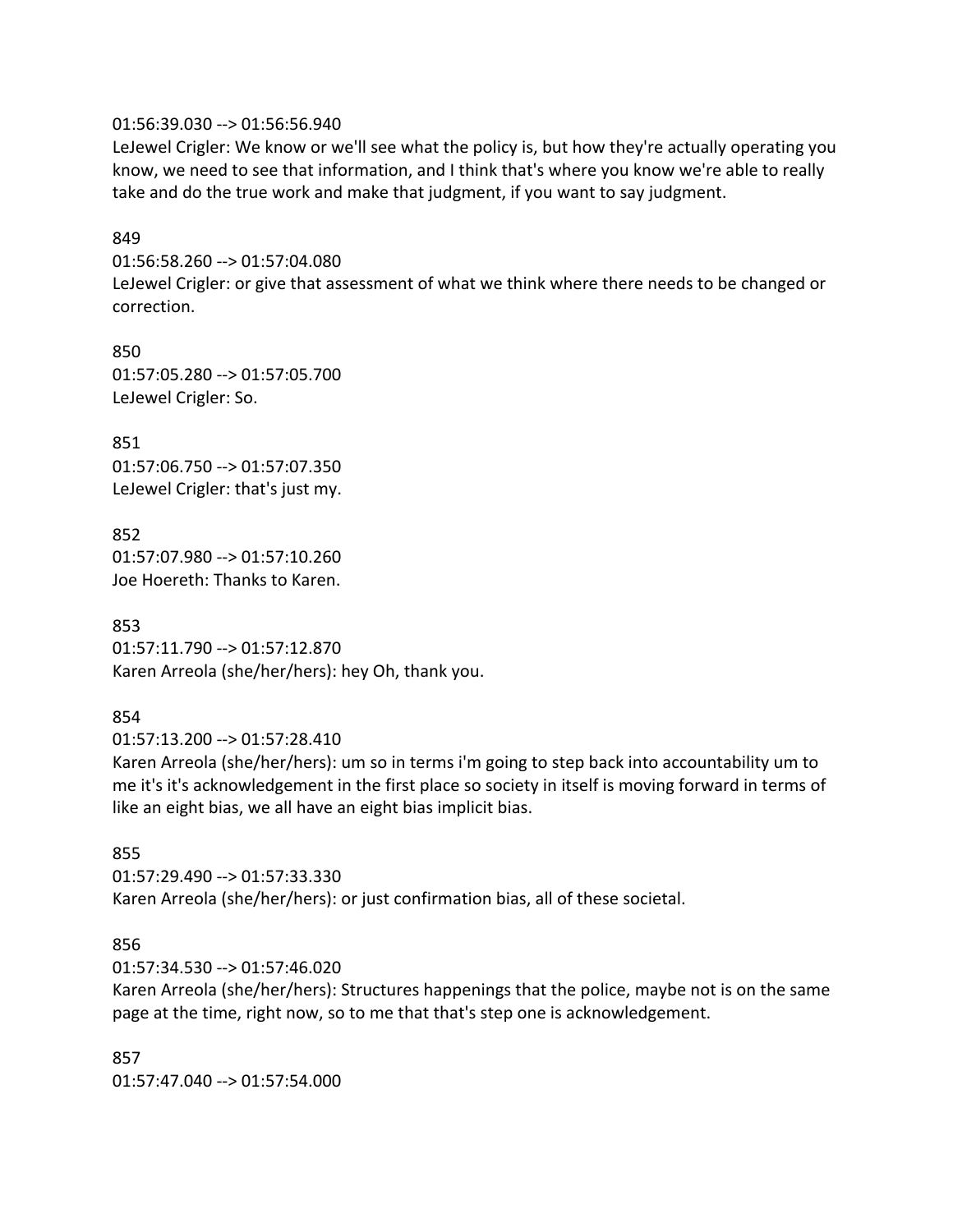01:56:39.030 --> 01:56:56.940
LeJewel Crigler: We know or we'll see what the policy is, but how they're actually operating you know, we need to see that information, and I think that's where you know we're able to really take and do the true work and make that judgment, if you want to say judgment.

849
01:56:58.260 --> 01:57:04.080
LeJewel Crigler: or give that assessment of what we think where there needs to be changed or correction.

850
01:57:05.280 --> 01:57:05.700
LeJewel Crigler: So.

851
01:57:06.750 --> 01:57:07.350
LeJewel Crigler: that's just my.

852
01:57:07.980 --> 01:57:10.260
Joe Hoereth: Thanks to Karen.

853
01:57:11.790 --> 01:57:12.870
Karen Arreola (she/her/hers): hey Oh, thank you.

854
01:57:13.200 --> 01:57:28.410
Karen Arreola (she/her/hers): um so in terms i'm going to step back into accountability um to me it's it's acknowledgement in the first place so society in itself is moving forward in terms of like an eight bias, we all have an eight bias implicit bias.

855
01:57:29.490 --> 01:57:33.330
Karen Arreola (she/her/hers): or just confirmation bias, all of these societal.

856
01:57:34.530 --> 01:57:46.020
Karen Arreola (she/her/hers): Structures happenings that the police, maybe not is on the same page at the time, right now, so to me that that's step one is acknowledgement.

857
01:57:47.040 --> 01:57:54.000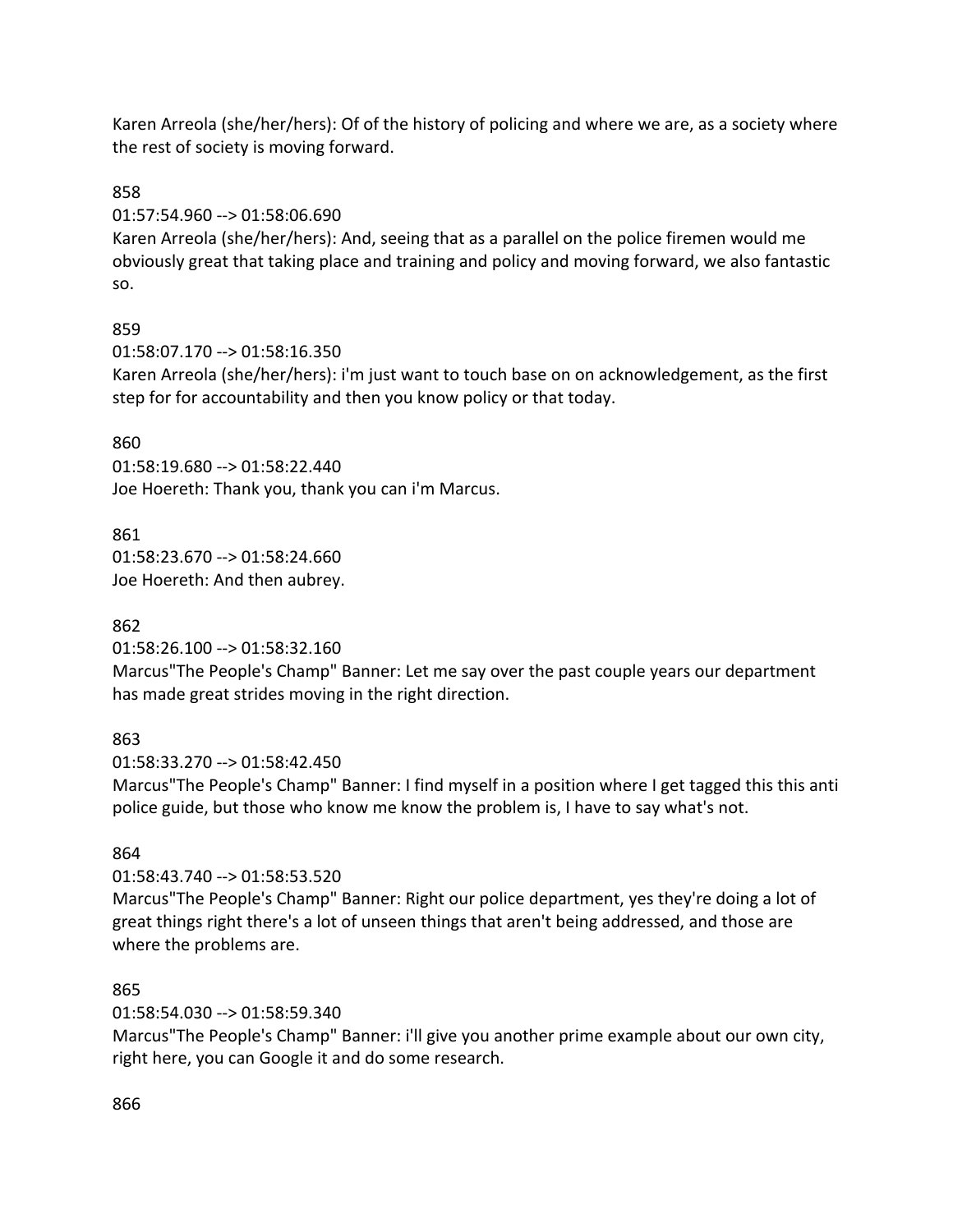Karen Arreola (she/her/hers): Of of the history of policing and where we are, as a society where the rest of society is moving forward.

858

01:57:54.960 --> 01:58:06.690

Karen Arreola (she/her/hers): And, seeing that as a parallel on the police firemen would me obviously great that taking place and training and policy and moving forward, we also fantastic so.

859

01:58:07.170 --> 01:58:16.350

Karen Arreola (she/her/hers): i'm just want to touch base on on acknowledgement, as the first step for for accountability and then you know policy or that today.

860

01:58:19.680 --> 01:58:22.440

Joe Hoereth: Thank you, thank you can i'm Marcus.

861

01:58:23.670 --> 01:58:24.660

Joe Hoereth: And then aubrey.

862

01:58:26.100 --> 01:58:32.160

Marcus"The People's Champ" Banner: Let me say over the past couple years our department has made great strides moving in the right direction.

863

01:58:33.270 --> 01:58:42.450

Marcus"The People's Champ" Banner: I find myself in a position where I get tagged this this anti police guide, but those who know me know the problem is, I have to say what's not.

864

01:58:43.740 --> 01:58:53.520

Marcus"The People's Champ" Banner: Right our police department, yes they're doing a lot of great things right there's a lot of unseen things that aren't being addressed, and those are where the problems are.

865

01:58:54.030 --> 01:58:59.340

Marcus"The People's Champ" Banner: i'll give you another prime example about our own city, right here, you can Google it and do some research.

866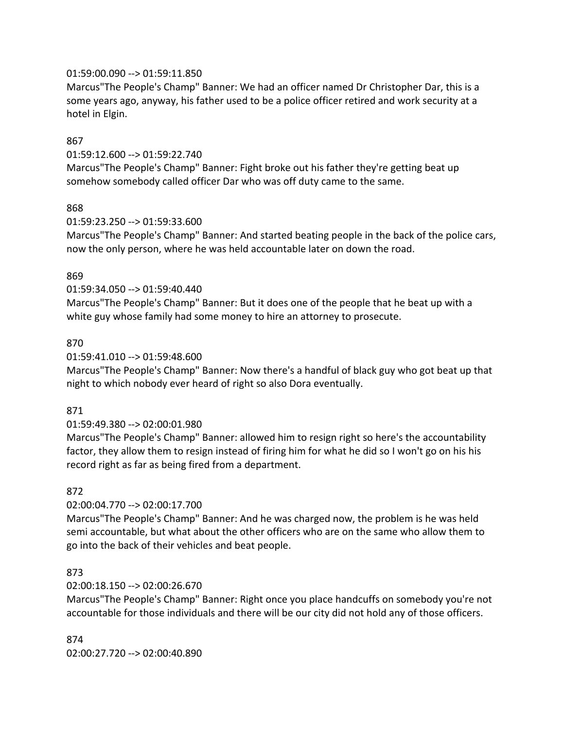01:59:00.090 --> 01:59:11.850
Marcus"The People's Champ" Banner: We had an officer named Dr Christopher Dar, this is a some years ago, anyway, his father used to be a police officer retired and work security at a hotel in Elgin.

867
01:59:12.600 --> 01:59:22.740
Marcus"The People's Champ" Banner: Fight broke out his father they're getting beat up somehow somebody called officer Dar who was off duty came to the same.

868
01:59:23.250 --> 01:59:33.600
Marcus"The People's Champ" Banner: And started beating people in the back of the police cars, now the only person, where he was held accountable later on down the road.

869
01:59:34.050 --> 01:59:40.440
Marcus"The People's Champ" Banner: But it does one of the people that he beat up with a white guy whose family had some money to hire an attorney to prosecute.

870
01:59:41.010 --> 01:59:48.600
Marcus"The People's Champ" Banner: Now there's a handful of black guy who got beat up that night to which nobody ever heard of right so also Dora eventually.

871
01:59:49.380 --> 02:00:01.980
Marcus"The People's Champ" Banner: allowed him to resign right so here's the accountability factor, they allow them to resign instead of firing him for what he did so I won't go on his his record right as far as being fired from a department.

872
02:00:04.770 --> 02:00:17.700
Marcus"The People's Champ" Banner: And he was charged now, the problem is he was held semi accountable, but what about the other officers who are on the same who allow them to go into the back of their vehicles and beat people.

873
02:00:18.150 --> 02:00:26.670
Marcus"The People's Champ" Banner: Right once you place handcuffs on somebody you're not accountable for those individuals and there will be our city did not hold any of those officers.

874
02:00:27.720 --> 02:00:40.890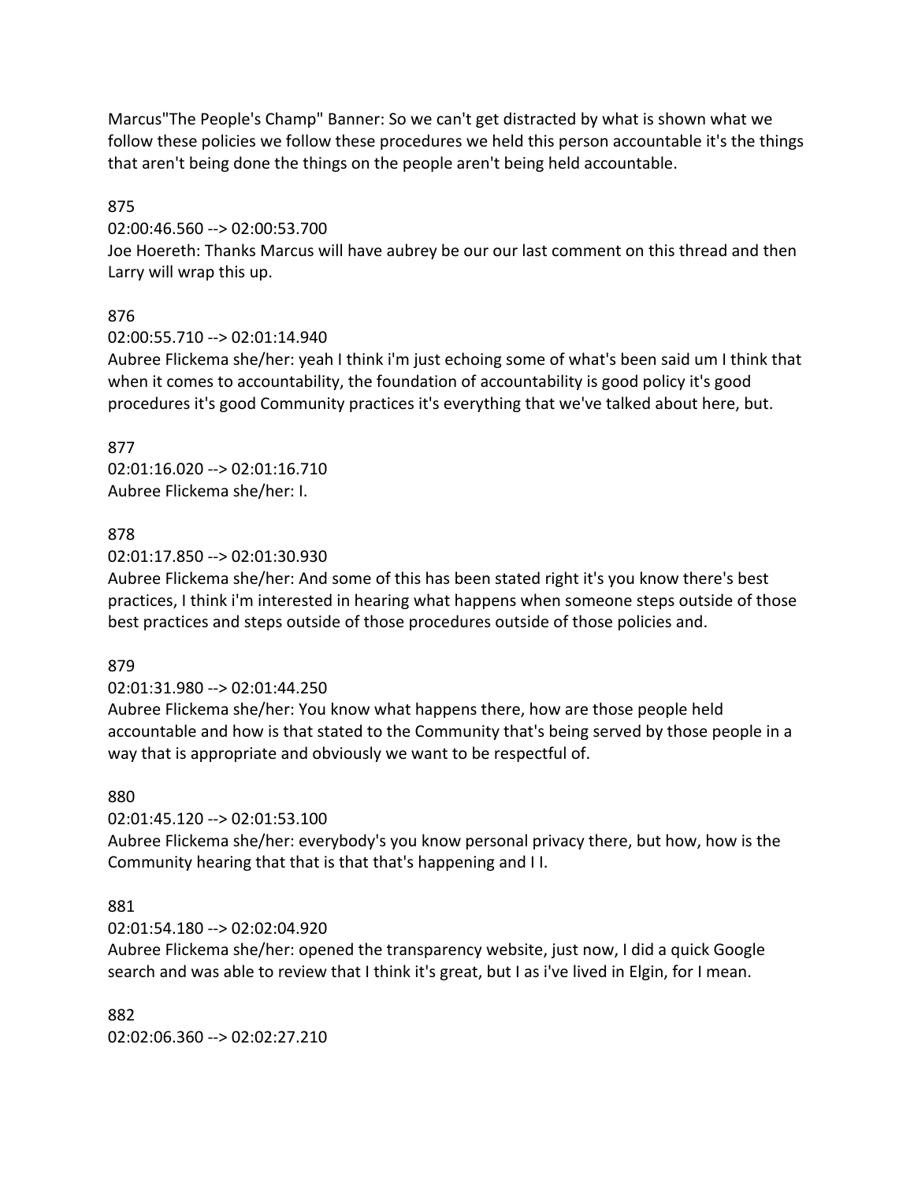Marcus"The People's Champ" Banner: So we can't get distracted by what is shown what we follow these policies we follow these procedures we held this person accountable it's the things that aren't being done the things on the people aren't being held accountable.

875

02:00:46.560 --> 02:00:53.700

Joe Hoereth: Thanks Marcus will have aubrey be our our last comment on this thread and then Larry will wrap this up.

876

02:00:55.710 --> 02:01:14.940

Aubree Flickema she/her: yeah I think i'm just echoing some of what's been said um I think that when it comes to accountability, the foundation of accountability is good policy it's good procedures it's good Community practices it's everything that we've talked about here, but.

877

02:01:16.020 --> 02:01:16.710

Aubree Flickema she/her: I.

878

02:01:17.850 --> 02:01:30.930

Aubree Flickema she/her: And some of this has been stated right it's you know there's best practices, I think i'm interested in hearing what happens when someone steps outside of those best practices and steps outside of those procedures outside of those policies and.

879

02:01:31.980 --> 02:01:44.250

Aubree Flickema she/her: You know what happens there, how are those people held accountable and how is that stated to the Community that's being served by those people in a way that is appropriate and obviously we want to be respectful of.

880

02:01:45.120 --> 02:01:53.100

Aubree Flickema she/her: everybody's you know personal privacy there, but how, how is the Community hearing that that is that that's happening and I I.

881

02:01:54.180 --> 02:02:04.920

Aubree Flickema she/her: opened the transparency website, just now, I did a quick Google search and was able to review that I think it's great, but I as i've lived in Elgin, for I mean.

882

02:02:06.360 --> 02:02:27.210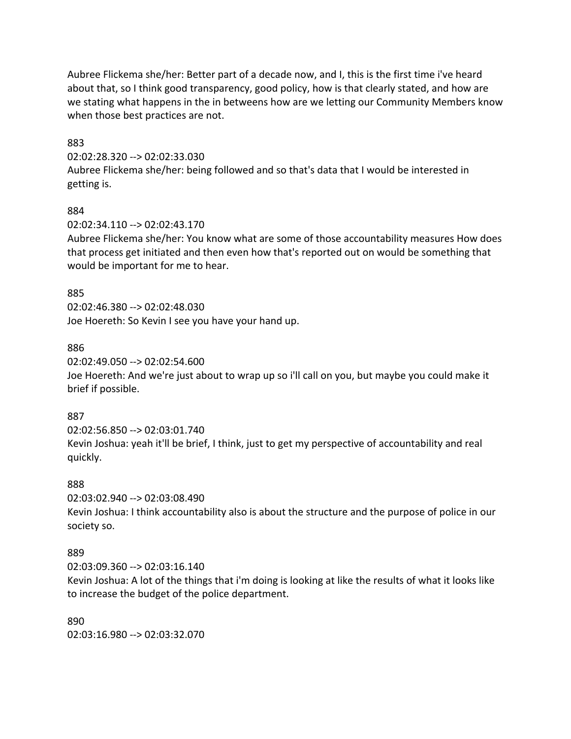Aubree Flickema she/her: Better part of a decade now, and I, this is the first time i've heard about that, so I think good transparency, good policy, how is that clearly stated, and how are we stating what happens in the in betweens how are we letting our Community Members know when those best practices are not.

883
02:02:28.320 --> 02:02:33.030
Aubree Flickema she/her: being followed and so that's data that I would be interested in getting is.

884
02:02:34.110 --> 02:02:43.170
Aubree Flickema she/her: You know what are some of those accountability measures How does that process get initiated and then even how that's reported out on would be something that would be important for me to hear.

885
02:02:46.380 --> 02:02:48.030
Joe Hoereth: So Kevin I see you have your hand up.

886
02:02:49.050 --> 02:02:54.600
Joe Hoereth: And we're just about to wrap up so i'll call on you, but maybe you could make it brief if possible.

887
02:02:56.850 --> 02:03:01.740
Kevin Joshua: yeah it'll be brief, I think, just to get my perspective of accountability and real quickly.

888
02:03:02.940 --> 02:03:08.490
Kevin Joshua: I think accountability also is about the structure and the purpose of police in our society so.

889
02:03:09.360 --> 02:03:16.140
Kevin Joshua: A lot of the things that i'm doing is looking at like the results of what it looks like to increase the budget of the police department.

890
02:03:16.980 --> 02:03:32.070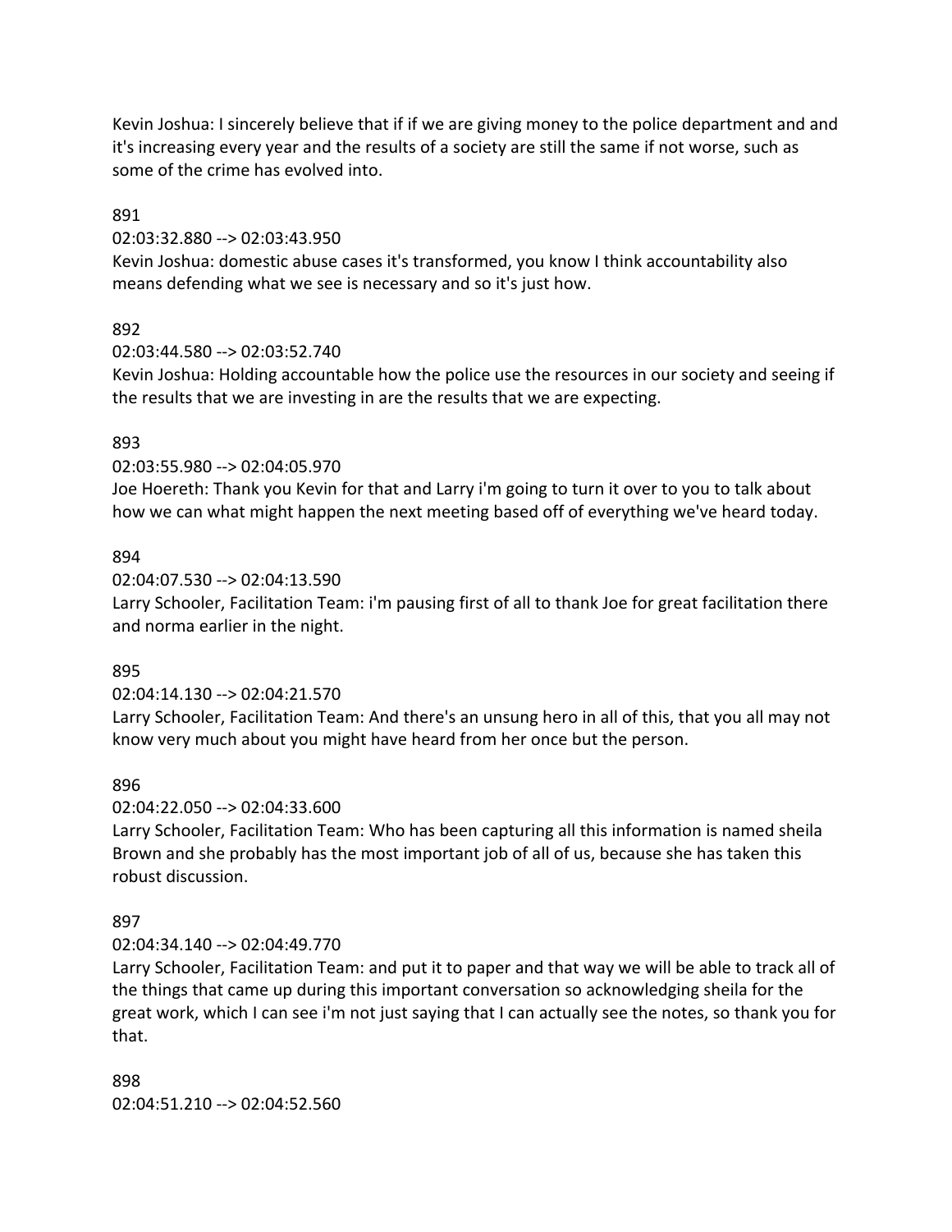Kevin Joshua: I sincerely believe that if if we are giving money to the police department and and it's increasing every year and the results of a society are still the same if not worse, such as some of the crime has evolved into.

891

02:03:32.880 --> 02:03:43.950

Kevin Joshua: domestic abuse cases it's transformed, you know I think accountability also means defending what we see is necessary and so it's just how.

892

02:03:44.580 --> 02:03:52.740

Kevin Joshua: Holding accountable how the police use the resources in our society and seeing if the results that we are investing in are the results that we are expecting.

893

02:03:55.980 --> 02:04:05.970

Joe Hoereth: Thank you Kevin for that and Larry i'm going to turn it over to you to talk about how we can what might happen the next meeting based off of everything we've heard today.

894

02:04:07.530 --> 02:04:13.590

Larry Schooler, Facilitation Team: i'm pausing first of all to thank Joe for great facilitation there and norma earlier in the night.

895

02:04:14.130 --> 02:04:21.570

Larry Schooler, Facilitation Team: And there's an unsung hero in all of this, that you all may not know very much about you might have heard from her once but the person.

896

02:04:22.050 --> 02:04:33.600

Larry Schooler, Facilitation Team: Who has been capturing all this information is named sheila Brown and she probably has the most important job of all of us, because she has taken this robust discussion.

897

02:04:34.140 --> 02:04:49.770

Larry Schooler, Facilitation Team: and put it to paper and that way we will be able to track all of the things that came up during this important conversation so acknowledging sheila for the great work, which I can see i'm not just saying that I can actually see the notes, so thank you for that.

898

02:04:51.210 --> 02:04:52.560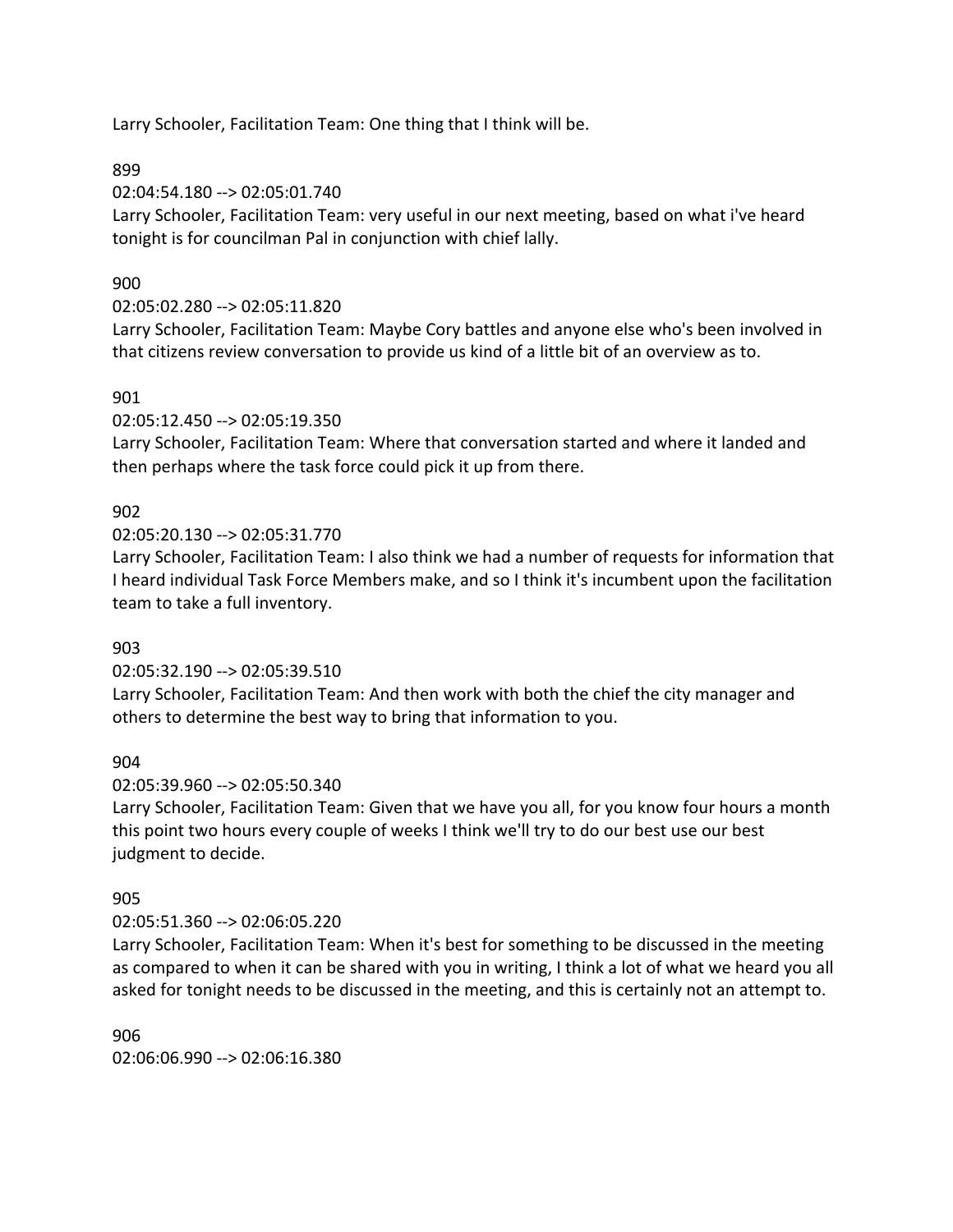Larry Schooler, Facilitation Team: One thing that I think will be.

899
02:04:54.180 --> 02:05:01.740
Larry Schooler, Facilitation Team: very useful in our next meeting, based on what i've heard tonight is for councilman Pal in conjunction with chief lally.

900
02:05:02.280 --> 02:05:11.820
Larry Schooler, Facilitation Team: Maybe Cory battles and anyone else who's been involved in that citizens review conversation to provide us kind of a little bit of an overview as to.

901
02:05:12.450 --> 02:05:19.350
Larry Schooler, Facilitation Team: Where that conversation started and where it landed and then perhaps where the task force could pick it up from there.

902
02:05:20.130 --> 02:05:31.770
Larry Schooler, Facilitation Team: I also think we had a number of requests for information that I heard individual Task Force Members make, and so I think it's incumbent upon the facilitation team to take a full inventory.

903
02:05:32.190 --> 02:05:39.510
Larry Schooler, Facilitation Team: And then work with both the chief the city manager and others to determine the best way to bring that information to you.

904
02:05:39.960 --> 02:05:50.340
Larry Schooler, Facilitation Team: Given that we have you all, for you know four hours a month this point two hours every couple of weeks I think we'll try to do our best use our best judgment to decide.

905
02:05:51.360 --> 02:06:05.220
Larry Schooler, Facilitation Team: When it's best for something to be discussed in the meeting as compared to when it can be shared with you in writing, I think a lot of what we heard you all asked for tonight needs to be discussed in the meeting, and this is certainly not an attempt to.

906
02:06:06.990 --> 02:06:16.380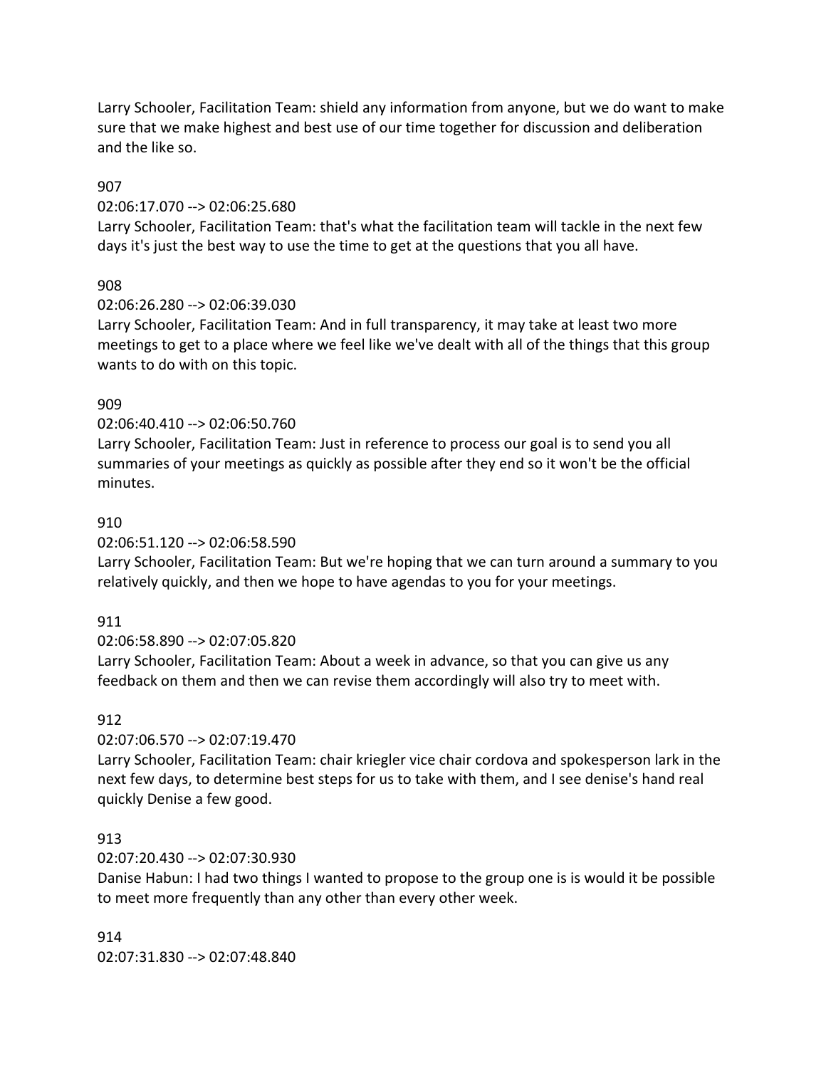Larry Schooler, Facilitation Team: shield any information from anyone, but we do want to make sure that we make highest and best use of our time together for discussion and deliberation and the like so.

907

02:06:17.070 --> 02:06:25.680

Larry Schooler, Facilitation Team: that's what the facilitation team will tackle in the next few days it's just the best way to use the time to get at the questions that you all have.

908

02:06:26.280 --> 02:06:39.030

Larry Schooler, Facilitation Team: And in full transparency, it may take at least two more meetings to get to a place where we feel like we've dealt with all of the things that this group wants to do with on this topic.

909

02:06:40.410 --> 02:06:50.760

Larry Schooler, Facilitation Team: Just in reference to process our goal is to send you all summaries of your meetings as quickly as possible after they end so it won't be the official minutes.

910

02:06:51.120 --> 02:06:58.590

Larry Schooler, Facilitation Team: But we're hoping that we can turn around a summary to you relatively quickly, and then we hope to have agendas to you for your meetings.

911

02:06:58.890 --> 02:07:05.820

Larry Schooler, Facilitation Team: About a week in advance, so that you can give us any feedback on them and then we can revise them accordingly will also try to meet with.

912

02:07:06.570 --> 02:07:19.470

Larry Schooler, Facilitation Team: chair kriegler vice chair cordova and spokesperson lark in the next few days, to determine best steps for us to take with them, and I see denise's hand real quickly Denise a few good.

913

02:07:20.430 --> 02:07:30.930

Danise Habun: I had two things I wanted to propose to the group one is is would it be possible to meet more frequently than any other than every other week.

914

02:07:31.830 --> 02:07:48.840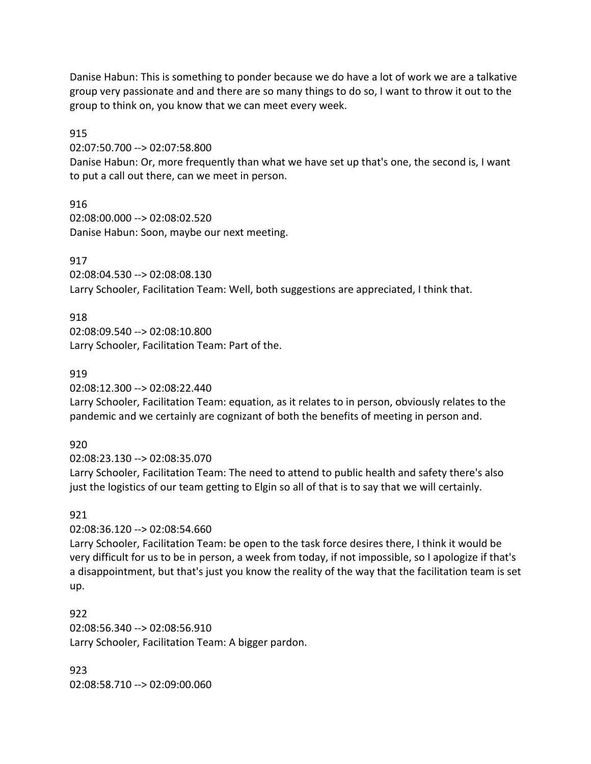Danise Habun: This is something to ponder because we do have a lot of work we are a talkative group very passionate and and there are so many things to do so, I want to throw it out to the group to think on, you know that we can meet every week.

915
02:07:50.700 --> 02:07:58.800
Danise Habun: Or, more frequently than what we have set up that's one, the second is, I want to put a call out there, can we meet in person.

916
02:08:00.000 --> 02:08:02.520
Danise Habun: Soon, maybe our next meeting.

917
02:08:04.530 --> 02:08:08.130
Larry Schooler, Facilitation Team: Well, both suggestions are appreciated, I think that.

918
02:08:09.540 --> 02:08:10.800
Larry Schooler, Facilitation Team: Part of the.

919
02:08:12.300 --> 02:08:22.440
Larry Schooler, Facilitation Team: equation, as it relates to in person, obviously relates to the pandemic and we certainly are cognizant of both the benefits of meeting in person and.

920
02:08:23.130 --> 02:08:35.070
Larry Schooler, Facilitation Team: The need to attend to public health and safety there's also just the logistics of our team getting to Elgin so all of that is to say that we will certainly.

921
02:08:36.120 --> 02:08:54.660
Larry Schooler, Facilitation Team: be open to the task force desires there, I think it would be very difficult for us to be in person, a week from today, if not impossible, so I apologize if that's a disappointment, but that's just you know the reality of the way that the facilitation team is set up.

922
02:08:56.340 --> 02:08:56.910
Larry Schooler, Facilitation Team: A bigger pardon.

923
02:08:58.710 --> 02:09:00.060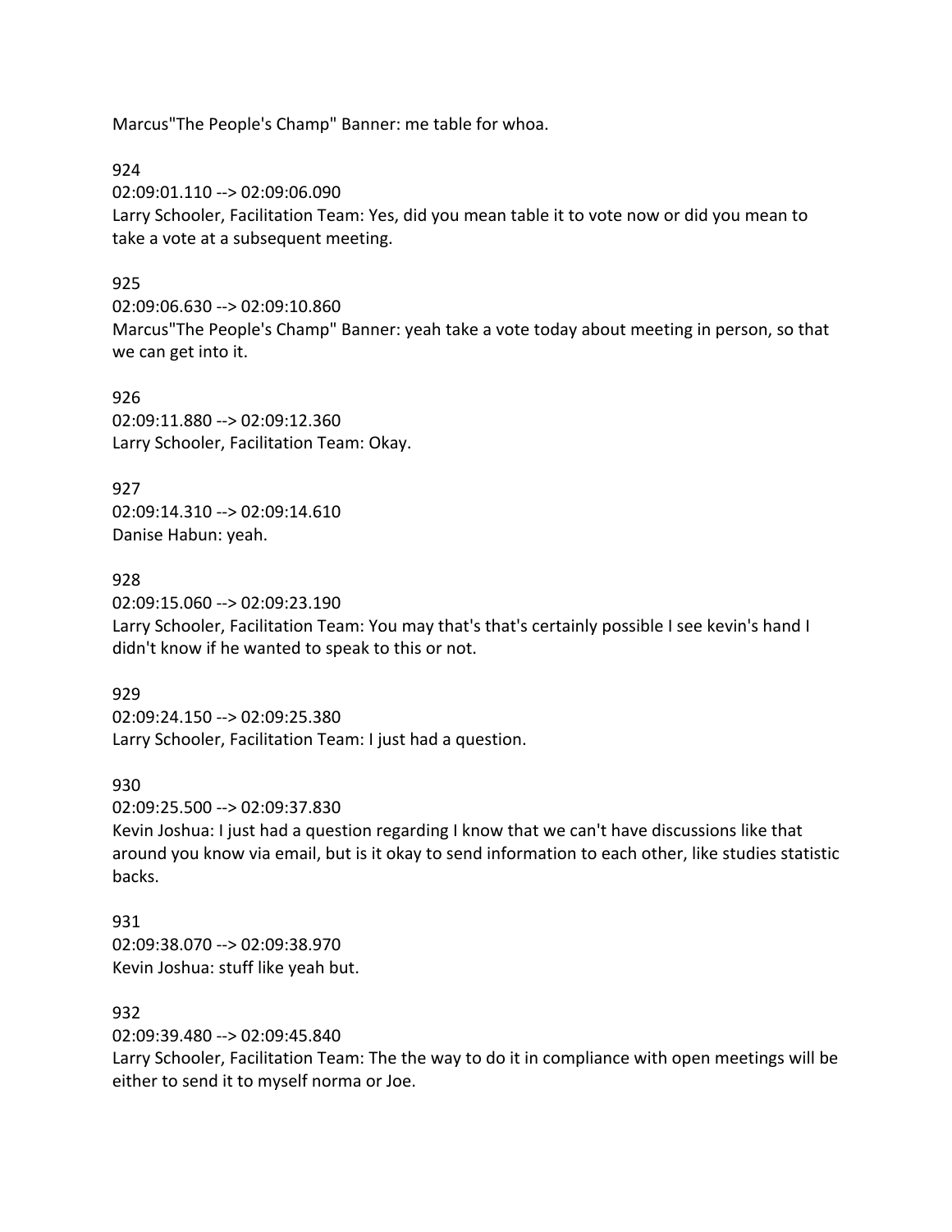Marcus"The People's Champ" Banner: me table for whoa.

924
02:09:01.110 --> 02:09:06.090
Larry Schooler, Facilitation Team: Yes, did you mean table it to vote now or did you mean to take a vote at a subsequent meeting.

925
02:09:06.630 --> 02:09:10.860
Marcus"The People's Champ" Banner: yeah take a vote today about meeting in person, so that we can get into it.

926
02:09:11.880 --> 02:09:12.360
Larry Schooler, Facilitation Team: Okay.

927
02:09:14.310 --> 02:09:14.610
Danise Habun: yeah.

928
02:09:15.060 --> 02:09:23.190
Larry Schooler, Facilitation Team: You may that's that's certainly possible I see kevin's hand I didn't know if he wanted to speak to this or not.

929
02:09:24.150 --> 02:09:25.380
Larry Schooler, Facilitation Team: I just had a question.

930
02:09:25.500 --> 02:09:37.830
Kevin Joshua: I just had a question regarding I know that we can't have discussions like that around you know via email, but is it okay to send information to each other, like studies statistic backs.

931
02:09:38.070 --> 02:09:38.970
Kevin Joshua: stuff like yeah but.

932
02:09:39.480 --> 02:09:45.840
Larry Schooler, Facilitation Team: The the way to do it in compliance with open meetings will be either to send it to myself norma or Joe.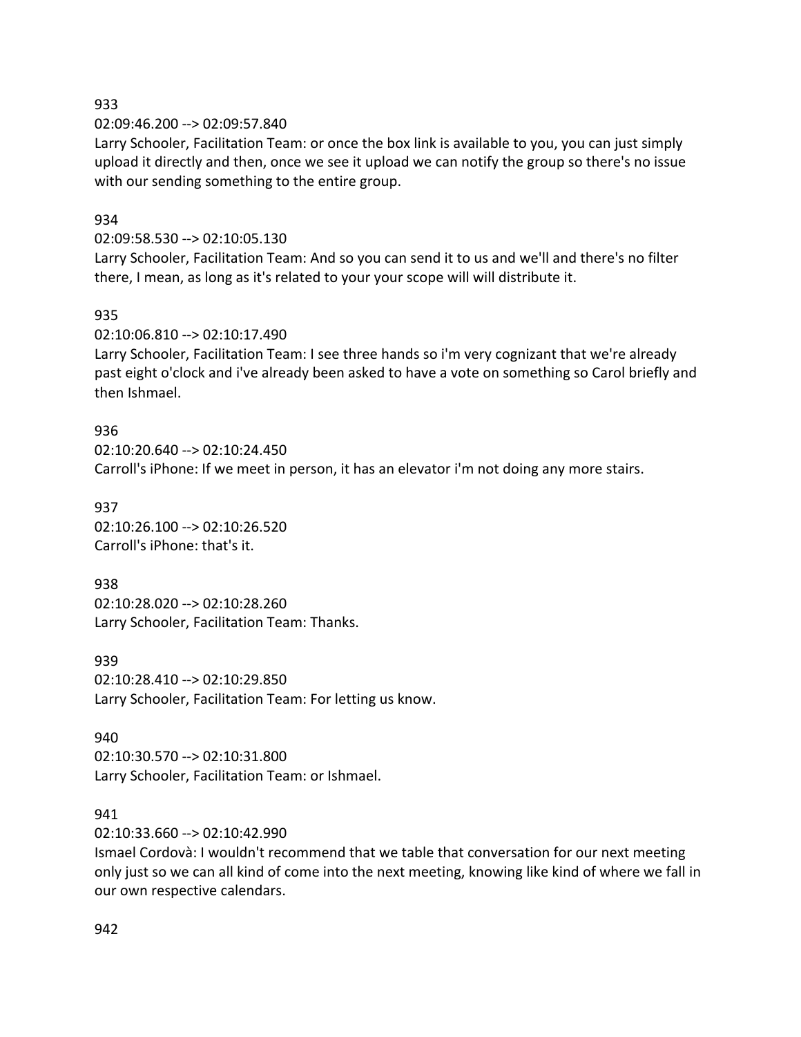933

02:09:46.200 --> 02:09:57.840

Larry Schooler, Facilitation Team: or once the box link is available to you, you can just simply upload it directly and then, once we see it upload we can notify the group so there's no issue with our sending something to the entire group.

934

02:09:58.530 --> 02:10:05.130

Larry Schooler, Facilitation Team: And so you can send it to us and we'll and there's no filter there, I mean, as long as it's related to your your scope will will distribute it.

935

02:10:06.810 --> 02:10:17.490

Larry Schooler, Facilitation Team: I see three hands so i'm very cognizant that we're already past eight o'clock and i've already been asked to have a vote on something so Carol briefly and then Ishmael.

936

02:10:20.640 --> 02:10:24.450

Carroll's iPhone: If we meet in person, it has an elevator i'm not doing any more stairs.

937

02:10:26.100 --> 02:10:26.520

Carroll's iPhone: that's it.

938

02:10:28.020 --> 02:10:28.260

Larry Schooler, Facilitation Team: Thanks.

939

02:10:28.410 --> 02:10:29.850

Larry Schooler, Facilitation Team: For letting us know.

940

02:10:30.570 --> 02:10:31.800

Larry Schooler, Facilitation Team: or Ishmael.

941

02:10:33.660 --> 02:10:42.990

Ismael Cordovà: I wouldn't recommend that we table that conversation for our next meeting only just so we can all kind of come into the next meeting, knowing like kind of where we fall in our own respective calendars.

942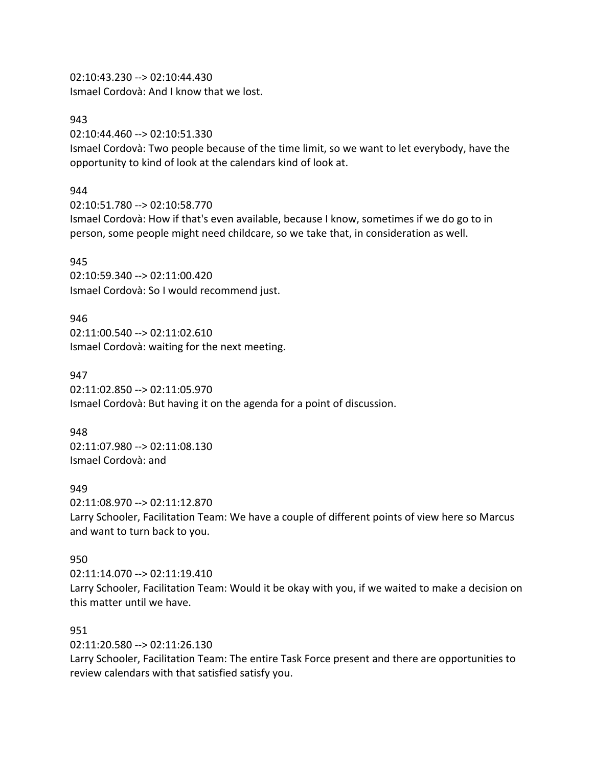02:10:43.230 --> 02:10:44.430
Ismael Cordovà: And I know that we lost.

943
02:10:44.460 --> 02:10:51.330
Ismael Cordovà: Two people because of the time limit, so we want to let everybody, have the opportunity to kind of look at the calendars kind of look at.

944
02:10:51.780 --> 02:10:58.770
Ismael Cordovà: How if that's even available, because I know, sometimes if we do go to in person, some people might need childcare, so we take that, in consideration as well.

945
02:10:59.340 --> 02:11:00.420
Ismael Cordovà: So I would recommend just.

946
02:11:00.540 --> 02:11:02.610
Ismael Cordovà: waiting for the next meeting.

947
02:11:02.850 --> 02:11:05.970
Ismael Cordovà: But having it on the agenda for a point of discussion.

948
02:11:07.980 --> 02:11:08.130
Ismael Cordovà: and

949
02:11:08.970 --> 02:11:12.870
Larry Schooler, Facilitation Team: We have a couple of different points of view here so Marcus and want to turn back to you.

950
02:11:14.070 --> 02:11:19.410
Larry Schooler, Facilitation Team: Would it be okay with you, if we waited to make a decision on this matter until we have.

951
02:11:20.580 --> 02:11:26.130
Larry Schooler, Facilitation Team: The entire Task Force present and there are opportunities to review calendars with that satisfied satisfy you.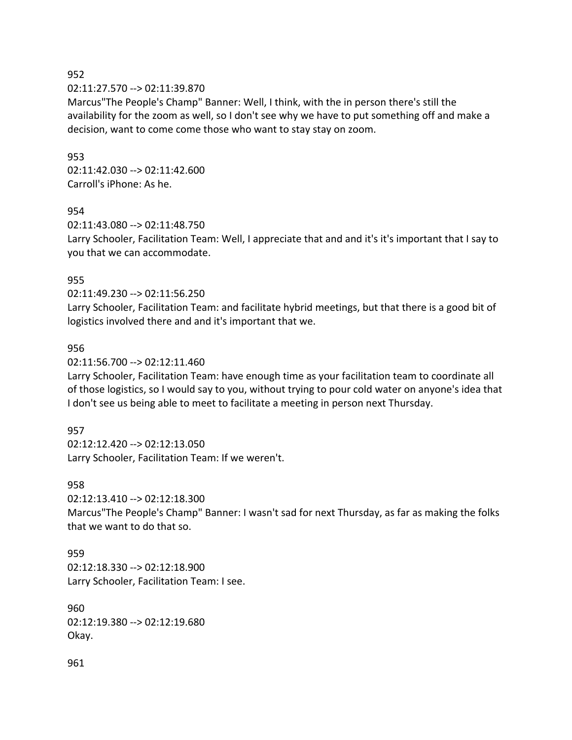952
02:11:27.570 --> 02:11:39.870
Marcus"The People's Champ" Banner: Well, I think, with the in person there's still the availability for the zoom as well, so I don't see why we have to put something off and make a decision, want to come come those who want to stay stay on zoom.

953
02:11:42.030 --> 02:11:42.600
Carroll's iPhone: As he.

954
02:11:43.080 --> 02:11:48.750
Larry Schooler, Facilitation Team: Well, I appreciate that and and it's it's important that I say to you that we can accommodate.

955
02:11:49.230 --> 02:11:56.250
Larry Schooler, Facilitation Team: and facilitate hybrid meetings, but that there is a good bit of logistics involved there and and it's important that we.

956
02:11:56.700 --> 02:12:11.460
Larry Schooler, Facilitation Team: have enough time as your facilitation team to coordinate all of those logistics, so I would say to you, without trying to pour cold water on anyone's idea that I don't see us being able to meet to facilitate a meeting in person next Thursday.

957
02:12:12.420 --> 02:12:13.050
Larry Schooler, Facilitation Team: If we weren't.

958
02:12:13.410 --> 02:12:18.300
Marcus"The People's Champ" Banner: I wasn't sad for next Thursday, as far as making the folks that we want to do that so.

959
02:12:18.330 --> 02:12:18.900
Larry Schooler, Facilitation Team: I see.

960
02:12:19.380 --> 02:12:19.680
Okay.

961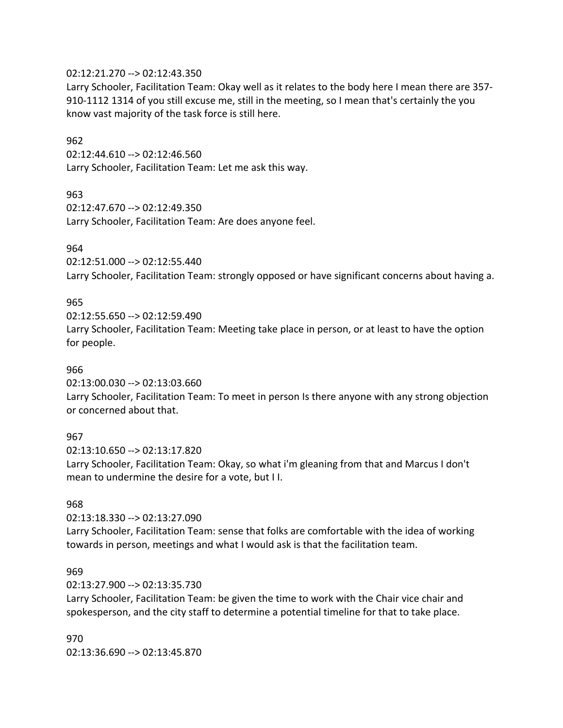02:12:21.270 --> 02:12:43.350
Larry Schooler, Facilitation Team: Okay well as it relates to the body here I mean there are 357-910-1112 1314 of you still excuse me, still in the meeting, so I mean that's certainly the you know vast majority of the task force is still here.

962
02:12:44.610 --> 02:12:46.560
Larry Schooler, Facilitation Team: Let me ask this way.

963
02:12:47.670 --> 02:12:49.350
Larry Schooler, Facilitation Team: Are does anyone feel.

964
02:12:51.000 --> 02:12:55.440
Larry Schooler, Facilitation Team: strongly opposed or have significant concerns about having a.

965
02:12:55.650 --> 02:12:59.490
Larry Schooler, Facilitation Team: Meeting take place in person, or at least to have the option for people.

966
02:13:00.030 --> 02:13:03.660
Larry Schooler, Facilitation Team: To meet in person Is there anyone with any strong objection or concerned about that.

967
02:13:10.650 --> 02:13:17.820
Larry Schooler, Facilitation Team: Okay, so what i'm gleaning from that and Marcus I don't mean to undermine the desire for a vote, but I I.

968
02:13:18.330 --> 02:13:27.090
Larry Schooler, Facilitation Team: sense that folks are comfortable with the idea of working towards in person, meetings and what I would ask is that the facilitation team.

969
02:13:27.900 --> 02:13:35.730
Larry Schooler, Facilitation Team: be given the time to work with the Chair vice chair and spokesperson, and the city staff to determine a potential timeline for that to take place.

970
02:13:36.690 --> 02:13:45.870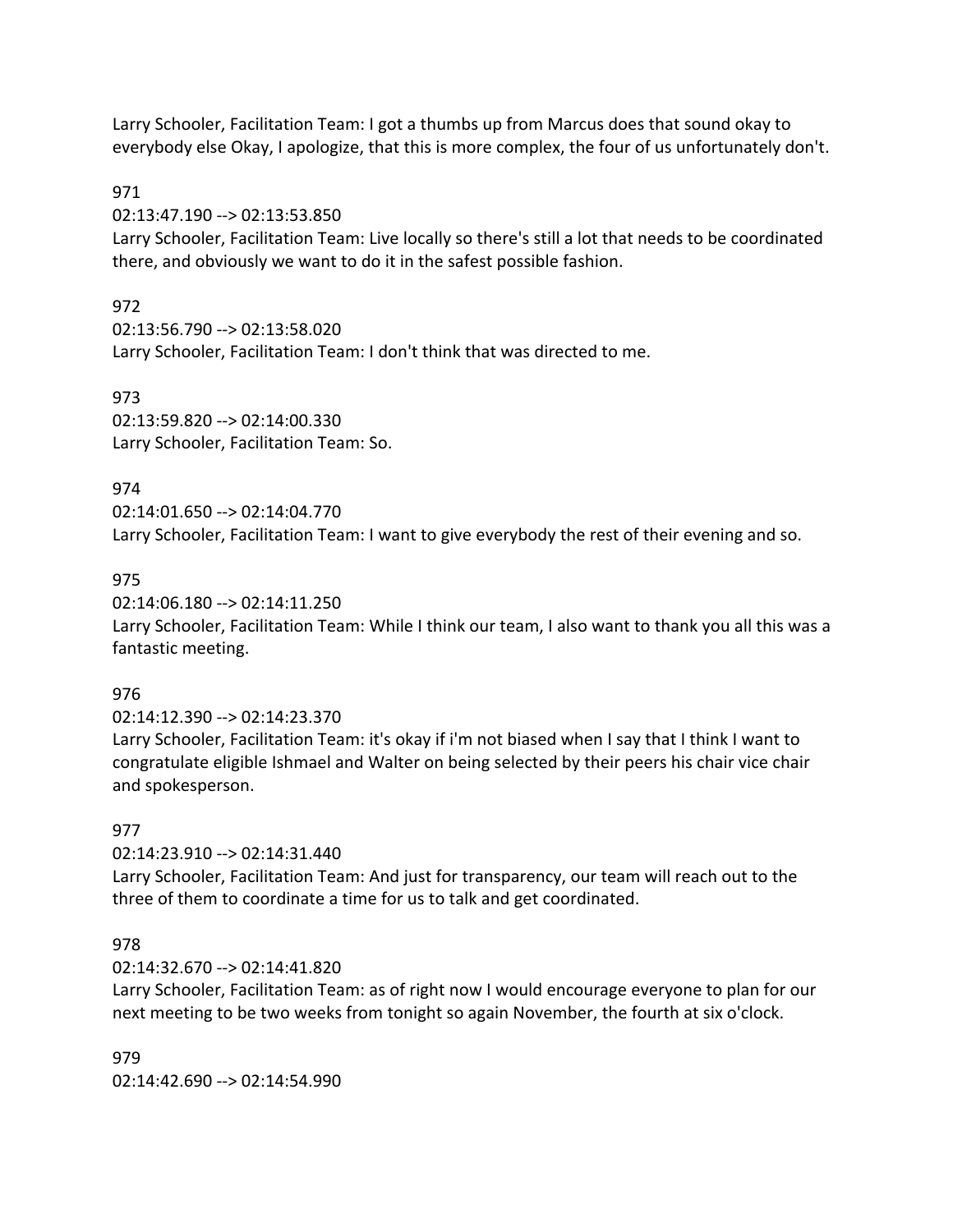Larry Schooler, Facilitation Team: I got a thumbs up from Marcus does that sound okay to everybody else Okay, I apologize, that this is more complex, the four of us unfortunately don't.

971
02:13:47.190 --> 02:13:53.850
Larry Schooler, Facilitation Team: Live locally so there's still a lot that needs to be coordinated there, and obviously we want to do it in the safest possible fashion.

972
02:13:56.790 --> 02:13:58.020
Larry Schooler, Facilitation Team: I don't think that was directed to me.

973
02:13:59.820 --> 02:14:00.330
Larry Schooler, Facilitation Team: So.

974
02:14:01.650 --> 02:14:04.770
Larry Schooler, Facilitation Team: I want to give everybody the rest of their evening and so.

975
02:14:06.180 --> 02:14:11.250
Larry Schooler, Facilitation Team: While I think our team, I also want to thank you all this was a fantastic meeting.

976
02:14:12.390 --> 02:14:23.370
Larry Schooler, Facilitation Team: it's okay if i'm not biased when I say that I think I want to congratulate eligible Ishmael and Walter on being selected by their peers his chair vice chair and spokesperson.

977
02:14:23.910 --> 02:14:31.440
Larry Schooler, Facilitation Team: And just for transparency, our team will reach out to the three of them to coordinate a time for us to talk and get coordinated.

978
02:14:32.670 --> 02:14:41.820
Larry Schooler, Facilitation Team: as of right now I would encourage everyone to plan for our next meeting to be two weeks from tonight so again November, the fourth at six o'clock.

979
02:14:42.690 --> 02:14:54.990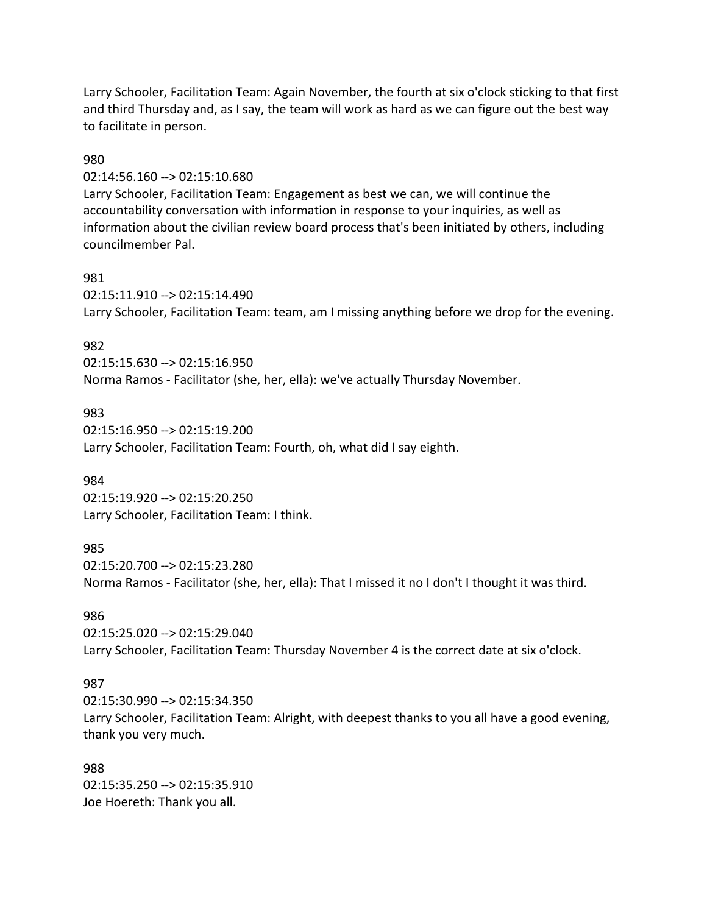Larry Schooler, Facilitation Team: Again November, the fourth at six o'clock sticking to that first and third Thursday and, as I say, the team will work as hard as we can figure out the best way to facilitate in person.

980

02:14:56.160 --> 02:15:10.680

Larry Schooler, Facilitation Team: Engagement as best we can, we will continue the accountability conversation with information in response to your inquiries, as well as information about the civilian review board process that's been initiated by others, including councilmember Pal.

981

02:15:11.910 --> 02:15:14.490

Larry Schooler, Facilitation Team: team, am I missing anything before we drop for the evening.

982

02:15:15.630 --> 02:15:16.950

Norma Ramos - Facilitator (she, her, ella): we've actually Thursday November.

983

02:15:16.950 --> 02:15:19.200

Larry Schooler, Facilitation Team: Fourth, oh, what did I say eighth.

984

02:15:19.920 --> 02:15:20.250

Larry Schooler, Facilitation Team: I think.

985

02:15:20.700 --> 02:15:23.280

Norma Ramos - Facilitator (she, her, ella): That I missed it no I don't I thought it was third.

986

02:15:25.020 --> 02:15:29.040

Larry Schooler, Facilitation Team: Thursday November 4 is the correct date at six o'clock.

987

02:15:30.990 --> 02:15:34.350

Larry Schooler, Facilitation Team: Alright, with deepest thanks to you all have a good evening, thank you very much.

988

02:15:35.250 --> 02:15:35.910

Joe Hoereth: Thank you all.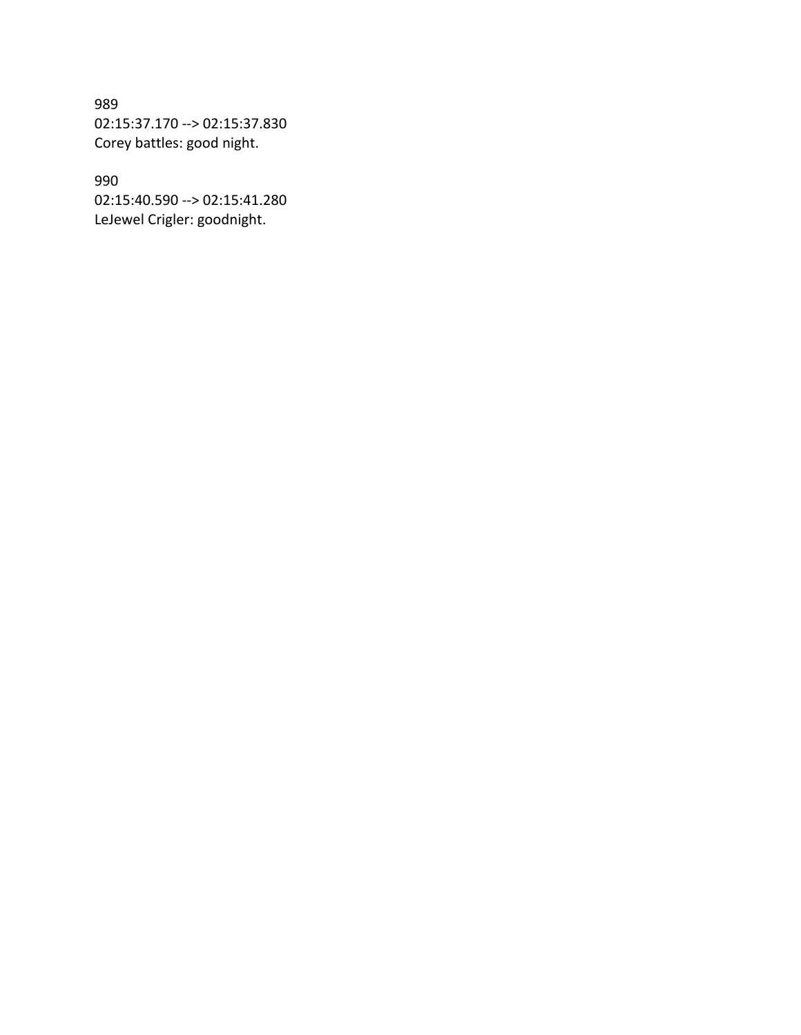989
02:15:37.170 --> 02:15:37.830
Corey battles: good night.

990
02:15:40.590 --> 02:15:41.280
LeJewel Crigler: goodnight.